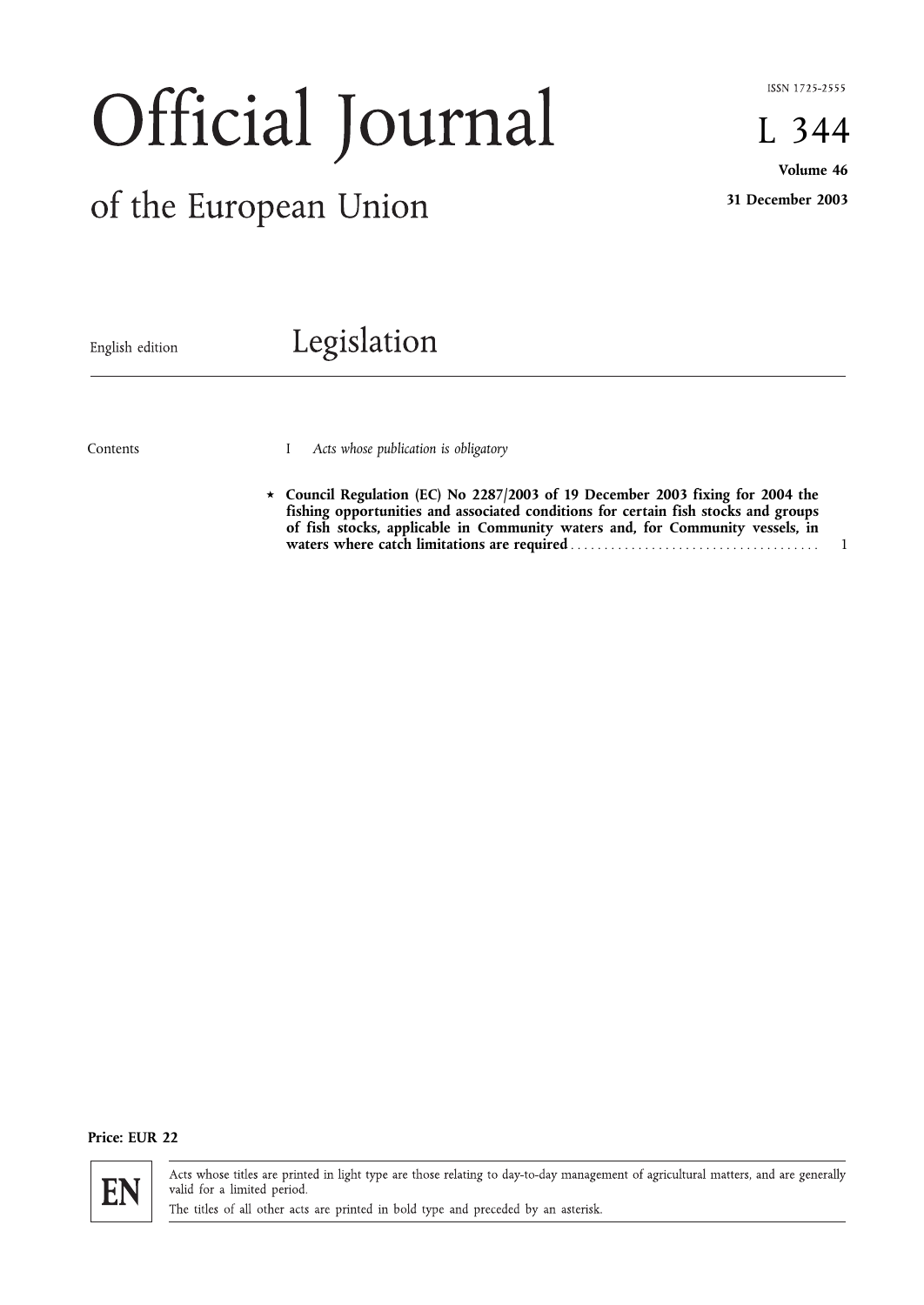ISSN 1725-2555

# Official Journal of the European Union

**L 344**

**Volume 46**

**31 December 2003**

English edition

## Legislation

Contents

I *Acts whose publication is obligatory*

★ **Council Regulation (EC) No 2287/2003 of 19 December 2003 fixing for 2004 the fishing opportunities and associated conditions for certain fish stocks and groups of fish stocks, applicable in Community waters and, for Community vessels, in waters where catch limitations are required** ..................................... 1

**Price: EUR 22**

**EN**

Acts whose titles are printed in light type are those relating to day-to-day management of agricultural matters, and are generally valid for a limited period.

The titles of all other acts are printed in bold type and preceded by an asterisk.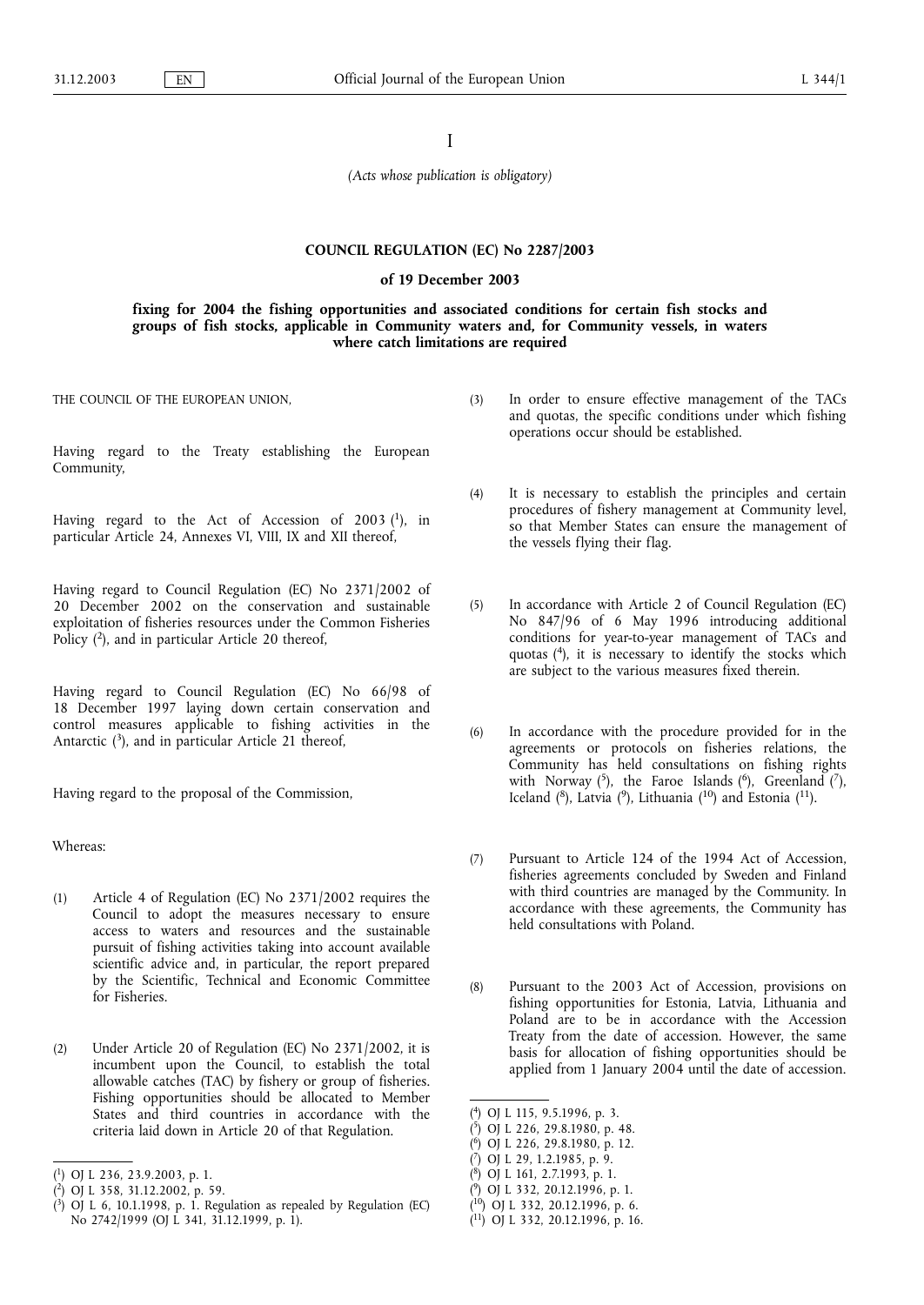I

*(Acts whose publication is obligatory)*

## COUNCIL REGULATION (EC) No 2287/2003

### of 19 December 2003

### fixing for 2004 the fishing opportunities and associated conditions for certain fish stocks and groups of fish stocks, applicable in Community waters and, for Community vessels, in waters where catch limitations are required

THE COUNCIL OF THE EUROPEAN UNION,

Having regard to the Treaty establishing the European Community,

Having regard to the Act of Accession of 2003 [1], in particular Article 24, Annexes VI, VIII, IX and XII thereof,

Having regard to Council Regulation (EC) No 2371/2002 of 20 December 2002 on the conservation and sustainable exploitation of fisheries resources under the Common Fisheries Policy [2], and in particular Article 20 thereof,

Having regard to Council Regulation (EC) No 66/98 of 18 December 1997 laying down certain conservation and control measures applicable to fishing activities in the Antarctic [3], and in particular Article 21 thereof,

Having regard to the proposal of the Commission,

Whereas:

(1) Article 4 of Regulation (EC) No 2371/2002 requires the Council to adopt the measures necessary to ensure access to waters and resources and the sustainable pursuit of fishing activities taking into account available scientific advice and, in particular, the report prepared by the Scientific, Technical and Economic Committee for Fisheries.

(2) Under Article 20 of Regulation (EC) No 2371/2002, it is incumbent upon the Council, to establish the total allowable catches (TAC) by fishery or group of fisheries. Fishing opportunities should be allocated to Member States and third countries in accordance with the criteria laid down in Article 20 of that Regulation.

(3) In order to ensure effective management of the TACs and quotas, the specific conditions under which fishing operations occur should be established.

(4) It is necessary to establish the principles and certain procedures of fishery management at Community level, so that Member States can ensure the management of the vessels flying their flag.

(5) In accordance with Article 2 of Council Regulation (EC) No 847/96 of 6 May 1996 introducing additional conditions for year-to-year management of TACs and quotas [4], it is necessary to identify the stocks which are subject to the various measures fixed therein.

(6) In accordance with the procedure provided for in the agreements or protocols on fisheries relations, the Community has held consultations on fishing rights with Norway [5], the Faroe Islands [6], Greenland [7], Iceland [8], Latvia [9], Lithuania [10] and Estonia [11].

(7) Pursuant to Article 124 of the 1994 Act of Accession, fisheries agreements concluded by Sweden and Finland with third countries are managed by the Community. In accordance with these agreements, the Community has held consultations with Poland.

(8) Pursuant to the 2003 Act of Accession, provisions on fishing opportunities for Estonia, Latvia, Lithuania and Poland are to be in accordance with the Accession Treaty from the date of accession. However, the same basis for allocation of fishing opportunities should be applied from 1 January 2004 until the date of accession.

---

[1] OJ L 236, 23.9.2003, p. 1.

[2] OJ L 358, 31.12.2002, p. 59.

[3] OJ L 6, 10.1.1998, p. 1. Regulation as repealed by Regulation (EC) No 2742/1999 (OJ L 341, 31.12.1999, p. 1).

[4] OJ L 115, 9.5.1996, p. 3.

[5] OJ L 226, 29.8.1980, p. 48.

[6] OJ L 226, 29.8.1980, p. 12.

[7] OJ L 29, 1.2.1985, p. 9.

[8] OJ L 161, 2.7.1993, p. 1.

[9] OJ L 332, 20.12.1996, p. 1.

[10] OJ L 332, 20.12.1996, p. 6.

[11] OJ L 332, 20.12.1996, p. 16.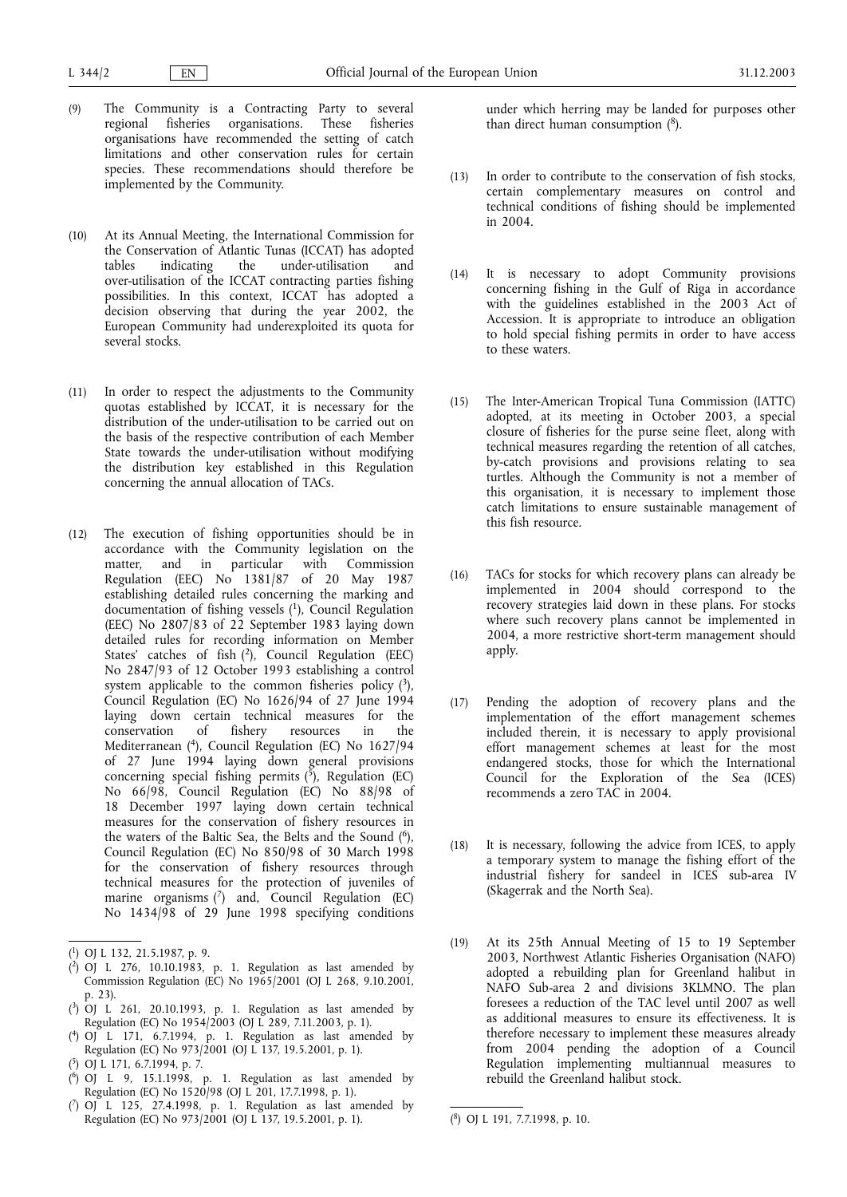(9) The Community is a Contracting Party to several regional fisheries organisations. These fisheries organisations have recommended the setting of catch limitations and other conservation rules for certain species. These recommendations should therefore be implemented by the Community.

(10) At its Annual Meeting, the International Commission for the Conservation of Atlantic Tunas (ICCAT) has adopted tables indicating the under-utilisation and over-utilisation of the ICCAT contracting parties fishing possibilities. In this context, ICCAT has adopted a decision observing that during the year 2002, the European Community had underexploited its quota for several stocks.

(11) In order to respect the adjustments to the Community quotas established by ICCAT, it is necessary for the distribution of the under-utilisation to be carried out on the basis of the respective contribution of each Member State towards the under-utilisation without modifying the distribution key established in this Regulation concerning the annual allocation of TACs.

(12) The execution of fishing opportunities should be in accordance with the Community legislation on the matter, and in particular with Commission Regulation (EEC) No 1381/87 of 20 May 1987 establishing detailed rules concerning the marking and documentation of fishing vessels [1], Council Regulation (EEC) No 2807/83 of 22 September 1983 laying down detailed rules for recording information on Member States' catches of fish [2], Council Regulation (EEC) No 2847/93 of 12 October 1993 establishing a control system applicable to the common fisheries policy [3], Council Regulation (EC) No 1626/94 of 27 June 1994 laying down certain technical measures for the conservation of fishery resources in the Mediterranean [4], Council Regulation (EC) No 1627/94 of 27 June 1994 laying down general provisions concerning special fishing permits [5], Regulation (EC) No 66/98, Council Regulation (EC) No 88/98 of 18 December 1997 laying down certain technical measures for the conservation of fishery resources in the waters of the Baltic Sea, the Belts and the Sound [6], Council Regulation (EC) No 850/98 of 30 March 1998 for the conservation of fishery resources through technical measures for the protection of juveniles of marine organisms [7] and, Council Regulation (EC) No 1434/98 of 29 June 1998 specifying conditions under which herring may be landed for purposes other than direct human consumption [8].

(13) In order to contribute to the conservation of fish stocks, certain complementary measures on control and technical conditions of fishing should be implemented in 2004.

(14) It is necessary to adopt Community provisions concerning fishing in the Gulf of Riga in accordance with the guidelines established in the 2003 Act of Accession. It is appropriate to introduce an obligation to hold special fishing permits in order to have access to these waters.

(15) The Inter-American Tropical Tuna Commission (IATTC) adopted, at its meeting in October 2003, a special closure of fisheries for the purse seine fleet, along with technical measures regarding the retention of all catches, by-catch provisions and provisions relating to sea turtles. Although the Community is not a member of this organisation, it is necessary to implement those catch limitations to ensure sustainable management of this fish resource.

(16) TACs for stocks for which recovery plans can already be implemented in 2004 should correspond to the recovery strategies laid down in these plans. For stocks where such recovery plans cannot be implemented in 2004, a more restrictive short-term management should apply.

(17) Pending the adoption of recovery plans and the implementation of the effort management schemes included therein, it is necessary to apply provisional effort management schemes at least for the most endangered stocks, those for which the International Council for the Exploration of the Sea (ICES) recommends a zero TAC in 2004.

(18) It is necessary, following the advice from ICES, to apply a temporary system to manage the fishing effort of the industrial fishery for sandeel in ICES sub-area IV (Skagerrak and the North Sea).

(19) At its 25th Annual Meeting of 15 to 19 September 2003, Northwest Atlantic Fisheries Organisation (NAFO) adopted a rebuilding plan for Greenland halibut in NAFO Sub-area 2 and divisions 3KLMNO. The plan foresees a reduction of the TAC level until 2007 as well as additional measures to ensure its effectiveness. It is therefore necessary to implement these measures already from 2004 pending the adoption of a Council Regulation implementing multiannual measures to rebuild the Greenland halibut stock.

---

[1] OJ L 132, 21.5.1987, p. 9.

[2] OJ L 276, 10.10.1983, p. 1. Regulation as last amended by Commission Regulation (EC) No 1965/2001 (OJ L 268, 9.10.2001, p. 23).

[3] OJ L 261, 20.10.1993, p. 1. Regulation as last amended by Regulation (EC) No 1954/2003 (OJ L 289, 7.11.2003, p. 1).

[4] OJ L 171, 6.7.1994, p. 1. Regulation as last amended by Regulation (EC) No 973/2001 (OJ L 137, 19.5.2001, p. 1).

[5] OJ L 171, 6.7.1994, p. 7.

[6] OJ L 9, 15.1.1998, p. 1. Regulation as last amended by Regulation (EC) No 1520/98 (OJ L 201, 17.7.1998, p. 1).

[7] OJ L 125, 27.4.1998, p. 1. Regulation as last amended by Regulation (EC) No 973/2001 (OJ L 137, 19.5.2001, p. 1).

[8] OJ L 191, 7.7.1998, p. 10.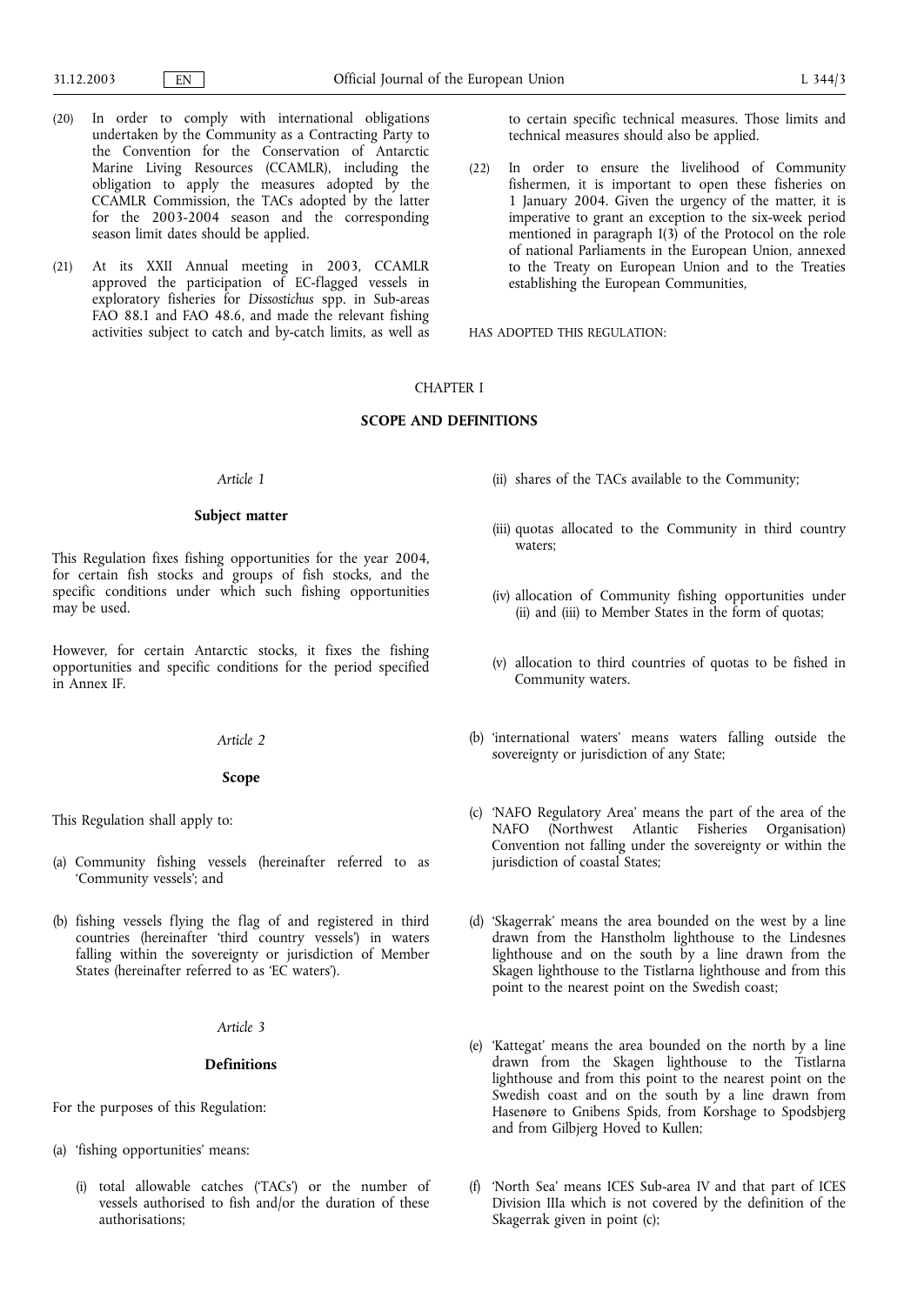(20) In order to comply with international obligations undertaken by the Community as a Contracting Party to the Convention for the Conservation of Antarctic Marine Living Resources (CCAMLR), including the obligation to apply the measures adopted by the CCAMLR Commission, the TACs adopted by the latter for the 2003-2004 season and the corresponding season limit dates should be applied.

(21) At its XXII Annual meeting in 2003, CCAMLR approved the participation of EC-flagged vessels in exploratory fisheries for *Dissostichus* spp. in Sub-areas FAO 88.1 and FAO 48.6, and made the relevant fishing activities subject to catch and by-catch limits, as well as to certain specific technical measures. Those limits and technical measures should also be applied.

(22) In order to ensure the livelihood of Community fishermen, it is important to open these fisheries on 1 January 2004. Given the urgency of the matter, it is imperative to grant an exception to the six-week period mentioned in paragraph I(3) of the Protocol on the role of national Parliaments in the European Union, annexed to the Treaty on European Union and to the Treaties establishing the European Communities,

HAS ADOPTED THIS REGULATION:

## CHAPTER I

## SCOPE AND DEFINITIONS

*Article 1*

**Subject matter**

This Regulation fixes fishing opportunities for the year 2004, for certain fish stocks and groups of fish stocks, and the specific conditions under which such fishing opportunities may be used.

However, for certain Antarctic stocks, it fixes the fishing opportunities and specific conditions for the period specified in Annex IF.

*Article 2*

**Scope**

This Regulation shall apply to:

(a) Community fishing vessels (hereinafter referred to as 'Community vessels'); and

(b) fishing vessels flying the flag of and registered in third countries (hereinafter 'third country vessels') in waters falling within the sovereignty or jurisdiction of Member States (hereinafter referred to as 'EC waters').

*Article 3*

**Definitions**

For the purposes of this Regulation:

(a) 'fishing opportunities' means:

   (i) total allowable catches ('TACs') or the number of vessels authorised to fish and/or the duration of these authorisations;

   (ii) shares of the TACs available to the Community;

   (iii) quotas allocated to the Community in third country waters;

   (iv) allocation of Community fishing opportunities under (ii) and (iii) to Member States in the form of quotas;

   (v) allocation to third countries of quotas to be fished in Community waters.

(b) 'international waters' means waters falling outside the sovereignty or jurisdiction of any State;

(c) 'NAFO Regulatory Area' means the part of the area of the NAFO (Northwest Atlantic Fisheries Organisation) Convention not falling under the sovereignty or within the jurisdiction of coastal States;

(d) 'Skagerrak' means the area bounded on the west by a line drawn from the Hanstholm lighthouse to the Lindesnes lighthouse and on the south by a line drawn from the Skagen lighthouse to the Tistlarna lighthouse and from this point to the nearest point on the Swedish coast;

(e) 'Kattegat' means the area bounded on the north by a line drawn from the Skagen lighthouse to the Tistlarna lighthouse and from this point to the nearest point on the Swedish coast and on the south by a line drawn from Hasenøre to Gnibens Spids, from Korshage to Spodsbjerg and from Gilbjerg Hoved to Kullen;

(f) 'North Sea' means ICES Sub-area IV and that part of ICES Division IIIa which is not covered by the definition of the Skagerrak given in point (c);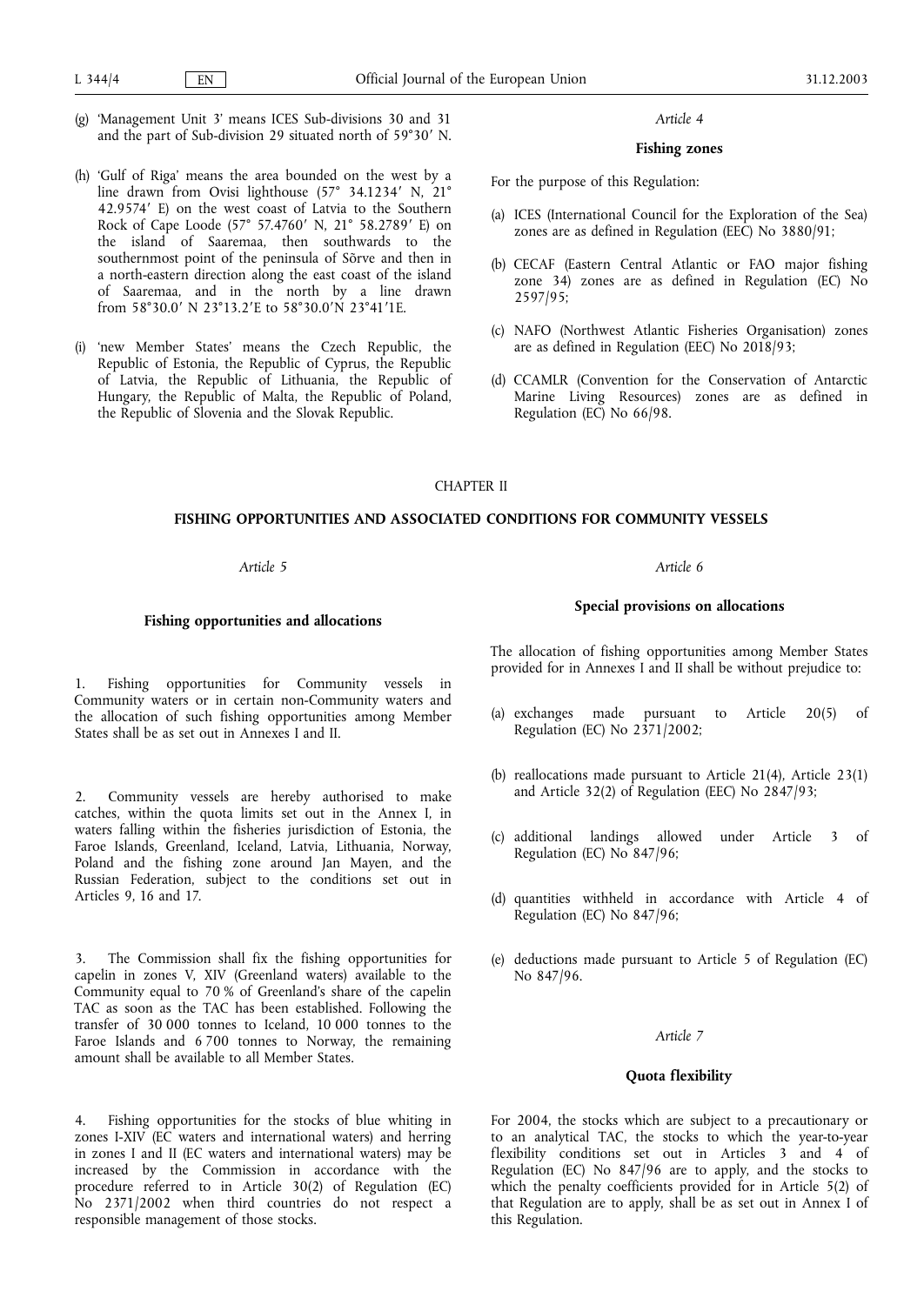(g) 'Management Unit 3' means ICES Sub-divisions 30 and 31 and the part of Sub-division 29 situated north of 59°30′ N.

(h) 'Gulf of Riga' means the area bounded on the west by a line drawn from Ovisi lighthouse (57° 34.1234′ N, 21° 42.9574′ E) on the west coast of Latvia to the Southern Rock of Cape Loode (57° 57.4760′ N, 21° 58.2789′ E) on the island of Saaremaa, then southwards to the southernmost point of the peninsula of Sõrve and then in a north-eastern direction along the east coast of the island of Saaremaa, and in the north by a line drawn from 58°30.0′ N 23°13.2′E to 58°30.0′N 23°41′1E.

(i) 'new Member States' means the Czech Republic, the Republic of Estonia, the Republic of Cyprus, the Republic of Latvia, the Republic of Lithuania, the Republic of Hungary, the Republic of Malta, the Republic of Poland, the Republic of Slovenia and the Slovak Republic.

*Article 4*

**Fishing zones**

For the purpose of this Regulation:

(a) ICES (International Council for the Exploration of the Sea) zones are as defined in Regulation (EEC) No 3880/91;

(b) CECAF (Eastern Central Atlantic or FAO major fishing zone 34) zones are as defined in Regulation (EC) No 2597/95;

(c) NAFO (Northwest Atlantic Fisheries Organisation) zones are as defined in Regulation (EEC) No 2018/93;

(d) CCAMLR (Convention for the Conservation of Antarctic Marine Living Resources) zones are as defined in Regulation (EC) No 66/98.

## CHAPTER II

## FISHING OPPORTUNITIES AND ASSOCIATED CONDITIONS FOR COMMUNITY VESSELS

*Article 5*

**Fishing opportunities and allocations**

1. Fishing opportunities for Community vessels in Community waters or in certain non-Community waters and the allocation of such fishing opportunities among Member States shall be as set out in Annexes I and II.

2. Community vessels are hereby authorised to make catches, within the quota limits set out in the Annex I, in waters falling within the fisheries jurisdiction of Estonia, the Faroe Islands, Greenland, Iceland, Latvia, Lithuania, Norway, Poland and the fishing zone around Jan Mayen, and the Russian Federation, subject to the conditions set out in Articles 9, 16 and 17.

3. The Commission shall fix the fishing opportunities for capelin in zones V, XIV (Greenland waters) available to the Community equal to 70 % of Greenland's share of the capelin TAC as soon as the TAC has been established. Following the transfer of 30 000 tonnes to Iceland, 10 000 tonnes to the Faroe Islands and 6 700 tonnes to Norway, the remaining amount shall be available to all Member States.

4. Fishing opportunities for the stocks of blue whiting in zones I-XIV (EC waters and international waters) and herring in zones I and II (EC waters and international waters) may be increased by the Commission in accordance with the procedure referred to in Article 30(2) of Regulation (EC) No 2371/2002 when third countries do not respect a responsible management of those stocks.

*Article 6*

**Special provisions on allocations**

The allocation of fishing opportunities among Member States provided for in Annexes I and II shall be without prejudice to:

(a) exchanges made pursuant to Article 20(5) of Regulation (EC) No 2371/2002;

(b) reallocations made pursuant to Article 21(4), Article 23(1) and Article 32(2) of Regulation (EEC) No 2847/93;

(c) additional landings allowed under Article 3 of Regulation (EC) No 847/96;

(d) quantities withheld in accordance with Article 4 of Regulation (EC) No 847/96;

(e) deductions made pursuant to Article 5 of Regulation (EC) No 847/96.

*Article 7*

**Quota flexibility**

For 2004, the stocks which are subject to a precautionary or to an analytical TAC, the stocks to which the year-to-year flexibility conditions set out in Articles 3 and 4 of Regulation (EC) No 847/96 are to apply, and the stocks to which the penalty coefficients provided for in Article 5(2) of that Regulation are to apply, shall be as set out in Annex I of this Regulation.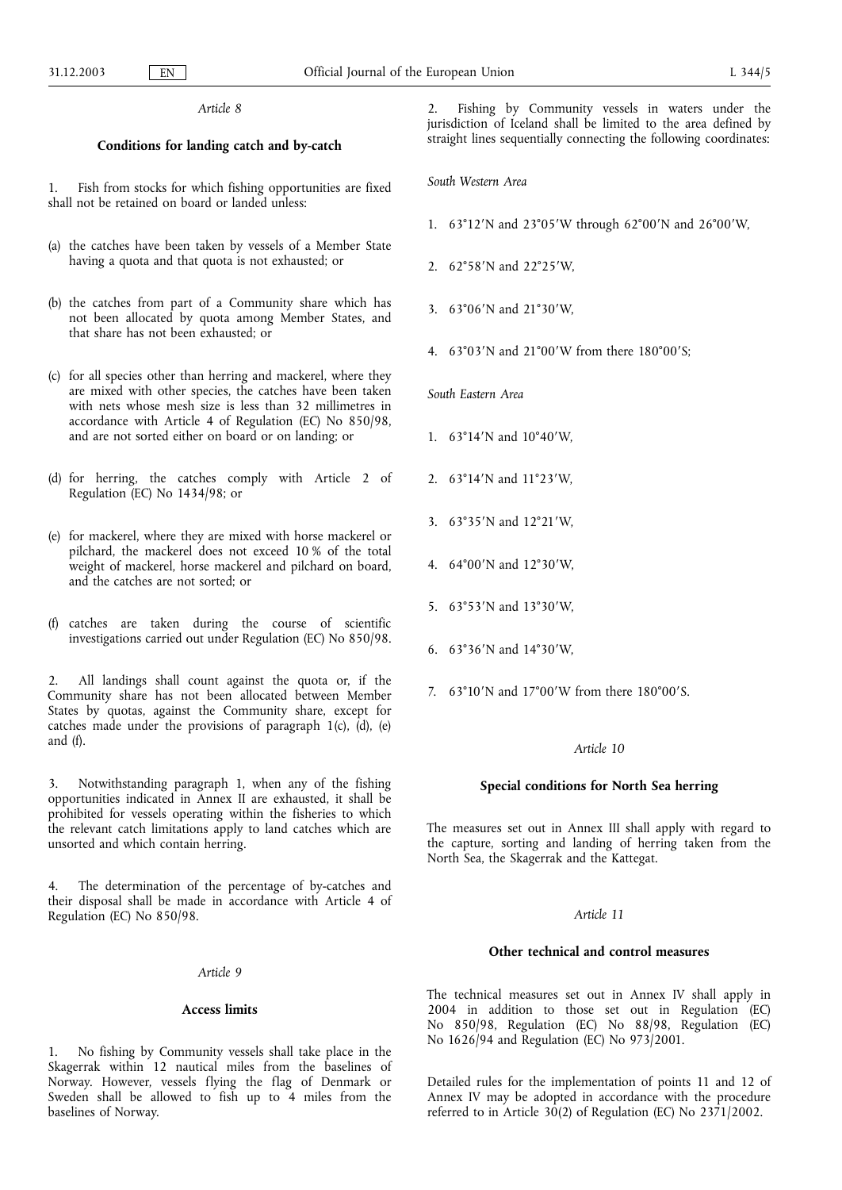*Article 8*

**Conditions for landing catch and by-catch**

1. Fish from stocks for which fishing opportunities are fixed shall not be retained on board or landed unless:

(a) the catches have been taken by vessels of a Member State having a quota and that quota is not exhausted; or

(b) the catches from part of a Community share which has not been allocated by quota among Member States, and that share has not been exhausted; or

(c) for all species other than herring and mackerel, where they are mixed with other species, the catches have been taken with nets whose mesh size is less than 32 millimetres in accordance with Article 4 of Regulation (EC) No 850/98, and are not sorted either on board or on landing; or

(d) for herring, the catches comply with Article 2 of Regulation (EC) No 1434/98; or

(e) for mackerel, where they are mixed with horse mackerel or pilchard, the mackerel does not exceed 10 % of the total weight of mackerel, horse mackerel and pilchard on board, and the catches are not sorted; or

(f) catches are taken during the course of scientific investigations carried out under Regulation (EC) No 850/98.

2. All landings shall count against the quota or, if the Community share has not been allocated between Member States by quotas, against the Community share, except for catches made under the provisions of paragraph 1(c), (d), (e) and (f).

3. Notwithstanding paragraph 1, when any of the fishing opportunities indicated in Annex II are exhausted, it shall be prohibited for vessels operating within the fisheries to which the relevant catch limitations apply to land catches which are unsorted and which contain herring.

4. The determination of the percentage of by-catches and their disposal shall be made in accordance with Article 4 of Regulation (EC) No 850/98.

*Article 9*

**Access limits**

1. No fishing by Community vessels shall take place in the Skagerrak within 12 nautical miles from the baselines of Norway. However, vessels flying the flag of Denmark or Sweden shall be allowed to fish up to 4 miles from the baselines of Norway.

2. Fishing by Community vessels in waters under the jurisdiction of Iceland shall be limited to the area defined by straight lines sequentially connecting the following coordinates:

*South Western Area*

1. 63°12′N and 23°05′W through 62°00′N and 26°00′W,
2. 62°58′N and 22°25′W,
3. 63°06′N and 21°30′W,
4. 63°03′N and 21°00′W from there 180°00′S;

*South Eastern Area*

1. 63°14′N and 10°40′W,
2. 63°14′N and 11°23′W,
3. 63°35′N and 12°21′W,
4. 64°00′N and 12°30′W,
5. 63°53′N and 13°30′W,
6. 63°36′N and 14°30′W,
7. 63°10′N and 17°00′W from there 180°00′S.

*Article 10*

**Special conditions for North Sea herring**

The measures set out in Annex III shall apply with regard to the capture, sorting and landing of herring taken from the North Sea, the Skagerrak and the Kattegat.

*Article 11*

**Other technical and control measures**

The technical measures set out in Annex IV shall apply in 2004 in addition to those set out in Regulation (EC) No 850/98, Regulation (EC) No 88/98, Regulation (EC) No 1626/94 and Regulation (EC) No 973/2001.

Detailed rules for the implementation of points 11 and 12 of Annex IV may be adopted in accordance with the procedure referred to in Article 30(2) of Regulation (EC) No 2371/2002.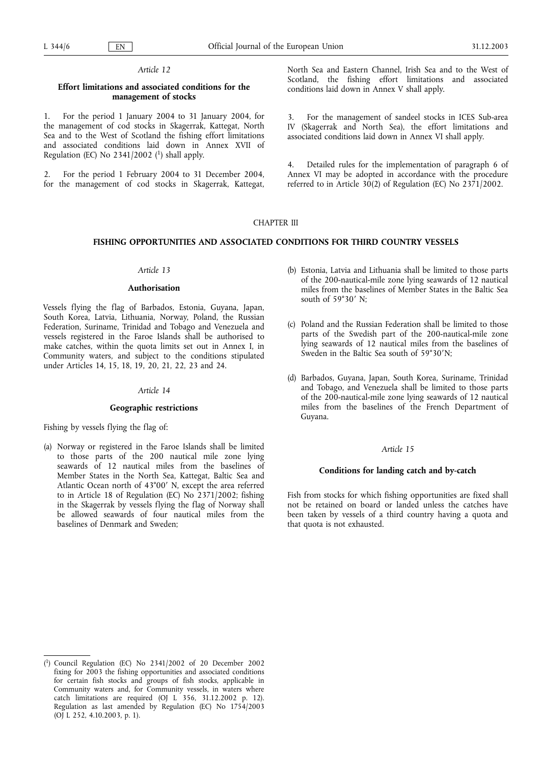*Article 12*

**Effort limitations and associated conditions for the management of stocks**

1. For the period 1 January 2004 to 31 January 2004, for the management of cod stocks in Skagerrak, Kattegat, North Sea and to the West of Scotland the fishing effort limitations and associated conditions laid down in Annex XVII of Regulation (EC) No 2341/2002 [1] shall apply.

2. For the period 1 February 2004 to 31 December 2004, for the management of cod stocks in Skagerrak, Kattegat, North Sea and Eastern Channel, Irish Sea and to the West of Scotland, the fishing effort limitations and associated conditions laid down in Annex V shall apply.

3. For the management of sandeel stocks in ICES Sub-area IV (Skagerrak and North Sea), the effort limitations and associated conditions laid down in Annex VI shall apply.

4. Detailed rules for the implementation of paragraph 6 of Annex VI may be adopted in accordance with the procedure referred to in Article 30(2) of Regulation (EC) No 2371/2002.

## CHAPTER III

## FISHING OPPORTUNITIES AND ASSOCIATED CONDITIONS FOR THIRD COUNTRY VESSELS

*Article 13*

**Authorisation**

Vessels flying the flag of Barbados, Estonia, Guyana, Japan, South Korea, Latvia, Lithuania, Norway, Poland, the Russian Federation, Suriname, Trinidad and Tobago and Venezuela and vessels registered in the Faroe Islands shall be authorised to make catches, within the quota limits set out in Annex I, in Community waters, and subject to the conditions stipulated under Articles 14, 15, 18, 19, 20, 21, 22, 23 and 24.

*Article 14*

**Geographic restrictions**

Fishing by vessels flying the flag of:

(a) Norway or registered in the Faroe Islands shall be limited to those parts of the 200 nautical mile zone lying seawards of 12 nautical miles from the baselines of Member States in the North Sea, Kattegat, Baltic Sea and Atlantic Ocean north of 43°00′ N, except the area referred to in Article 18 of Regulation (EC) No 2371/2002; fishing in the Skagerrak by vessels flying the flag of Norway shall be allowed seawards of four nautical miles from the baselines of Denmark and Sweden;

(b) Estonia, Latvia and Lithuania shall be limited to those parts of the 200-nautical-mile zone lying seawards of 12 nautical miles from the baselines of Member States in the Baltic Sea south of 59°30′ N;

(c) Poland and the Russian Federation shall be limited to those parts of the Swedish part of the 200-nautical-mile zone lying seawards of 12 nautical miles from the baselines of Sweden in the Baltic Sea south of 59°30′N;

(d) Barbados, Guyana, Japan, South Korea, Suriname, Trinidad and Tobago, and Venezuela shall be limited to those parts of the 200-nautical-mile zone lying seawards of 12 nautical miles from the baselines of the French Department of Guyana.

*Article 15*

**Conditions for landing catch and by-catch**

Fish from stocks for which fishing opportunities are fixed shall not be retained on board or landed unless the catches have been taken by vessels of a third country having a quota and that quota is not exhausted.

---

[1] Council Regulation (EC) No 2341/2002 of 20 December 2002 fixing for 2003 the fishing opportunities and associated conditions for certain fish stocks and groups of fish stocks, applicable in Community waters and, for Community vessels, in waters where catch limitations are required (OJ L 356, 31.12.2002 p. 12). Regulation as last amended by Regulation (EC) No 1754/2003 (OJ L 252, 4.10.2003, p. 1).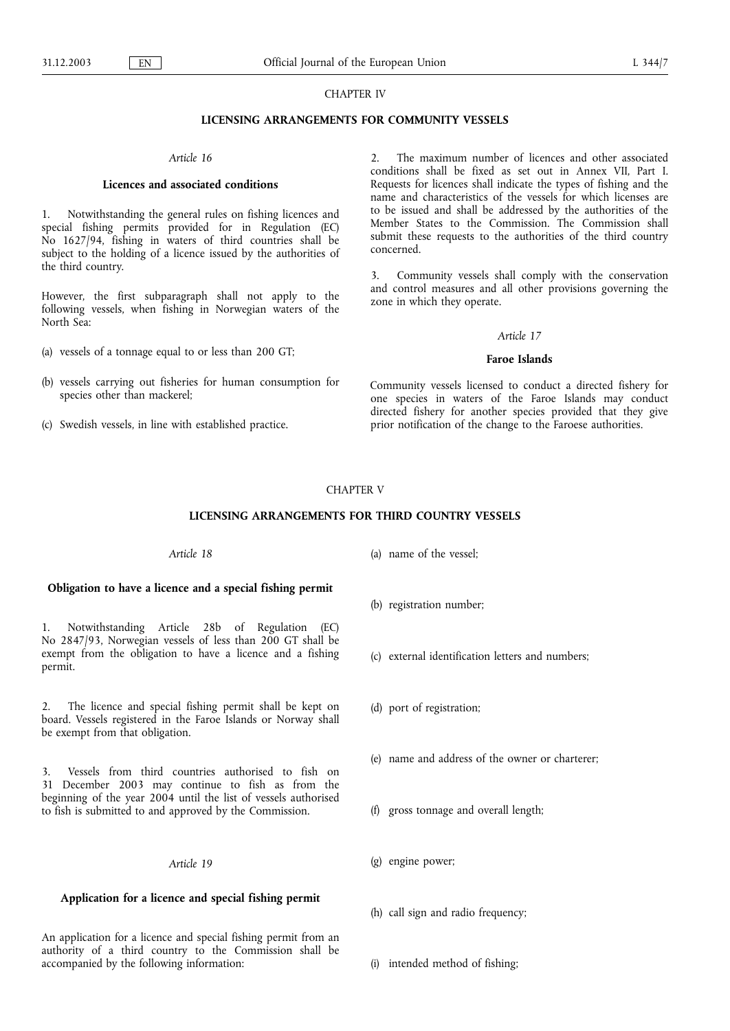## CHAPTER IV

### LICENSING ARRANGEMENTS FOR COMMUNITY VESSELS

*Article 16*

**Licences and associated conditions**

1. Notwithstanding the general rules on fishing licences and special fishing permits provided for in Regulation (EC) No 1627/94, fishing in waters of third countries shall be subject to the holding of a licence issued by the authorities of the third country.

However, the first subparagraph shall not apply to the following vessels, when fishing in Norwegian waters of the North Sea:

(a) vessels of a tonnage equal to or less than 200 GT;

(b) vessels carrying out fisheries for human consumption for species other than mackerel;

(c) Swedish vessels, in line with established practice.

2. The maximum number of licences and other associated conditions shall be fixed as set out in Annex VII, Part I. Requests for licences shall indicate the types of fishing and the name and characteristics of the vessels for which licenses are to be issued and shall be addressed by the authorities of the Member States to the Commission. The Commission shall submit these requests to the authorities of the third country concerned.

3. Community vessels shall comply with the conservation and control measures and all other provisions governing the zone in which they operate.

*Article 17*

**Faroe Islands**

Community vessels licensed to conduct a directed fishery for one species in waters of the Faroe Islands may conduct directed fishery for another species provided that they give prior notification of the change to the Faroese authorities.

## CHAPTER V

### LICENSING ARRANGEMENTS FOR THIRD COUNTRY VESSELS

*Article 18*

**Obligation to have a licence and a special fishing permit**

1. Notwithstanding Article 28b of Regulation (EC) No 2847/93, Norwegian vessels of less than 200 GT shall be exempt from the obligation to have a licence and a fishing permit.

2. The licence and special fishing permit shall be kept on board. Vessels registered in the Faroe Islands or Norway shall be exempt from that obligation.

3. Vessels from third countries authorised to fish on 31 December 2003 may continue to fish as from the beginning of the year 2004 until the list of vessels authorised to fish is submitted to and approved by the Commission.

*Article 19*

**Application for a licence and special fishing permit**

An application for a licence and special fishing permit from an authority of a third country to the Commission shall be accompanied by the following information:

(a) name of the vessel;

(b) registration number;

(c) external identification letters and numbers;

(d) port of registration;

(e) name and address of the owner or charterer;

(f) gross tonnage and overall length;

(g) engine power;

(h) call sign and radio frequency;

(i) intended method of fishing;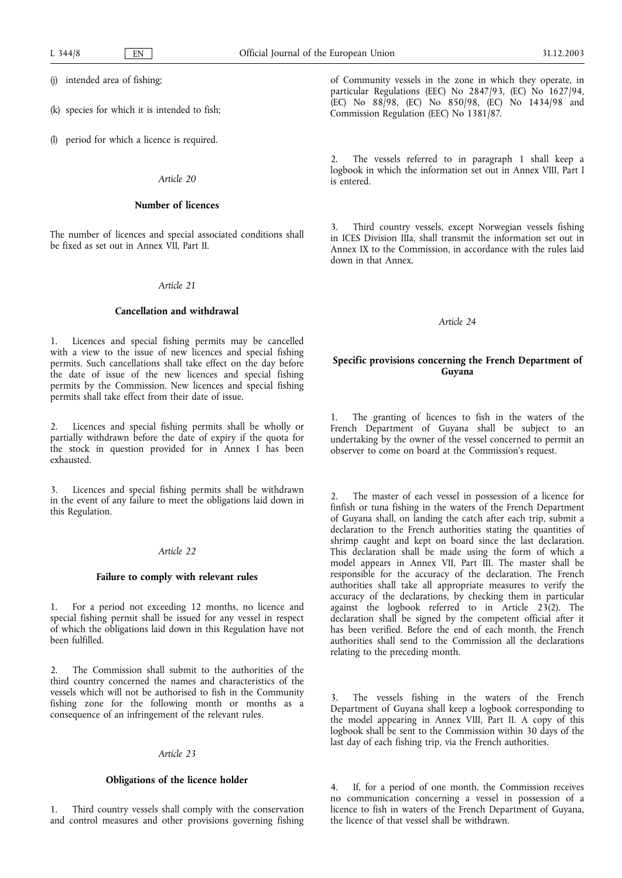(j) intended area of fishing;

(k) species for which it is intended to fish;

(l) period for which a licence is required.

*Article 20*

**Number of licences**

The number of licences and special associated conditions shall be fixed as set out in Annex VII, Part II.

*Article 21*

**Cancellation and withdrawal**

1. Licences and special fishing permits may be cancelled with a view to the issue of new licences and special fishing permits. Such cancellations shall take effect on the day before the date of issue of the new licences and special fishing permits by the Commission. New licences and special fishing permits shall take effect from their date of issue.

2. Licences and special fishing permits shall be wholly or partially withdrawn before the date of expiry if the quota for the stock in question provided for in Annex I has been exhausted.

3. Licences and special fishing permits shall be withdrawn in the event of any failure to meet the obligations laid down in this Regulation.

*Article 22*

**Failure to comply with relevant rules**

1. For a period not exceeding 12 months, no licence and special fishing permit shall be issued for any vessel in respect of which the obligations laid down in this Regulation have not been fulfilled.

2. The Commission shall submit to the authorities of the third country concerned the names and characteristics of the vessels which will not be authorised to fish in the Community fishing zone for the following month or months as a consequence of an infringement of the relevant rules.

*Article 23*

**Obligations of the licence holder**

1. Third country vessels shall comply with the conservation and control measures and other provisions governing fishing of Community vessels in the zone in which they operate, in particular Regulations (EEC) No 2847/93, (EC) No 1627/94, (EC) No 88/98, (EC) No 850/98, (EC) No 1434/98 and Commission Regulation (EEC) No 1381/87.

2. The vessels referred to in paragraph 1 shall keep a logbook in which the information set out in Annex VIII, Part I is entered.

3. Third country vessels, except Norwegian vessels fishing in ICES Division IIIa, shall transmit the information set out in Annex IX to the Commission, in accordance with the rules laid down in that Annex.

*Article 24*

**Specific provisions concerning the French Department of Guyana**

1. The granting of licences to fish in the waters of the French Department of Guyana shall be subject to an undertaking by the owner of the vessel concerned to permit an observer to come on board at the Commission's request.

2. The master of each vessel in possession of a licence for finfish or tuna fishing in the waters of the French Department of Guyana shall, on landing the catch after each trip, submit a declaration to the French authorities stating the quantities of shrimp caught and kept on board since the last declaration. This declaration shall be made using the form of which a model appears in Annex VII, Part III. The master shall be responsible for the accuracy of the declaration. The French authorities shall take all appropriate measures to verify the accuracy of the declarations, by checking them in particular against the logbook referred to in Article 23(2). The declaration shall be signed by the competent official after it has been verified. Before the end of each month, the French authorities shall send to the Commission all the declarations relating to the preceding month.

3. The vessels fishing in the waters of the French Department of Guyana shall keep a logbook corresponding to the model appearing in Annex VIII, Part II. A copy of this logbook shall be sent to the Commission within 30 days of the last day of each fishing trip, via the French authorities.

4. If, for a period of one month, the Commission receives no communication concerning a vessel in possession of a licence to fish in waters of the French Department of Guyana, the licence of that vessel shall be withdrawn.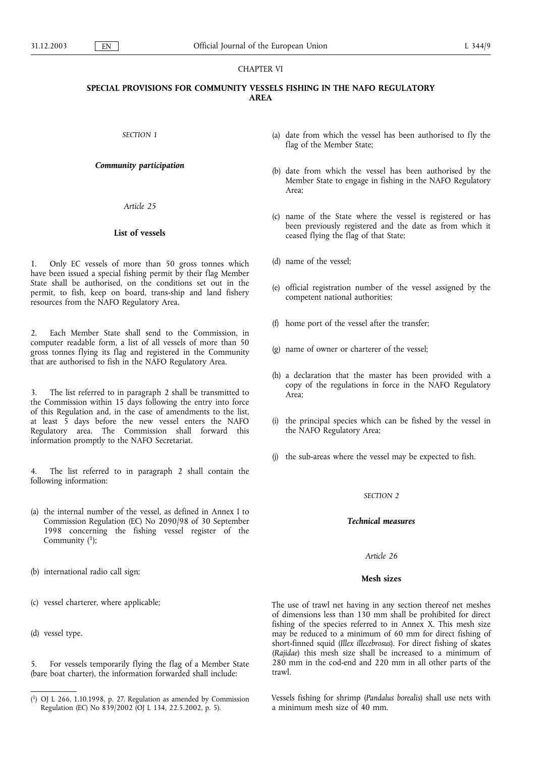# CHAPTER VI

## SPECIAL PROVISIONS FOR COMMUNITY VESSELS FISHING IN THE NAFO REGULATORY AREA

*SECTION 1*

***Community participation***

*Article 25*

**List of vessels**

1. Only EC vessels of more than 50 gross tonnes which have been issued a special fishing permit by their flag Member State shall be authorised, on the conditions set out in the permit, to fish, keep on board, trans-ship and land fishery resources from the NAFO Regulatory Area.

2. Each Member State shall send to the Commission, in computer readable form, a list of all vessels of more than 50 gross tonnes flying its flag and registered in the Community that are authorised to fish in the NAFO Regulatory Area.

3. The list referred to in paragraph 2 shall be transmitted to the Commission within 15 days following the entry into force of this Regulation and, in the case of amendments to the list, at least 5 days before the new vessel enters the NAFO Regulatory area. The Commission shall forward this information promptly to the NAFO Secretariat.

4. The list referred to in paragraph 2 shall contain the following information:

(a) the internal number of the vessel, as defined in Annex I to Commission Regulation (EC) No 2090/98 of 30 September 1998 concerning the fishing vessel register of the Community [1];

(b) international radio call sign;

(c) vessel charterer, where applicable;

(d) vessel type.

5. For vessels temporarily flying the flag of a Member State (bare boat charter), the information forwarded shall include:

(a) date from which the vessel has been authorised to fly the flag of the Member State;

(b) date from which the vessel has been authorised by the Member State to engage in fishing in the NAFO Regulatory Area;

(c) name of the State where the vessel is registered or has been previously registered and the date as from which it ceased flying the flag of that State;

(d) name of the vessel;

(e) official registration number of the vessel assigned by the competent national authorities;

(f) home port of the vessel after the transfer;

(g) name of owner or charterer of the vessel;

(h) a declaration that the master has been provided with a copy of the regulations in force in the NAFO Regulatory Area;

(i) the principal species which can be fished by the vessel in the NAFO Regulatory Area;

(j) the sub-areas where the vessel may be expected to fish.

*SECTION 2*

***Technical measures***

*Article 26*

**Mesh sizes**

The use of trawl net having in any section thereof net meshes of dimensions less than 130 mm shall be prohibited for direct fishing of the species referred to in Annex X. This mesh size may be reduced to a minimum of 60 mm for direct fishing of short-finned squid (*Illex illecebrosus*). For direct fishing of skates (*Rajidae*) this mesh size shall be increased to a minimum of 280 mm in the cod-end and 220 mm in all other parts of the trawl.

Vessels fishing for shrimp (*Pandalus borealis*) shall use nets with a minimum mesh size of 40 mm.

[1] OJ L 266, 1.10.1998, p. 27. Regulation as amended by Commission Regulation (EC) No 839/2002 (OJ L 134, 22.5.2002, p. 5).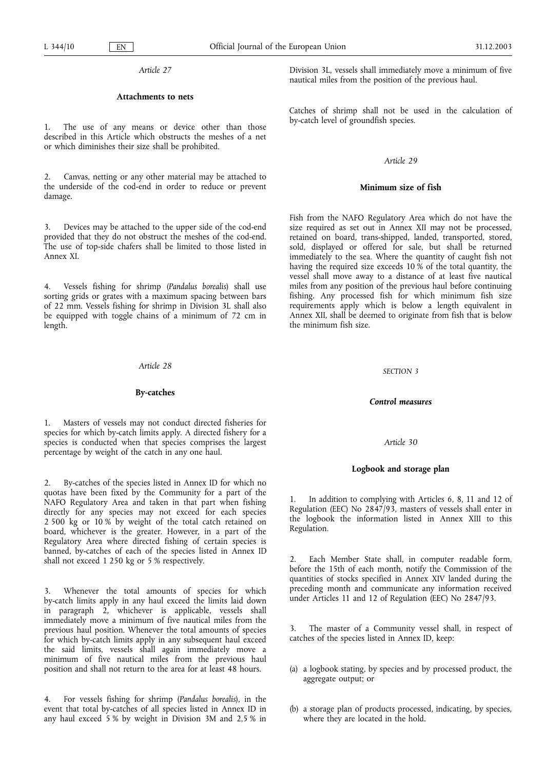*Article 27*

**Attachments to nets**

1. The use of any means or device other than those described in this Article which obstructs the meshes of a net or which diminishes their size shall be prohibited.

2. Canvas, netting or any other material may be attached to the underside of the cod-end in order to reduce or prevent damage.

3. Devices may be attached to the upper side of the cod-end provided that they do not obstruct the meshes of the cod-end. The use of top-side chafers shall be limited to those listed in Annex XI.

4. Vessels fishing for shrimp (*Pandalus borealis*) shall use sorting grids or grates with a maximum spacing between bars of 22 mm. Vessels fishing for shrimp in Division 3L shall also be equipped with toggle chains of a minimum of 72 cm in length.

*Article 28*

**By-catches**

1. Masters of vessels may not conduct directed fisheries for species for which by-catch limits apply. A directed fishery for a species is conducted when that species comprises the largest percentage by weight of the catch in any one haul.

2. By-catches of the species listed in Annex ID for which no quotas have been fixed by the Community for a part of the NAFO Regulatory Area and taken in that part when fishing directly for any species may not exceed for each species 2 500 kg or 10 % by weight of the total catch retained on board, whichever is the greater. However, in a part of the Regulatory Area where directed fishing of certain species is banned, by-catches of each of the species listed in Annex ID shall not exceed 1 250 kg or 5 % respectively.

3. Whenever the total amounts of species for which by-catch limits apply in any haul exceed the limits laid down in paragraph 2, whichever is applicable, vessels shall immediately move a minimum of five nautical miles from the previous haul position. Whenever the total amounts of species for which by-catch limits apply in any subsequent haul exceed the said limits, vessels shall again immediately move a minimum of five nautical miles from the previous haul position and shall not return to the area for at least 48 hours.

4. For vessels fishing for shrimp (*Pandalus borealis*), in the event that total by-catches of all species listed in Annex ID in any haul exceed 5 % by weight in Division 3M and 2,5 % in Division 3L, vessels shall immediately move a minimum of five nautical miles from the position of the previous haul.

Catches of shrimp shall not be used in the calculation of by-catch level of groundfish species.

*Article 29*

**Minimum size of fish**

Fish from the NAFO Regulatory Area which do not have the size required as set out in Annex XII may not be processed, retained on board, trans-shipped, landed, transported, stored, sold, displayed or offered for sale, but shall be returned immediately to the sea. Where the quantity of caught fish not having the required size exceeds 10 % of the total quantity, the vessel shall move away to a distance of at least five nautical miles from any position of the previous haul before continuing fishing. Any processed fish for which minimum fish size requirements apply which is below a length equivalent in Annex XII, shall be deemed to originate from fish that is below the minimum fish size.

SECTION 3

***Control measures***

*Article 30*

**Logbook and storage plan**

1. In addition to complying with Articles 6, 8, 11 and 12 of Regulation (EEC) No 2847/93, masters of vessels shall enter in the logbook the information listed in Annex XIII to this Regulation.

2. Each Member State shall, in computer readable form, before the 15th of each month, notify the Commission of the quantities of stocks specified in Annex XIV landed during the preceding month and communicate any information received under Articles 11 and 12 of Regulation (EEC) No 2847/93.

3. The master of a Community vessel shall, in respect of catches of the species listed in Annex ID, keep:

(a) a logbook stating, by species and by processed product, the aggregate output; or

(b) a storage plan of products processed, indicating, by species, where they are located in the hold.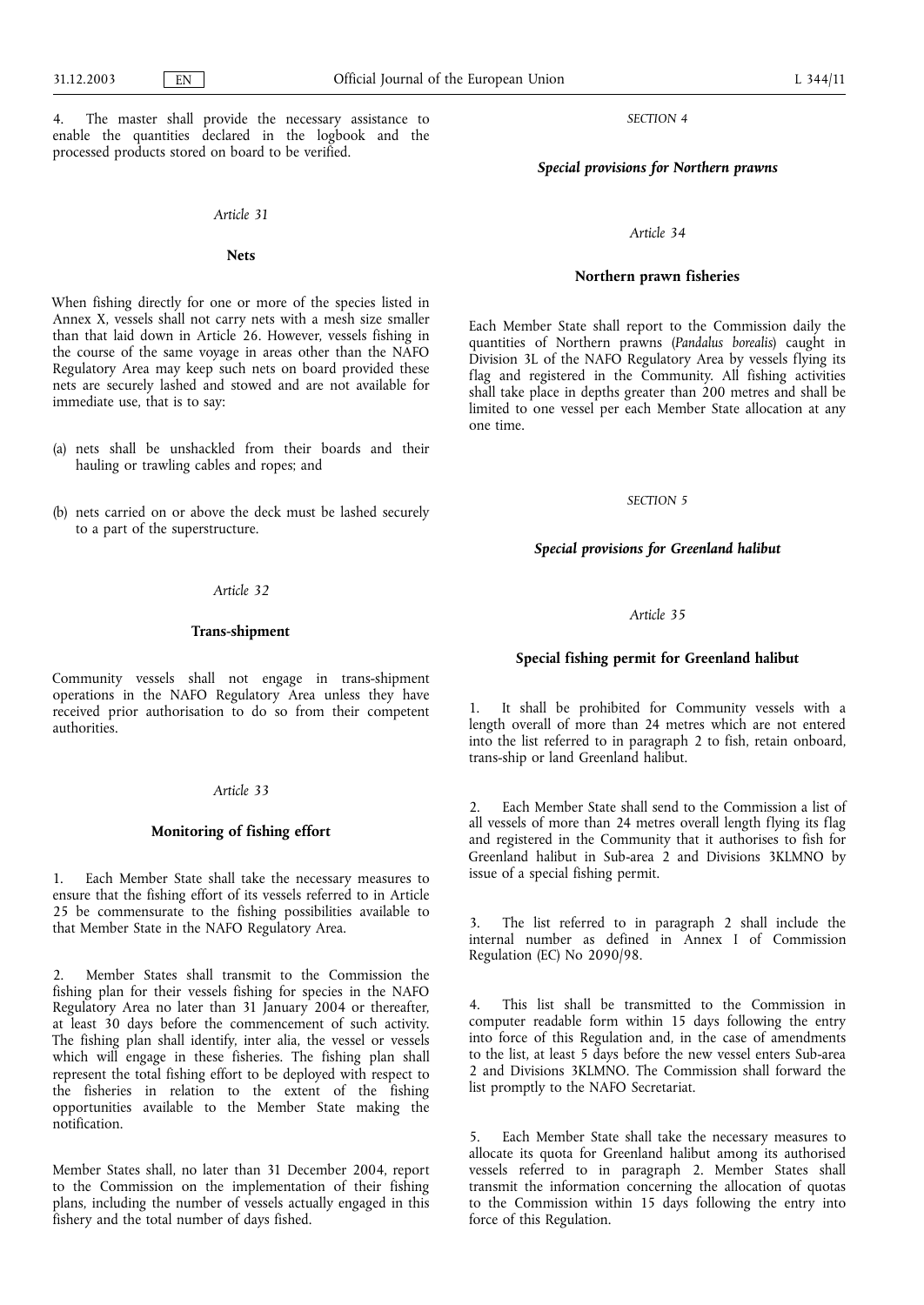4. The master shall provide the necessary assistance to enable the quantities declared in the logbook and the processed products stored on board to be verified.

*Article 31*

**Nets**

When fishing directly for one or more of the species listed in Annex X, vessels shall not carry nets with a mesh size smaller than that laid down in Article 26. However, vessels fishing in the course of the same voyage in areas other than the NAFO Regulatory Area may keep such nets on board provided these nets are securely lashed and stowed and are not available for immediate use, that is to say:

(a) nets shall be unshackled from their boards and their hauling or trawling cables and ropes; and

(b) nets carried on or above the deck must be lashed securely to a part of the superstructure.

*Article 32*

**Trans-shipment**

Community vessels shall not engage in trans-shipment operations in the NAFO Regulatory Area unless they have received prior authorisation to do so from their competent authorities.

*Article 33*

**Monitoring of fishing effort**

1. Each Member State shall take the necessary measures to ensure that the fishing effort of its vessels referred to in Article 25 be commensurate to the fishing possibilities available to that Member State in the NAFO Regulatory Area.

2. Member States shall transmit to the Commission the fishing plan for their vessels fishing for species in the NAFO Regulatory Area no later than 31 January 2004 or thereafter, at least 30 days before the commencement of such activity. The fishing plan shall identify, inter alia, the vessel or vessels which will engage in these fisheries. The fishing plan shall represent the total fishing effort to be deployed with respect to the fisheries in relation to the extent of the fishing opportunities available to the Member State making the notification.

Member States shall, no later than 31 December 2004, report to the Commission on the implementation of their fishing plans, including the number of vessels actually engaged in this fishery and the total number of days fished.

*SECTION 4*

***Special provisions for Northern prawns***

*Article 34*

**Northern prawn fisheries**

Each Member State shall report to the Commission daily the quantities of Northern prawns (*Pandalus borealis*) caught in Division 3L of the NAFO Regulatory Area by vessels flying its flag and registered in the Community. All fishing activities shall take place in depths greater than 200 metres and shall be limited to one vessel per each Member State allocation at any one time.

*SECTION 5*

***Special provisions for Greenland halibut***

*Article 35*

**Special fishing permit for Greenland halibut**

1. It shall be prohibited for Community vessels with a length overall of more than 24 metres which are not entered into the list referred to in paragraph 2 to fish, retain onboard, trans-ship or land Greenland halibut.

2. Each Member State shall send to the Commission a list of all vessels of more than 24 metres overall length flying its flag and registered in the Community that it authorises to fish for Greenland halibut in Sub-area 2 and Divisions 3KLMNO by issue of a special fishing permit.

3. The list referred to in paragraph 2 shall include the internal number as defined in Annex I of Commission Regulation (EC) No 2090/98.

4. This list shall be transmitted to the Commission in computer readable form within 15 days following the entry into force of this Regulation and, in the case of amendments to the list, at least 5 days before the new vessel enters Sub-area 2 and Divisions 3KLMNO. The Commission shall forward the list promptly to the NAFO Secretariat.

5. Each Member State shall take the necessary measures to allocate its quota for Greenland halibut among its authorised vessels referred to in paragraph 2. Member States shall transmit the information concerning the allocation of quotas to the Commission within 15 days following the entry into force of this Regulation.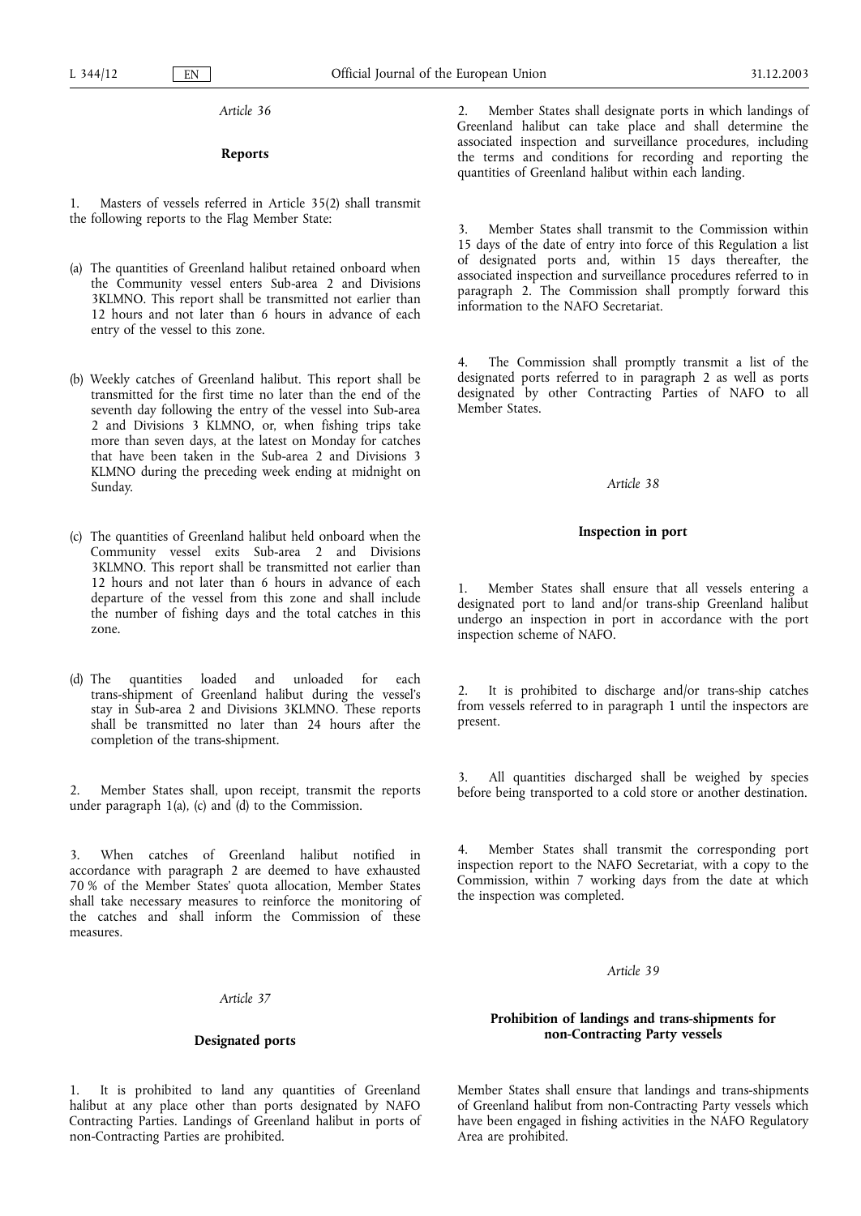*Article 36*

**Reports**

1. Masters of vessels referred in Article 35(2) shall transmit the following reports to the Flag Member State:

(a) The quantities of Greenland halibut retained onboard when the Community vessel enters Sub-area 2 and Divisions 3KLMNO. This report shall be transmitted not earlier than 12 hours and not later than 6 hours in advance of each entry of the vessel to this zone.

(b) Weekly catches of Greenland halibut. This report shall be transmitted for the first time no later than the end of the seventh day following the entry of the vessel into Sub-area 2 and Divisions 3 KLMNO, or, when fishing trips take more than seven days, at the latest on Monday for catches that have been taken in the Sub-area 2 and Divisions 3 KLMNO during the preceding week ending at midnight on Sunday.

(c) The quantities of Greenland halibut held onboard when the Community vessel exits Sub-area 2 and Divisions 3KLMNO. This report shall be transmitted not earlier than 12 hours and not later than 6 hours in advance of each departure of the vessel from this zone and shall include the number of fishing days and the total catches in this zone.

(d) The quantities loaded and unloaded for each trans-shipment of Greenland halibut during the vessel's stay in Sub-area 2 and Divisions 3KLMNO. These reports shall be transmitted no later than 24 hours after the completion of the trans-shipment.

2. Member States shall, upon receipt, transmit the reports under paragraph 1(a), (c) and (d) to the Commission.

3. When catches of Greenland halibut notified in accordance with paragraph 2 are deemed to have exhausted 70 % of the Member States' quota allocation, Member States shall take necessary measures to reinforce the monitoring of the catches and shall inform the Commission of these measures.

*Article 37*

**Designated ports**

1. It is prohibited to land any quantities of Greenland halibut at any place other than ports designated by NAFO Contracting Parties. Landings of Greenland halibut in ports of non-Contracting Parties are prohibited.

2. Member States shall designate ports in which landings of Greenland halibut can take place and shall determine the associated inspection and surveillance procedures, including the terms and conditions for recording and reporting the quantities of Greenland halibut within each landing.

3. Member States shall transmit to the Commission within 15 days of the date of entry into force of this Regulation a list of designated ports and, within 15 days thereafter, the associated inspection and surveillance procedures referred to in paragraph 2. The Commission shall promptly forward this information to the NAFO Secretariat.

4. The Commission shall promptly transmit a list of the designated ports referred to in paragraph 2 as well as ports designated by other Contracting Parties of NAFO to all Member States.

*Article 38*

**Inspection in port**

1. Member States shall ensure that all vessels entering a designated port to land and/or trans-ship Greenland halibut undergo an inspection in port in accordance with the port inspection scheme of NAFO.

2. It is prohibited to discharge and/or trans-ship catches from vessels referred to in paragraph 1 until the inspectors are present.

3. All quantities discharged shall be weighed by species before being transported to a cold store or another destination.

4. Member States shall transmit the corresponding port inspection report to the NAFO Secretariat, with a copy to the Commission, within 7 working days from the date at which the inspection was completed.

*Article 39*

**Prohibition of landings and trans-shipments for non-Contracting Party vessels**

Member States shall ensure that landings and trans-shipments of Greenland halibut from non-Contracting Party vessels which have been engaged in fishing activities in the NAFO Regulatory Area are prohibited.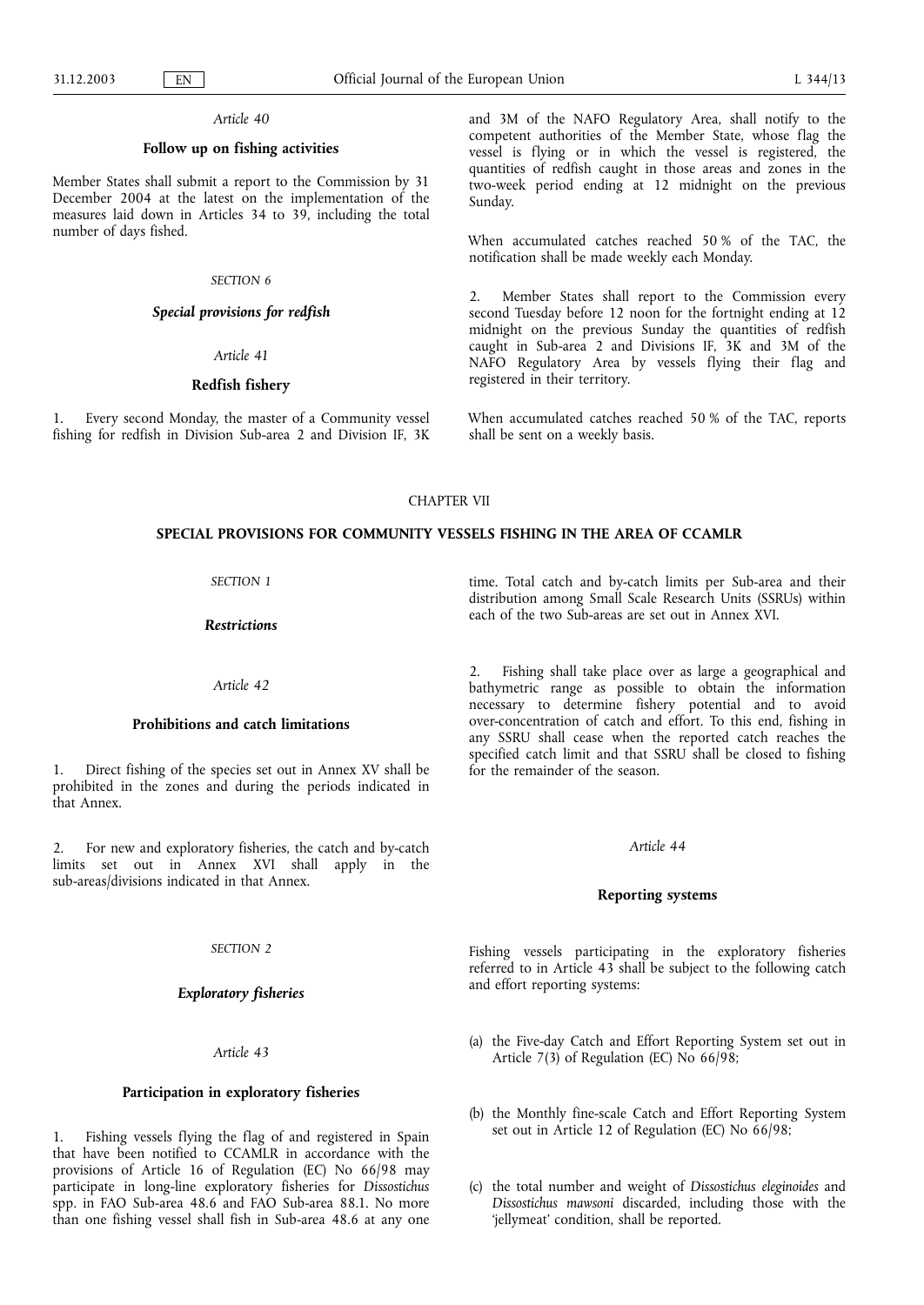*Article 40*

**Follow up on fishing activities**

Member States shall submit a report to the Commission by 31 December 2004 at the latest on the implementation of the measures laid down in Articles 34 to 39, including the total number of days fished.

*SECTION 6*

***Special provisions for redfish***

*Article 41*

**Redfish fishery**

1. Every second Monday, the master of a Community vessel fishing for redfish in Division Sub-area 2 and Division IF, 3K and 3M of the NAFO Regulatory Area, shall notify to the competent authorities of the Member State, whose flag the vessel is flying or in which the vessel is registered, the quantities of redfish caught in those areas and zones in the two-week period ending at 12 midnight on the previous Sunday.

When accumulated catches reached 50 % of the TAC, the notification shall be made weekly each Monday.

2. Member States shall report to the Commission every second Tuesday before 12 noon for the fortnight ending at 12 midnight on the previous Sunday the quantities of redfish caught in Sub-area 2 and Divisions IF, 3K and 3M of the NAFO Regulatory Area by vessels flying their flag and registered in their territory.

When accumulated catches reached 50 % of the TAC, reports shall be sent on a weekly basis.

CHAPTER VII

**SPECIAL PROVISIONS FOR COMMUNITY VESSELS FISHING IN THE AREA OF CCAMLR**

*SECTION 1*

***Restrictions***

*Article 42*

**Prohibitions and catch limitations**

1. Direct fishing of the species set out in Annex XV shall be prohibited in the zones and during the periods indicated in that Annex.

2. For new and exploratory fisheries, the catch and by-catch limits set out in Annex XVI shall apply in the sub-areas/divisions indicated in that Annex.

*SECTION 2*

***Exploratory fisheries***

*Article 43*

**Participation in exploratory fisheries**

1. Fishing vessels flying the flag of and registered in Spain that have been notified to CCAMLR in accordance with the provisions of Article 16 of Regulation (EC) No 66/98 may participate in long-line exploratory fisheries for *Dissostichus* spp. in FAO Sub-area 48.6 and FAO Sub-area 88.1. No more than one fishing vessel shall fish in Sub-area 48.6 at any one time. Total catch and by-catch limits per Sub-area and their distribution among Small Scale Research Units (SSRUs) within each of the two Sub-areas are set out in Annex XVI.

2. Fishing shall take place over as large a geographical and bathymetric range as possible to obtain the information necessary to determine fishery potential and to avoid over-concentration of catch and effort. To this end, fishing in any SSRU shall cease when the reported catch reaches the specified catch limit and that SSRU shall be closed to fishing for the remainder of the season.

*Article 44*

**Reporting systems**

Fishing vessels participating in the exploratory fisheries referred to in Article 43 shall be subject to the following catch and effort reporting systems:

(a) the Five-day Catch and Effort Reporting System set out in Article 7(3) of Regulation (EC) No 66/98;

(b) the Monthly fine-scale Catch and Effort Reporting System set out in Article 12 of Regulation (EC) No 66/98;

(c) the total number and weight of *Dissostichus eleginoides* and *Dissostichus mawsoni* discarded, including those with the 'jellymeat' condition, shall be reported.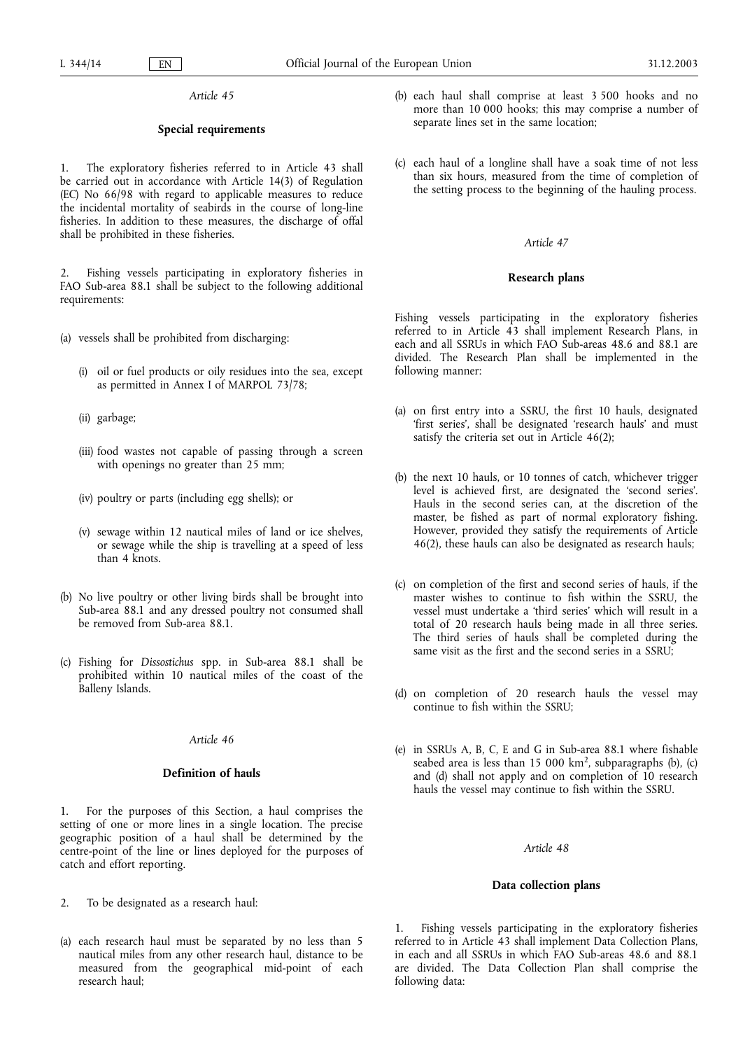*Article 45*

**Special requirements**

1. The exploratory fisheries referred to in Article 43 shall be carried out in accordance with Article 14(3) of Regulation (EC) No 66/98 with regard to applicable measures to reduce the incidental mortality of seabirds in the course of long-line fisheries. In addition to these measures, the discharge of offal shall be prohibited in these fisheries.

2. Fishing vessels participating in exploratory fisheries in FAO Sub-area 88.1 shall be subject to the following additional requirements:

(a) vessels shall be prohibited from discharging:

   (i) oil or fuel products or oily residues into the sea, except as permitted in Annex I of MARPOL 73/78;

   (ii) garbage;

   (iii) food wastes not capable of passing through a screen with openings no greater than 25 mm;

   (iv) poultry or parts (including egg shells); or

   (v) sewage within 12 nautical miles of land or ice shelves, or sewage while the ship is travelling at a speed of less than 4 knots.

(b) No live poultry or other living birds shall be brought into Sub-area 88.1 and any dressed poultry not consumed shall be removed from Sub-area 88.1.

(c) Fishing for *Dissostichus* spp. in Sub-area 88.1 shall be prohibited within 10 nautical miles of the coast of the Balleny Islands.

*Article 46*

**Definition of hauls**

1. For the purposes of this Section, a haul comprises the setting of one or more lines in a single location. The precise geographic position of a haul shall be determined by the centre-point of the line or lines deployed for the purposes of catch and effort reporting.

2. To be designated as a research haul:

(a) each research haul must be separated by no less than 5 nautical miles from any other research haul, distance to be measured from the geographical mid-point of each research haul;

(b) each haul shall comprise at least 3 500 hooks and no more than 10 000 hooks; this may comprise a number of separate lines set in the same location;

(c) each haul of a longline shall have a soak time of not less than six hours, measured from the time of completion of the setting process to the beginning of the hauling process.

*Article 47*

**Research plans**

Fishing vessels participating in the exploratory fisheries referred to in Article 43 shall implement Research Plans, in each and all SSRUs in which FAO Sub-areas 48.6 and 88.1 are divided. The Research Plan shall be implemented in the following manner:

(a) on first entry into a SSRU, the first 10 hauls, designated 'first series', shall be designated 'research hauls' and must satisfy the criteria set out in Article 46(2);

(b) the next 10 hauls, or 10 tonnes of catch, whichever trigger level is achieved first, are designated the 'second series'. Hauls in the second series can, at the discretion of the master, be fished as part of normal exploratory fishing. However, provided they satisfy the requirements of Article 46(2), these hauls can also be designated as research hauls;

(c) on completion of the first and second series of hauls, if the master wishes to continue to fish within the SSRU, the vessel must undertake a 'third series' which will result in a total of 20 research hauls being made in all three series. The third series of hauls shall be completed during the same visit as the first and the second series in a SSRU;

(d) on completion of 20 research hauls the vessel may continue to fish within the SSRU;

(e) in SSRUs A, B, C, E and G in Sub-area 88.1 where fishable seabed area is less than 15 000 km², subparagraphs (b), (c) and (d) shall not apply and on completion of 10 research hauls the vessel may continue to fish within the SSRU.

*Article 48*

**Data collection plans**

1. Fishing vessels participating in the exploratory fisheries referred to in Article 43 shall implement Data Collection Plans, in each and all SSRUs in which FAO Sub-areas 48.6 and 88.1 are divided. The Data Collection Plan shall comprise the following data: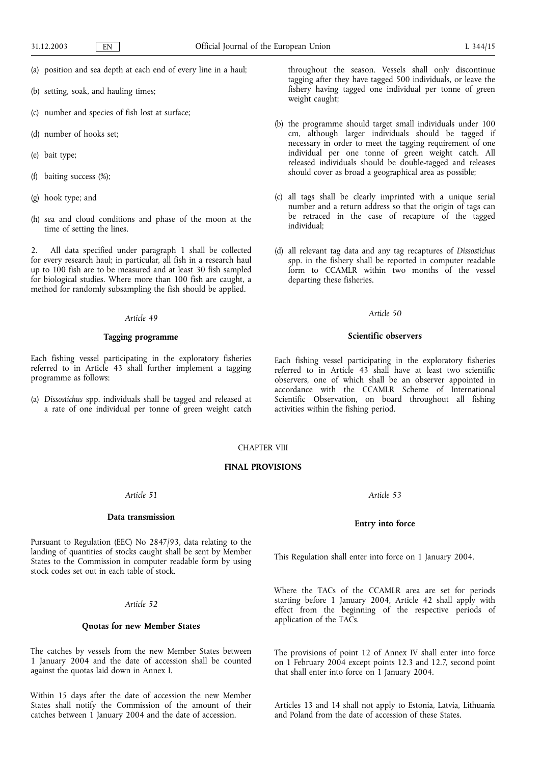(a) position and sea depth at each end of every line in a haul;

(b) setting, soak, and hauling times;

(c) number and species of fish lost at surface;

(d) number of hooks set;

(e) bait type;

(f) baiting success (%);

(g) hook type; and

(h) sea and cloud conditions and phase of the moon at the time of setting the lines.

2. All data specified under paragraph 1 shall be collected for every research haul; in particular, all fish in a research haul up to 100 fish are to be measured and at least 30 fish sampled for biological studies. Where more than 100 fish are caught, a method for randomly subsampling the fish should be applied.

*Article 49*

**Tagging programme**

Each fishing vessel participating in the exploratory fisheries referred to in Article 43 shall further implement a tagging programme as follows:

(a) *Dissostichus* spp. individuals shall be tagged and released at a rate of one individual per tonne of green weight catch throughout the season. Vessels shall only discontinue tagging after they have tagged 500 individuals, or leave the fishery having tagged one individual per tonne of green weight caught;

(b) the programme should target small individuals under 100 cm, although larger individuals should be tagged if necessary in order to meet the tagging requirement of one individual per one tonne of green weight catch. All released individuals should be double-tagged and releases should cover as broad a geographical area as possible;

(c) all tags shall be clearly imprinted with a unique serial number and a return address so that the origin of tags can be retraced in the case of recapture of the tagged individual;

(d) all relevant tag data and any tag recaptures of *Dissostichus* spp. in the fishery shall be reported in computer readable form to CCAMLR within two months of the vessel departing these fisheries.

*Article 50*

**Scientific observers**

Each fishing vessel participating in the exploratory fisheries referred to in Article 43 shall have at least two scientific observers, one of which shall be an observer appointed in accordance with the CCAMLR Scheme of International Scientific Observation, on board throughout all fishing activities within the fishing period.

CHAPTER VIII

**FINAL PROVISIONS**

*Article 51*

**Data transmission**

Pursuant to Regulation (EEC) No 2847/93, data relating to the landing of quantities of stocks caught shall be sent by Member States to the Commission in computer readable form by using stock codes set out in each table of stock.

*Article 52*

**Quotas for new Member States**

The catches by vessels from the new Member States between 1 January 2004 and the date of accession shall be counted against the quotas laid down in Annex I.

Within 15 days after the date of accession the new Member States shall notify the Commission of the amount of their catches between 1 January 2004 and the date of accession.

*Article 53*

**Entry into force**

This Regulation shall enter into force on 1 January 2004.

Where the TACs of the CCAMLR area are set for periods starting before 1 January 2004, Article 42 shall apply with effect from the beginning of the respective periods of application of the TACs.

The provisions of point 12 of Annex IV shall enter into force on 1 February 2004 except points 12.3 and 12.7, second point that shall enter into force on 1 January 2004.

Articles 13 and 14 shall not apply to Estonia, Latvia, Lithuania and Poland from the date of accession of these States.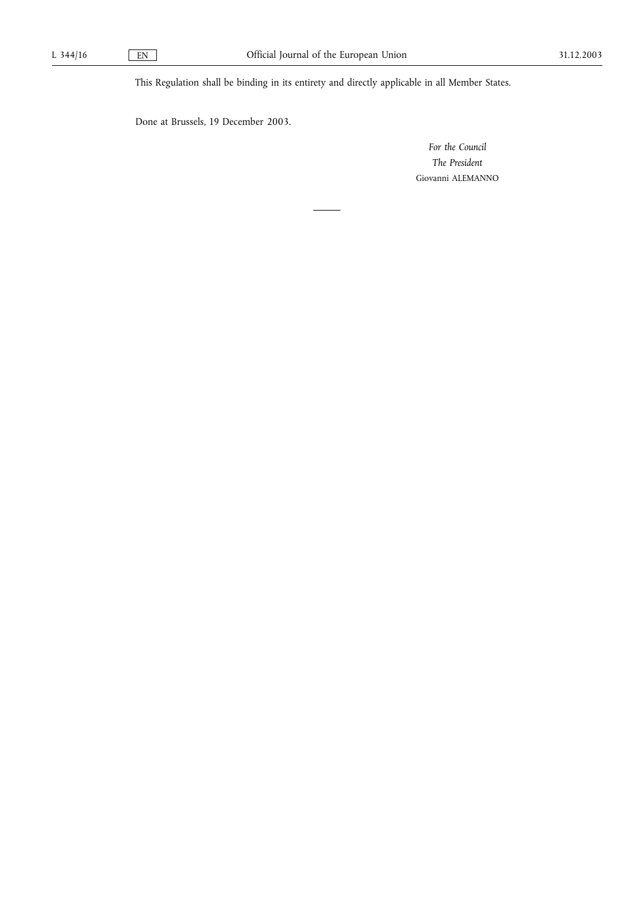This Regulation shall be binding in its entirety and directly applicable in all Member States.

Done at Brussels, 19 December 2003.

*For the Council*

*The President*

Giovanni ALEMANNO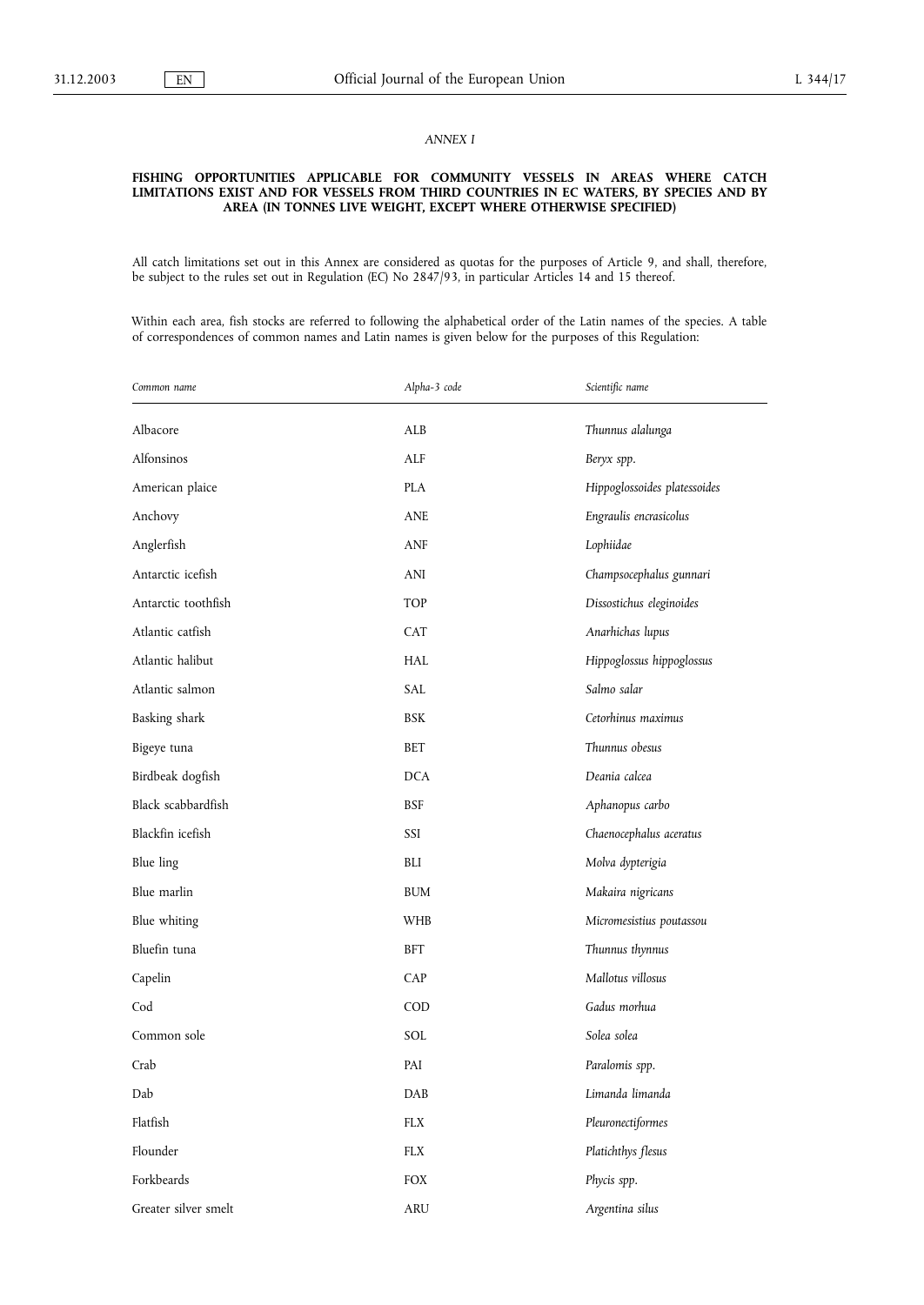*ANNEX I*

**FISHING OPPORTUNITIES APPLICABLE FOR COMMUNITY VESSELS IN AREAS WHERE CATCH LIMITATIONS EXIST AND FOR VESSELS FROM THIRD COUNTRIES IN EC WATERS, BY SPECIES AND BY AREA (IN TONNES LIVE WEIGHT, EXCEPT WHERE OTHERWISE SPECIFIED)**

All catch limitations set out in this Annex are considered as quotas for the purposes of Article 9, and shall, therefore, be subject to the rules set out in Regulation (EC) No 2847/93, in particular Articles 14 and 15 thereof.

Within each area, fish stocks are referred to following the alphabetical order of the Latin names of the species. A table of correspondences of common names and Latin names is given below for the purposes of this Regulation:

| *Common name* | *Alpha-3 code* | *Scientific name* |
|---|---|---|
| Albacore | ALB | *Thunnus alalunga* |
| Alfonsinos | ALF | *Beryx spp.* |
| American plaice | PLA | *Hippoglossoides platessoides* |
| Anchovy | ANE | *Engraulis encrasicolus* |
| Anglerfish | ANF | *Lophiidae* |
| Antarctic icefish | ANI | *Champsocephalus gunnari* |
| Antarctic toothfish | TOP | *Dissostichus eleginoides* |
| Atlantic catfish | CAT | *Anarhichas lupus* |
| Atlantic halibut | HAL | *Hippoglossus hippoglossus* |
| Atlantic salmon | SAL | *Salmo salar* |
| Basking shark | BSK | *Cetorhinus maximus* |
| Bigeye tuna | BET | *Thunnus obesus* |
| Birdbeak dogfish | DCA | *Deania calcea* |
| Black scabbardfish | BSF | *Aphanopus carbo* |
| Blackfin icefish | SSI | *Chaenocephalus aceratus* |
| Blue ling | BLI | *Molva dypterigia* |
| Blue marlin | BUM | *Makaira nigricans* |
| Blue whiting | WHB | *Micromesistius poutassou* |
| Bluefin tuna | BFT | *Thunnus thynnus* |
| Capelin | CAP | *Mallotus villosus* |
| Cod | COD | *Gadus morhua* |
| Common sole | SOL | *Solea solea* |
| Crab | PAI | *Paralomis spp.* |
| Dab | DAB | *Limanda limanda* |
| Flatfish | FLX | *Pleuronectiformes* |
| Flounder | FLX | *Platichthys flesus* |
| Forkbeards | FOX | *Phycis spp.* |
| Greater silver smelt | ARU | *Argentina silus* |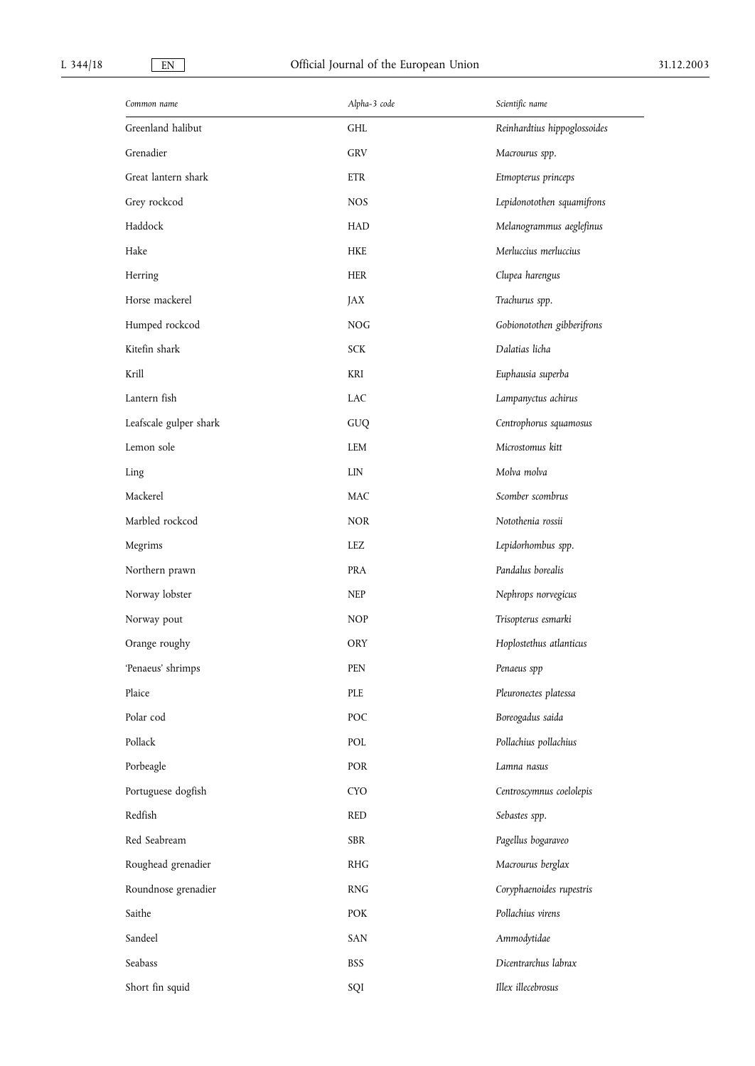| Common name | Alpha-3 code | Scientific name |
|---|---|---|
| Greenland halibut | GHL | *Reinhardtius hippoglossoides* |
| Grenadier | GRV | *Macrourus spp.* |
| Great lantern shark | ETR | *Etmopterus princeps* |
| Grey rockcod | NOS | *Lepidonotothen squamifrons* |
| Haddock | HAD | *Melanogrammus aeglefinus* |
| Hake | HKE | *Merluccius merluccius* |
| Herring | HER | *Clupea harengus* |
| Horse mackerel | JAX | *Trachurus spp.* |
| Humped rockcod | NOG | *Gobionotothen gibberifrons* |
| Kitefin shark | SCK | *Dalatias licha* |
| Krill | KRI | *Euphausia superba* |
| Lantern fish | LAC | *Lampanyctus achirus* |
| Leafscale gulper shark | GUQ | *Centrophorus squamosus* |
| Lemon sole | LEM | *Microstomus kitt* |
| Ling | LIN | *Molva molva* |
| Mackerel | MAC | *Scomber scombrus* |
| Marbled rockcod | NOR | *Notothenia rossii* |
| Megrims | LEZ | *Lepidorhombus spp.* |
| Northern prawn | PRA | *Pandalus borealis* |
| Norway lobster | NEP | *Nephrops norvegicus* |
| Norway pout | NOP | *Trisopterus esmarki* |
| Orange roughy | ORY | *Hoplostethus atlanticus* |
| 'Penaeus' shrimps | PEN | *Penaeus spp* |
| Plaice | PLE | *Pleuronectes platessa* |
| Polar cod | POC | *Boreogadus saida* |
| Pollack | POL | *Pollachius pollachius* |
| Porbeagle | POR | *Lamna nasus* |
| Portuguese dogfish | CYO | *Centroscymnus coelolepis* |
| Redfish | RED | *Sebastes spp.* |
| Red Seabream | SBR | *Pagellus bogaraveo* |
| Roughead grenadier | RHG | *Macrourus berglax* |
| Roundnose grenadier | RNG | *Coryphaenoides rupestris* |
| Saithe | POK | *Pollachius virens* |
| Sandeel | SAN | *Ammodytidae* |
| Seabass | BSS | *Dicentrarchus labrax* |
| Short fin squid | SQI | *Illex illecebrosus* |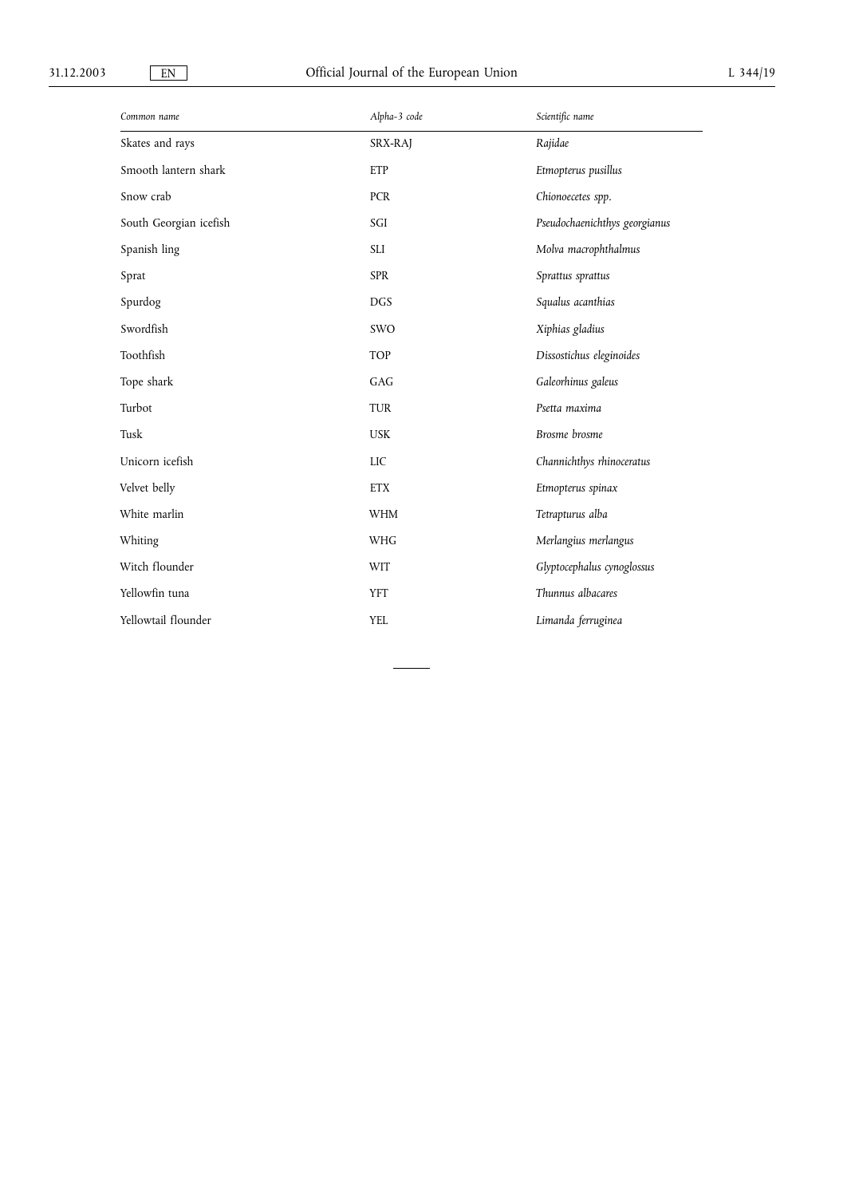| *Common name* | *Alpha-3 code* | *Scientific name* |
|---|---|---|
| Skates and rays | SRX-RAJ | *Rajidae* |
| Smooth lantern shark | ETP | *Etmopterus pusillus* |
| Snow crab | PCR | *Chionoecetes spp.* |
| South Georgian icefish | SGI | *Pseudochaenichthys georgianus* |
| Spanish ling | SLI | *Molva macrophthalmus* |
| Sprat | SPR | *Sprattus sprattus* |
| Spurdog | DGS | *Squalus acanthias* |
| Swordfish | SWO | *Xiphias gladius* |
| Toothfish | TOP | *Dissostichus eleginoides* |
| Tope shark | GAG | *Galeorhinus galeus* |
| Turbot | TUR | *Psetta maxima* |
| Tusk | USK | *Brosme brosme* |
| Unicorn icefish | LIC | *Channichthys rhinoceratus* |
| Velvet belly | ETX | *Etmopterus spinax* |
| White marlin | WHM | *Tetrapturus alba* |
| Whiting | WHG | *Merlangius merlangus* |
| Witch flounder | WIT | *Glyptocephalus cynoglossus* |
| Yellowfin tuna | YFT | *Thunnus albacares* |
| Yellowtail flounder | YEL | *Limanda ferruginea* |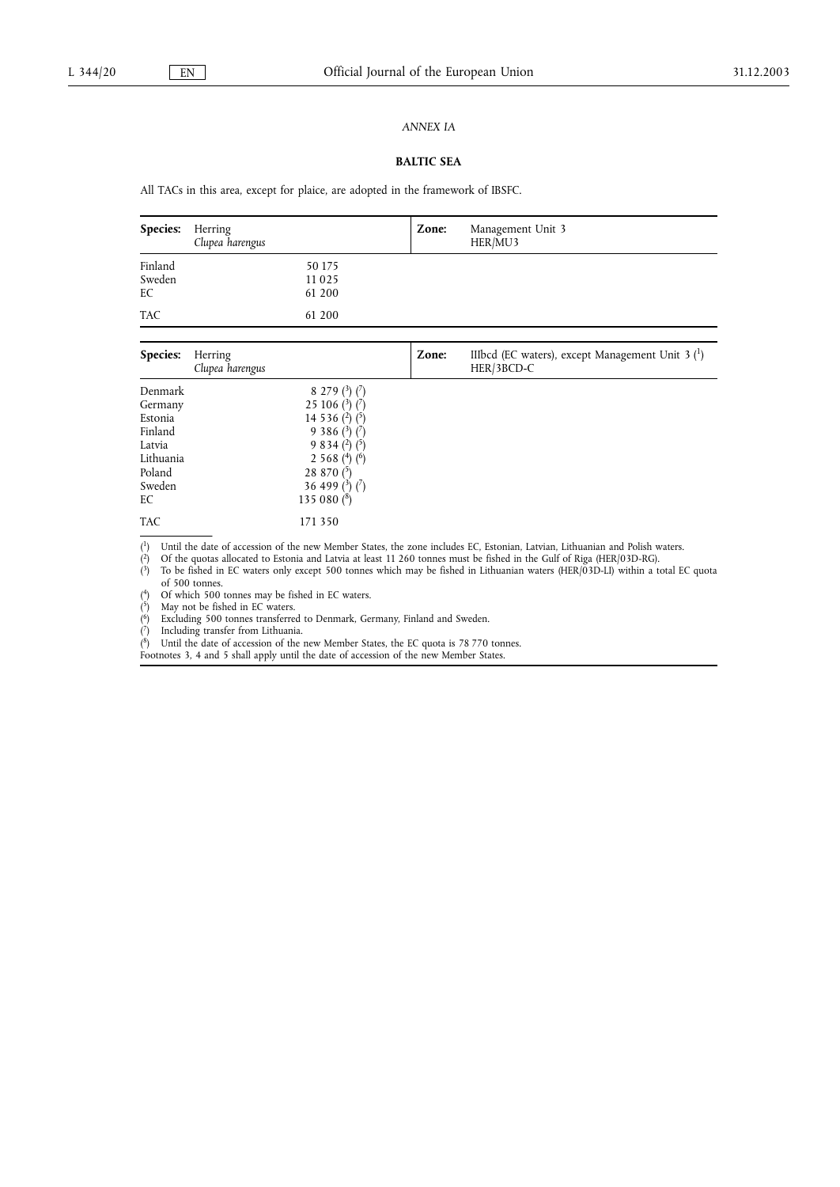*ANNEX IA*

**BALTIC SEA**

All TACs in this area, except for plaice, are adopted in the framework of IBSFC.

| **Species:** | Herring *Clupea harengus* | **Zone:** | Management Unit 3 HER/MU3 |
|---|---|---|---|
| Finland | 50 175 | | |
| Sweden | 11 025 | | |
| EC | 61 200 | | |
| TAC | 61 200 | | |

| **Species:** | Herring *Clupea harengus* | **Zone:** | IIIbcd (EC waters), except Management Unit 3 ([1]) HER/3BCD-C |
|---|---|---|---|
| Denmark | 8 279 ([3]) ([7]) | | |
| Germany | 25 106 ([3]) ([7]) | | |
| Estonia | 14 536 ([2]) ([5]) | | |
| Finland | 9 386 ([3]) ([7]) | | |
| Latvia | 9 834 ([2]) ([5]) | | |
| Lithuania | 2 568 ([4]) ([6]) | | |
| Poland | 28 870 ([5]) | | |
| Sweden | 36 499 ([3]) ([7]) | | |
| EC | 135 080 ([8]) | | |
| TAC | 171 350 | | |

([1]) Until the date of accession of the new Member States, the zone includes EC, Estonian, Latvian, Lithuanian and Polish waters.
([2]) Of the quotas allocated to Estonia and Latvia at least 11 260 tonnes must be fished in the Gulf of Riga (HER/03D-RG).
([3]) To be fished in EC waters only except 500 tonnes which may be fished in Lithuanian waters (HER/03D-LI) within a total EC quota of 500 tonnes.
([4]) Of which 500 tonnes may be fished in EC waters.
([5]) May not be fished in EC waters.
([6]) Excluding 500 tonnes transferred to Denmark, Germany, Finland and Sweden.
([7]) Including transfer from Lithuania.
([8]) Until the date of accession of the new Member States, the EC quota is 78 770 tonnes.
Footnotes 3, 4 and 5 shall apply until the date of accession of the new Member States.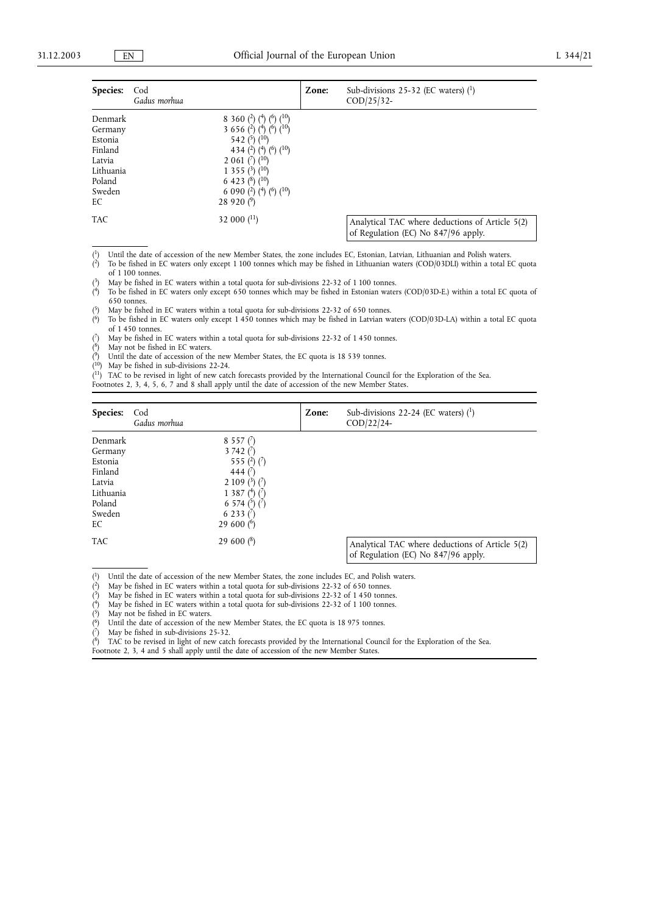| Species: | Cod *Gadus morhua* | Zone: | Sub-divisions 25-32 (EC waters) (1) COD/25/32- |
|---|---|---|---|
| Denmark | 8 360 (2) (4) (6) (10) | | |
| Germany | 3 656 (2) (4) (6) (10) | | |
| Estonia | 542 (5) (10) | | |
| Finland | 434 (2) (4) (6) (10) | | |
| Latvia | 2 061 (7) (10) | | |
| Lithuania | 1 355 (3) (10) | | |
| Poland | 6 423 (8) (10) | | |
| Sweden | 6 090 (2) (4) (6) (10) | | |
| EC | 28 920 (9) | | |
| TAC | 32 000 (11) | | Analytical TAC where deductions of Article 5(2) of Regulation (EC) No 847/96 apply. |

(1) Until the date of accession of the new Member States, the zone includes EC, Estonian, Latvian, Lithuanian and Polish waters.
(2) To be fished in EC waters only except 1 100 tonnes which may be fished in Lithuanian waters (COD/03DLI) within a total EC quota of 1 100 tonnes.
(3) May be fished in EC waters within a total quota for sub-divisions 22-32 of 1 100 tonnes.
(4) To be fished in EC waters only except 650 tonnes which may be fished in Estonian waters (COD/03D-E.) within a total EC quota of 650 tonnes.
(5) May be fished in EC waters within a total quota for sub-divisions 22-32 of 650 tonnes.
(6) To be fished in EC waters only except 1 450 tonnes which may be fished in Latvian waters (COD/03D-LA) within a total EC quota of 1 450 tonnes.
(7) May be fished in EC waters within a total quota for sub-divisions 22-32 of 1 450 tonnes.
(8) May not be fished in EC waters.
(9) Until the date of accession of the new Member States, the EC quota is 18 539 tonnes.
(10) May be fished in sub-divisions 22-24.
(11) TAC to be revised in light of new catch forecasts provided by the International Council for the Exploration of the Sea.
Footnotes 2, 3, 4, 5, 6, 7 and 8 shall apply until the date of accession of the new Member States.

| Species: | Cod *Gadus morhua* | Zone: | Sub-divisions 22-24 (EC waters) (1) COD/22/24- |
|---|---|---|---|
| Denmark | 8 557 (7) | | |
| Germany | 3 742 (7) | | |
| Estonia | 555 (2) (7) | | |
| Finland | 444 (7) | | |
| Latvia | 2 109 (3) (7) | | |
| Lithuania | 1 387 (4) (7) | | |
| Poland | 6 574 (5) (7) | | |
| Sweden | 6 233 (7) | | |
| EC | 29 600 (6) | | |
| TAC | 29 600 (8) | | Analytical TAC where deductions of Article 5(2) of Regulation (EC) No 847/96 apply. |

(1) Until the date of accession of the new Member States, the zone includes EC, and Polish waters.
(2) May be fished in EC waters within a total quota for sub-divisions 22-32 of 650 tonnes.
(3) May be fished in EC waters within a total quota for sub-divisions 22-32 of 1 450 tonnes.
(4) May be fished in EC waters within a total quota for sub-divisions 22-32 of 1 100 tonnes.
(5) May not be fished in EC waters.
(6) Until the date of accession of the new Member States, the EC quota is 18 975 tonnes.
(7) May be fished in sub-divisions 25-32.
(8) TAC to be revised in light of new catch forecasts provided by the International Council for the Exploration of the Sea.
Footnote 2, 3, 4 and 5 shall apply until the date of accession of the new Member States.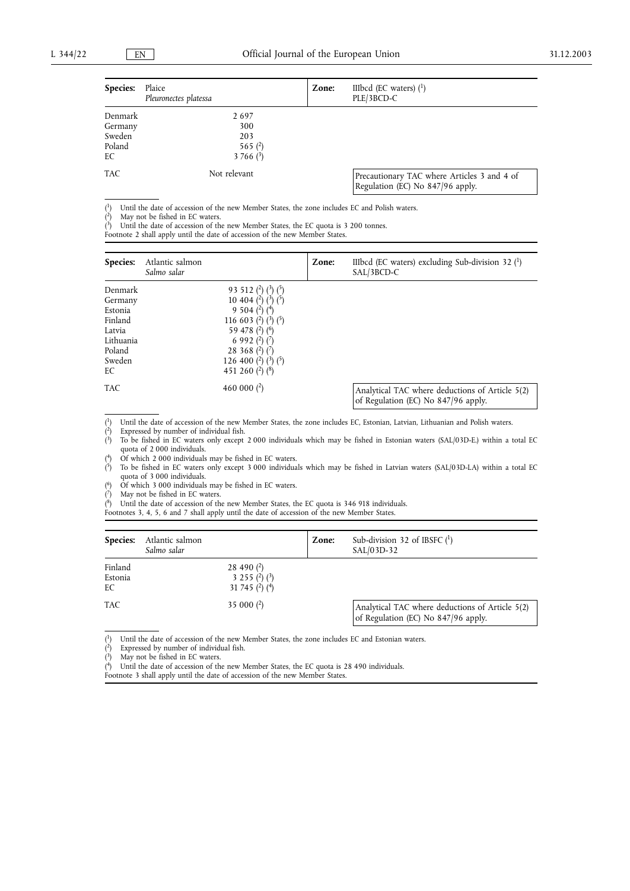| **Species:** | Plaice *Pleuronectes platessa* | **Zone:** | IIIbcd (EC waters) [1] PLE/3BCD-C |
|---|---|---|---|
| Denmark | 2 697 | | |
| Germany | 300 | | |
| Sweden | 203 | | |
| Poland | 565 [2] | | |
| EC | 3 766 [3] | | |
| TAC | Not relevant | | Precautionary TAC where Articles 3 and 4 of Regulation (EC) No 847/96 apply. |

(1) Until the date of accession of the new Member States, the zone includes EC and Polish waters.
(2) May not be fished in EC waters.
(3) Until the date of accession of the new Member States, the EC quota is 3 200 tonnes.
Footnote 2 shall apply until the date of accession of the new Member States.

| **Species:** | Atlantic salmon *Salmo salar* | **Zone:** | IIIbcd (EC waters) excluding Sub-division 32 [1] SAL/3BCD-C |
|---|---|---|---|
| Denmark | 93 512 [2] [3] [5] | | |
| Germany | 10 404 [2] [3] [5] | | |
| Estonia | 9 504 [2] [4] | | |
| Finland | 116 603 [2] [3] [5] | | |
| Latvia | 59 478 [2] [6] | | |
| Lithuania | 6 992 [2] [7] | | |
| Poland | 28 368 [2] [7] | | |
| Sweden | 126 400 [2] [3] [5] | | |
| EC | 451 260 [2] [8] | | |
| TAC | 460 000 [2] | | Analytical TAC where deductions of Article 5(2) of Regulation (EC) No 847/96 apply. |

(1) Until the date of accession of the new Member States, the zone includes EC, Estonian, Latvian, Lithuanian and Polish waters.
(2) Expressed by number of individual fish.
(3) To be fished in EC waters only except 2 000 individuals which may be fished in Estonian waters (SAL/03D-E.) within a total EC quota of 2 000 individuals.
(4) Of which 2 000 individuals may be fished in EC waters.
(5) To be fished in EC waters only except 3 000 individuals which may be fished in Latvian waters (SAL/03D-LA) within a total EC quota of 3 000 individuals.
(6) Of which 3 000 individuals may be fished in EC waters.
(7) May not be fished in EC waters.
(8) Until the date of accession of the new Member States, the EC quota is 346 918 individuals.
Footnotes 3, 4, 5, 6 and 7 shall apply until the date of accession of the new Member States.

| **Species:** | Atlantic salmon *Salmo salar* | **Zone:** | Sub-division 32 of IBSFC [1] SAL/03D-32 |
|---|---|---|---|
| Finland | 28 490 [2] | | |
| Estonia | 3 255 [2] [3] | | |
| EC | 31 745 [2] [4] | | |
| TAC | 35 000 [2] | | Analytical TAC where deductions of Article 5(2) of Regulation (EC) No 847/96 apply. |

(1) Until the date of accession of the new Member States, the zone includes EC and Estonian waters.
(2) Expressed by number of individual fish.
(3) May not be fished in EC waters.
(4) Until the date of accession of the new Member States, the EC quota is 28 490 individuals.
Footnote 3 shall apply until the date of accession of the new Member States.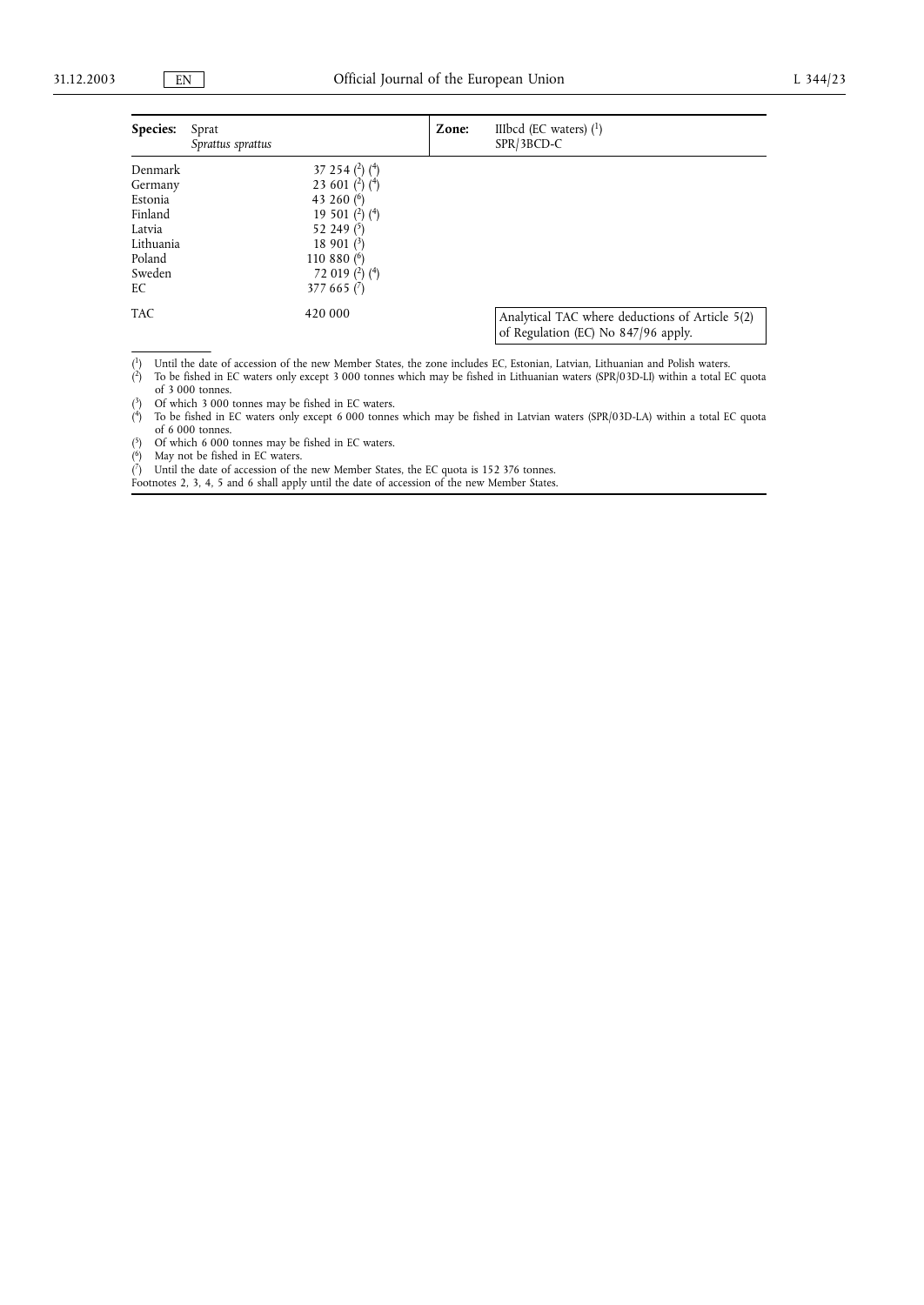| **Species:** | Sprat *Sprattus sprattus* | **Zone:** | IIIbcd (EC waters) (1) SPR/3BCD-C |
|---|---|---|---|
| Denmark | 37 254 (2) (4) | | |
| Germany | 23 601 (2) (4) | | |
| Estonia | 43 260 (6) | | |
| Finland | 19 501 (2) (4) | | |
| Latvia | 52 249 (5) | | |
| Lithuania | 18 901 (3) | | |
| Poland | 110 880 (6) | | |
| Sweden | 72 019 (2) (4) | | |
| EC | 377 665 (7) | | |
| TAC | 420 000 | | Analytical TAC where deductions of Article 5(2) of Regulation (EC) No 847/96 apply. |

(1) Until the date of accession of the new Member States, the zone includes EC, Estonian, Latvian, Lithuanian and Polish waters.

(2) To be fished in EC waters only except 3 000 tonnes which may be fished in Lithuanian waters (SPR/03D-LI) within a total EC quota of 3 000 tonnes.

(3) Of which 3 000 tonnes may be fished in EC waters.

(4) To be fished in EC waters only except 6 000 tonnes which may be fished in Latvian waters (SPR/03D-LA) within a total EC quota of 6 000 tonnes.

(5) Of which 6 000 tonnes may be fished in EC waters.

(6) May not be fished in EC waters.

(7) Until the date of accession of the new Member States, the EC quota is 152 376 tonnes.

Footnotes 2, 3, 4, 5 and 6 shall apply until the date of accession of the new Member States.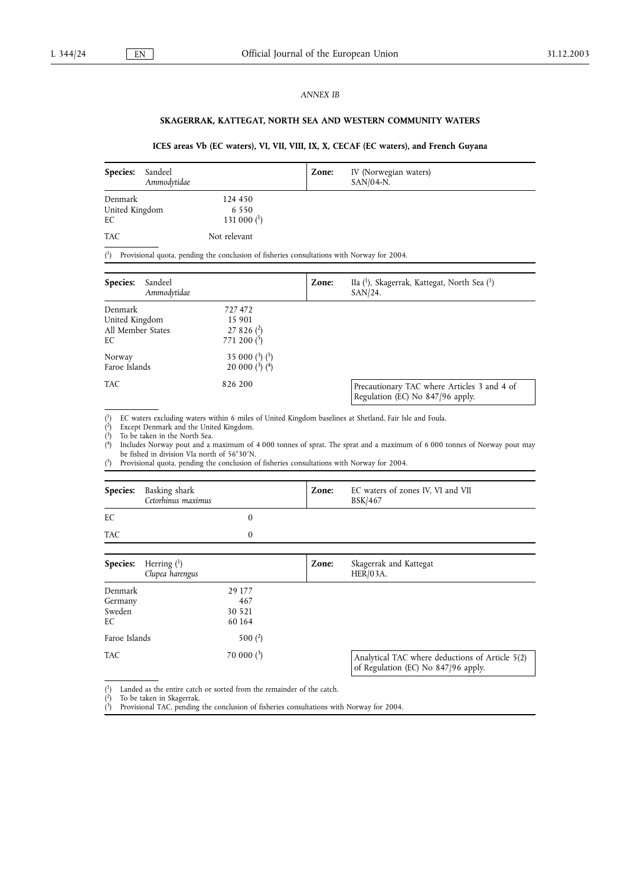*ANNEX IB*

## SKAGERRAK, KATTEGAT, NORTH SEA AND WESTERN COMMUNITY WATERS

### ICES areas Vb (EC waters), VI, VII, VIII, IX, X, CECAF (EC waters), and French Guyana

| **Species:** Sandeel *Ammodytidae* | | **Zone:** IV (Norwegian waters) SAN/04-N. |
|---|---|---|
| Denmark | 124 450 | |
| United Kingdom | 6 550 | |
| EC | 131 000 (1) | |
| TAC | Not relevant | |

(1) Provisional quota, pending the conclusion of fisheries consultations with Norway for 2004.

| **Species:** Sandeel *Ammodytidae* | | **Zone:** IIa (1), Skagerrak, Kattegat, North Sea (1) SAN/24. |
|---|---|---|
| Denmark | 727 472 | |
| United Kingdom | 15 901 | |
| All Member States | 27 826 (2) | |
| EC | 771 200 (5) | |
| Norway | 35 000 (3) (5) | |
| Faroe Islands | 20 000 (3) (4) | |
| TAC | 826 200 | Precautionary TAC where Articles 3 and 4 of Regulation (EC) No 847/96 apply. |

(1) EC waters excluding waters within 6 miles of United Kingdom baselines at Shetland, Fair Isle and Foula.
(2) Except Denmark and the United Kingdom.
(3) To be taken in the North Sea.
(4) Includes Norway pout and a maximum of 4 000 tonnes of sprat. The sprat and a maximum of 6 000 tonnes of Norway pout may be fished in division VIa north of 56°30'N.
(5) Provisional quota, pending the conclusion of fisheries consultations with Norway for 2004.

| **Species:** Basking shark *Cetorhinus maximus* | | **Zone:** EC waters of zones IV, VI and VII BSK/467 |
|---|---|---|
| EC | 0 | |
| TAC | 0 | |

| **Species:** Herring (1) *Clupea harengus* | | **Zone:** Skagerrak and Kattegat HER/03A. |
|---|---|---|
| Denmark | 29 177 | |
| Germany | 467 | |
| Sweden | 30 521 | |
| EC | 60 164 | |
| Faroe Islands | 500 (2) | |
| TAC | 70 000 (3) | Analytical TAC where deductions of Article 5(2) of Regulation (EC) No 847/96 apply. |

(1) Landed as the entire catch or sorted from the remainder of the catch.
(2) To be taken in Skagerrak.
(3) Provisional TAC, pending the conclusion of fisheries consultations with Norway for 2004.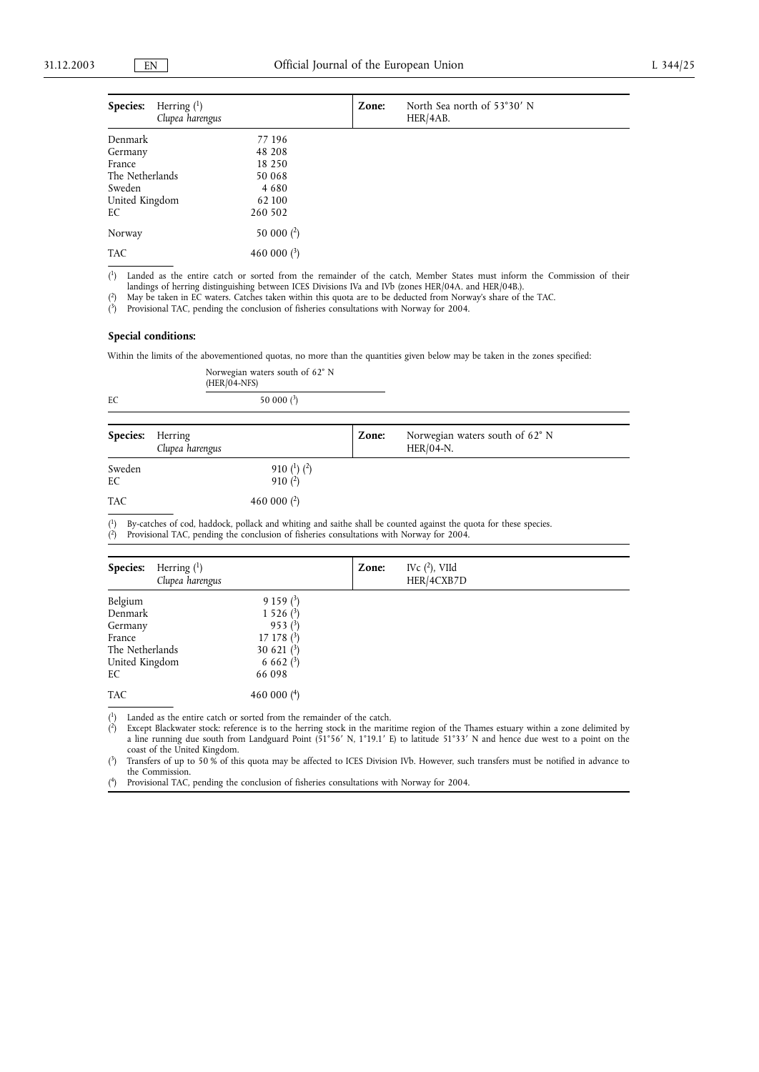| **Species:** | Herring [1] *Clupea harengus* | **Zone:** | North Sea north of 53°30′ N HER/4AB. |
|---|---|---|---|
| Denmark | 77 196 | | |
| Germany | 48 208 | | |
| France | 18 250 | | |
| The Netherlands | 50 068 | | |
| Sweden | 4 680 | | |
| United Kingdom | 62 100 | | |
| EC | 260 502 | | |
| Norway | 50 000 [2] | | |
| TAC | 460 000 [3] | | |

(1) Landed as the entire catch or sorted from the remainder of the catch, Member States must inform the Commission of their landings of herring distinguishing between ICES Divisions IVa and IVb (zones HER/04A. and HER/04B.).

(2) May be taken in EC waters. Catches taken within this quota are to be deducted from Norway's share of the TAC.

(3) Provisional TAC, pending the conclusion of fisheries consultations with Norway for 2004.

**Special conditions:**

Within the limits of the abovementioned quotas, no more than the quantities given below may be taken in the zones specified:

| | Norwegian waters south of 62° N (HER/04-NFS) |
|---|---|
| EC | 50 000 [3] |

| **Species:** | Herring *Clupea harengus* | **Zone:** | Norwegian waters south of 62° N HER/04-N. |
|---|---|---|---|
| Sweden | 910 [1] [2] | | |
| EC | 910 [2] | | |
| TAC | 460 000 [2] | | |

(1) By-catches of cod, haddock, pollack and whiting and saithe shall be counted against the quota for these species.

(2) Provisional TAC, pending the conclusion of fisheries consultations with Norway for 2004.

| **Species:** | Herring [1] *Clupea harengus* | **Zone:** | IVc [2], VIId HER/4CXB7D |
|---|---|---|---|
| Belgium | 9 159 [3] | | |
| Denmark | 1 526 [3] | | |
| Germany | 953 [3] | | |
| France | 17 178 [3] | | |
| The Netherlands | 30 621 [3] | | |
| United Kingdom | 6 662 [3] | | |
| EC | 66 098 | | |
| TAC | 460 000 [4] | | |

(1) Landed as the entire catch or sorted from the remainder of the catch.

(2) Except Blackwater stock: reference is to the herring stock in the maritime region of the Thames estuary within a zone delimited by a line running due south from Landguard Point (51°56′ N, 1°19.1′ E) to latitude 51°33′ N and hence due west to a point on the coast of the United Kingdom.

(3) Transfers of up to 50 % of this quota may be affected to ICES Division IVb. However, such transfers must be notified in advance to the Commission.

(4) Provisional TAC, pending the conclusion of fisheries consultations with Norway for 2004.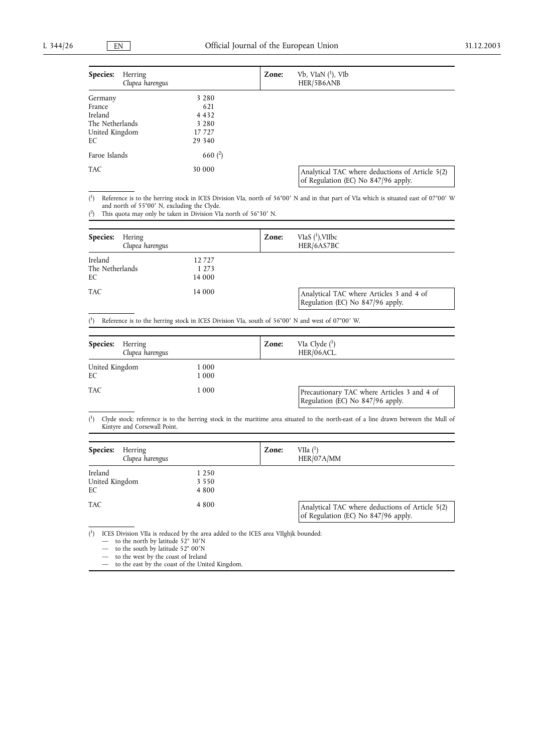| **Species:** | Herring *Clupea harengus* | **Zone:** | Vb, VIaN ([1]), VIb HER/5B6ANB |
|---|---|---|---|
| Germany | 3 280 | | |
| France | 621 | | |
| Ireland | 4 432 | | |
| The Netherlands | 3 280 | | |
| United Kingdom | 17 727 | | |
| EC | 29 340 | | |
| Faroe Islands | 660 ([2]) | | |
| TAC | 30 000 | | Analytical TAC where deductions of Article 5(2) of Regulation (EC) No 847/96 apply. |

([1]) Reference is to the herring stock in ICES Division VIa, north of 56°00′ N and in that part of VIa which is situated east of 07°00′ W and north of 55°00′ N, excluding the Clyde.

([2]) This quota may only be taken in Division VIa north of 56°30′ N.

| **Species:** | Hering *Clupea harengus* | **Zone:** | VIaS ([1]),VIIbc HER/6AS7BC |
|---|---|---|---|
| Ireland | 12 727 | | |
| The Netherlands | 1 273 | | |
| EC | 14 000 | | |
| TAC | 14 000 | | Analytical TAC where Articles 3 and 4 of Regulation (EC) No 847/96 apply. |

([1]) Reference is to the herring stock in ICES Division VIa, south of 56°00′ N and west of 07°00′ W.

| **Species:** | Herring *Clupea harengus* | **Zone:** | VIa Clyde ([1]) HER/06ACL. |
|---|---|---|---|
| United Kingdom | 1 000 | | |
| EC | 1 000 | | |
| TAC | 1 000 | | Precautionary TAC where Articles 3 and 4 of Regulation (EC) No 847/96 apply. |

([1]) Clyde stock: reference is to the herring stock in the maritime area situated to the north-east of a line drawn between the Mull of Kintyre and Corsewall Point.

| **Species:** | Herring *Clupea harengus* | **Zone:** | VIIa ([1]) HER/07A/MM |
|---|---|---|---|
| Ireland | 1 250 | | |
| United Kingdom | 3 550 | | |
| EC | 4 800 | | |
| TAC | 4 800 | | Analytical TAC where deductions of Article 5(2) of Regulation (EC) No 847/96 apply. |

([1]) ICES Division VIIa is reduced by the area added to the ICES area VIIghjk bounded:
- to the north by latitude 52° 30′N
- to the south by latitude 52° 00′N
- to the west by the coast of Ireland
- to the east by the coast of the United Kingdom.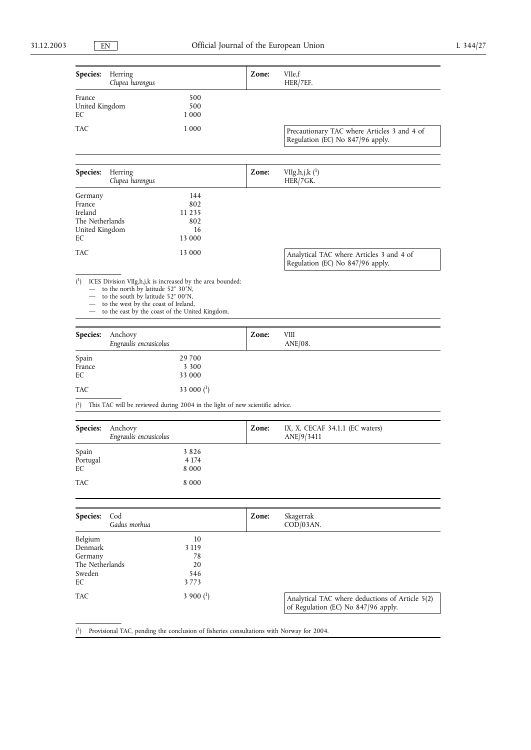| Species: | Herring *Clupea harengus* | Zone: | VIIe,f HER/7EF. |
|---|---|---|---|
| France | 500 | | |
| United Kingdom | 500 | | |
| EC | 1 000 | | |
| TAC | 1 000 | | Precautionary TAC where Articles 3 and 4 of Regulation (EC) No 847/96 apply. |

| Species: | Herring *Clupea harengus* | Zone: | VIIg,h,j,k (1) HER/7GK. |
|---|---|---|---|
| Germany | 144 | | |
| France | 802 | | |
| Ireland | 11 235 | | |
| The Netherlands | 802 | | |
| United Kingdom | 16 | | |
| EC | 13 000 | | |
| TAC | 13 000 | | Analytical TAC where Articles 3 and 4 of Regulation (EC) No 847/96 apply. |

(1) ICES Division VIIg,h,j,k is increased by the area bounded:
- to the north by latitude 52° 30′N,
- to the south by latitude 52° 00′N,
- to the west by the coast of Ireland,
- to the east by the coast of the United Kingdom.

| Species: | Anchovy *Engraulis encrasicolus* | Zone: | VIII ANE/08. |
|---|---|---|---|
| Spain | 29 700 | | |
| France | 3 300 | | |
| EC | 33 000 | | |
| TAC | 33 000 (1) | | |

(1) This TAC will be reviewed during 2004 in the light of new scientific advice.

| Species: | Anchovy *Engraulis encrasicolus* | Zone: | IX, X, CECAF 34.1.1 (EC waters) ANE/9/3411 |
|---|---|---|---|
| Spain | 3 826 | | |
| Portugal | 4 174 | | |
| EC | 8 000 | | |
| TAC | 8 000 | | |

| Species: | Cod *Gadus morhua* | Zone: | Skagerrak COD/03AN. |
|---|---|---|---|
| Belgium | 10 | | |
| Denmark | 3 119 | | |
| Germany | 78 | | |
| The Netherlands | 20 | | |
| Sweden | 546 | | |
| EC | 3 773 | | |
| TAC | 3 900 (1) | | Analytical TAC where deductions of Article 5(2) of Regulation (EC) No 847/96 apply. |

(1) Provisional TAC, pending the conclusion of fisheries consultations with Norway for 2004.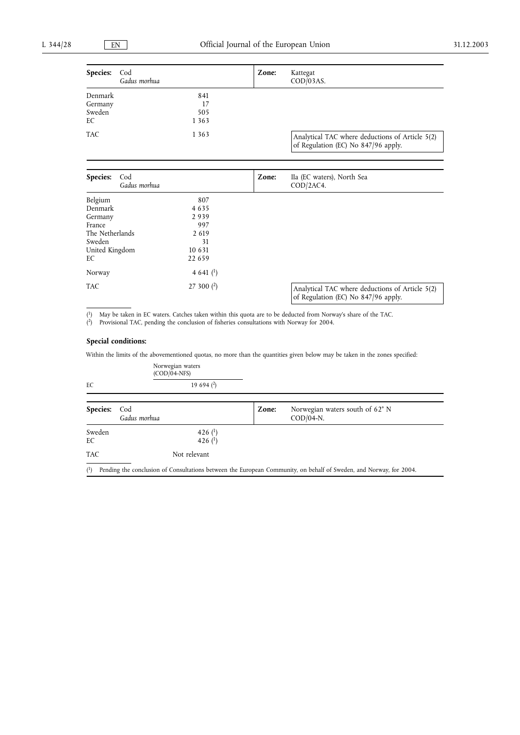| **Species:** | Cod *Gadus morhua* | **Zone:** | Kattegat COD/03AS. |
|---|---|---|---|
| Denmark | 841 | | |
| Germany | 17 | | |
| Sweden | 505 | | |
| EC | 1 363 | | |
| TAC | 1 363 | | Analytical TAC where deductions of Article 5(2) of Regulation (EC) No 847/96 apply. |

| **Species:** | Cod *Gadus morhua* | **Zone:** | IIa (EC waters), North Sea COD/2AC4. |
|---|---|---|---|
| Belgium | 807 | | |
| Denmark | 4 635 | | |
| Germany | 2 939 | | |
| France | 997 | | |
| The Netherlands | 2 619 | | |
| Sweden | 31 | | |
| United Kingdom | 10 631 | | |
| EC | 22 659 | | |
| Norway | 4 641 (1) | | |
| TAC | 27 300 (2) | | Analytical TAC where deductions of Article 5(2) of Regulation (EC) No 847/96 apply. |

(1) May be taken in EC waters. Catches taken within this quota are to be deducted from Norway's share of the TAC.
(2) Provisional TAC, pending the conclusion of fisheries consultations with Norway for 2004.

**Special conditions:**

Within the limits of the abovementioned quotas, no more than the quantities given below may be taken in the zones specified:

| | Norwegian waters (COD/04-NFS) |
|---|---|
| EC | 19 694 (2) |

| **Species:** | Cod *Gadus morhua* | **Zone:** | Norwegian waters south of 62° N COD/04-N. |
|---|---|---|---|
| Sweden | 426 (1) | | |
| EC | 426 (1) | | |
| TAC | Not relevant | | |

(1) Pending the conclusion of Consultations between the European Community, on behalf of Sweden, and Norway, for 2004.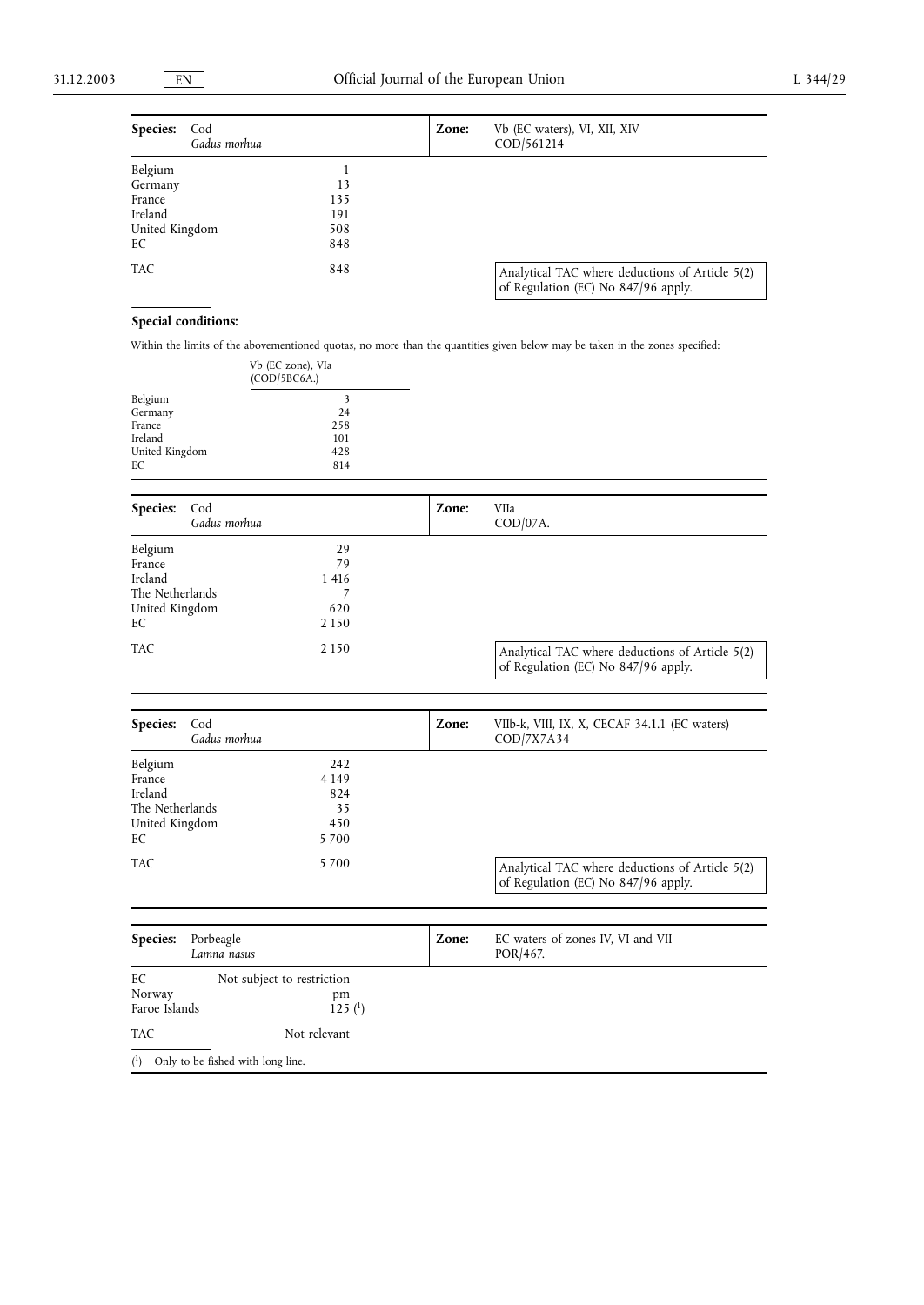| **Species:** | Cod *Gadus morhua* | **Zone:** | Vb (EC waters), VI, XII, XIV COD/561214 |
|---|---|---|---|
| Belgium | 1 | | |
| Germany | 13 | | |
| France | 135 | | |
| Ireland | 191 | | |
| United Kingdom | 508 | | |
| EC | 848 | | |
| TAC | 848 | | Analytical TAC where deductions of Article 5(2) of Regulation (EC) No 847/96 apply. |

**Special conditions:**

Within the limits of the abovementioned quotas, no more than the quantities given below may be taken in the zones specified:

| | Vb (EC zone), VIa (COD/5BC6A.) |
|---|---|
| Belgium | 3 |
| Germany | 24 |
| France | 258 |
| Ireland | 101 |
| United Kingdom | 428 |
| EC | 814 |

| **Species:** | Cod *Gadus morhua* | **Zone:** | VIIa COD/07A. |
|---|---|---|---|
| Belgium | 29 | | |
| France | 79 | | |
| Ireland | 1 416 | | |
| The Netherlands | 7 | | |
| United Kingdom | 620 | | |
| EC | 2 150 | | |
| TAC | 2 150 | | Analytical TAC where deductions of Article 5(2) of Regulation (EC) No 847/96 apply. |

| **Species:** | Cod *Gadus morhua* | **Zone:** | VIIb-k, VIII, IX, X, CECAF 34.1.1 (EC waters) COD/7X7A34 |
|---|---|---|---|
| Belgium | 242 | | |
| France | 4 149 | | |
| Ireland | 824 | | |
| The Netherlands | 35 | | |
| United Kingdom | 450 | | |
| EC | 5 700 | | |
| TAC | 5 700 | | Analytical TAC where deductions of Article 5(2) of Regulation (EC) No 847/96 apply. |

| **Species:** | Porbeagle *Lamna nasus* | **Zone:** | EC waters of zones IV, VI and VII POR/467. |
|---|---|---|---|
| EC | Not subject to restriction | | |
| Norway | pm | | |
| Faroe Islands | 125 (1) | | |
| TAC | Not relevant | | |

(1) Only to be fished with long line.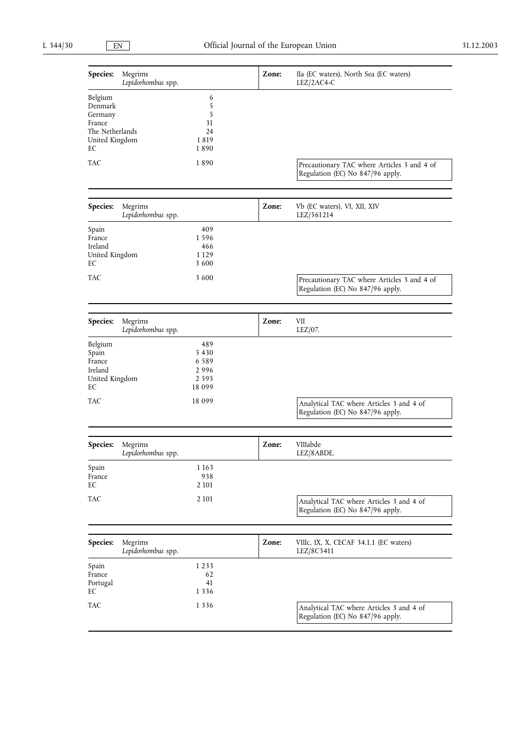| **Species:** Megrims *Lepidorhombus* spp. | | **Zone:** IIa (EC waters), North Sea (EC waters) LEZ/2AC4-C |
|---|---|---|
| Belgium | 6 | |
| Denmark | 5 | |
| Germany | 5 | |
| France | 31 | |
| The Netherlands | 24 | |
| United Kingdom | 1 819 | |
| EC | 1 890 | |
| TAC | 1 890 | Precautionary TAC where Articles 3 and 4 of Regulation (EC) No 847/96 apply. |

| **Species:** Megrims *Lepidorhombus* spp. | | **Zone:** Vb (EC waters), VI, XII, XIV LEZ/561214 |
|---|---|---|
| Spain | 409 | |
| France | 1 596 | |
| Ireland | 466 | |
| United Kingdom | 1 129 | |
| EC | 3 600 | |
| TAC | 3 600 | Precautionary TAC where Articles 3 and 4 of Regulation (EC) No 847/96 apply. |

| **Species:** Megrims *Lepidorhombus* spp. | | **Zone:** VII LEZ/07. |
|---|---|---|
| Belgium | 489 | |
| Spain | 5 430 | |
| France | 6 589 | |
| Ireland | 2 996 | |
| United Kingdom | 2 595 | |
| EC | 18 099 | |
| TAC | 18 099 | Analytical TAC where Articles 3 and 4 of Regulation (EC) No 847/96 apply. |

| **Species:** Megrims *Lepidorhombus* spp. | | **Zone:** VIIIabde LEZ/8ABDE. |
|---|---|---|
| Spain | 1 163 | |
| France | 938 | |
| EC | 2 101 | |
| TAC | 2 101 | Analytical TAC where Articles 3 and 4 of Regulation (EC) No 847/96 apply. |

| **Species:** Megrims *Lepidorhombus* spp. | | **Zone:** VIIIc, IX, X, CECAF 34.1.1 (EC waters) LEZ/8C3411 |
|---|---|---|
| Spain | 1 233 | |
| France | 62 | |
| Portugal | 41 | |
| EC | 1 336 | |
| TAC | 1 336 | Analytical TAC where Articles 3 and 4 of Regulation (EC) No 847/96 apply. |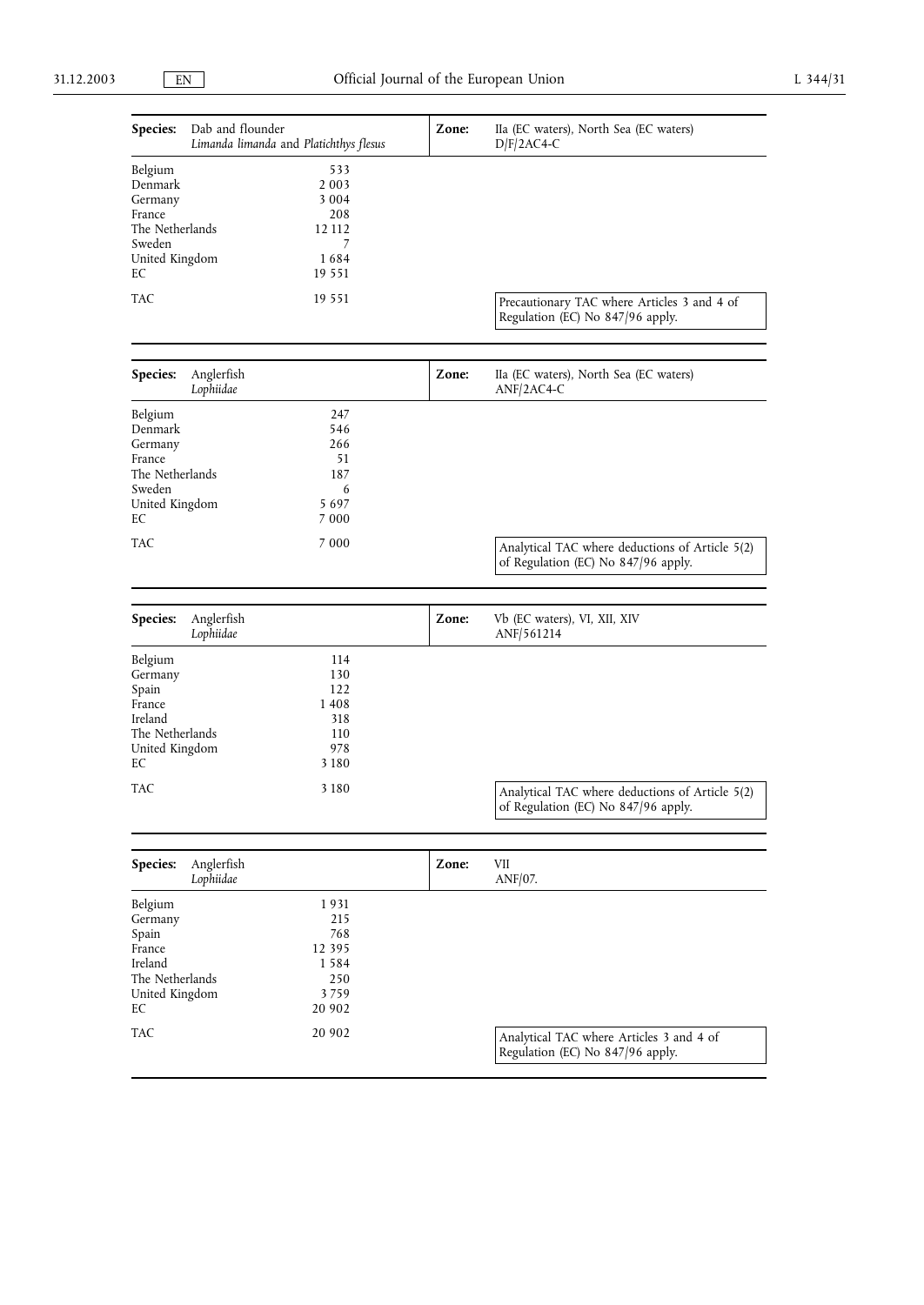| **Species:** | Dab and flounder *Limanda limanda* and *Platichthys flesus* | **Zone:** | IIa (EC waters), North Sea (EC waters) D/F/2AC4-C |
|---|---|---|---|
| Belgium | 533 | | |
| Denmark | 2 003 | | |
| Germany | 3 004 | | |
| France | 208 | | |
| The Netherlands | 12 112 | | |
| Sweden | 7 | | |
| United Kingdom | 1 684 | | |
| EC | 19 551 | | |
| TAC | 19 551 | | Precautionary TAC where Articles 3 and 4 of Regulation (EC) No 847/96 apply. |

| **Species:** | Anglerfish *Lophiidae* | **Zone:** | IIa (EC waters), North Sea (EC waters) ANF/2AC4-C |
|---|---|---|---|
| Belgium | 247 | | |
| Denmark | 546 | | |
| Germany | 266 | | |
| France | 51 | | |
| The Netherlands | 187 | | |
| Sweden | 6 | | |
| United Kingdom | 5 697 | | |
| EC | 7 000 | | |
| TAC | 7 000 | | Analytical TAC where deductions of Article 5(2) of Regulation (EC) No 847/96 apply. |

| **Species:** | Anglerfish *Lophiidae* | **Zone:** | Vb (EC waters), VI, XII, XIV ANF/561214 |
|---|---|---|---|
| Belgium | 114 | | |
| Germany | 130 | | |
| Spain | 122 | | |
| France | 1 408 | | |
| Ireland | 318 | | |
| The Netherlands | 110 | | |
| United Kingdom | 978 | | |
| EC | 3 180 | | |
| TAC | 3 180 | | Analytical TAC where deductions of Article 5(2) of Regulation (EC) No 847/96 apply. |

| **Species:** | Anglerfish *Lophiidae* | **Zone:** | VII ANF/07. |
|---|---|---|---|
| Belgium | 1 931 | | |
| Germany | 215 | | |
| Spain | 768 | | |
| France | 12 395 | | |
| Ireland | 1 584 | | |
| The Netherlands | 250 | | |
| United Kingdom | 3 759 | | |
| EC | 20 902 | | |
| TAC | 20 902 | | Analytical TAC where Articles 3 and 4 of Regulation (EC) No 847/96 apply. |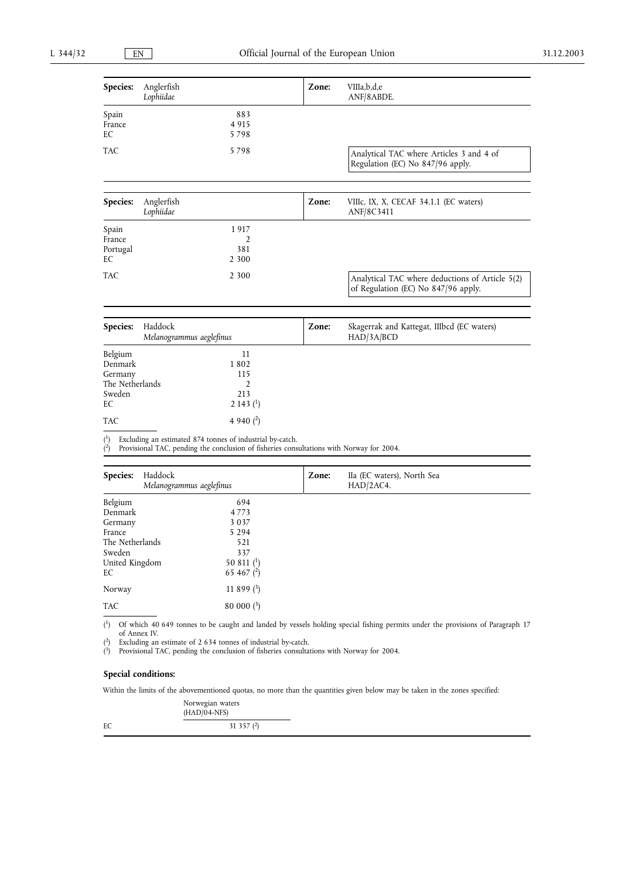| Species: | Anglerfish *Lophiidae* | Zone: | VIIIa,b,d,e ANF/8ABDE. |
|---|---|---|---|
| Spain | 883 | | |
| France | 4 915 | | |
| EC | 5 798 | | |
| TAC | 5 798 | | Analytical TAC where Articles 3 and 4 of Regulation (EC) No 847/96 apply. |

| Species: | Anglerfish *Lophiidae* | Zone: | VIIIc, IX, X, CECAF 34.1.1 (EC waters) ANF/8C3411 |
|---|---|---|---|
| Spain | 1 917 | | |
| France | 2 | | |
| Portugal | 381 | | |
| EC | 2 300 | | |
| TAC | 2 300 | | Analytical TAC where deductions of Article 5(2) of Regulation (EC) No 847/96 apply. |

| Species: | Haddock *Melanogrammus aeglefinus* | Zone: | Skagerrak and Kattegat, IIIbcd (EC waters) HAD/3A/BCD |
|---|---|---|---|
| Belgium | 11 | | |
| Denmark | 1 802 | | |
| Germany | 115 | | |
| The Netherlands | 2 | | |
| Sweden | 213 | | |
| EC | 2 143 (1) | | |
| TAC | 4 940 (2) | | |

(1) Excluding an estimated 874 tonnes of industrial by-catch.
(2) Provisional TAC, pending the conclusion of fisheries consultations with Norway for 2004.

| Species: | Haddock *Melanogrammus aeglefinus* | Zone: | IIa (EC waters), North Sea HAD/2AC4. |
|---|---|---|---|
| Belgium | 694 | | |
| Denmark | 4 773 | | |
| Germany | 3 037 | | |
| France | 5 294 | | |
| The Netherlands | 521 | | |
| Sweden | 337 | | |
| United Kingdom | 50 811 (1) | | |
| EC | 65 467 (2) | | |
| Norway | 11 899 (3) | | |
| TAC | 80 000 (3) | | |

(1) Of which 40 649 tonnes to be caught and landed by vessels holding special fishing permits under the provisions of Paragraph 17 of Annex IV.
(2) Excluding an estimate of 2 634 tonnes of industrial by-catch.
(3) Provisional TAC, pending the conclusion of fisheries consultations with Norway for 2004.

**Special conditions:**

Within the limits of the abovementioned quotas, no more than the quantities given below may be taken in the zones specified:

| | Norwegian waters (HAD/04-NFS) |
|---|---|
| EC | 31 357 (2) |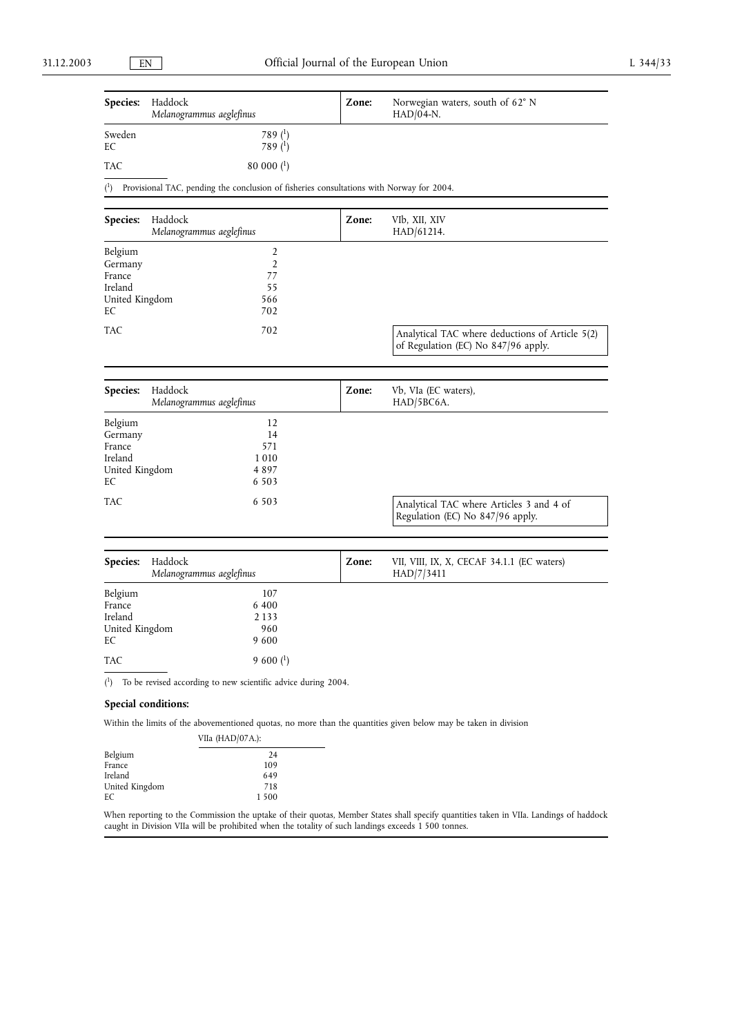| **Species:** | Haddock *Melanogrammus aeglefinus* | **Zone:** | Norwegian waters, south of 62° N HAD/04-N. |
|---|---|---|---|
| Sweden | 789 (1) | | |
| EC | 789 (1) | | |
| TAC | 80 000 (1) | | |

(1) Provisional TAC, pending the conclusion of fisheries consultations with Norway for 2004.

| **Species:** | Haddock *Melanogrammus aeglefinus* | **Zone:** | VIb, XII, XIV HAD/61214. |
|---|---|---|---|
| Belgium | 2 | | |
| Germany | 2 | | |
| France | 77 | | |
| Ireland | 55 | | |
| United Kingdom | 566 | | |
| EC | 702 | | |
| TAC | 702 | | Analytical TAC where deductions of Article 5(2) of Regulation (EC) No 847/96 apply. |

| **Species:** | Haddock *Melanogrammus aeglefinus* | **Zone:** | Vb, VIa (EC waters), HAD/5BC6A. |
|---|---|---|---|
| Belgium | 12 | | |
| Germany | 14 | | |
| France | 571 | | |
| Ireland | 1 010 | | |
| United Kingdom | 4 897 | | |
| EC | 6 503 | | |
| TAC | 6 503 | | Analytical TAC where Articles 3 and 4 of Regulation (EC) No 847/96 apply. |

| **Species:** | Haddock *Melanogrammus aeglefinus* | **Zone:** | VII, VIII, IX, X, CECAF 34.1.1 (EC waters) HAD/7/3411 |
|---|---|---|---|
| Belgium | 107 | | |
| France | 6 400 | | |
| Ireland | 2 133 | | |
| United Kingdom | 960 | | |
| EC | 9 600 | | |
| TAC | 9 600 (1) | | |

(1) To be revised according to new scientific advice during 2004.

**Special conditions:**

Within the limits of the abovementioned quotas, no more than the quantities given below may be taken in division

| | VIIa (HAD/07A.): |
|---|---|
| Belgium | 24 |
| France | 109 |
| Ireland | 649 |
| United Kingdom | 718 |
| EC | 1 500 |

When reporting to the Commission the uptake of their quotas, Member States shall specify quantities taken in VIIa. Landings of haddock caught in Division VIIa will be prohibited when the totality of such landings exceeds 1 500 tonnes.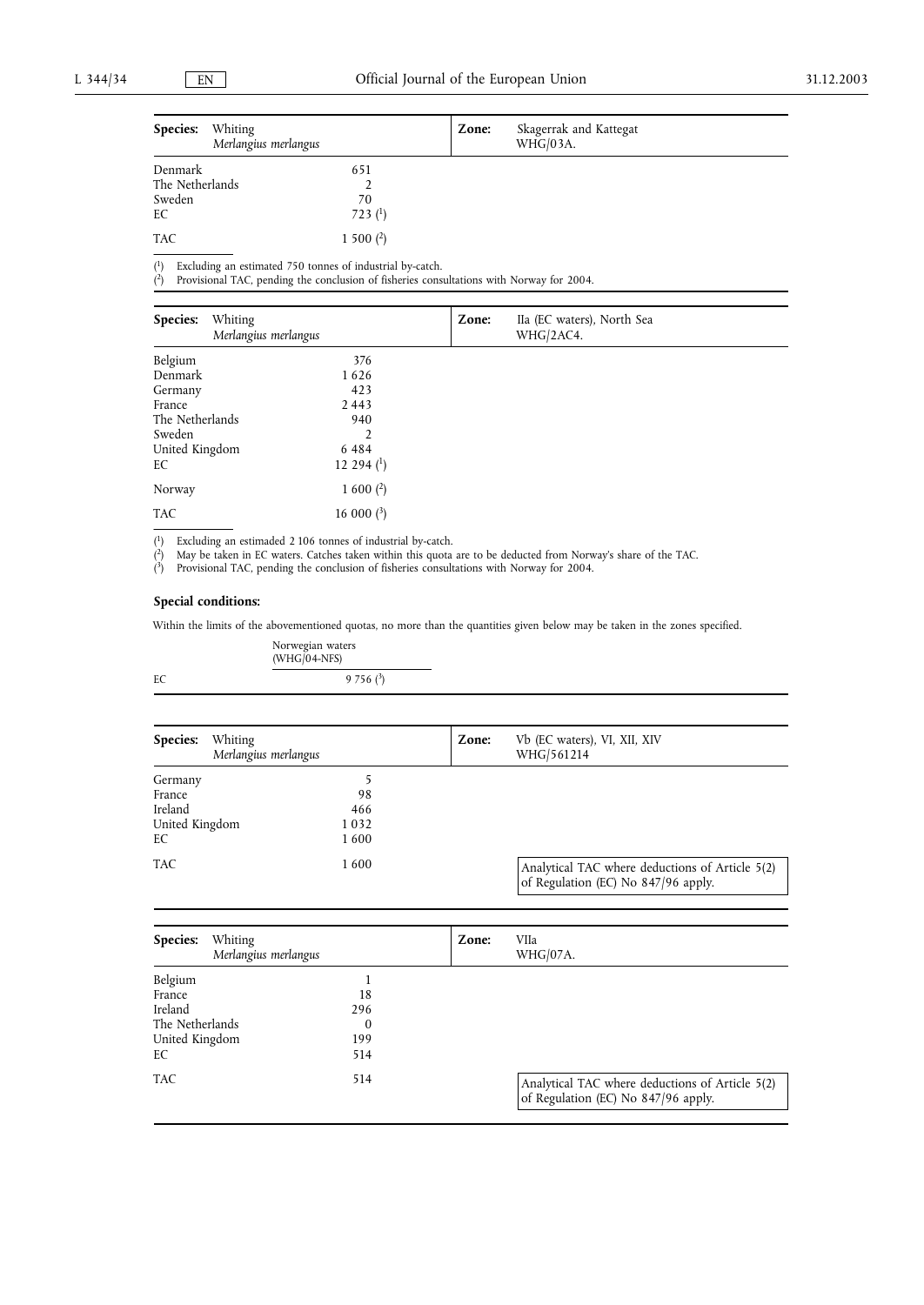| **Species:** Whiting *Merlangius merlangus* | | **Zone:** Skagerrak and Kattegat WHG/03A. |
|---|---|---|
| Denmark | 651 | |
| The Netherlands | 2 | |
| Sweden | 70 | |
| EC | 723 (1) | |
| TAC | 1 500 (2) | |

(1) Excluding an estimated 750 tonnes of industrial by-catch.
(2) Provisional TAC, pending the conclusion of fisheries consultations with Norway for 2004.

| **Species:** Whiting *Merlangius merlangus* | | **Zone:** IIa (EC waters), North Sea WHG/2AC4. |
|---|---|---|
| Belgium | 376 | |
| Denmark | 1 626 | |
| Germany | 423 | |
| France | 2 443 | |
| The Netherlands | 940 | |
| Sweden | 2 | |
| United Kingdom | 6 484 | |
| EC | 12 294 (1) | |
| Norway | 1 600 (2) | |
| TAC | 16 000 (3) | |

(1) Excluding an estimaded 2 106 tonnes of industrial by-catch.
(2) May be taken in EC waters. Catches taken within this quota are to be deducted from Norway's share of the TAC.
(3) Provisional TAC, pending the conclusion of fisheries consultations with Norway for 2004.

**Special conditions:**

Within the limits of the abovementioned quotas, no more than the quantities given below may be taken in the zones specified.

| | Norwegian waters (WHG/04-NFS) |
|---|---|
| EC | 9 756 (3) |

| **Species:** Whiting *Merlangius merlangus* | | **Zone:** Vb (EC waters), VI, XII, XIV WHG/561214 |
|---|---|---|
| Germany | 5 | |
| France | 98 | |
| Ireland | 466 | |
| United Kingdom | 1 032 | |
| EC | 1 600 | |
| TAC | 1 600 | Analytical TAC where deductions of Article 5(2) of Regulation (EC) No 847/96 apply. |

| **Species:** Whiting *Merlangius merlangus* | | **Zone:** VIIa WHG/07A. |
|---|---|---|
| Belgium | 1 | |
| France | 18 | |
| Ireland | 296 | |
| The Netherlands | 0 | |
| United Kingdom | 199 | |
| EC | 514 | |
| TAC | 514 | Analytical TAC where deductions of Article 5(2) of Regulation (EC) No 847/96 apply. |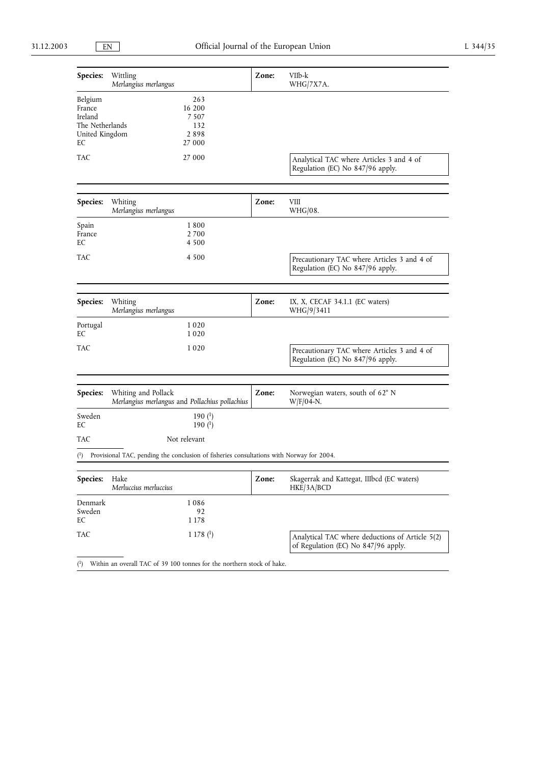| **Species:** | Wittling *Merlangius merlangus* | **Zone:** | VIIb-k WHG/7X7A. |
|---|---|---|---|
| Belgium | 263 | | |
| France | 16 200 | | |
| Ireland | 7 507 | | |
| The Netherlands | 132 | | |
| United Kingdom | 2 898 | | |
| EC | 27 000 | | |
| TAC | 27 000 | | Analytical TAC where Articles 3 and 4 of Regulation (EC) No 847/96 apply. |

| **Species:** | Whiting *Merlangius merlangus* | **Zone:** | VIII WHG/08. |
|---|---|---|---|
| Spain | 1 800 | | |
| France | 2 700 | | |
| EC | 4 500 | | |
| TAC | 4 500 | | Precautionary TAC where Articles 3 and 4 of Regulation (EC) No 847/96 apply. |

| **Species:** | Whiting *Merlangius merlangus* | **Zone:** | IX, X, CECAF 34.1.1 (EC waters) WHG/9/3411 |
|---|---|---|---|
| Portugal | 1 020 | | |
| EC | 1 020 | | |
| TAC | 1 020 | | Precautionary TAC where Articles 3 and 4 of Regulation (EC) No 847/96 apply. |

| **Species:** | Whiting and Pollack *Merlangius merlangus* and *Pollachius pollachius* | **Zone:** | Norwegian waters, south of 62° N W/F/04-N. |
|---|---|---|---|
| Sweden | 190 [1] | | |
| EC | 190 [1] | | |
| TAC | Not relevant | | |

[1] Provisional TAC, pending the conclusion of fisheries consultations with Norway for 2004.

| **Species:** | Hake *Merluccius merluccius* | **Zone:** | Skagerrak and Kattegat, IIIbcd (EC waters) HKE/3A/BCD |
|---|---|---|---|
| Denmark | 1 086 | | |
| Sweden | 92 | | |
| EC | 1 178 | | |
| TAC | 1 178 [1] | | Analytical TAC where deductions of Article 5(2) of Regulation (EC) No 847/96 apply. |

[1] Within an overall TAC of 39 100 tonnes for the northern stock of hake.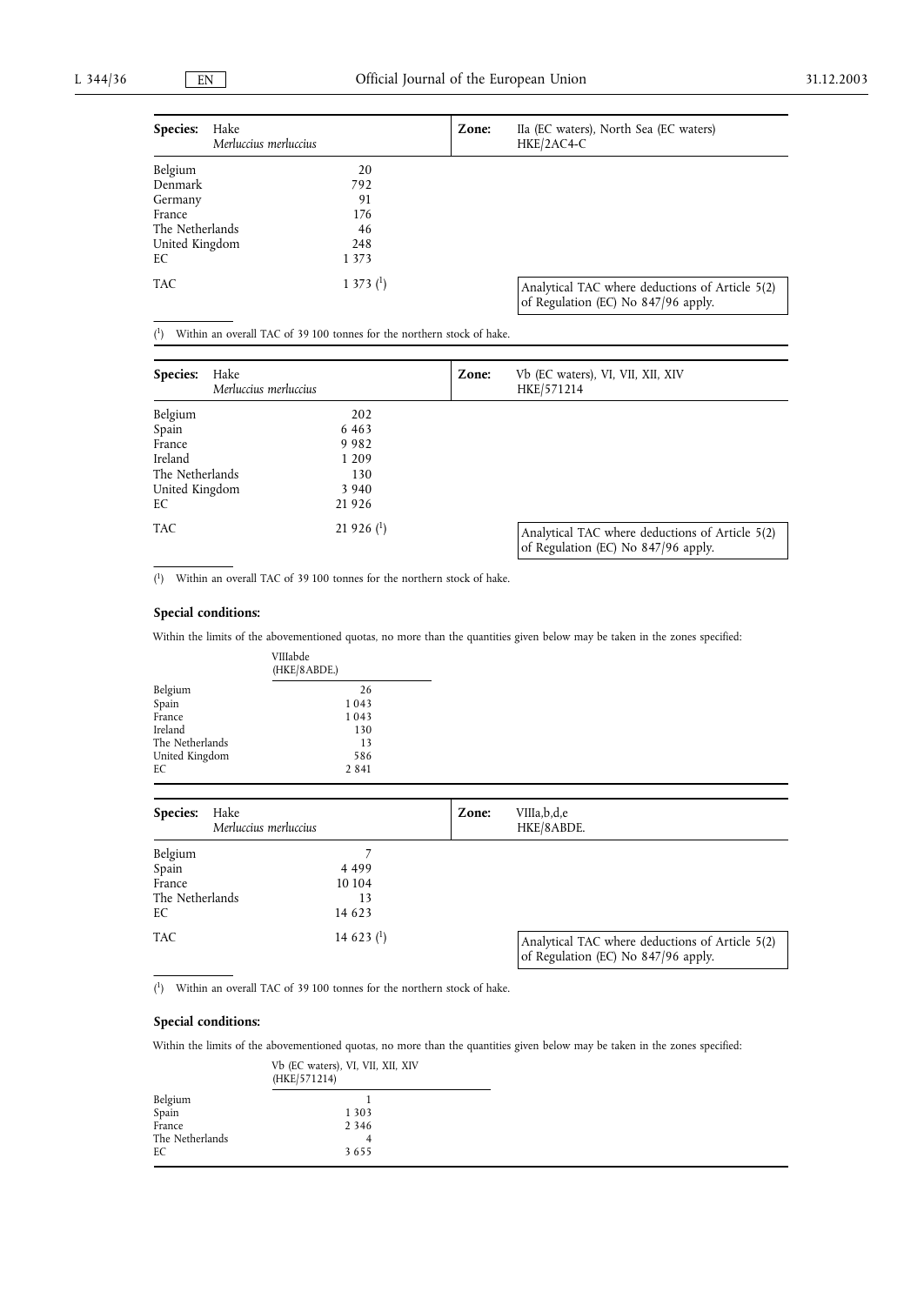| **Species:** Hake *Merluccius merluccius* | | **Zone:** IIa (EC waters), North Sea (EC waters) HKE/2AC4-C |
|---|---|---|
| Belgium | 20 | |
| Denmark | 792 | |
| Germany | 91 | |
| France | 176 | |
| The Netherlands | 46 | |
| United Kingdom | 248 | |
| EC | 1 373 | |
| TAC | 1 373 [1] | Analytical TAC where deductions of Article 5(2) of Regulation (EC) No 847/96 apply. |

[1] Within an overall TAC of 39 100 tonnes for the northern stock of hake.

| **Species:** Hake *Merluccius merluccius* | | **Zone:** Vb (EC waters), VI, VII, XII, XIV HKE/571214 |
|---|---|---|
| Belgium | 202 | |
| Spain | 6 463 | |
| France | 9 982 | |
| Ireland | 1 209 | |
| The Netherlands | 130 | |
| United Kingdom | 3 940 | |
| EC | 21 926 | |
| TAC | 21 926 [1] | Analytical TAC where deductions of Article 5(2) of Regulation (EC) No 847/96 apply. |

[1] Within an overall TAC of 39 100 tonnes for the northern stock of hake.

**Special conditions:**

Within the limits of the abovementioned quotas, no more than the quantities given below may be taken in the zones specified:

| | VIIIabde (HKE/8ABDE.) |
|---|---|
| Belgium | 26 |
| Spain | 1 043 |
| France | 1 043 |
| Ireland | 130 |
| The Netherlands | 13 |
| United Kingdom | 586 |
| EC | 2 841 |

| **Species:** Hake *Merluccius merluccius* | | **Zone:** VIIIa,b,d,e HKE/8ABDE. |
|---|---|---|
| Belgium | 7 | |
| Spain | 4 499 | |
| France | 10 104 | |
| The Netherlands | 13 | |
| EC | 14 623 | |
| TAC | 14 623 [1] | Analytical TAC where deductions of Article 5(2) of Regulation (EC) No 847/96 apply. |

[1] Within an overall TAC of 39 100 tonnes for the northern stock of hake.

**Special conditions:**

Within the limits of the abovementioned quotas, no more than the quantities given below may be taken in the zones specified:

| | Vb (EC waters), VI, VII, XII, XIV (HKE/571214) |
|---|---|
| Belgium | 1 |
| Spain | 1 303 |
| France | 2 346 |
| The Netherlands | 4 |
| EC | 3 655 |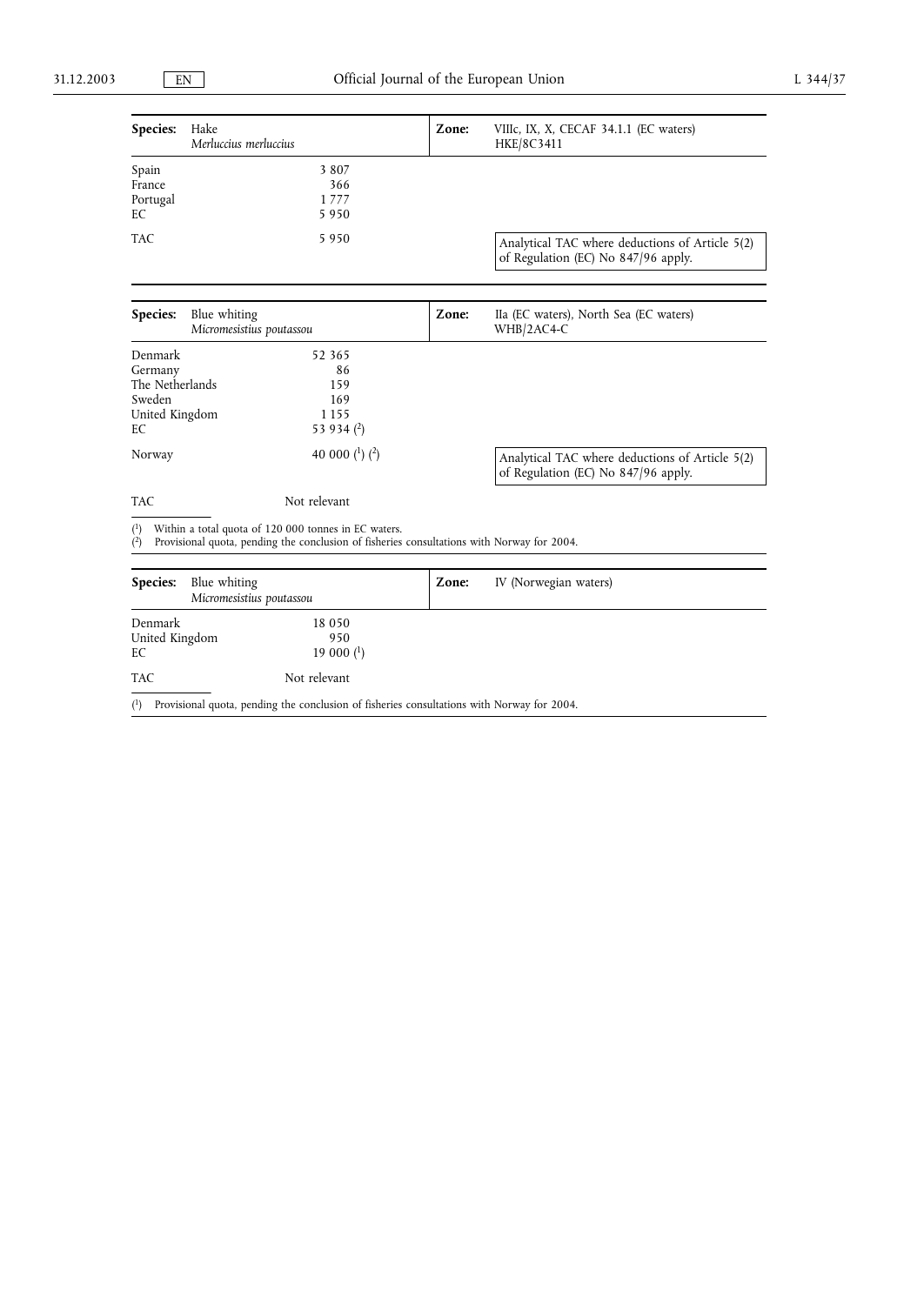| **Species:** | Hake *Merluccius merluccius* | **Zone:** | VIIIc, IX, X, CECAF 34.1.1 (EC waters) HKE/8C3411 |
|---|---|---|---|
| Spain | 3 807 | | |
| France | 366 | | |
| Portugal | 1 777 | | |
| EC | 5 950 | | |
| TAC | 5 950 | | Analytical TAC where deductions of Article 5(2) of Regulation (EC) No 847/96 apply. |

| **Species:** | Blue whiting *Micromesistius poutassou* | **Zone:** | IIa (EC waters), North Sea (EC waters) WHB/2AC4-C |
|---|---|---|---|
| Denmark | 52 365 | | |
| Germany | 86 | | |
| The Netherlands | 159 | | |
| Sweden | 169 | | |
| United Kingdom | 1 155 | | |
| EC | 53 934 (2) | | |
| Norway | 40 000 (1) (2) | | Analytical TAC where deductions of Article 5(2) of Regulation (EC) No 847/96 apply. |
| TAC | Not relevant | | |

(1) Within a total quota of 120 000 tonnes in EC waters.
(2) Provisional quota, pending the conclusion of fisheries consultations with Norway for 2004.

| **Species:** | Blue whiting *Micromesistius poutassou* | **Zone:** | IV (Norwegian waters) |
|---|---|---|---|
| Denmark | 18 050 | | |
| United Kingdom | 950 | | |
| EC | 19 000 (1) | | |
| TAC | Not relevant | | |

(1) Provisional quota, pending the conclusion of fisheries consultations with Norway for 2004.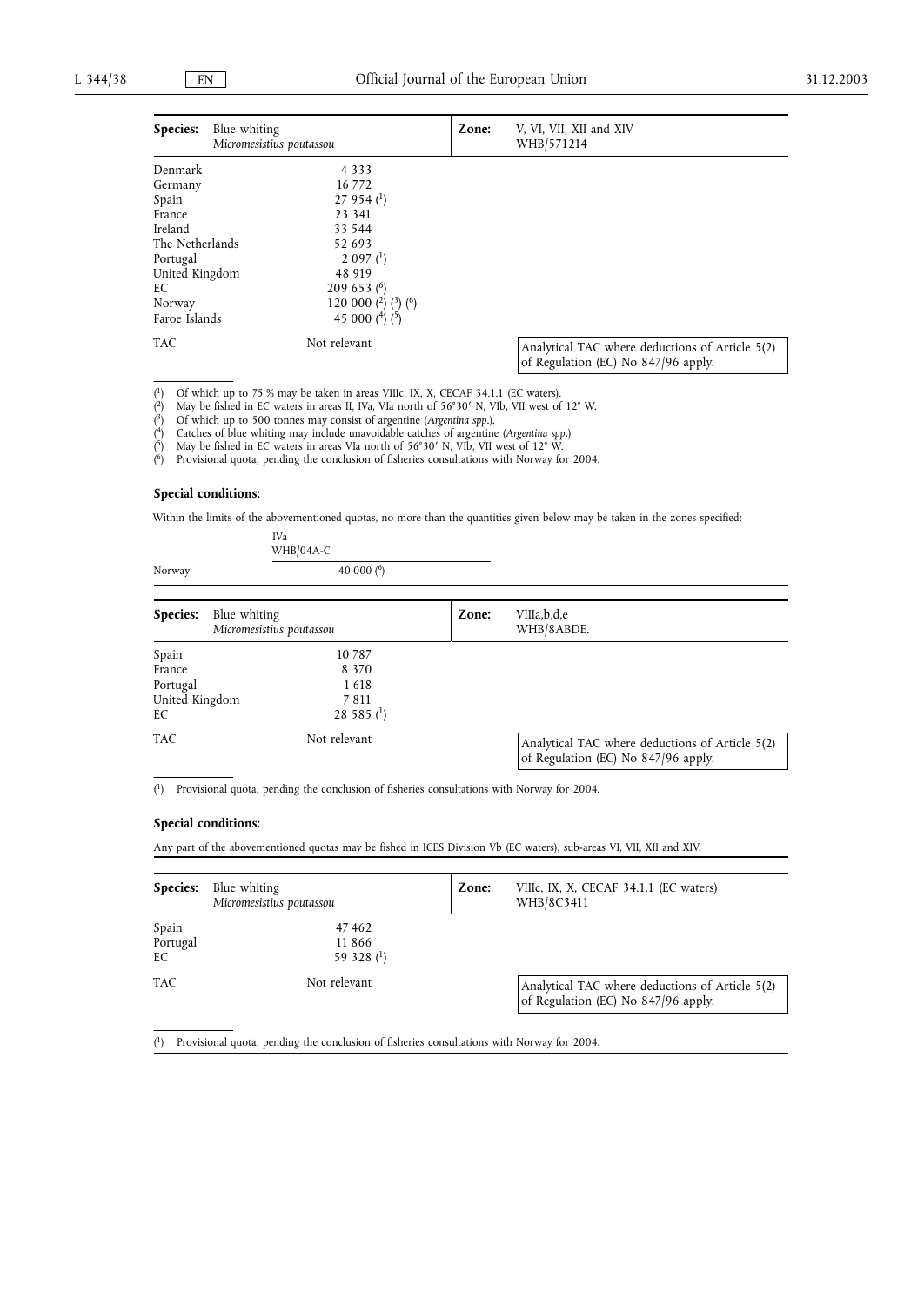| **Species:** Blue whiting *Micromesistius poutassou* | | **Zone:** V, VI, VII, XII and XIV WHB/571214 |
|---|---|---|
| Denmark | 4 333 | |
| Germany | 16 772 | |
| Spain | 27 954 (1) | |
| France | 23 341 | |
| Ireland | 33 544 | |
| The Netherlands | 52 693 | |
| Portugal | 2 097 (1) | |
| United Kingdom | 48 919 | |
| EC | 209 653 (6) | |
| Norway | 120 000 (2) (3) (6) | |
| Faroe Islands | 45 000 (4) (5) | |
| TAC | Not relevant | Analytical TAC where deductions of Article 5(2) of Regulation (EC) No 847/96 apply. |

(1) Of which up to 75 % may be taken in areas VIIIc, IX, X, CECAF 34.1.1 (EC waters).
(2) May be fished in EC waters in areas II, IVa, VIa north of 56°30′ N, VIb, VII west of 12° W.
(3) Of which up to 500 tonnes may consist of argentine (*Argentina spp.*).
(4) Catches of blue whiting may include unavoidable catches of argentine (*Argentina spp.*)
(5) May be fished in EC waters in areas VIa north of 56°30′ N, VIb, VII west of 12° W.
(6) Provisional quota, pending the conclusion of fisheries consultations with Norway for 2004.

**Special conditions:**

Within the limits of the abovementioned quotas, no more than the quantities given below may be taken in the zones specified:

| | IVa WHB/04A-C |
|---|---|
| Norway | 40 000 (6) |

| **Species:** Blue whiting *Micromesistius poutassou* | | **Zone:** VIIIa,b,d,e WHB/8ABDE. |
|---|---|---|
| Spain | 10 787 | |
| France | 8 370 | |
| Portugal | 1 618 | |
| United Kingdom | 7 811 | |
| EC | 28 585 (1) | |
| TAC | Not relevant | Analytical TAC where deductions of Article 5(2) of Regulation (EC) No 847/96 apply. |

(1) Provisional quota, pending the conclusion of fisheries consultations with Norway for 2004.

**Special conditions:**

Any part of the abovementioned quotas may be fished in ICES Division Vb (EC waters), sub-areas VI, VII, XII and XIV.

| **Species:** Blue whiting *Micromesistius poutassou* | | **Zone:** VIIIc, IX, X, CECAF 34.1.1 (EC waters) WHB/8C3411 |
|---|---|---|
| Spain | 47 462 | |
| Portugal | 11 866 | |
| EC | 59 328 (1) | |
| TAC | Not relevant | Analytical TAC where deductions of Article 5(2) of Regulation (EC) No 847/96 apply. |

(1) Provisional quota, pending the conclusion of fisheries consultations with Norway for 2004.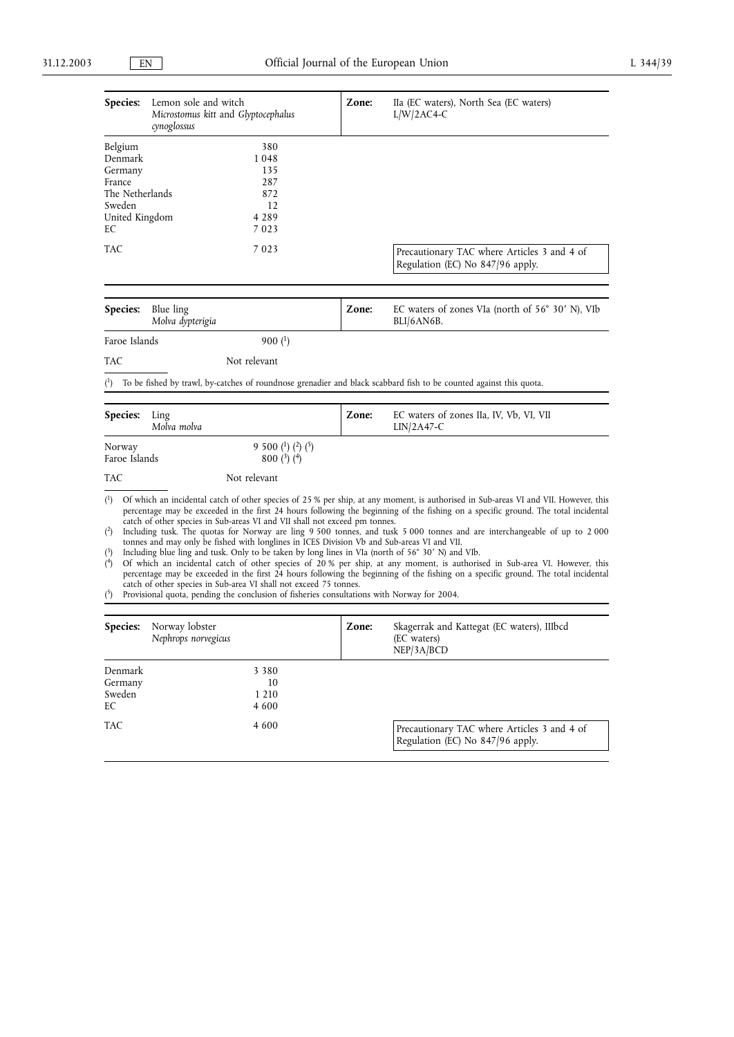| **Species:** | Lemon sole and witch *Microstomus kitt* and *Glyptocephalus cynoglossus* | **Zone:** | IIa (EC waters), North Sea (EC waters) L/W/2AC4-C |
|---|---|---|---|
| Belgium | 380 | | |
| Denmark | 1 048 | | |
| Germany | 135 | | |
| France | 287 | | |
| The Netherlands | 872 | | |
| Sweden | 12 | | |
| United Kingdom | 4 289 | | |
| EC | 7 023 | | |
| TAC | 7 023 | | Precautionary TAC where Articles 3 and 4 of Regulation (EC) No 847/96 apply. |

| **Species:** | Blue ling *Molva dypterigia* | **Zone:** | EC waters of zones VIa (north of 56° 30′ N), VIb BLI/6AN6B. |
|---|---|---|---|
| Faroe Islands | 900 (1) | | |
| TAC | Not relevant | | |

(1) To be fished by trawl, by-catches of roundnose grenadier and black scabbard fish to be counted against this quota.

| **Species:** | Ling *Molva molva* | **Zone:** | EC waters of zones IIa, IV, Vb, VI, VII LIN/2A47-C |
|---|---|---|---|
| Norway | 9 500 (1) (2) (5) | | |
| Faroe Islands | 800 (3) (4) | | |
| TAC | Not relevant | | |

(1) Of which an incidental catch of other species of 25 % per ship, at any moment, is authorised in Sub-areas VI and VII. However, this percentage may be exceeded in the first 24 hours following the beginning of the fishing on a specific ground. The total incidental catch of other species in Sub-areas VI and VII shall not exceed pm tonnes.

(2) Including tusk. The quotas for Norway are ling 9 500 tonnes, and tusk 5 000 tonnes and are interchangeable of up to 2 000 tonnes and may only be fished with longlines in ICES Division Vb and Sub-areas VI and VII.

(3) Including blue ling and tusk. Only to be taken by long lines in VIa (north of 56° 30′ N) and VIb.

(4) Of which an incidental catch of other species of 20 % per ship, at any moment, is authorised in Sub-area VI. However, this percentage may be exceeded in the first 24 hours following the beginning of the fishing on a specific ground. The total incidental catch of other species in Sub-area VI shall not exceed 75 tonnes.

(5) Provisional quota, pending the conclusion of fisheries consultations with Norway for 2004.

| **Species:** | Norway lobster *Nephrops norvegicus* | **Zone:** | Skagerrak and Kattegat (EC waters), IIIbcd (EC waters) NEP/3A/BCD |
|---|---|---|---|
| Denmark | 3 380 | | |
| Germany | 10 | | |
| Sweden | 1 210 | | |
| EC | 4 600 | | |
| TAC | 4 600 | | Precautionary TAC where Articles 3 and 4 of Regulation (EC) No 847/96 apply. |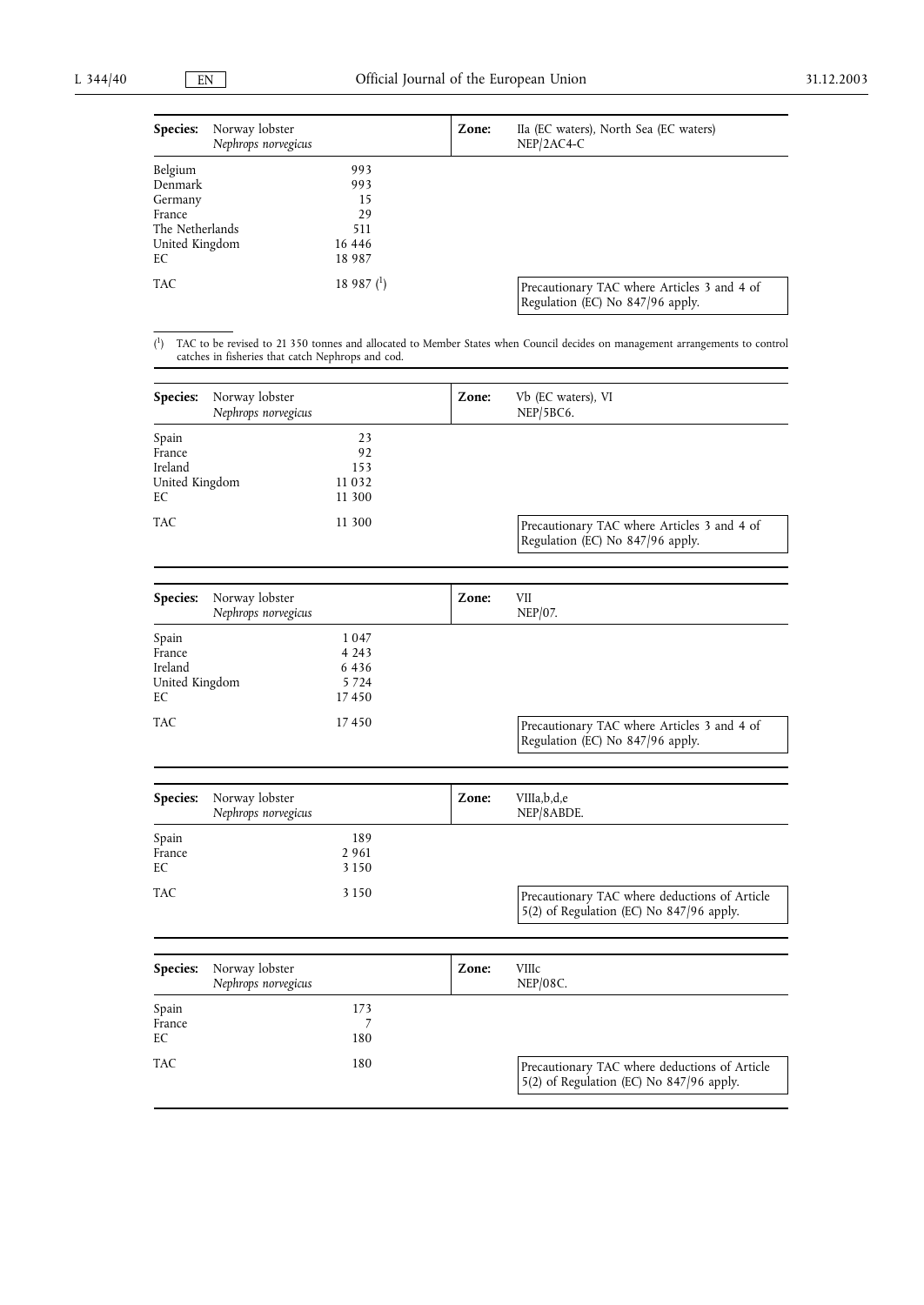| **Species:** | Norway lobster *Nephrops norvegicus* | **Zone:** | IIa (EC waters), North Sea (EC waters) NEP/2AC4-C |
|---|---|---|---|
| Belgium | 993 | | |
| Denmark | 993 | | |
| Germany | 15 | | |
| France | 29 | | |
| The Netherlands | 511 | | |
| United Kingdom | 16 446 | | |
| EC | 18 987 | | |
| TAC | 18 987 (1) | | Precautionary TAC where Articles 3 and 4 of Regulation (EC) No 847/96 apply. |

(1) TAC to be revised to 21 350 tonnes and allocated to Member States when Council decides on management arrangements to control catches in fisheries that catch Nephrops and cod.

| **Species:** | Norway lobster *Nephrops norvegicus* | **Zone:** | Vb (EC waters), VI NEP/5BC6. |
|---|---|---|---|
| Spain | 23 | | |
| France | 92 | | |
| Ireland | 153 | | |
| United Kingdom | 11 032 | | |
| EC | 11 300 | | |
| TAC | 11 300 | | Precautionary TAC where Articles 3 and 4 of Regulation (EC) No 847/96 apply. |

| **Species:** | Norway lobster *Nephrops norvegicus* | **Zone:** | VII NEP/07. |
|---|---|---|---|
| Spain | 1 047 | | |
| France | 4 243 | | |
| Ireland | 6 436 | | |
| United Kingdom | 5 724 | | |
| EC | 17 450 | | |
| TAC | 17 450 | | Precautionary TAC where Articles 3 and 4 of Regulation (EC) No 847/96 apply. |

| **Species:** | Norway lobster *Nephrops norvegicus* | **Zone:** | VIIIa,b,d,e NEP/8ABDE. |
|---|---|---|---|
| Spain | 189 | | |
| France | 2 961 | | |
| EC | 3 150 | | |
| TAC | 3 150 | | Precautionary TAC where deductions of Article 5(2) of Regulation (EC) No 847/96 apply. |

| **Species:** | Norway lobster *Nephrops norvegicus* | **Zone:** | VIIIc NEP/08C. |
|---|---|---|---|
| Spain | 173 | | |
| France | 7 | | |
| EC | 180 | | |
| TAC | 180 | | Precautionary TAC where deductions of Article 5(2) of Regulation (EC) No 847/96 apply. |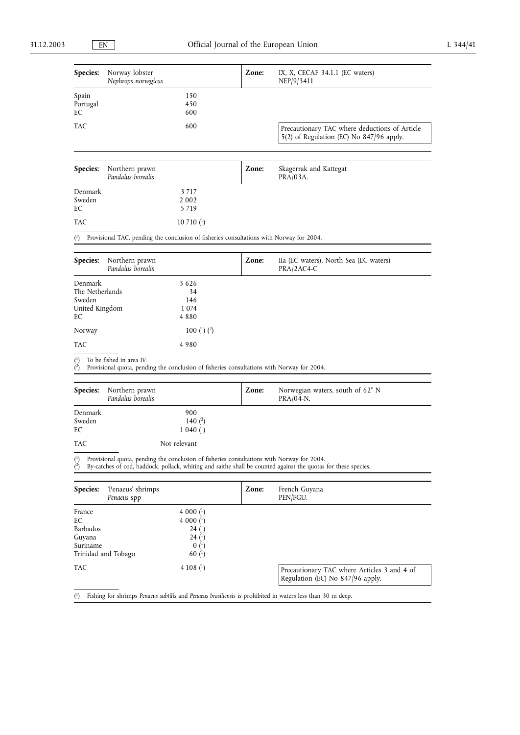| Species: | Norway lobster *Nephrops norvegicus* | Zone: | IX, X, CECAF 34.1.1 (EC waters) NEP/9/3411 |
|---|---|---|---|
| Spain | 150 | | |
| Portugal | 450 | | |
| EC | 600 | | |
| TAC | 600 | | Precautionary TAC where deductions of Article 5(2) of Regulation (EC) No 847/96 apply. |

| Species: | Northern prawn *Pandalus borealis* | Zone: | Skagerrak and Kattegat PRA/03A. |
|---|---|---|---|
| Denmark | 3 717 | | |
| Sweden | 2 002 | | |
| EC | 5 719 | | |
| TAC | 10 710 ([1]) | | |

([1]) Provisional TAC, pending the conclusion of fisheries consultations with Norway for 2004.

| Species: | Northern prawn *Pandalus borealis* | Zone: | IIa (EC waters), North Sea (EC waters) PRA/2AC4-C |
|---|---|---|---|
| Denmark | 3 626 | | |
| The Netherlands | 34 | | |
| Sweden | 146 | | |
| United Kingdom | 1 074 | | |
| EC | 4 880 | | |
| Norway | 100 ([1]) ([2]) | | |
| TAC | 4 980 | | |

([1]) To be fished in area IV.
([2]) Provisional quota, pending the conclusion of fisheries consultations with Norway for 2004.

| Species: | Northern prawn *Pandalus borealis* | Zone: | Norwegian waters, south of 62° N PRA/04-N. |
|---|---|---|---|
| Denmark | 900 | | |
| Sweden | 140 ([2]) | | |
| EC | 1 040 ([1]) | | |
| TAC | Not relevant | | |

([1]) Provisional quota, pending the conclusion of fisheries consultations with Norway for 2004.
([2]) By-catches of cod, haddock, pollack, whiting and saithe shall be counted against the quotas for these species.

| Species: | 'Penaeus' shrimps *Penaeus* spp | Zone: | French Guyana PEN/FGU. |
|---|---|---|---|
| France | 4 000 ([1]) | | |
| EC | 4 000 ([1]) | | |
| Barbados | 24 ([1]) | | |
| Guyana | 24 ([1]) | | |
| Suriname | 0 ([1]) | | |
| Trinidad and Tobago | 60 ([1]) | | |
| TAC | 4 108 ([1]) | | Precautionary TAC where Articles 3 and 4 of Regulation (EC) No 847/96 apply. |

([1]) Fishing for shrimps *Penaeus subtilis* and *Penaeus brasiliensis* is prohibited in waters less than 30 m deep.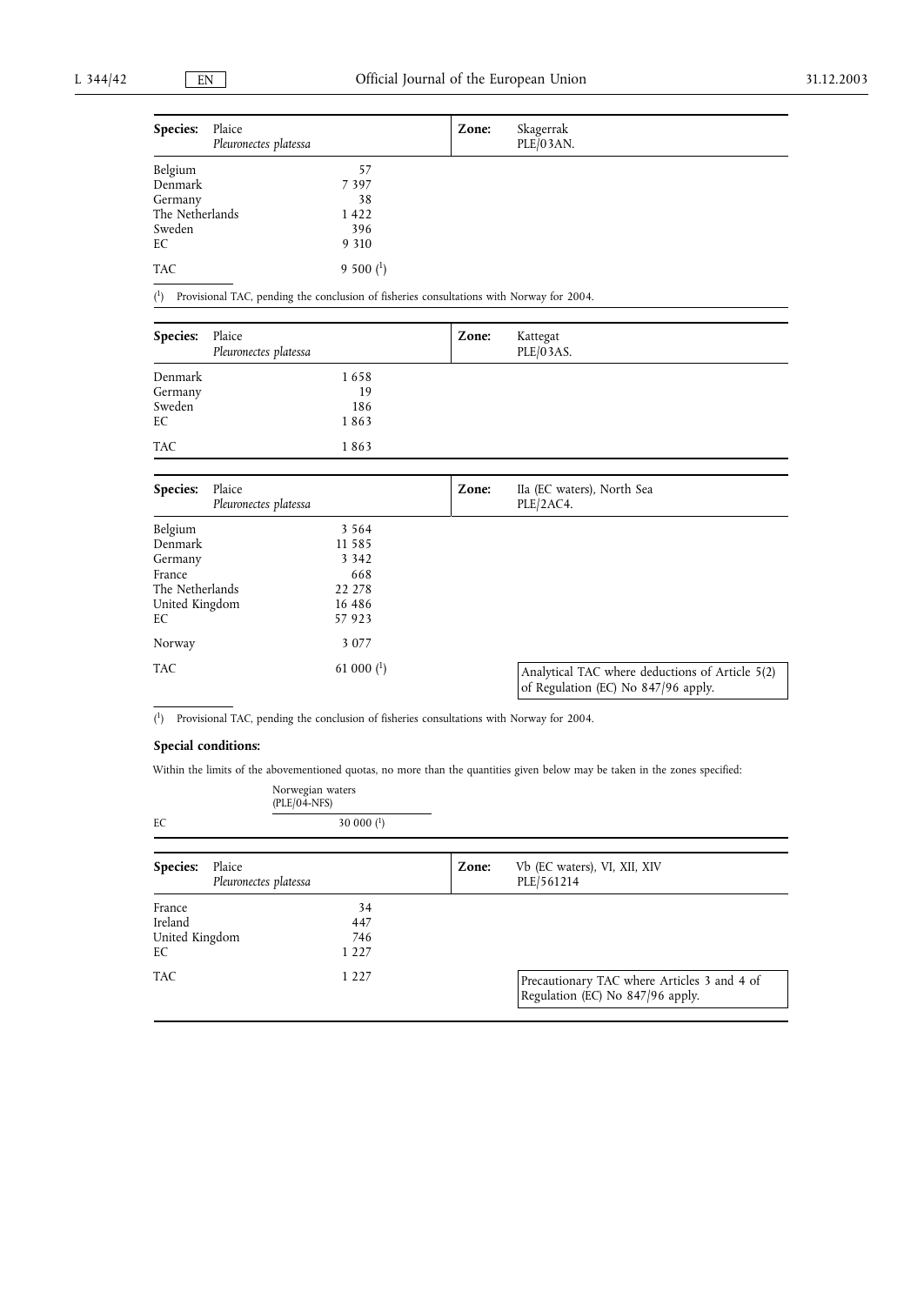| **Species:** | Plaice *Pleuronectes platessa* | **Zone:** | Skagerrak PLE/03AN. |
|---|---|---|---|
| Belgium | 57 | | |
| Denmark | 7 397 | | |
| Germany | 38 | | |
| The Netherlands | 1 422 | | |
| Sweden | 396 | | |
| EC | 9 310 | | |
| TAC | 9 500 (1) | | |

(1) Provisional TAC, pending the conclusion of fisheries consultations with Norway for 2004.

| **Species:** | Plaice *Pleuronectes platessa* | **Zone:** | Kattegat PLE/03AS. |
|---|---|---|---|
| Denmark | 1 658 | | |
| Germany | 19 | | |
| Sweden | 186 | | |
| EC | 1 863 | | |
| TAC | 1 863 | | |

| **Species:** | Plaice *Pleuronectes platessa* | **Zone:** | IIa (EC waters), North Sea PLE/2AC4. |
|---|---|---|---|
| Belgium | 3 564 | | |
| Denmark | 11 585 | | |
| Germany | 3 342 | | |
| France | 668 | | |
| The Netherlands | 22 278 | | |
| United Kingdom | 16 486 | | |
| EC | 57 923 | | |
| Norway | 3 077 | | |
| TAC | 61 000 (1) | | Analytical TAC where deductions of Article 5(2) of Regulation (EC) No 847/96 apply. |

(1) Provisional TAC, pending the conclusion of fisheries consultations with Norway for 2004.

**Special conditions:**

Within the limits of the abovementioned quotas, no more than the quantities given below may be taken in the zones specified:

| | Norwegian waters (PLE/04-NFS) |
|---|---|
| EC | 30 000 (1) |

| **Species:** | Plaice *Pleuronectes platessa* | **Zone:** | Vb (EC waters), VI, XII, XIV PLE/561214 |
|---|---|---|---|
| France | 34 | | |
| Ireland | 447 | | |
| United Kingdom | 746 | | |
| EC | 1 227 | | |
| TAC | 1 227 | | Precautionary TAC where Articles 3 and 4 of Regulation (EC) No 847/96 apply. |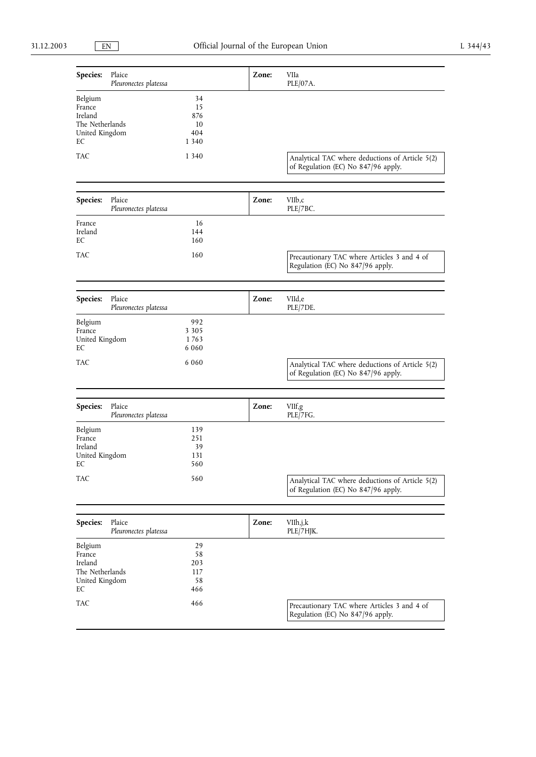| **Species:** | Plaice *Pleuronectes platessa* | **Zone:** | VIIa PLE/07A. |
|---|---|---|---|
| Belgium | 34 | | |
| France | 15 | | |
| Ireland | 876 | | |
| The Netherlands | 10 | | |
| United Kingdom | 404 | | |
| EC | 1 340 | | |
| TAC | 1 340 | | Analytical TAC where deductions of Article 5(2) of Regulation (EC) No 847/96 apply. |

| **Species:** | Plaice *Pleuronectes platessa* | **Zone:** | VIIb,c PLE/7BC. |
|---|---|---|---|
| France | 16 | | |
| Ireland | 144 | | |
| EC | 160 | | |
| TAC | 160 | | Precautionary TAC where Articles 3 and 4 of Regulation (EC) No 847/96 apply. |

| **Species:** | Plaice *Pleuronectes platessa* | **Zone:** | VIId,e PLE/7DE. |
|---|---|---|---|
| Belgium | 992 | | |
| France | 3 305 | | |
| United Kingdom | 1 763 | | |
| EC | 6 060 | | |
| TAC | 6 060 | | Analytical TAC where deductions of Article 5(2) of Regulation (EC) No 847/96 apply. |

| **Species:** | Plaice *Pleuronectes platessa* | **Zone:** | VIIf,g PLE/7FG. |
|---|---|---|---|
| Belgium | 139 | | |
| France | 251 | | |
| Ireland | 39 | | |
| United Kingdom | 131 | | |
| EC | 560 | | |
| TAC | 560 | | Analytical TAC where deductions of Article 5(2) of Regulation (EC) No 847/96 apply. |

| **Species:** | Plaice *Pleuronectes platessa* | **Zone:** | VIIh,j,k PLE/7HJK. |
|---|---|---|---|
| Belgium | 29 | | |
| France | 58 | | |
| Ireland | 203 | | |
| The Netherlands | 117 | | |
| United Kingdom | 58 | | |
| EC | 466 | | |
| TAC | 466 | | Precautionary TAC where Articles 3 and 4 of Regulation (EC) No 847/96 apply. |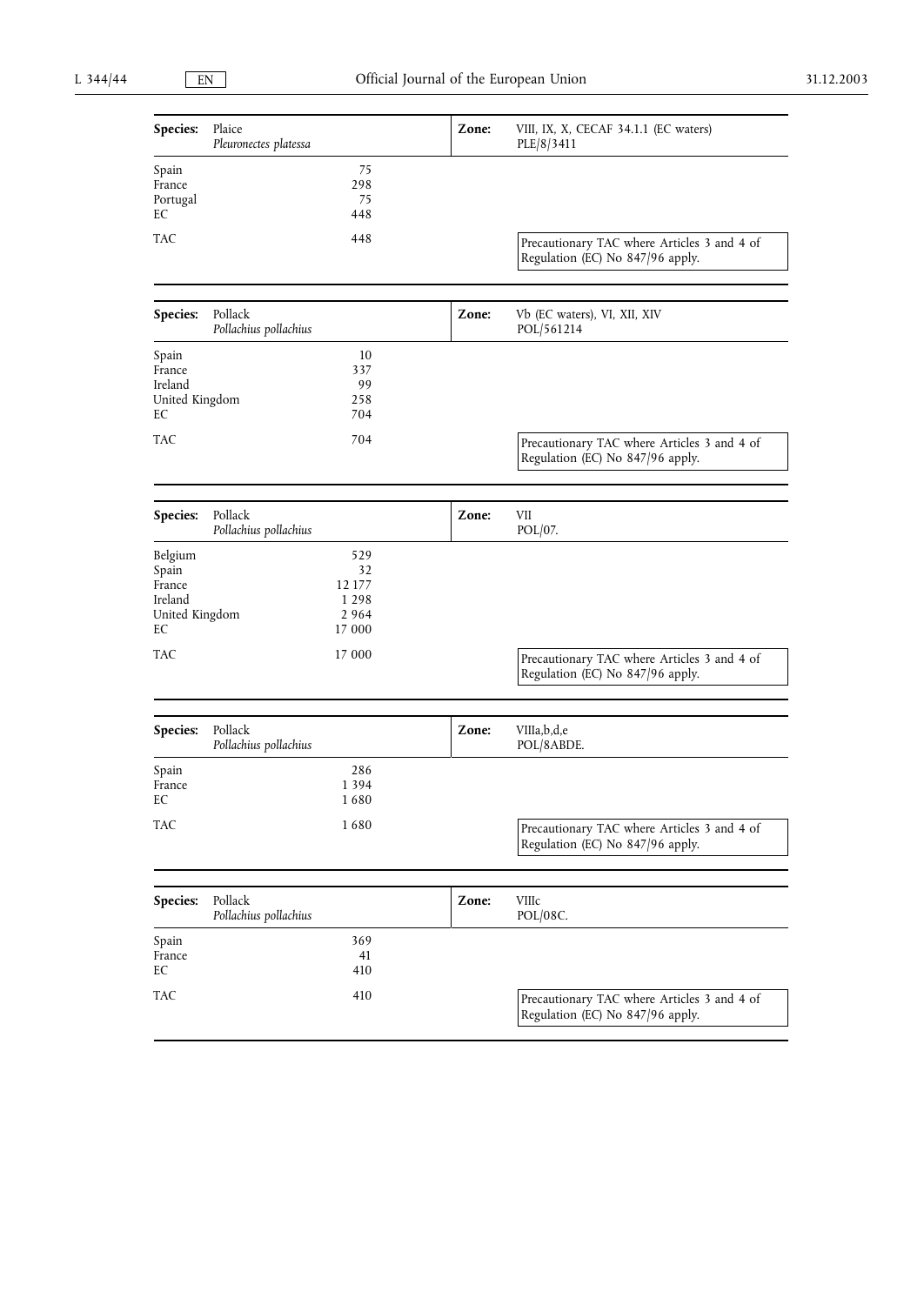| **Species:** | Plaice *Pleuronectes platessa* | **Zone:** | VIII, IX, X, CECAF 34.1.1 (EC waters) PLE/8/3411 |
|---|---|---|---|
| Spain | 75 | | |
| France | 298 | | |
| Portugal | 75 | | |
| EC | 448 | | |
| TAC | 448 | | Precautionary TAC where Articles 3 and 4 of Regulation (EC) No 847/96 apply. |

| **Species:** | Pollack *Pollachius pollachius* | **Zone:** | Vb (EC waters), VI, XII, XIV POL/561214 |
|---|---|---|---|
| Spain | 10 | | |
| France | 337 | | |
| Ireland | 99 | | |
| United Kingdom | 258 | | |
| EC | 704 | | |
| TAC | 704 | | Precautionary TAC where Articles 3 and 4 of Regulation (EC) No 847/96 apply. |

| **Species:** | Pollack *Pollachius pollachius* | **Zone:** | VII POL/07. |
|---|---|---|---|
| Belgium | 529 | | |
| Spain | 32 | | |
| France | 12 177 | | |
| Ireland | 1 298 | | |
| United Kingdom | 2 964 | | |
| EC | 17 000 | | |
| TAC | 17 000 | | Precautionary TAC where Articles 3 and 4 of Regulation (EC) No 847/96 apply. |

| **Species:** | Pollack *Pollachius pollachius* | **Zone:** | VIIIa,b,d,e POL/8ABDE. |
|---|---|---|---|
| Spain | 286 | | |
| France | 1 394 | | |
| EC | 1 680 | | |
| TAC | 1 680 | | Precautionary TAC where Articles 3 and 4 of Regulation (EC) No 847/96 apply. |

| **Species:** | Pollack *Pollachius pollachius* | **Zone:** | VIIIc POL/08C. |
|---|---|---|---|
| Spain | 369 | | |
| France | 41 | | |
| EC | 410 | | |
| TAC | 410 | | Precautionary TAC where Articles 3 and 4 of Regulation (EC) No 847/96 apply. |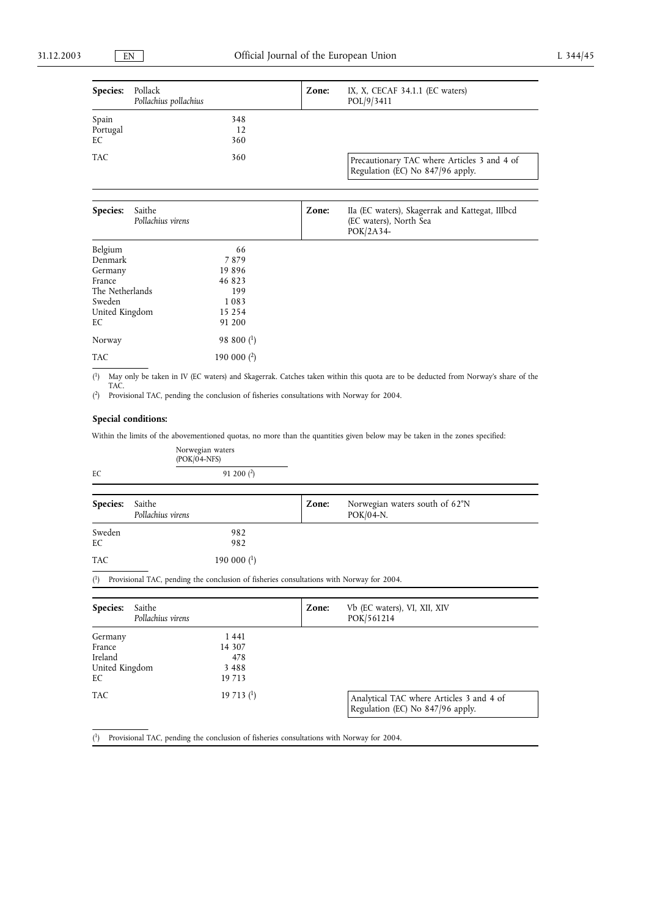| **Species:** | Pollack *Pollachius pollachius* | **Zone:** | IX, X, CECAF 34.1.1 (EC waters) POL/9/3411 |
|---|---|---|---|
| Spain | 348 | | |
| Portugal | 12 | | |
| EC | 360 | | |
| TAC | 360 | | Precautionary TAC where Articles 3 and 4 of Regulation (EC) No 847/96 apply. |

| **Species:** | Saithe *Pollachius virens* | **Zone:** | IIa (EC waters), Skagerrak and Kattegat, IIIbcd (EC waters), North Sea POK/2A34- |
|---|---|---|---|
| Belgium | 66 | | |
| Denmark | 7 879 | | |
| Germany | 19 896 | | |
| France | 46 823 | | |
| The Netherlands | 199 | | |
| Sweden | 1 083 | | |
| United Kingdom | 15 254 | | |
| EC | 91 200 | | |
| Norway | 98 800 (1) | | |
| TAC | 190 000 (2) | | |

(1) May only be taken in IV (EC waters) and Skagerrak. Catches taken within this quota are to be deducted from Norway's share of the TAC.

(2) Provisional TAC, pending the conclusion of fisheries consultations with Norway for 2004.

**Special conditions:**

Within the limits of the abovementioned quotas, no more than the quantities given below may be taken in the zones specified:

| | Norwegian waters (POK/04-NFS) |
|---|---|
| EC | 91 200 (2) |

| **Species:** | Saithe *Pollachius virens* | **Zone:** | Norwegian waters south of 62°N POK/04-N. |
|---|---|---|---|
| Sweden | 982 | | |
| EC | 982 | | |
| TAC | 190 000 (1) | | |

(1) Provisional TAC, pending the conclusion of fisheries consultations with Norway for 2004.

| **Species:** | Saithe *Pollachius virens* | **Zone:** | Vb (EC waters), VI, XII, XIV POK/561214 |
|---|---|---|---|
| Germany | 1 441 | | |
| France | 14 307 | | |
| Ireland | 478 | | |
| United Kingdom | 3 488 | | |
| EC | 19 713 | | |
| TAC | 19 713 (1) | | Analytical TAC where Articles 3 and 4 of Regulation (EC) No 847/96 apply. |

(1) Provisional TAC, pending the conclusion of fisheries consultations with Norway for 2004.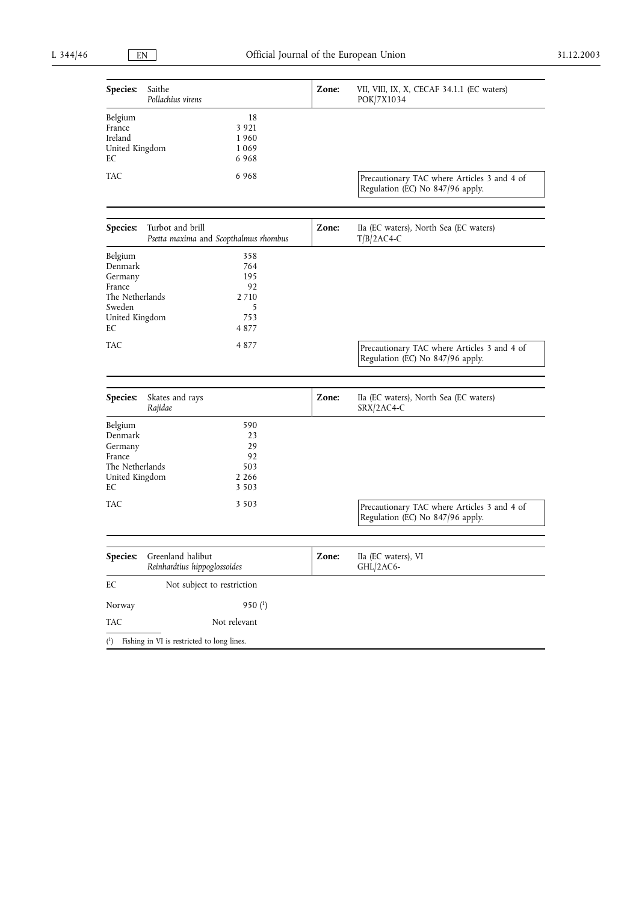| **Species:** | Saithe *Pollachius virens* | **Zone:** | VII, VIII, IX, X, CECAF 34.1.1 (EC waters) POK/7X1034 |
|---|---|---|---|
| Belgium | 18 | | |
| France | 3 921 | | |
| Ireland | 1 960 | | |
| United Kingdom | 1 069 | | |
| EC | 6 968 | | |
| TAC | 6 968 | | Precautionary TAC where Articles 3 and 4 of Regulation (EC) No 847/96 apply. |

| **Species:** | Turbot and brill *Psetta maxima* and *Scopthalmus rhombus* | **Zone:** | IIa (EC waters), North Sea (EC waters) T/B/2AC4-C |
|---|---|---|---|
| Belgium | 358 | | |
| Denmark | 764 | | |
| Germany | 195 | | |
| France | 92 | | |
| The Netherlands | 2 710 | | |
| Sweden | 5 | | |
| United Kingdom | 753 | | |
| EC | 4 877 | | |
| TAC | 4 877 | | Precautionary TAC where Articles 3 and 4 of Regulation (EC) No 847/96 apply. |

| **Species:** | Skates and rays *Rajidae* | **Zone:** | IIa (EC waters), North Sea (EC waters) SRX/2AC4-C |
|---|---|---|---|
| Belgium | 590 | | |
| Denmark | 23 | | |
| Germany | 29 | | |
| France | 92 | | |
| The Netherlands | 503 | | |
| United Kingdom | 2 266 | | |
| EC | 3 503 | | |
| TAC | 3 503 | | Precautionary TAC where Articles 3 and 4 of Regulation (EC) No 847/96 apply. |

| **Species:** | Greenland halibut *Reinhardtius hippoglossoides* | **Zone:** | IIa (EC waters), VI GHL/2AC6- |
|---|---|---|---|
| EC | Not subject to restriction | | |
| Norway | 950 [1] | | |
| TAC | Not relevant | | |

[1] Fishing in VI is restricted to long lines.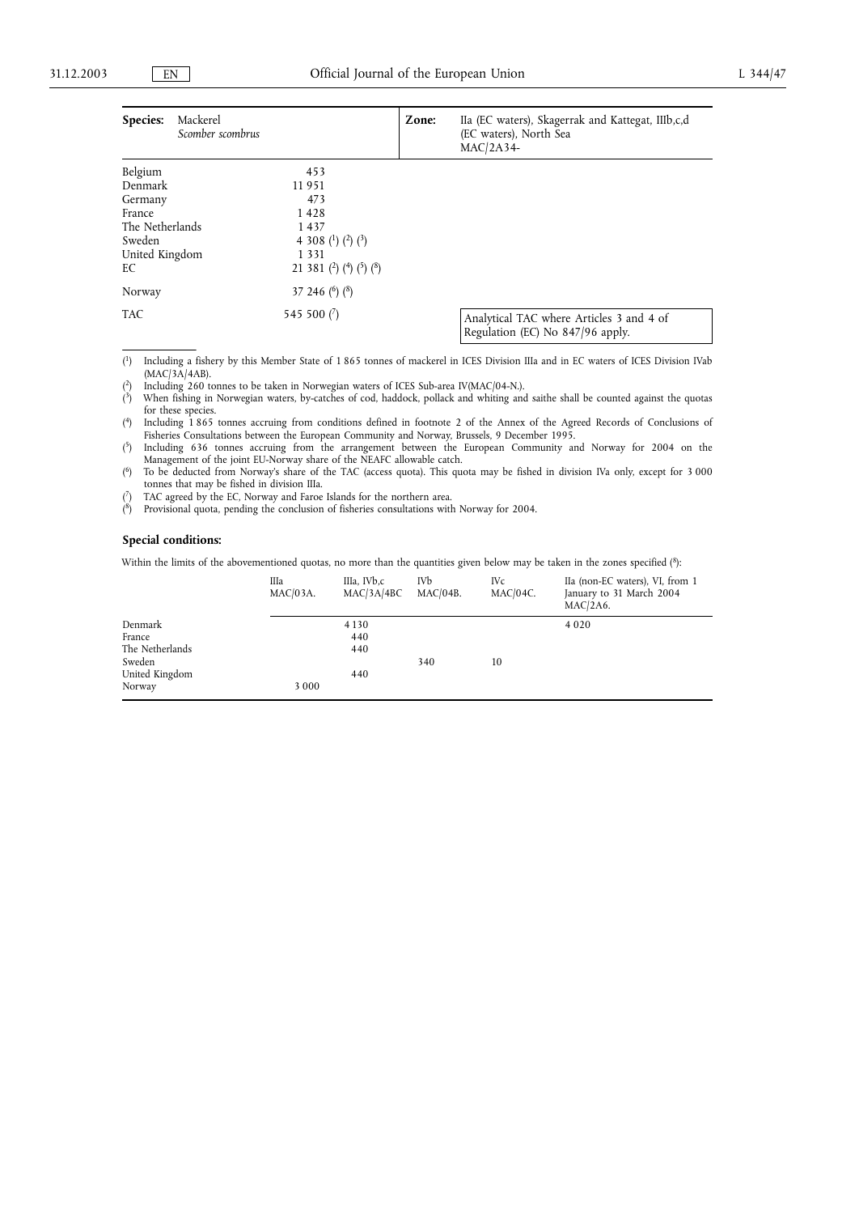| **Species:** Mackerel *Scomber scombrus* | | **Zone:** IIa (EC waters), Skagerrak and Kattegat, IIIb,c,d (EC waters), North Sea MAC/2A34- |
|---|---|---|
| Belgium | 453 | |
| Denmark | 11 951 | |
| Germany | 473 | |
| France | 1 428 | |
| The Netherlands | 1 437 | |
| Sweden | 4 308 (1) (2) (3) | |
| United Kingdom | 1 331 | |
| EC | 21 381 (2) (4) (5) (8) | |
| Norway | 37 246 (6) (8) | |
| TAC | 545 500 (7) | Analytical TAC where Articles 3 and 4 of Regulation (EC) No 847/96 apply. |

(1) Including a fishery by this Member State of 1 865 tonnes of mackerel in ICES Division IIIa and in EC waters of ICES Division IVab (MAC/3A/4AB).

(2) Including 260 tonnes to be taken in Norwegian waters of ICES Sub-area IV(MAC/04-N.).

(3) When fishing in Norwegian waters, by-catches of cod, haddock, pollack and whiting and saithe shall be counted against the quotas for these species.

(4) Including 1 865 tonnes accruing from conditions defined in footnote 2 of the Annex of the Agreed Records of Conclusions of Fisheries Consultations between the European Community and Norway, Brussels, 9 December 1995.

(5) Including 636 tonnes accruing from the arrangement between the European Community and Norway for 2004 on the Management of the joint EU-Norway share of the NEAFC allowable catch.

(6) To be deducted from Norway's share of the TAC (access quota). This quota may be fished in division IVa only, except for 3 000 tonnes that may be fished in division IIIa.

(7) TAC agreed by the EC, Norway and Faroe Islands for the northern area.

(8) Provisional quota, pending the conclusion of fisheries consultations with Norway for 2004.

**Special conditions:**

Within the limits of the abovementioned quotas, no more than the quantities given below may be taken in the zones specified (8):

| | IIIa MAC/03A. | IIIa, IVb,c MAC/3A/4BC | IVb MAC/04B. | IVc MAC/04C. | IIa (non-EC waters), VI, from 1 January to 31 March 2004 MAC/2A6. |
|---|---|---|---|---|---|
| Denmark | | 4 130 | | | 4 020 |
| France | | 440 | | | |
| The Netherlands | | 440 | | | |
| Sweden | | | 340 | 10 | |
| United Kingdom | | 440 | | | |
| Norway | 3 000 | | | | |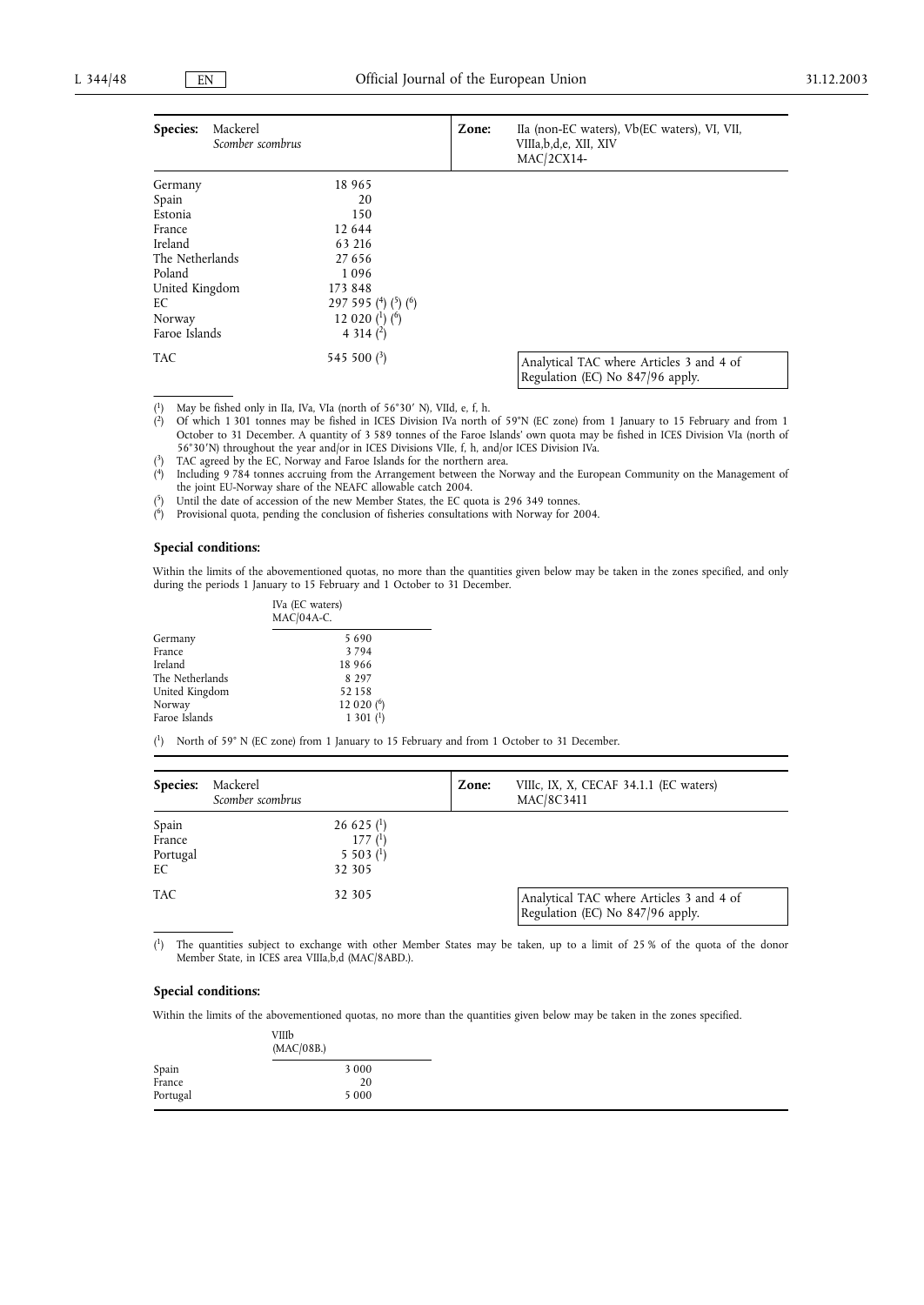| **Species:** Mackerel *Scomber scombrus* | | **Zone:** IIa (non-EC waters), Vb(EC waters), VI, VII, VIIIa,b,d,e, XII, XIV MAC/2CX14- |
|---|---|---|
| Germany | 18 965 | |
| Spain | 20 | |
| Estonia | 150 | |
| France | 12 644 | |
| Ireland | 63 216 | |
| The Netherlands | 27 656 | |
| Poland | 1 096 | |
| United Kingdom | 173 848 | |
| EC | 297 595 (4) (5) (6) | |
| Norway | 12 020 (1) (6) | |
| Faroe Islands | 4 314 (2) | |
| TAC | 545 500 (3) | Analytical TAC where Articles 3 and 4 of Regulation (EC) No 847/96 apply. |

(1) May be fished only in IIa, IVa, VIa (north of 56°30′ N), VIId, e, f, h.

(2) Of which 1 301 tonnes may be fished in ICES Division IVa north of 59°N (EC zone) from 1 January to 15 February and from 1 October to 31 December. A quantity of 3 589 tonnes of the Faroe Islands' own quota may be fished in ICES Division VIa (north of 56°30′N) throughout the year and/or in ICES Divisions VIIe, f, h, and/or ICES Division IVa.

(3) TAC agreed by the EC, Norway and Faroe Islands for the northern area.

(4) Including 9 784 tonnes accruing from the Arrangement between the Norway and the European Community on the Management of the joint EU-Norway share of the NEAFC allowable catch 2004.

(5) Until the date of accession of the new Member States, the EC quota is 296 349 tonnes.

(6) Provisional quota, pending the conclusion of fisheries consultations with Norway for 2004.

**Special conditions:**

Within the limits of the abovementioned quotas, no more than the quantities given below may be taken in the zones specified, and only during the periods 1 January to 15 February and 1 October to 31 December.

| | IVa (EC waters) MAC/04A-C. |
|---|---|
| Germany | 5 690 |
| France | 3 794 |
| Ireland | 18 966 |
| The Netherlands | 8 297 |
| United Kingdom | 52 158 |
| Norway | 12 020 (6) |
| Faroe Islands | 1 301 (1) |

(1) North of 59° N (EC zone) from 1 January to 15 February and from 1 October to 31 December.

| **Species:** Mackerel *Scomber scombrus* | | **Zone:** VIIIc, IX, X, CECAF 34.1.1 (EC waters) MAC/8C3411 |
|---|---|---|
| Spain | 26 625 (1) | |
| France | 177 (1) | |
| Portugal | 5 503 (1) | |
| EC | 32 305 | |
| TAC | 32 305 | Analytical TAC where Articles 3 and 4 of Regulation (EC) No 847/96 apply. |

(1) The quantities subject to exchange with other Member States may be taken, up to a limit of 25 % of the quota of the donor Member State, in ICES area VIIIa,b,d (MAC/8ABD.).

**Special conditions:**

Within the limits of the abovementioned quotas, no more than the quantities given below may be taken in the zones specified.

| | VIIIb (MAC/08B.) |
|---|---|
| Spain | 3 000 |
| France | 20 |
| Portugal | 5 000 |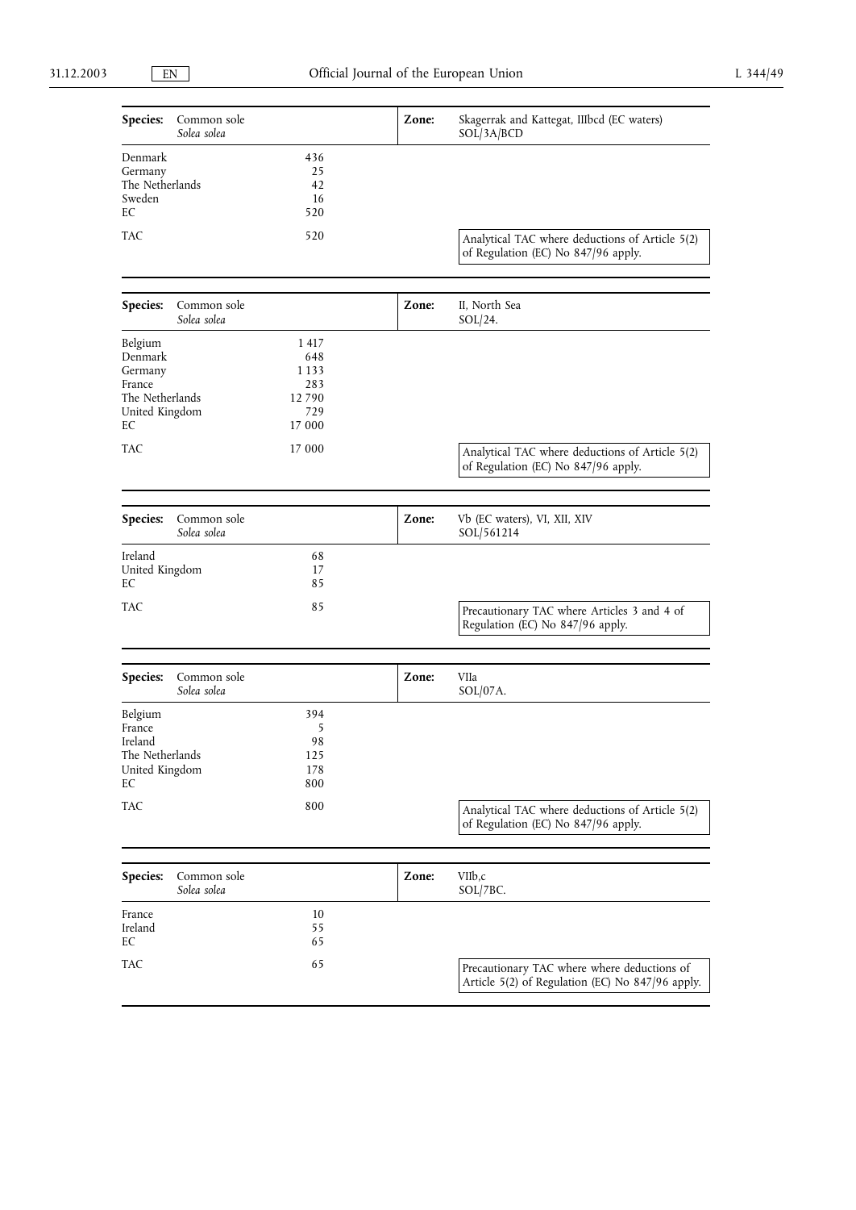| Species: | Common sole *Solea solea* | Zone: | Skagerrak and Kattegat, IIIbcd (EC waters) SOL/3A/BCD |
|---|---|---|---|
| Denmark | 436 | | |
| Germany | 25 | | |
| The Netherlands | 42 | | |
| Sweden | 16 | | |
| EC | 520 | | |
| TAC | 520 | | Analytical TAC where deductions of Article 5(2) of Regulation (EC) No 847/96 apply. |

| Species: | Common sole *Solea solea* | Zone: | II, North Sea SOL/24. |
|---|---|---|---|
| Belgium | 1 417 | | |
| Denmark | 648 | | |
| Germany | 1 133 | | |
| France | 283 | | |
| The Netherlands | 12 790 | | |
| United Kingdom | 729 | | |
| EC | 17 000 | | |
| TAC | 17 000 | | Analytical TAC where deductions of Article 5(2) of Regulation (EC) No 847/96 apply. |

| Species: | Common sole *Solea solea* | Zone: | Vb (EC waters), VI, XII, XIV SOL/561214 |
|---|---|---|---|
| Ireland | 68 | | |
| United Kingdom | 17 | | |
| EC | 85 | | |
| TAC | 85 | | Precautionary TAC where Articles 3 and 4 of Regulation (EC) No 847/96 apply. |

| Species: | Common sole *Solea solea* | Zone: | VIIa SOL/07A. |
|---|---|---|---|
| Belgium | 394 | | |
| France | 5 | | |
| Ireland | 98 | | |
| The Netherlands | 125 | | |
| United Kingdom | 178 | | |
| EC | 800 | | |
| TAC | 800 | | Analytical TAC where deductions of Article 5(2) of Regulation (EC) No 847/96 apply. |

| Species: | Common sole *Solea solea* | Zone: | VIIb,c SOL/7BC. |
|---|---|---|---|
| France | 10 | | |
| Ireland | 55 | | |
| EC | 65 | | |
| TAC | 65 | | Precautionary TAC where where deductions of Article 5(2) of Regulation (EC) No 847/96 apply. |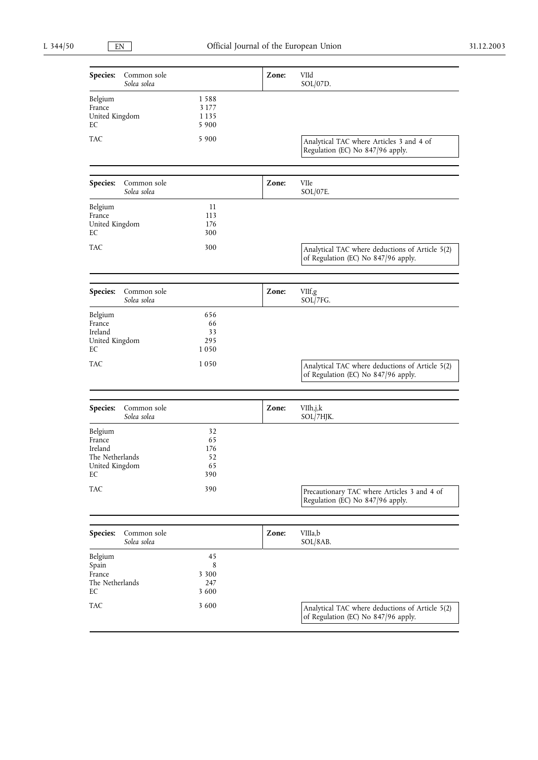| Species: | Common sole *Solea solea* | Zone: | VIId SOL/07D. |
|---|---|---|---|
| Belgium | 1 588 | | |
| France | 3 177 | | |
| United Kingdom | 1 135 | | |
| EC | 5 900 | | |
| TAC | 5 900 | | Analytical TAC where Articles 3 and 4 of Regulation (EC) No 847/96 apply. |

| Species: | Common sole *Solea solea* | Zone: | VIIe SOL/07E. |
|---|---|---|---|
| Belgium | 11 | | |
| France | 113 | | |
| United Kingdom | 176 | | |
| EC | 300 | | |
| TAC | 300 | | Analytical TAC where deductions of Article 5(2) of Regulation (EC) No 847/96 apply. |

| Species: | Common sole *Solea solea* | Zone: | VIIf,g SOL/7FG. |
|---|---|---|---|
| Belgium | 656 | | |
| France | 66 | | |
| Ireland | 33 | | |
| United Kingdom | 295 | | |
| EC | 1 050 | | |
| TAC | 1 050 | | Analytical TAC where deductions of Article 5(2) of Regulation (EC) No 847/96 apply. |

| Species: | Common sole *Solea solea* | Zone: | VIIh,j,k SOL/7HJK. |
|---|---|---|---|
| Belgium | 32 | | |
| France | 65 | | |
| Ireland | 176 | | |
| The Netherlands | 52 | | |
| United Kingdom | 65 | | |
| EC | 390 | | |
| TAC | 390 | | Precautionary TAC where Articles 3 and 4 of Regulation (EC) No 847/96 apply. |

| Species: | Common sole *Solea solea* | Zone: | VIIIa,b SOL/8AB. |
|---|---|---|---|
| Belgium | 45 | | |
| Spain | 8 | | |
| France | 3 300 | | |
| The Netherlands | 247 | | |
| EC | 3 600 | | |
| TAC | 3 600 | | Analytical TAC where deductions of Article 5(2) of Regulation (EC) No 847/96 apply. |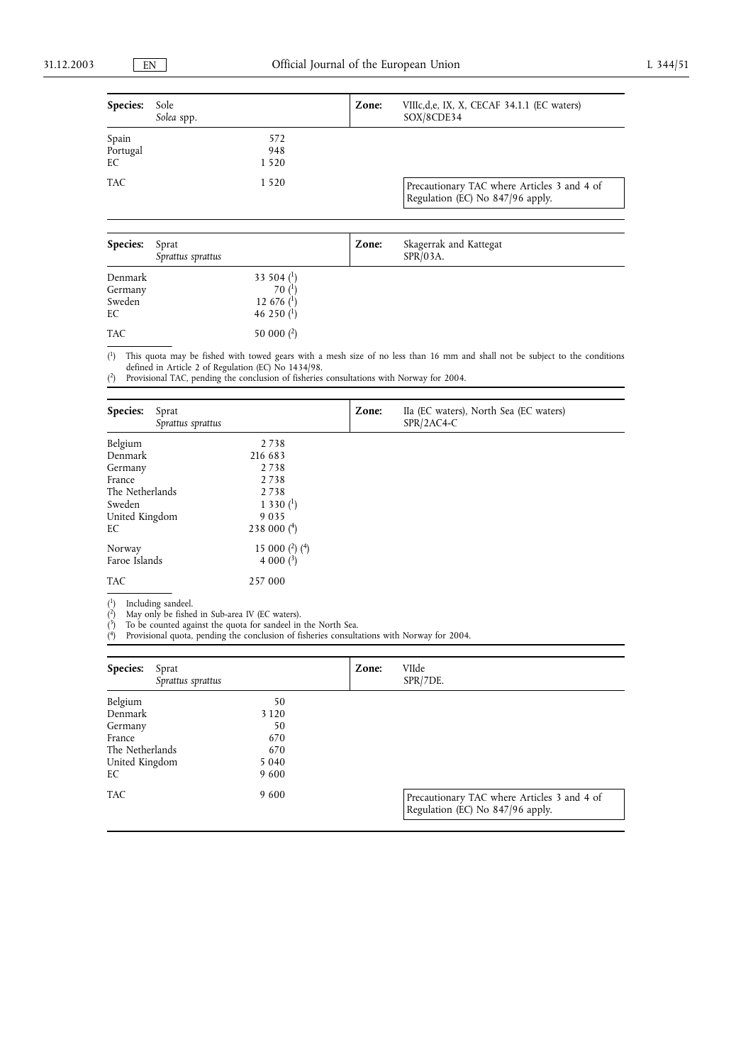| **Species:** | Sole *Solea* spp. | **Zone:** | VIIIc,d,e, IX, X, CECAF 34.1.1 (EC waters) SOX/8CDE34 |
|---|---|---|---|
| Spain | 572 | | |
| Portugal | 948 | | |
| EC | 1 520 | | |
| TAC | 1 520 | | Precautionary TAC where Articles 3 and 4 of Regulation (EC) No 847/96 apply. |

| **Species:** | Sprat *Sprattus sprattus* | **Zone:** | Skagerrak and Kattegat SPR/03A. |
|---|---|---|---|
| Denmark | 33 504 (1) | | |
| Germany | 70 (1) | | |
| Sweden | 12 676 (1) | | |
| EC | 46 250 (1) | | |
| TAC | 50 000 (2) | | |

(1) This quota may be fished with towed gears with a mesh size of no less than 16 mm and shall not be subject to the conditions defined in Article 2 of Regulation (EC) No 1434/98.
(2) Provisional TAC, pending the conclusion of fisheries consultations with Norway for 2004.

| **Species:** | Sprat *Sprattus sprattus* | **Zone:** | IIa (EC waters), North Sea (EC waters) SPR/2AC4-C |
|---|---|---|---|
| Belgium | 2 738 | | |
| Denmark | 216 683 | | |
| Germany | 2 738 | | |
| France | 2 738 | | |
| The Netherlands | 2 738 | | |
| Sweden | 1 330 (1) | | |
| United Kingdom | 9 035 | | |
| EC | 238 000 (4) | | |
| Norway | 15 000 (2) (4) | | |
| Faroe Islands | 4 000 (3) | | |
| TAC | 257 000 | | |

(1) Including sandeel.
(2) May only be fished in Sub-area IV (EC waters).
(3) To be counted against the quota for sandeel in the North Sea.
(4) Provisional quota, pending the conclusion of fisheries consultations with Norway for 2004.

| **Species:** | Sprat *Sprattus sprattus* | **Zone:** | VIIde SPR/7DE. |
|---|---|---|---|
| Belgium | 50 | | |
| Denmark | 3 120 | | |
| Germany | 50 | | |
| France | 670 | | |
| The Netherlands | 670 | | |
| United Kingdom | 5 040 | | |
| EC | 9 600 | | |
| TAC | 9 600 | | Precautionary TAC where Articles 3 and 4 of Regulation (EC) No 847/96 apply. |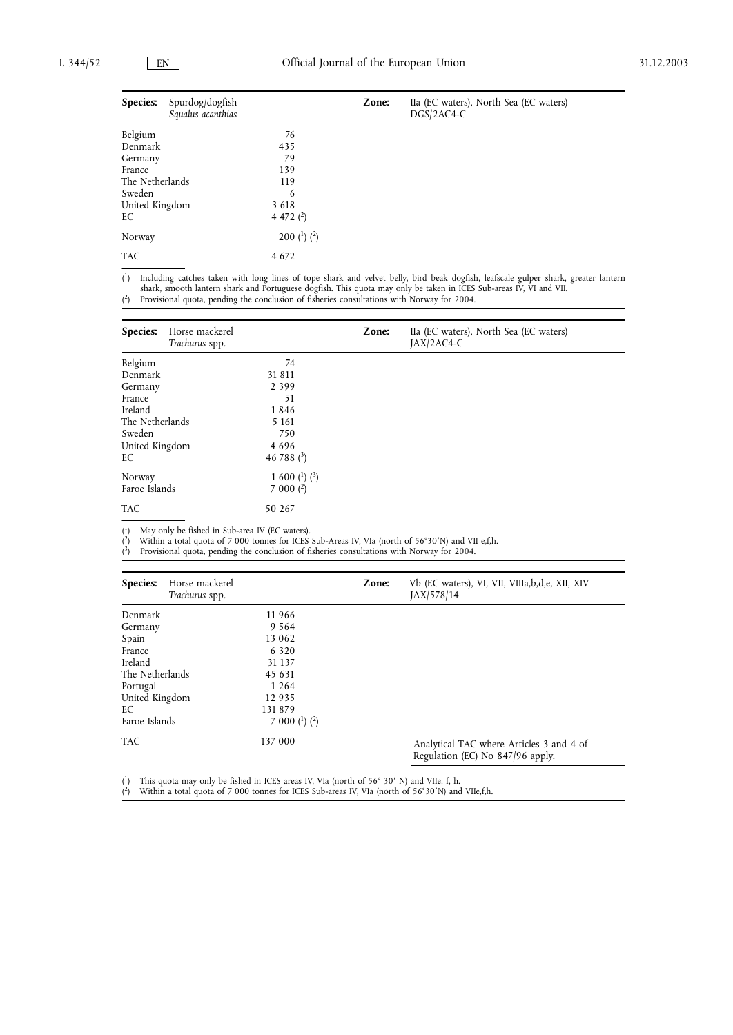| **Species:** | Spurdog/dogfish *Squalus acanthias* | **Zone:** | IIa (EC waters), North Sea (EC waters) DGS/2AC4-C |
|---|---|---|---|
| Belgium | 76 | | |
| Denmark | 435 | | |
| Germany | 79 | | |
| France | 139 | | |
| The Netherlands | 119 | | |
| Sweden | 6 | | |
| United Kingdom | 3 618 | | |
| EC | 4 472 (2) | | |
| Norway | 200 (1) (2) | | |
| TAC | 4 672 | | |

(1) Including catches taken with long lines of tope shark and velvet belly, bird beak dogfish, leafscale gulper shark, greater lantern shark, smooth lantern shark and Portuguese dogfish. This quota may only be taken in ICES Sub-areas IV, VI and VII.
(2) Provisional quota, pending the conclusion of fisheries consultations with Norway for 2004.

| **Species:** | Horse mackerel *Trachurus* spp. | **Zone:** | IIa (EC waters), North Sea (EC waters) JAX/2AC4-C |
|---|---|---|---|
| Belgium | 74 | | |
| Denmark | 31 811 | | |
| Germany | 2 399 | | |
| France | 51 | | |
| Ireland | 1 846 | | |
| The Netherlands | 5 161 | | |
| Sweden | 750 | | |
| United Kingdom | 4 696 | | |
| EC | 46 788 (3) | | |
| Norway | 1 600 (1) (3) | | |
| Faroe Islands | 7 000 (2) | | |
| TAC | 50 267 | | |

(1) May only be fished in Sub-area IV (EC waters).
(2) Within a total quota of 7 000 tonnes for ICES Sub-Areas IV, VIa (north of 56°30′N) and VII e,f,h.
(3) Provisional quota, pending the conclusion of fisheries consultations with Norway for 2004.

| **Species:** | Horse mackerel *Trachurus* spp. | **Zone:** | Vb (EC waters), VI, VII, VIIIa,b,d,e, XII, XIV JAX/578/14 |
|---|---|---|---|
| Denmark | 11 966 | | |
| Germany | 9 564 | | |
| Spain | 13 062 | | |
| France | 6 320 | | |
| Ireland | 31 137 | | |
| The Netherlands | 45 631 | | |
| Portugal | 1 264 | | |
| United Kingdom | 12 935 | | |
| EC | 131 879 | | |
| Faroe Islands | 7 000 (1) (2) | | |
| TAC | 137 000 | | Analytical TAC where Articles 3 and 4 of Regulation (EC) No 847/96 apply. |

(1) This quota may only be fished in ICES areas IV, VIa (north of 56° 30′ N) and VIIe, f, h.
(2) Within a total quota of 7 000 tonnes for ICES Sub-areas IV, VIa (north of 56°30′N) and VIIe,f,h.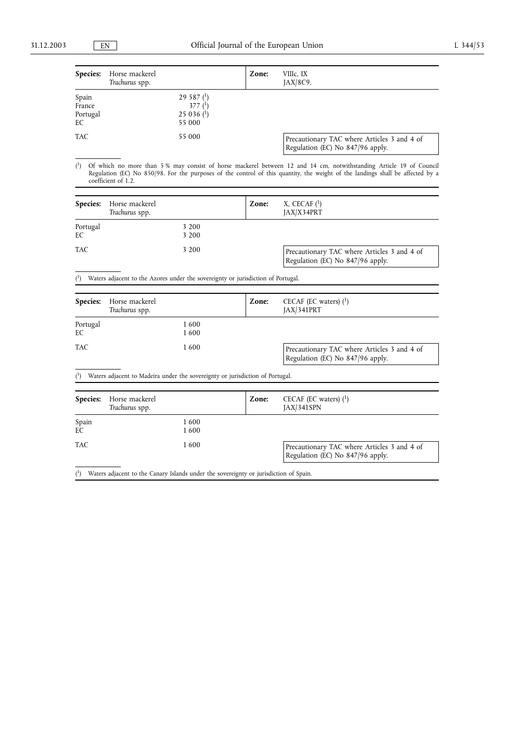| **Species:** | Horse mackerel *Trachurus* spp. | **Zone:** | VIIIc, IX JAX/8C9. |
|---|---|---|---|
| Spain | 29 587 (1) | | |
| France | 377 (1) | | |
| Portugal | 25 036 (1) | | |
| EC | 55 000 | | |
| TAC | 55 000 | | Precautionary TAC where Articles 3 and 4 of Regulation (EC) No 847/96 apply. |

(1) Of which no more than 5 % may consist of horse mackerel between 12 and 14 cm, notwithstanding Article 19 of Council Regulation (EC) No 850/98. For the purposes of the control of this quantity, the weight of the landings shall be affected by a coefficient of 1.2.

| **Species:** | Horse mackerel *Trachurus* spp. | **Zone:** | X, CECAF (1) JAX/X34PRT |
|---|---|---|---|
| Portugal | 3 200 | | |
| EC | 3 200 | | |
| TAC | 3 200 | | Precautionary TAC where Articles 3 and 4 of Regulation (EC) No 847/96 apply. |

(1) Waters adjacent to the Azores under the sovereignty or jurisdiction of Portugal.

| **Species:** | Horse mackerel *Trachurus* spp. | **Zone:** | CECAF (EC waters) (1) JAX/341PRT |
|---|---|---|---|
| Portugal | 1 600 | | |
| EC | 1 600 | | |
| TAC | 1 600 | | Precautionary TAC where Articles 3 and 4 of Regulation (EC) No 847/96 apply. |

(1) Waters adjacent to Madeira under the sovereignty or jurisdiction of Portugal.

| **Species:** | Horse mackerel *Trachurus* spp. | **Zone:** | CECAF (EC waters) (1) JAX/341SPN |
|---|---|---|---|
| Spain | 1 600 | | |
| EC | 1 600 | | |
| TAC | 1 600 | | Precautionary TAC where Articles 3 and 4 of Regulation (EC) No 847/96 apply. |

(1) Waters adjacent to the Canary Islands under the sovereignty or jurisdiction of Spain.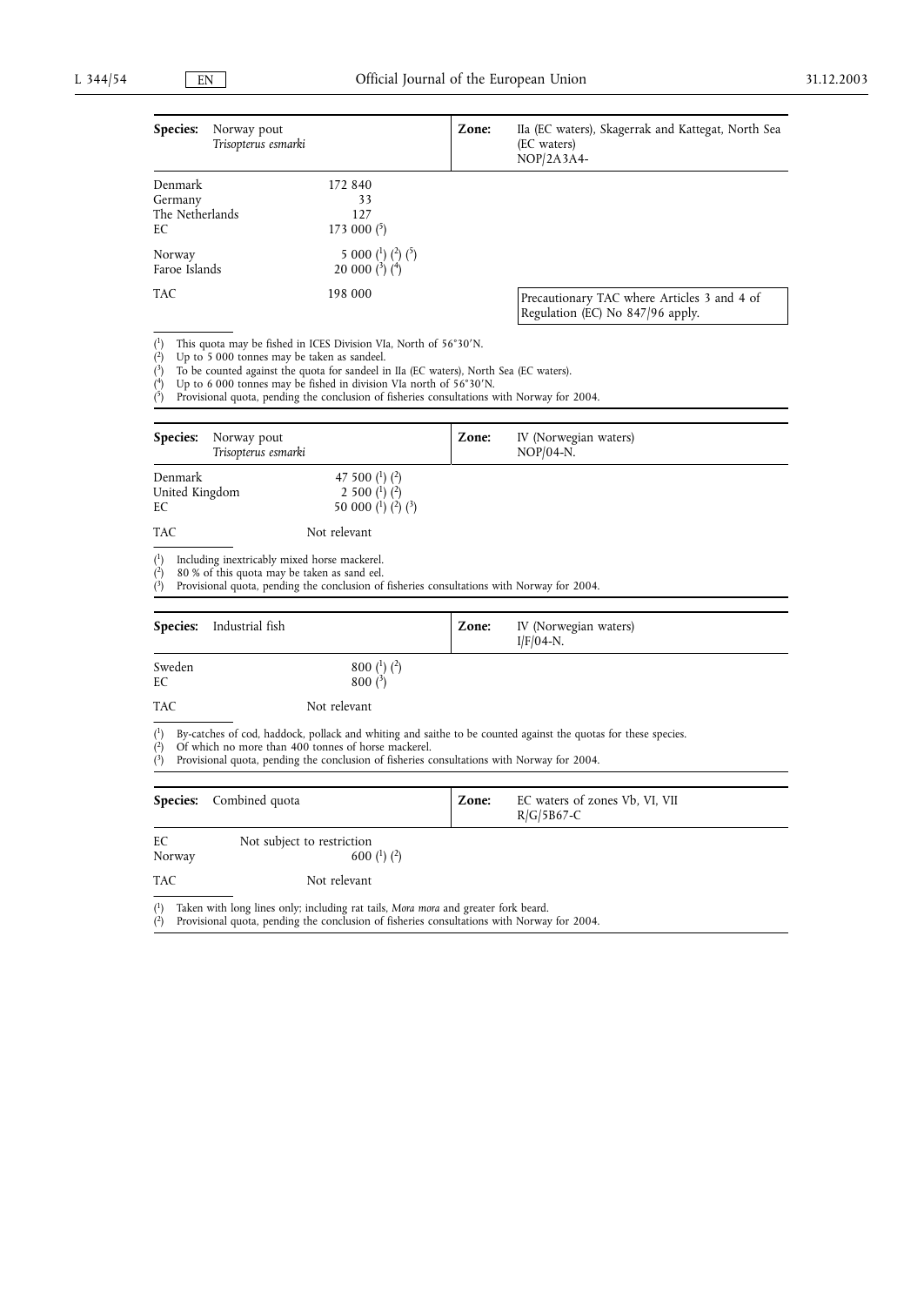| **Species:** | Norway pout *Trisopterus esmarki* | **Zone:** | IIa (EC waters), Skagerrak and Kattegat, North Sea (EC waters) NOP/2A3A4- |
|---|---|---|---|
| Denmark | 172 840 | | |
| Germany | 33 | | |
| The Netherlands | 127 | | |
| EC | 173 000 (5) | | |
| Norway | 5 000 (1) (2) (5) | | |
| Faroe Islands | 20 000 (3) (4) | | |
| TAC | 198 000 | | Precautionary TAC where Articles 3 and 4 of Regulation (EC) No 847/96 apply. |

(1) This quota may be fished in ICES Division VIa, North of 56°30′N.
(2) Up to 5 000 tonnes may be taken as sandeel.
(3) To be counted against the quota for sandeel in IIa (EC waters), North Sea (EC waters).
(4) Up to 6 000 tonnes may be fished in division VIa north of 56°30′N.
(5) Provisional quota, pending the conclusion of fisheries consultations with Norway for 2004.

| **Species:** | Norway pout *Trisopterus esmarki* | **Zone:** | IV (Norwegian waters) NOP/04-N. |
|---|---|---|---|
| Denmark | 47 500 (1) (2) | | |
| United Kingdom | 2 500 (1) (2) | | |
| EC | 50 000 (1) (2) (3) | | |
| TAC | Not relevant | | |

(1) Including inextricably mixed horse mackerel.
(2) 80 % of this quota may be taken as sand eel.
(3) Provisional quota, pending the conclusion of fisheries consultations with Norway for 2004.

| **Species:** | Industrial fish | **Zone:** | IV (Norwegian waters) I/F/04-N. |
|---|---|---|---|
| Sweden | 800 (1) (2) | | |
| EC | 800 (3) | | |
| TAC | Not relevant | | |

(1) By-catches of cod, haddock, pollack and whiting and saithe to be counted against the quotas for these species.
(2) Of which no more than 400 tonnes of horse mackerel.
(3) Provisional quota, pending the conclusion of fisheries consultations with Norway for 2004.

| **Species:** | Combined quota | **Zone:** | EC waters of zones Vb, VI, VII R/G/5B67-C |
|---|---|---|---|
| EC | Not subject to restriction | | |
| Norway | 600 (1) (2) | | |
| TAC | Not relevant | | |

(1) Taken with long lines only; including rat tails, *Mora mora* and greater fork beard.
(2) Provisional quota, pending the conclusion of fisheries consultations with Norway for 2004.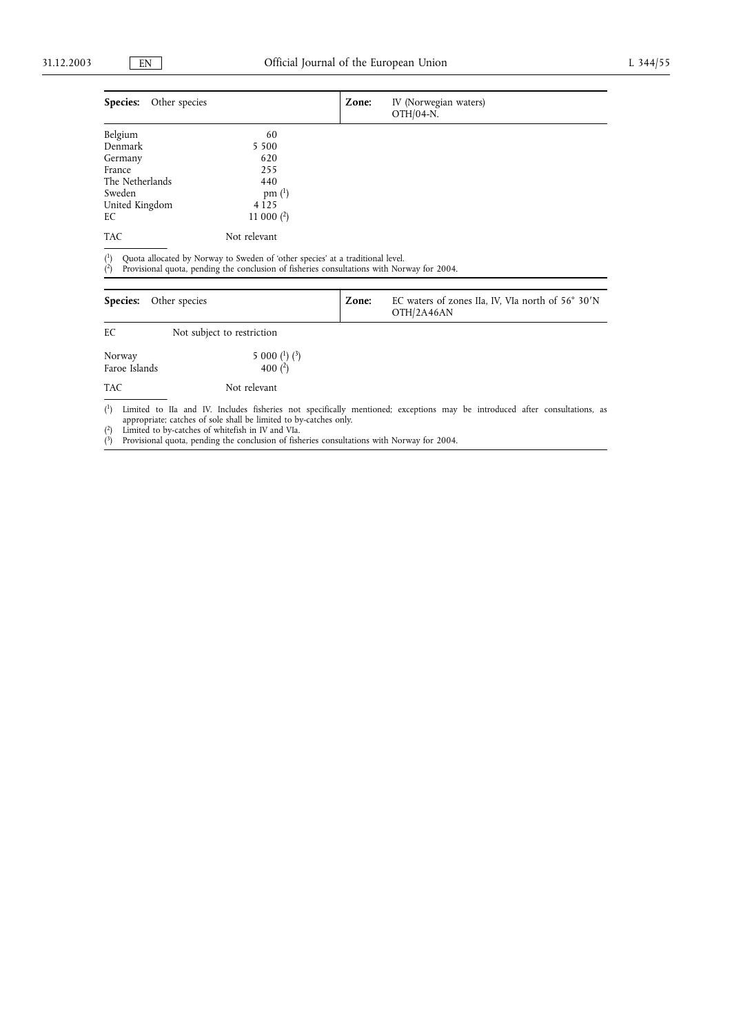| **Species:** Other species | | **Zone:** IV (Norwegian waters) OTH/04-N. |
|---|---|---|
| Belgium | 60 | |
| Denmark | 5 500 | |
| Germany | 620 | |
| France | 255 | |
| The Netherlands | 440 | |
| Sweden | pm [1] | |
| United Kingdom | 4 125 | |
| EC | 11 000 [2] | |
| TAC | Not relevant | |

[1] Quota allocated by Norway to Sweden of 'other species' at a traditional level.
[2] Provisional quota, pending the conclusion of fisheries consultations with Norway for 2004.

| **Species:** Other species | | **Zone:** EC waters of zones IIa, IV, VIa north of 56° 30′N OTH/2A46AN |
|---|---|---|
| EC | Not subject to restriction | |
| Norway | 5 000 [1] [3] | |
| Faroe Islands | 400 [2] | |
| TAC | Not relevant | |

[1] Limited to IIa and IV. Includes fisheries not specifically mentioned; exceptions may be introduced after consultations, as appropriate; catches of sole shall be limited to by-catches only.
[2] Limited to by-catches of whitefish in IV and VIa.
[3] Provisional quota, pending the conclusion of fisheries consultations with Norway for 2004.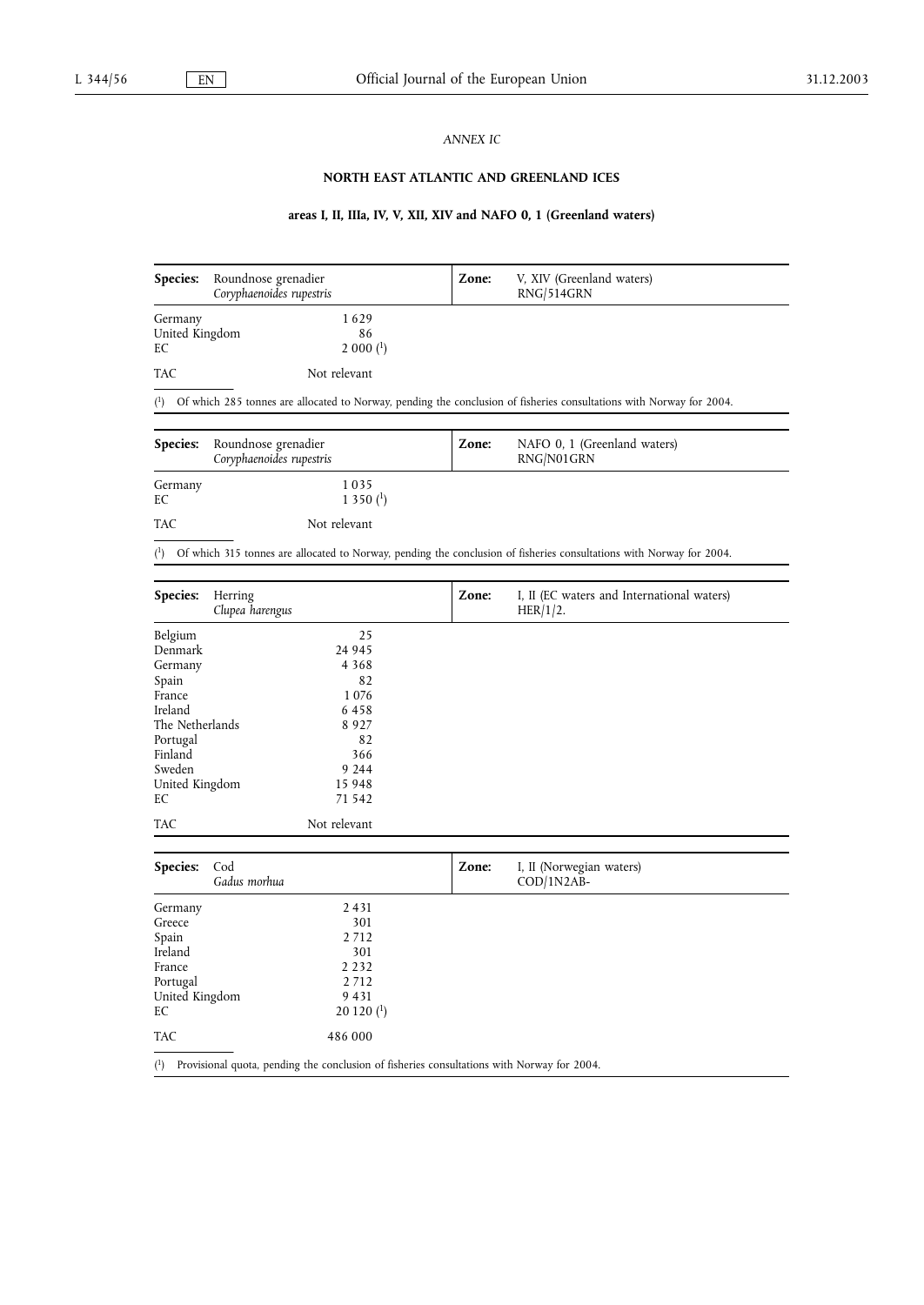*ANNEX IC*

## NORTH EAST ATLANTIC AND GREENLAND ICES

### areas I, II, IIIa, IV, V, XII, XIV and NAFO 0, 1 (Greenland waters)

| **Species:** Roundnose grenadier *Coryphaenoides rupestris* | | **Zone:** V, XIV (Greenland waters) RNG/514GRN |
|---|---|---|
| Germany | 1 629 | |
| United Kingdom | 86 | |
| EC | 2 000 [1] | |
| TAC | Not relevant | |

[1] Of which 285 tonnes are allocated to Norway, pending the conclusion of fisheries consultations with Norway for 2004.

| **Species:** Roundnose grenadier *Coryphaenoides rupestris* | | **Zone:** NAFO 0, 1 (Greenland waters) RNG/N01GRN |
|---|---|---|
| Germany | 1 035 | |
| EC | 1 350 [1] | |
| TAC | Not relevant | |

[1] Of which 315 tonnes are allocated to Norway, pending the conclusion of fisheries consultations with Norway for 2004.

| **Species:** Herring *Clupea harengus* | | **Zone:** I, II (EC waters and International waters) HER/1/2. |
|---|---|---|
| Belgium | 25 | |
| Denmark | 24 945 | |
| Germany | 4 368 | |
| Spain | 82 | |
| France | 1 076 | |
| Ireland | 6 458 | |
| The Netherlands | 8 927 | |
| Portugal | 82 | |
| Finland | 366 | |
| Sweden | 9 244 | |
| United Kingdom | 15 948 | |
| EC | 71 542 | |
| TAC | Not relevant | |

| **Species:** Cod *Gadus morhua* | | **Zone:** I, II (Norwegian waters) COD/1N2AB- |
|---|---|---|
| Germany | 2 431 | |
| Greece | 301 | |
| Spain | 2 712 | |
| Ireland | 301 | |
| France | 2 232 | |
| Portugal | 2 712 | |
| United Kingdom | 9 431 | |
| EC | 20 120 [1] | |
| TAC | 486 000 | |

[1] Provisional quota, pending the conclusion of fisheries consultations with Norway for 2004.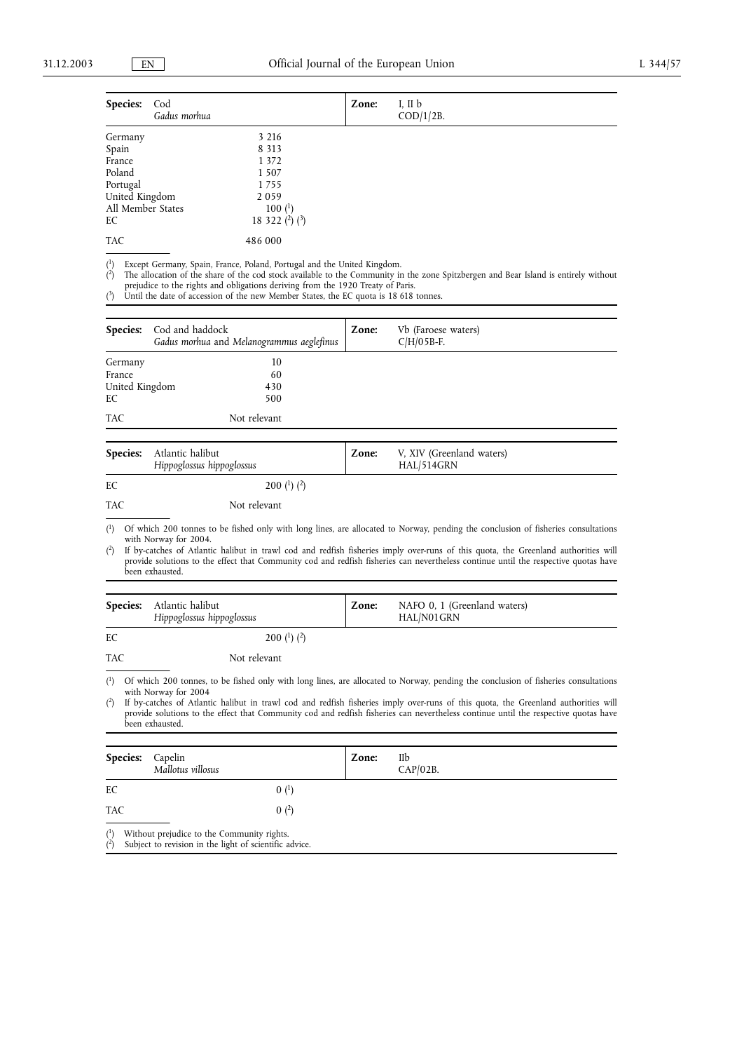| Species: | Cod<br>*Gadus morhua* | Zone: | I, II b<br>COD/1/2B. |
|---|---|---|---|
| Germany | 3 216 | | |
| Spain | 8 313 | | |
| France | 1 372 | | |
| Poland | 1 507 | | |
| Portugal | 1 755 | | |
| United Kingdom | 2 059 | | |
| All Member States | 100 (1) | | |
| EC | 18 322 (2) (3) | | |
| TAC | 486 000 | | |

(1) Except Germany, Spain, France, Poland, Portugal and the United Kingdom.
(2) The allocation of the share of the cod stock available to the Community in the zone Spitzbergen and Bear Island is entirely without prejudice to the rights and obligations deriving from the 1920 Treaty of Paris.
(3) Until the date of accession of the new Member States, the EC quota is 18 618 tonnes.

| Species: | Cod and haddock<br>*Gadus morhua* and *Melanogrammus aeglefinus* | Zone: | Vb (Faroese waters)<br>C/H/05B-F. |
|---|---|---|---|
| Germany | 10 | | |
| France | 60 | | |
| United Kingdom | 430 | | |
| EC | 500 | | |
| TAC | Not relevant | | |

| Species: | Atlantic halibut<br>*Hippoglossus hippoglossus* | Zone: | V, XIV (Greenland waters)<br>HAL/514GRN |
|---|---|---|---|
| EC | 200 (1) (2) | | |
| TAC | Not relevant | | |

(1) Of which 200 tonnes to be fished only with long lines, are allocated to Norway, pending the conclusion of fisheries consultations with Norway for 2004.
(2) If by-catches of Atlantic halibut in trawl cod and redfish fisheries imply over-runs of this quota, the Greenland authorities will provide solutions to the effect that Community cod and redfish fisheries can nevertheless continue until the respective quotas have been exhausted.

| Species: | Atlantic halibut<br>*Hippoglossus hippoglossus* | Zone: | NAFO 0, 1 (Greenland waters)<br>HAL/N01GRN |
|---|---|---|---|
| EC | 200 (1) (2) | | |
| TAC | Not relevant | | |

(1) Of which 200 tonnes, to be fished only with long lines, are allocated to Norway, pending the conclusion of fisheries consultations with Norway for 2004
(2) If by-catches of Atlantic halibut in trawl cod and redfish fisheries imply over-runs of this quota, the Greenland authorities will provide solutions to the effect that Community cod and redfish fisheries can nevertheless continue until the respective quotas have been exhausted.

| Species: | Capelin<br>*Mallotus villosus* | Zone: | IIb<br>CAP/02B. |
|---|---|---|---|
| EC | 0 (1) | | |
| TAC | 0 (2) | | |

(1) Without prejudice to the Community rights.
(2) Subject to revision in the light of scientific advice.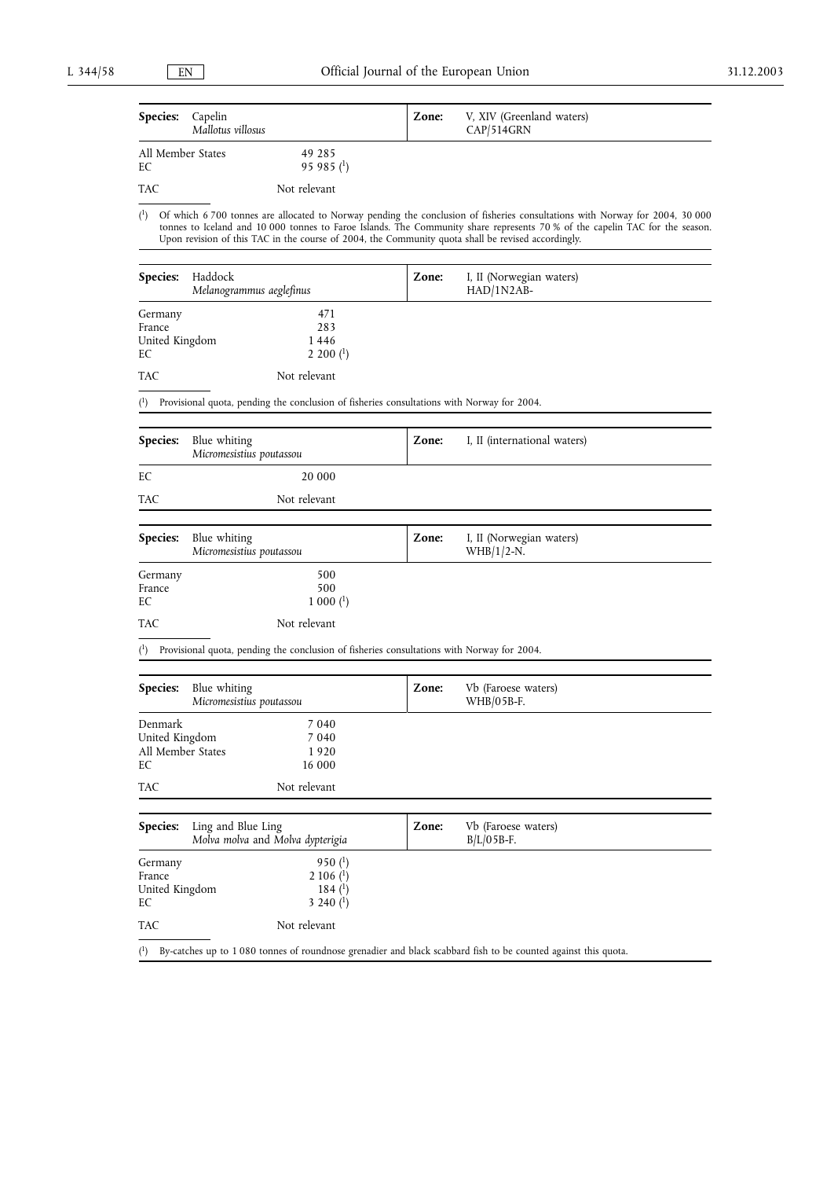| **Species:** | Capelin *Mallotus villosus* | **Zone:** | V, XIV (Greenland waters) CAP/514GRN |
|---|---|---|---|
| All Member States | 49 285 | | |
| EC | 95 985 (1) | | |
| TAC | Not relevant | | |

(1) Of which 6 700 tonnes are allocated to Norway pending the conclusion of fisheries consultations with Norway for 2004, 30 000 tonnes to Iceland and 10 000 tonnes to Faroe Islands. The Community share represents 70 % of the capelin TAC for the season. Upon revision of this TAC in the course of 2004, the Community quota shall be revised accordingly.

| **Species:** | Haddock *Melanogrammus aeglefinus* | **Zone:** | I, II (Norwegian waters) HAD/1N2AB- |
|---|---|---|---|
| Germany | 471 | | |
| France | 283 | | |
| United Kingdom | 1 446 | | |
| EC | 2 200 (1) | | |
| TAC | Not relevant | | |

(1) Provisional quota, pending the conclusion of fisheries consultations with Norway for 2004.

| **Species:** | Blue whiting *Micromesistius poutassou* | **Zone:** | I, II (international waters) |
|---|---|---|---|
| EC | 20 000 | | |
| TAC | Not relevant | | |

| **Species:** | Blue whiting *Micromesistius poutassou* | **Zone:** | I, II (Norwegian waters) WHB/1/2-N. |
|---|---|---|---|
| Germany | 500 | | |
| France | 500 | | |
| EC | 1 000 (1) | | |
| TAC | Not relevant | | |

(1) Provisional quota, pending the conclusion of fisheries consultations with Norway for 2004.

| **Species:** | Blue whiting *Micromesistius poutassou* | **Zone:** | Vb (Faroese waters) WHB/05B-F. |
|---|---|---|---|
| Denmark | 7 040 | | |
| United Kingdom | 7 040 | | |
| All Member States | 1 920 | | |
| EC | 16 000 | | |
| TAC | Not relevant | | |

| **Species:** | Ling and Blue Ling *Molva molva* and *Molva dypterigia* | **Zone:** | Vb (Faroese waters) B/L/05B-F. |
|---|---|---|---|
| Germany | 950 (1) | | |
| France | 2 106 (1) | | |
| United Kingdom | 184 (1) | | |
| EC | 3 240 (1) | | |
| TAC | Not relevant | | |

(1) By-catches up to 1 080 tonnes of roundnose grenadier and black scabbard fish to be counted against this quota.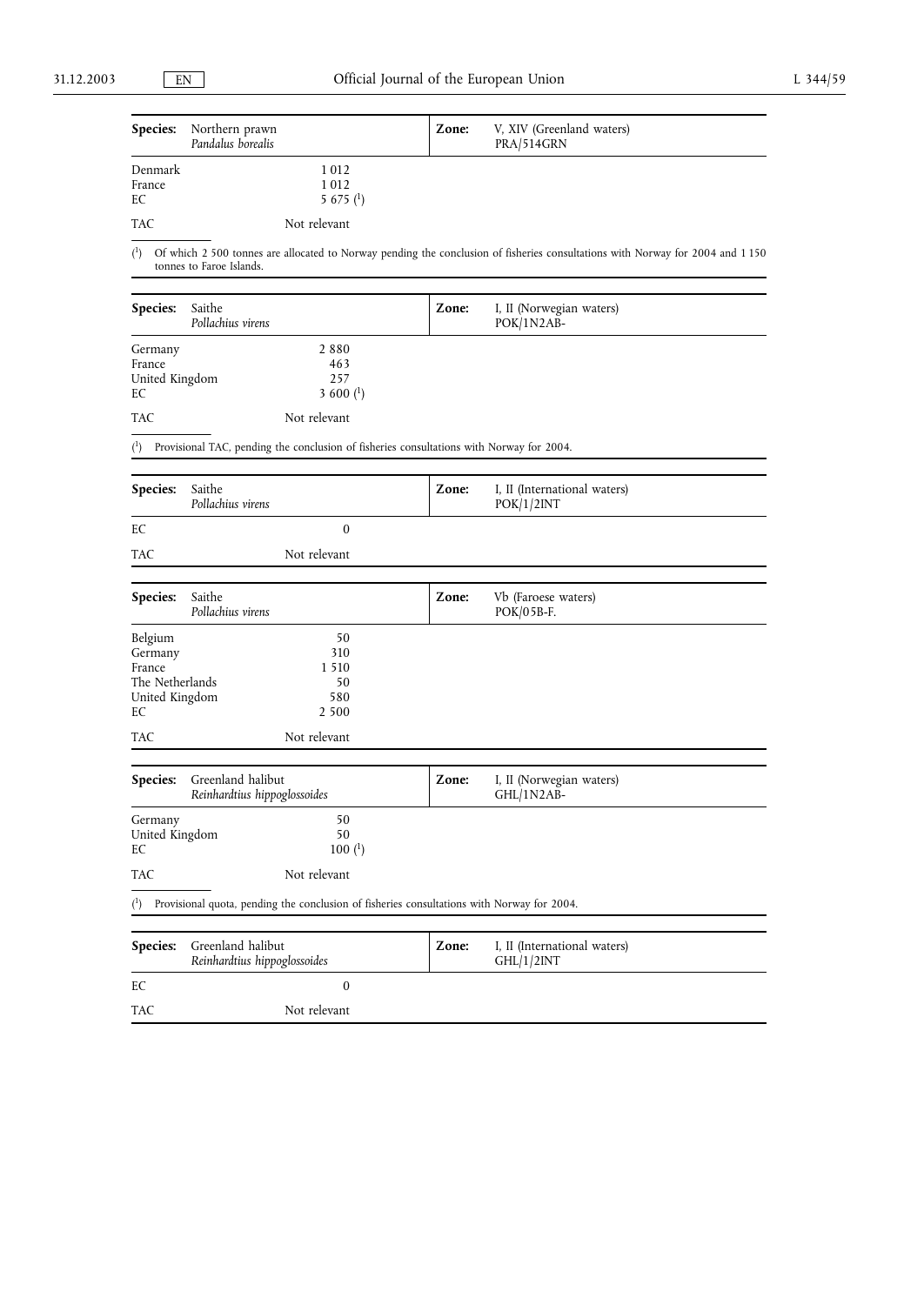| **Species:** | Northern prawn *Pandalus borealis* | **Zone:** | V, XIV (Greenland waters) PRA/514GRN |
|---|---|---|---|
| Denmark | 1 012 | | |
| France | 1 012 | | |
| EC | 5 675 [1] | | |
| TAC | Not relevant | | |

[1] Of which 2 500 tonnes are allocated to Norway pending the conclusion of fisheries consultations with Norway for 2004 and 1 150 tonnes to Faroe Islands.

| **Species:** | Saithe *Pollachius virens* | **Zone:** | I, II (Norwegian waters) POK/1N2AB- |
|---|---|---|---|
| Germany | 2 880 | | |
| France | 463 | | |
| United Kingdom | 257 | | |
| EC | 3 600 [1] | | |
| TAC | Not relevant | | |

[1] Provisional TAC, pending the conclusion of fisheries consultations with Norway for 2004.

| **Species:** | Saithe *Pollachius virens* | **Zone:** | I, II (International waters) POK/1/2INT |
|---|---|---|---|
| EC | 0 | | |
| TAC | Not relevant | | |

| **Species:** | Saithe *Pollachius virens* | **Zone:** | Vb (Faroese waters) POK/05B-F. |
|---|---|---|---|
| Belgium | 50 | | |
| Germany | 310 | | |
| France | 1 510 | | |
| The Netherlands | 50 | | |
| United Kingdom | 580 | | |
| EC | 2 500 | | |
| TAC | Not relevant | | |

| **Species:** | Greenland halibut *Reinhardtius hippoglossoides* | **Zone:** | I, II (Norwegian waters) GHL/1N2AB- |
|---|---|---|---|
| Germany | 50 | | |
| United Kingdom | 50 | | |
| EC | 100 [1] | | |
| TAC | Not relevant | | |

[1] Provisional quota, pending the conclusion of fisheries consultations with Norway for 2004.

| **Species:** | Greenland halibut *Reinhardtius hippoglossoides* | **Zone:** | I, II (International waters) GHL/1/2INT |
|---|---|---|---|
| EC | 0 | | |
| TAC | Not relevant | | |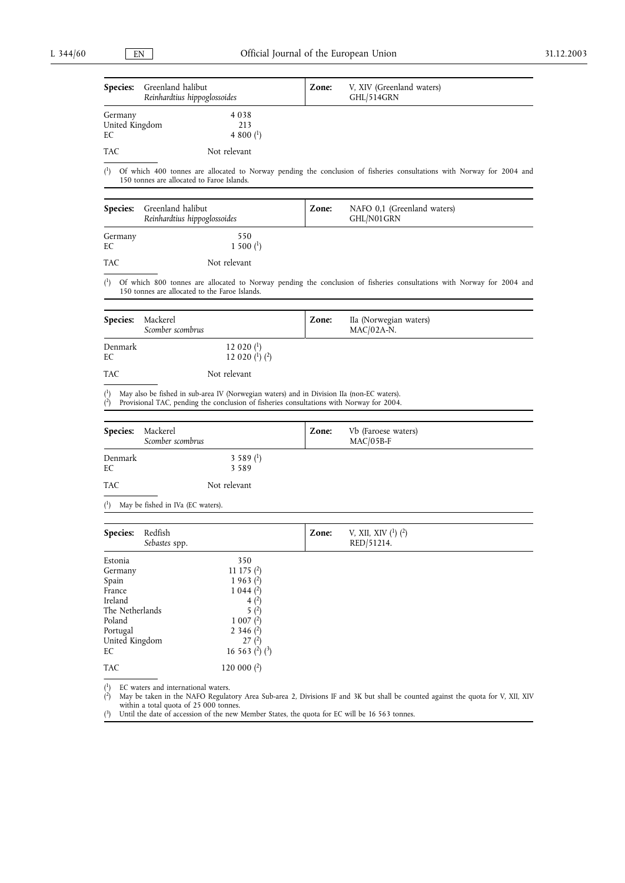| **Species:** | Greenland halibut *Reinhardtius hippoglossoides* | **Zone:** | V, XIV (Greenland waters) GHL/514GRN |
|---|---|---|---|
| Germany | 4 038 | | |
| United Kingdom | 213 | | |
| EC | 4 800 (1) | | |
| TAC | Not relevant | | |

(1) Of which 400 tonnes are allocated to Norway pending the conclusion of fisheries consultations with Norway for 2004 and 150 tonnes are allocated to Faroe Islands.

| **Species:** | Greenland halibut *Reinhardtius hippoglossoides* | **Zone:** | NAFO 0,1 (Greenland waters) GHL/N01GRN |
|---|---|---|---|
| Germany | 550 | | |
| EC | 1 500 (1) | | |
| TAC | Not relevant | | |

(1) Of which 800 tonnes are allocated to Norway pending the conclusion of fisheries consultations with Norway for 2004 and 150 tonnes are allocated to the Faroe Islands.

| **Species:** | Mackerel *Scomber scombrus* | **Zone:** | IIa (Norwegian waters) MAC/02A-N. |
|---|---|---|---|
| Denmark | 12 020 (1) | | |
| EC | 12 020 (1) (2) | | |
| TAC | Not relevant | | |

(1) May also be fished in sub-area IV (Norwegian waters) and in Division IIa (non-EC waters).
(2) Provisional TAC, pending the conclusion of fisheries consultations with Norway for 2004.

| **Species:** | Mackerel *Scomber scombrus* | **Zone:** | Vb (Faroese waters) MAC/05B-F |
|---|---|---|---|
| Denmark | 3 589 (1) | | |
| EC | 3 589 | | |
| TAC | Not relevant | | |

(1) May be fished in IVa (EC waters).

| **Species:** | Redfish *Sebastes* spp. | **Zone:** | V, XII, XIV (1) (2) RED/51214. |
|---|---|---|---|
| Estonia | 350 | | |
| Germany | 11 175 (2) | | |
| Spain | 1 963 (2) | | |
| France | 1 044 (2) | | |
| Ireland | 4 (2) | | |
| The Netherlands | 5 (2) | | |
| Poland | 1 007 (2) | | |
| Portugal | 2 346 (2) | | |
| United Kingdom | 27 (2) | | |
| EC | 16 563 (2) (3) | | |
| TAC | 120 000 (2) | | |

(1) EC waters and international waters.
(2) May be taken in the NAFO Regulatory Area Sub-area 2, Divisions IF and 3K but shall be counted against the quota for V, XII, XIV within a total quota of 25 000 tonnes.
(3) Until the date of accession of the new Member States, the quota for EC will be 16 563 tonnes.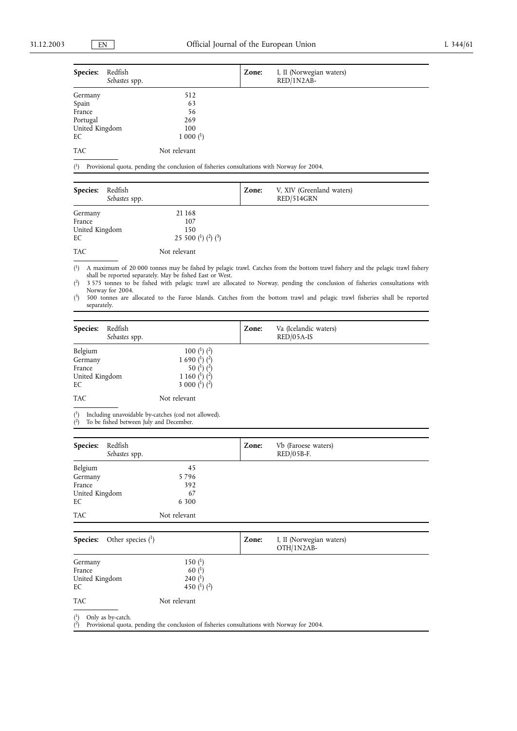| **Species:** | Redfish *Sebastes* spp. | **Zone:** | I, II (Norwegian waters) RED/1N2AB- |
|---|---|---|---|
| Germany | 512 | | |
| Spain | 63 | | |
| France | 56 | | |
| Portugal | 269 | | |
| United Kingdom | 100 | | |
| EC | 1 000 (1) | | |
| TAC | Not relevant | | |

(1) Provisional quota, pending the conclusion of fisheries consultations with Norway for 2004.

| **Species:** | Redfish *Sebastes* spp. | **Zone:** | V, XIV (Greenland waters) RED/514GRN |
|---|---|---|---|
| Germany | 21 168 | | |
| France | 107 | | |
| United Kingdom | 150 | | |
| EC | 25 500 (1) (2) (3) | | |
| TAC | Not relevant | | |

(1) A maximum of 20 000 tonnes may be fished by pelagic trawl. Catches from the bottom trawl fishery and the pelagic trawl fishery shall be reported separately. May be fished East or West.

(2) 3 575 tonnes to be fished with pelagic trawl are allocated to Norway, pending the conclusion of fisheries consultations with Norway for 2004.

(3) 500 tonnes are allocated to the Faroe Islands. Catches from the bottom trawl and pelagic trawl fisheries shall be reported separately.

| **Species:** | Redfish *Sebastes* spp. | **Zone:** | Va (Icelandic waters) RED/05A-IS |
|---|---|---|---|
| Belgium | 100 (1) (2) | | |
| Germany | 1 690 (1) (2) | | |
| France | 50 (1) (2) | | |
| United Kingdom | 1 160 (1) (2) | | |
| EC | 3 000 (1) (2) | | |
| TAC | Not relevant | | |

(1) Including unavoidable by-catches (cod not allowed).

(2) To be fished between July and December.

| **Species:** | Redfish *Sebastes* spp. | **Zone:** | Vb (Faroese waters) RED/05B-F. |
|---|---|---|---|
| Belgium | 45 | | |
| Germany | 5 796 | | |
| France | 392 | | |
| United Kingdom | 67 | | |
| EC | 6 300 | | |
| TAC | Not relevant | | |

| **Species:** | Other species (1) | **Zone:** | I, II (Norwegian waters) OTH/1N2AB- |
|---|---|---|---|
| Germany | 150 (1) | | |
| France | 60 (1) | | |
| United Kingdom | 240 (1) | | |
| EC | 450 (1) (2) | | |
| TAC | Not relevant | | |

(1) Only as by-catch.

(2) Provisional quota, pending the conclusion of fisheries consultations with Norway for 2004.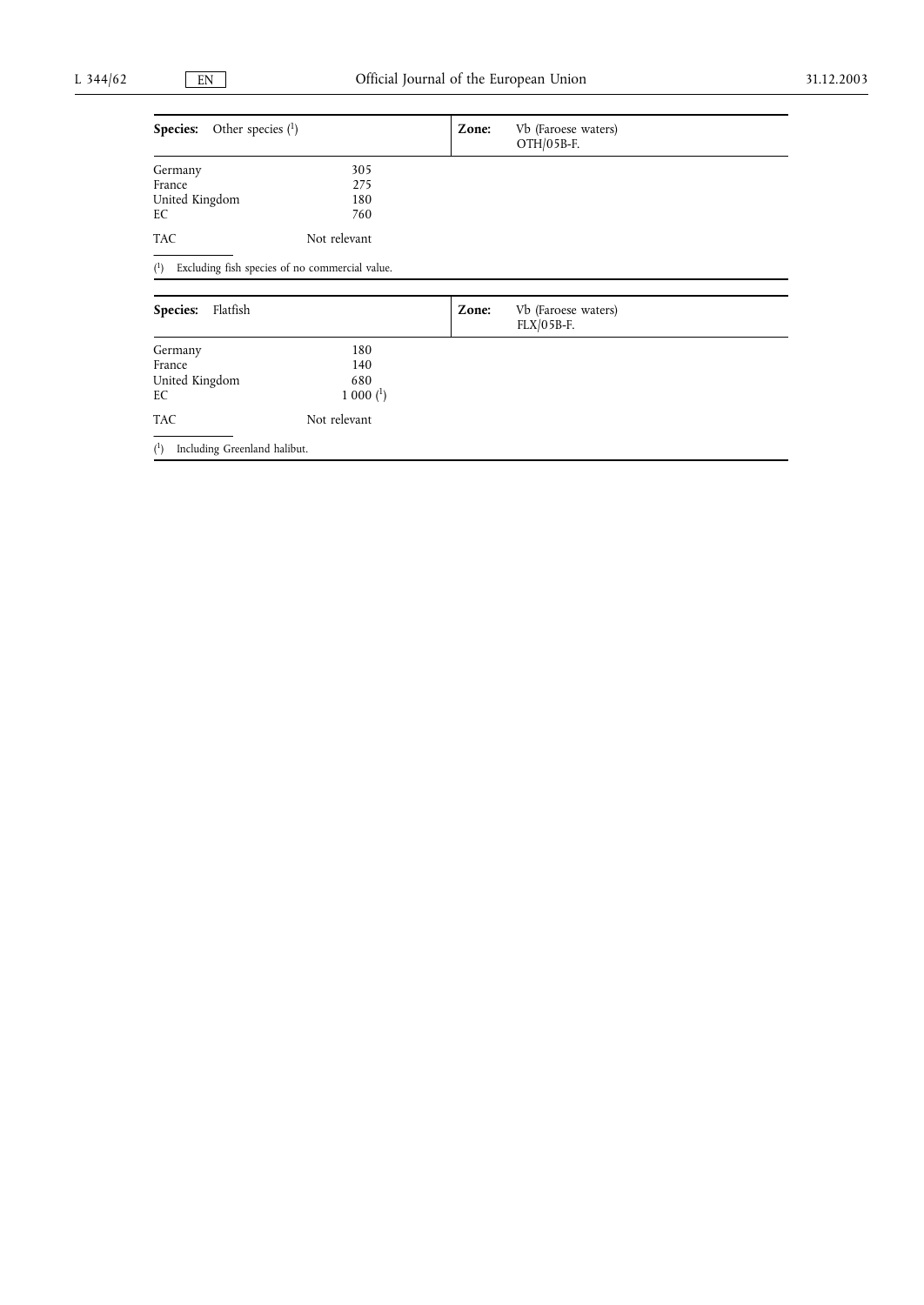| **Species:** Other species (1) | | **Zone:** Vb (Faroese waters) OTH/05B-F. |
|---|---|---|
| Germany | 305 | |
| France | 275 | |
| United Kingdom | 180 | |
| EC | 760 | |
| TAC | Not relevant | |

(1) Excluding fish species of no commercial value.

| **Species:** Flatfish | | **Zone:** Vb (Faroese waters) FLX/05B-F. |
|---|---|---|
| Germany | 180 | |
| France | 140 | |
| United Kingdom | 680 | |
| EC | 1 000 (1) | |
| TAC | Not relevant | |

(1) Including Greenland halibut.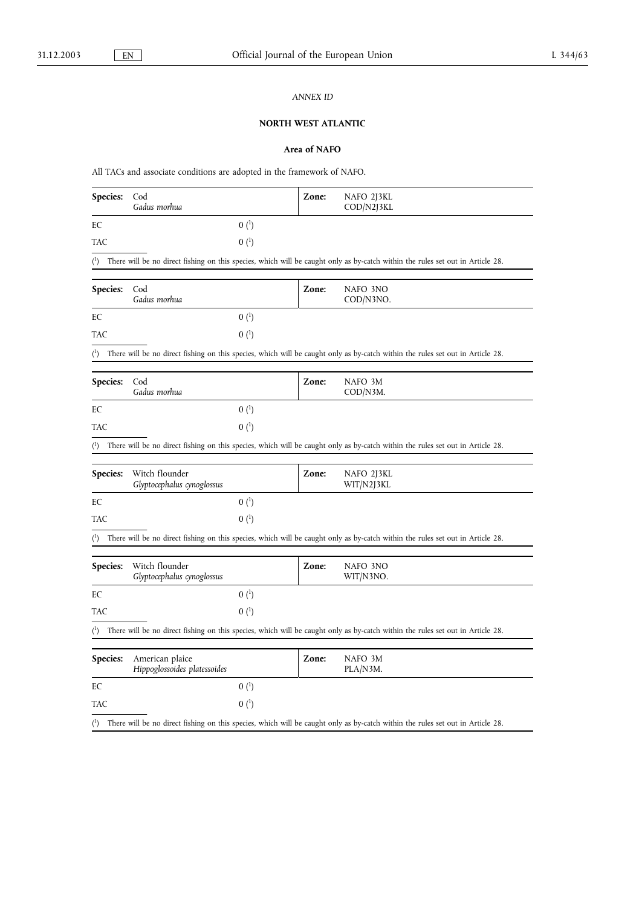*ANNEX ID*

**NORTH WEST ATLANTIC**

**Area of NAFO**

All TACs and associate conditions are adopted in the framework of NAFO.

| **Species:** | Cod *Gadus morhua* | **Zone:** | NAFO 2J3KL COD/N2J3KL |
|---|---|---|---|
| EC | 0 (1) | | |
| TAC | 0 (1) | | |

(1) There will be no direct fishing on this species, which will be caught only as by-catch within the rules set out in Article 28.

| **Species:** | Cod *Gadus morhua* | **Zone:** | NAFO 3NO COD/N3NO. |
|---|---|---|---|
| EC | 0 (1) | | |
| TAC | 0 (1) | | |

(1) There will be no direct fishing on this species, which will be caught only as by-catch within the rules set out in Article 28.

| **Species:** | Cod *Gadus morhua* | **Zone:** | NAFO 3M COD/N3M. |
|---|---|---|---|
| EC | 0 (1) | | |
| TAC | 0 (1) | | |

(1) There will be no direct fishing on this species, which will be caught only as by-catch within the rules set out in Article 28.

| **Species:** | Witch flounder *Glyptocephalus cynoglossus* | **Zone:** | NAFO 2J3KL WIT/N2J3KL |
|---|---|---|---|
| EC | 0 (1) | | |
| TAC | 0 (1) | | |

(1) There will be no direct fishing on this species, which will be caught only as by-catch within the rules set out in Article 28.

| **Species:** | Witch flounder *Glyptocephalus cynoglossus* | **Zone:** | NAFO 3NO WIT/N3NO. |
|---|---|---|---|
| EC | 0 (1) | | |
| TAC | 0 (1) | | |

(1) There will be no direct fishing on this species, which will be caught only as by-catch within the rules set out in Article 28.

| **Species:** | American plaice *Hippoglossoides platessoides* | **Zone:** | NAFO 3M PLA/N3M. |
|---|---|---|---|
| EC | 0 (1) | | |
| TAC | 0 (1) | | |

(1) There will be no direct fishing on this species, which will be caught only as by-catch within the rules set out in Article 28.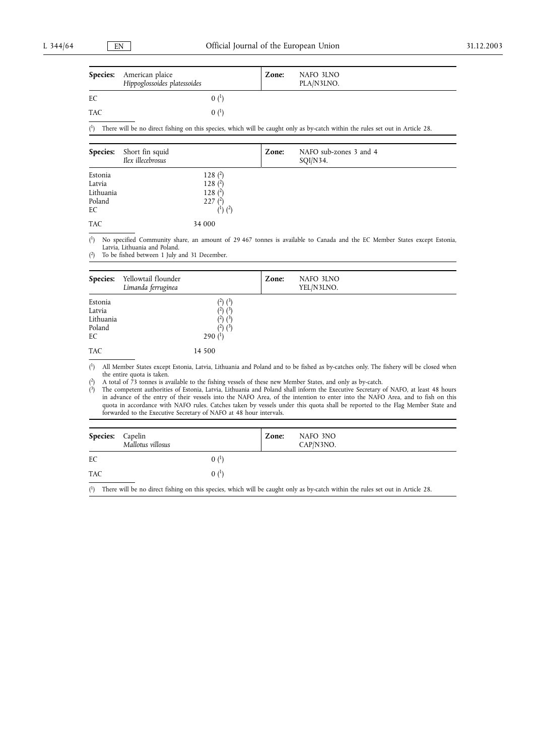| **Species:** | American plaice *Hippoglossoides platessoides* | **Zone:** | NAFO 3LNO PLA/N3LNO. |
|---|---|---|---|
| EC | 0 [1] | | |
| TAC | 0 [1] | | |

[1] There will be no direct fishing on this species, which will be caught only as by-catch within the rules set out in Article 28.

| **Species:** | Short fin squid *Ilex illecebrosus* | **Zone:** | NAFO sub-zones 3 and 4 SQI/N34. |
|---|---|---|---|
| Estonia | 128 [2] | | |
| Latvia | 128 [2] | | |
| Lithuania | 128 [2] | | |
| Poland | 227 [2] | | |
| EC | [1] [2] | | |
| TAC | 34 000 | | |

[1] No specified Community share, an amount of 29 467 tonnes is available to Canada and the EC Member States except Estonia, Latvia, Lithuania and Poland.

[2] To be fished between 1 July and 31 December.

| **Species:** | Yellowtail flounder *Limanda ferruginea* | **Zone:** | NAFO 3LNO YEL/N3LNO. |
|---|---|---|---|
| Estonia | [2] [3] | | |
| Latvia | [2] [3] | | |
| Lithuania | [2] [3] | | |
| Poland | [2] [3] | | |
| EC | 290 [1] | | |
| TAC | 14 500 | | |

[1] All Member States except Estonia, Latvia, Lithuania and Poland and to be fished as by-catches only. The fishery will be closed when the entire quota is taken.

[2] A total of 73 tonnes is available to the fishing vessels of these new Member States, and only as by-catch.

[3] The competent authorities of Estonia, Latvia, Lithuania and Poland shall inform the Executive Secretary of NAFO, at least 48 hours in advance of the entry of their vessels into the NAFO Area, of the intention to enter into the NAFO Area, and to fish on this quota in accordance with NAFO rules. Catches taken by vessels under this quota shall be reported to the Flag Member State and forwarded to the Executive Secretary of NAFO at 48 hour intervals.

| **Species:** | Capelin *Mallotus villosus* | **Zone:** | NAFO 3NO CAP/N3NO. |
|---|---|---|---|
| EC | 0 [1] | | |
| TAC | 0 [1] | | |

[1] There will be no direct fishing on this species, which will be caught only as by-catch within the rules set out in Article 28.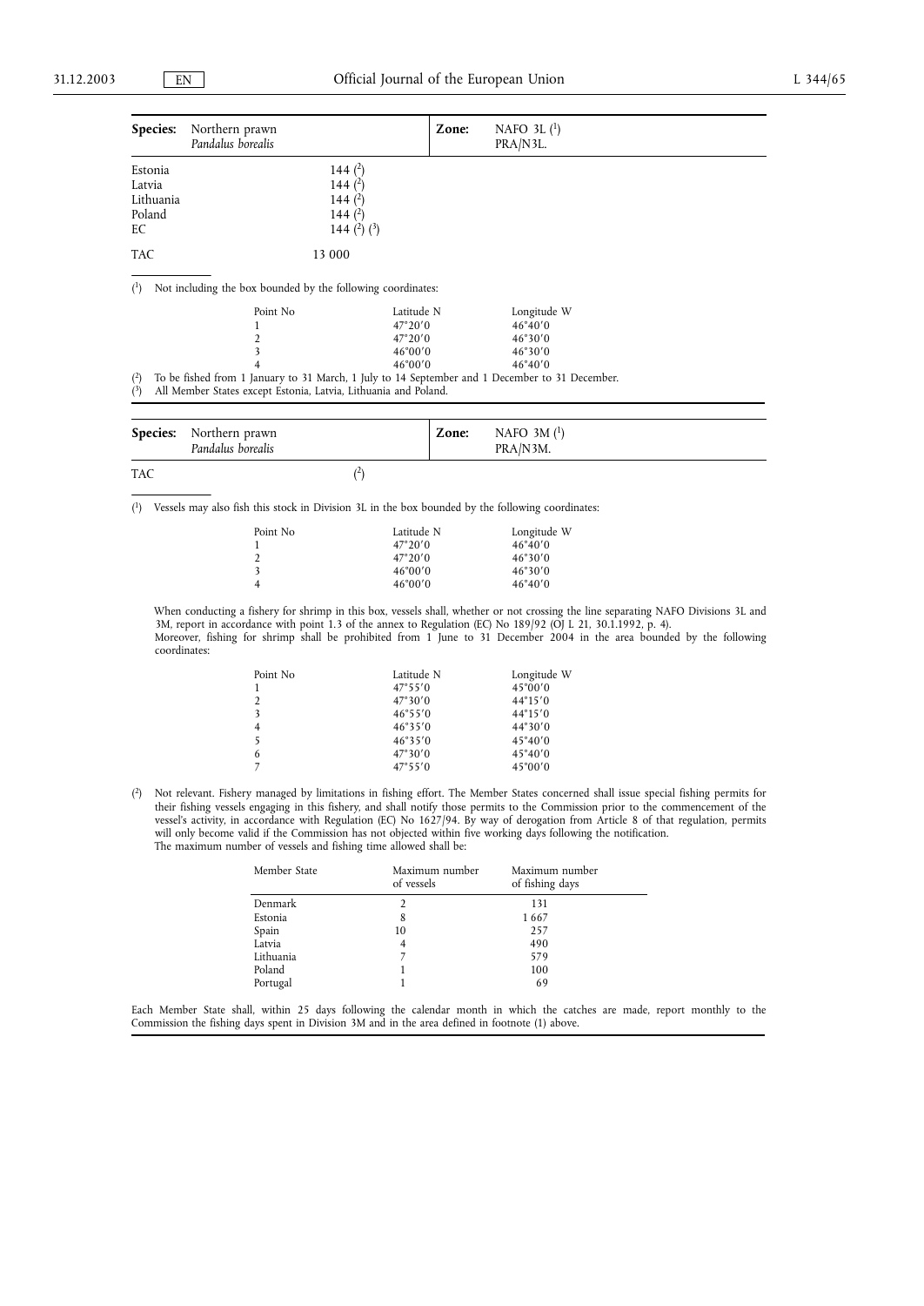| **Species:** | Northern prawn *Pandalus borealis* | **Zone:** | NAFO 3L (1) PRA/N3L. |
|---|---|---|---|
| Estonia | 144 (2) | | |
| Latvia | 144 (2) | | |
| Lithuania | 144 (2) | | |
| Poland | 144 (2) | | |
| EC | 144 (2) (3) | | |
| TAC | 13 000 | | |

(1) Not including the box bounded by the following coordinates:

| Point No | Latitude N | Longitude W |
|---|---|---|
| 1 | 47°20′0 | 46°40′0 |
| 2 | 47°20′0 | 46°30′0 |
| 3 | 46°00′0 | 46°30′0 |
| 4 | 46°00′0 | 46°40′0 |

(2) To be fished from 1 January to 31 March, 1 July to 14 September and 1 December to 31 December.

(3) All Member States except Estonia, Latvia, Lithuania and Poland.

| **Species:** | Northern prawn *Pandalus borealis* | **Zone:** | NAFO 3M (1) PRA/N3M. |
|---|---|---|---|
| TAC | (2) | | |

(1) Vessels may also fish this stock in Division 3L in the box bounded by the following coordinates:

| Point No | Latitude N | Longitude W |
|---|---|---|
| 1 | 47°20′0 | 46°40′0 |
| 2 | 47°20′0 | 46°30′0 |
| 3 | 46°00′0 | 46°30′0 |
| 4 | 46°00′0 | 46°40′0 |

When conducting a fishery for shrimp in this box, vessels shall, whether or not crossing the line separating NAFO Divisions 3L and 3M, report in accordance with point 1.3 of the annex to Regulation (EC) No 189/92 (OJ L 21, 30.1.1992, p. 4).
Moreover, fishing for shrimp shall be prohibited from 1 June to 31 December 2004 in the area bounded by the following coordinates:

| Point No | Latitude N | Longitude W |
|---|---|---|
| 1 | 47°55′0 | 45°00′0 |
| 2 | 47°30′0 | 44°15′0 |
| 3 | 46°55′0 | 44°15′0 |
| 4 | 46°35′0 | 44°30′0 |
| 5 | 46°35′0 | 45°40′0 |
| 6 | 47°30′0 | 45°40′0 |
| 7 | 47°55′0 | 45°00′0 |

(2) Not relevant. Fishery managed by limitations in fishing effort. The Member States concerned shall issue special fishing permits for their fishing vessels engaging in this fishery, and shall notify those permits to the Commission prior to the commencement of the vessel's activity, in accordance with Regulation (EC) No 1627/94. By way of derogation from Article 8 of that regulation, permits will only become valid if the Commission has not objected within five working days following the notification.
The maximum number of vessels and fishing time allowed shall be:

| Member State | Maximum number of vessels | Maximum number of fishing days |
|---|---|---|
| Denmark | 2 | 131 |
| Estonia | 8 | 1 667 |
| Spain | 10 | 257 |
| Latvia | 4 | 490 |
| Lithuania | 7 | 579 |
| Poland | 1 | 100 |
| Portugal | 1 | 69 |

Each Member State shall, within 25 days following the calendar month in which the catches are made, report monthly to the Commission the fishing days spent in Division 3M and in the area defined in footnote (1) above.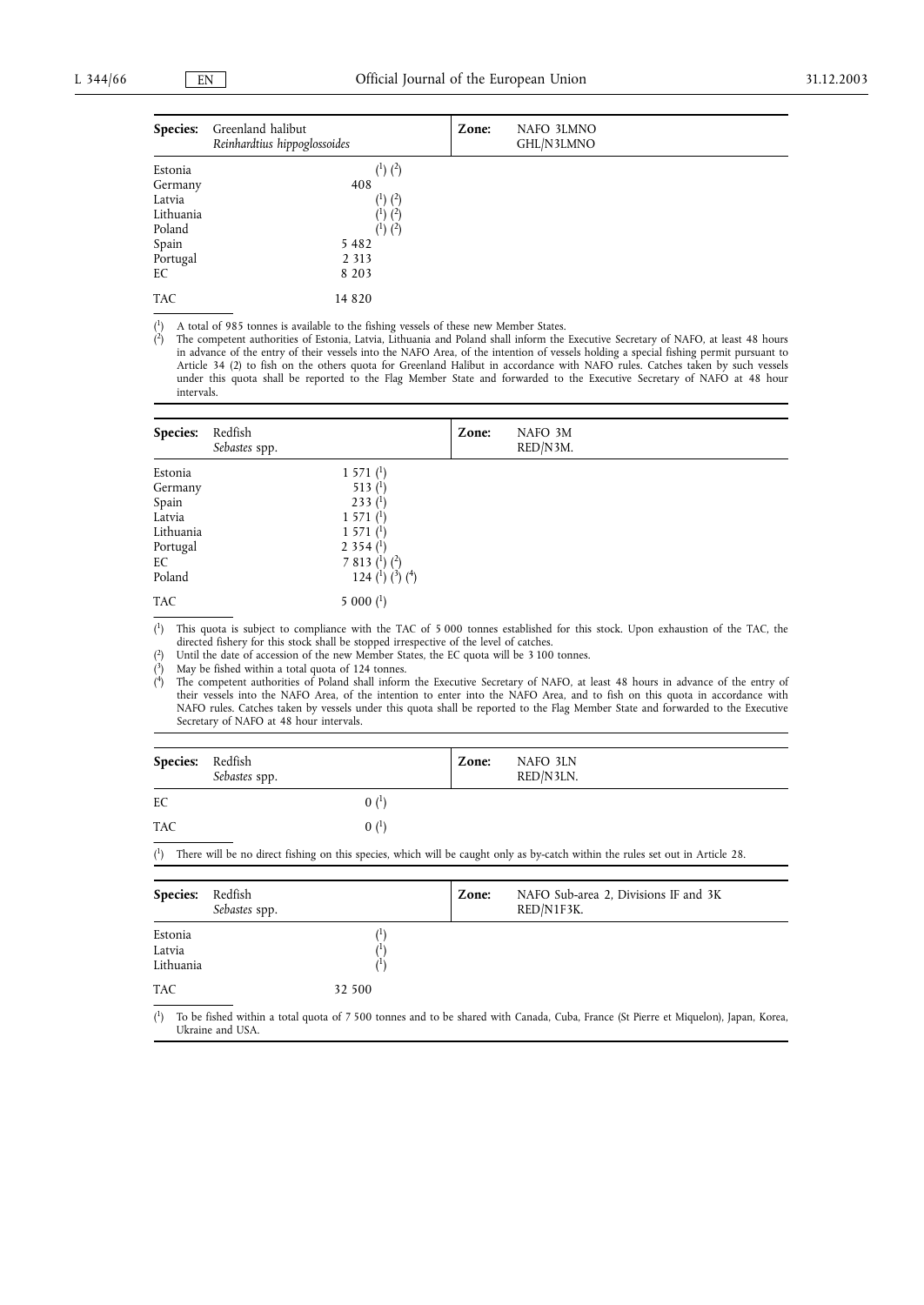| **Species:** | Greenland halibut *Reinhardtius hippoglossoides* | **Zone:** | NAFO 3LMNO GHL/N3LMNO |
|---|---|---|---|
| Estonia | (1) (2) | | |
| Germany | 408 | | |
| Latvia | (1) (2) | | |
| Lithuania | (1) (2) | | |
| Poland | (1) (2) | | |
| Spain | 5 482 | | |
| Portugal | 2 313 | | |
| EC | 8 203 | | |
| TAC | 14 820 | | |

(1) A total of 985 tonnes is available to the fishing vessels of these new Member States.
(2) The competent authorities of Estonia, Latvia, Lithuania and Poland shall inform the Executive Secretary of NAFO, at least 48 hours in advance of the entry of their vessels into the NAFO Area, of the intention of vessels holding a special fishing permit pursuant to Article 34 (2) to fish on the others quota for Greenland Halibut in accordance with NAFO rules. Catches taken by such vessels under this quota shall be reported to the Flag Member State and forwarded to the Executive Secretary of NAFO at 48 hour intervals.

| **Species:** | Redfish *Sebastes* spp. | **Zone:** | NAFO 3M RED/N3M. |
|---|---|---|---|
| Estonia | 1 571 (1) | | |
| Germany | 513 (1) | | |
| Spain | 233 (1) | | |
| Latvia | 1 571 (1) | | |
| Lithuania | 1 571 (1) | | |
| Portugal | 2 354 (1) | | |
| EC | 7 813 (1) (2) | | |
| Poland | 124 (1) (3) (4) | | |
| TAC | 5 000 (1) | | |

(1) This quota is subject to compliance with the TAC of 5 000 tonnes established for this stock. Upon exhaustion of the TAC, the directed fishery for this stock shall be stopped irrespective of the level of catches.
(2) Until the date of accession of the new Member States, the EC quota will be 3 100 tonnes.
(3) May be fished within a total quota of 124 tonnes.
(4) The competent authorities of Poland shall inform the Executive Secretary of NAFO, at least 48 hours in advance of the entry of their vessels into the NAFO Area, of the intention to enter into the NAFO Area, and to fish on this quota in accordance with NAFO rules. Catches taken by vessels under this quota shall be reported to the Flag Member State and forwarded to the Executive Secretary of NAFO at 48 hour intervals.

| **Species:** | Redfish *Sebastes* spp. | **Zone:** | NAFO 3LN RED/N3LN. |
|---|---|---|---|
| EC | 0 (1) | | |
| TAC | 0 (1) | | |

(1) There will be no direct fishing on this species, which will be caught only as by-catch within the rules set out in Article 28.

| **Species:** | Redfish *Sebastes* spp. | **Zone:** | NAFO Sub-area 2, Divisions IF and 3K RED/N1F3K. |
|---|---|---|---|
| Estonia | (1) | | |
| Latvia | (1) | | |
| Lithuania | (1) | | |
| TAC | 32 500 | | |

(1) To be fished within a total quota of 7 500 tonnes and to be shared with Canada, Cuba, France (St Pierre et Miquelon), Japan, Korea, Ukraine and USA.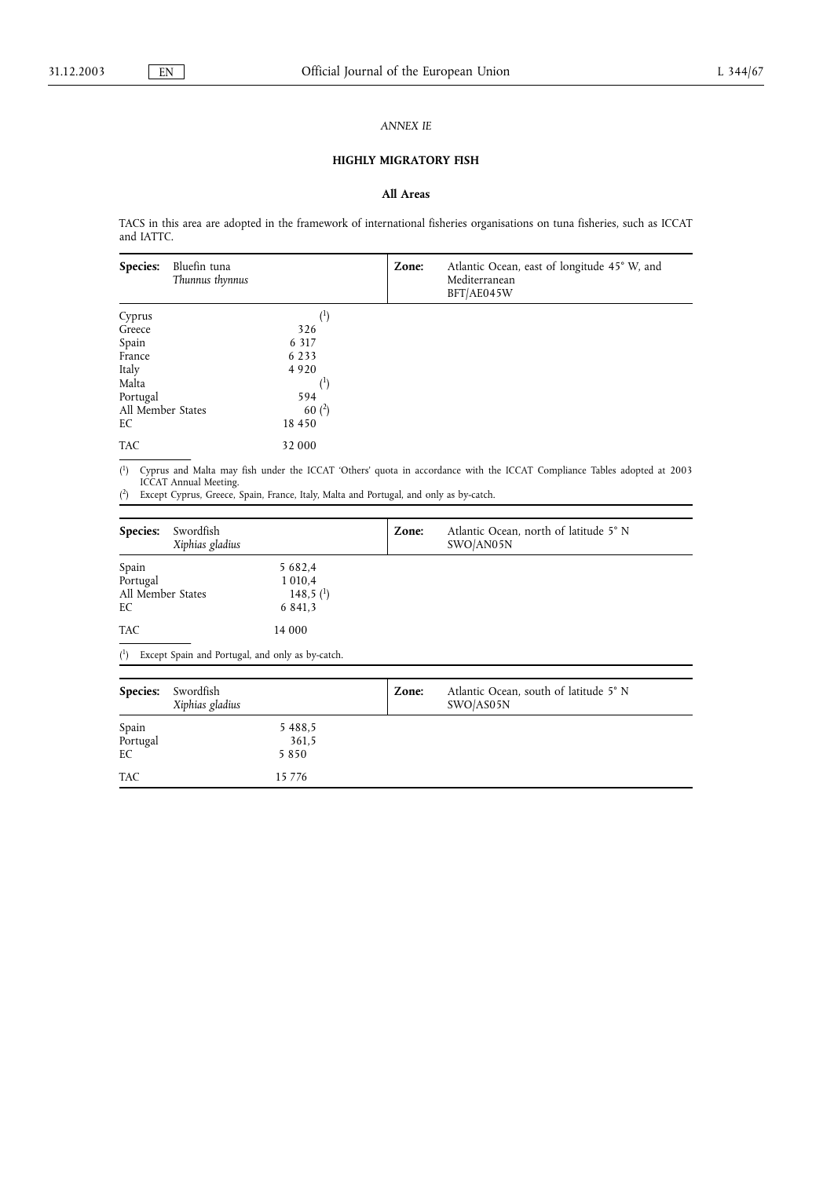*ANNEX IE*

## HIGHLY MIGRATORY FISH

### All Areas

TACS in this area are adopted in the framework of international fisheries organisations on tuna fisheries, such as ICCAT and IATTC.

| Species: | Bluefin tuna *Thunnus thynnus* | Zone: | Atlantic Ocean, east of longitude 45° W, and Mediterranean BFT/AE045W |
|---|---|---|---|
| Cyprus | [1] | | |
| Greece | 326 | | |
| Spain | 6 317 | | |
| France | 6 233 | | |
| Italy | 4 920 | | |
| Malta | [1] | | |
| Portugal | 594 | | |
| All Member States | 60 [2] | | |
| EC | 18 450 | | |
| TAC | 32 000 | | |

[1] Cyprus and Malta may fish under the ICCAT 'Others' quota in accordance with the ICCAT Compliance Tables adopted at 2003 ICCAT Annual Meeting.
[2] Except Cyprus, Greece, Spain, France, Italy, Malta and Portugal, and only as by-catch.

| Species: | Swordfish *Xiphias gladius* | Zone: | Atlantic Ocean, north of latitude 5° N SWO/AN05N |
|---|---|---|---|
| Spain | 5 682,4 | | |
| Portugal | 1 010,4 | | |
| All Member States | 148,5 [1] | | |
| EC | 6 841,3 | | |
| TAC | 14 000 | | |

[1] Except Spain and Portugal, and only as by-catch.

| Species: | Swordfish *Xiphias gladius* | Zone: | Atlantic Ocean, south of latitude 5° N SWO/AS05N |
|---|---|---|---|
| Spain | 5 488,5 | | |
| Portugal | 361,5 | | |
| EC | 5 850 | | |
| TAC | 15 776 | | |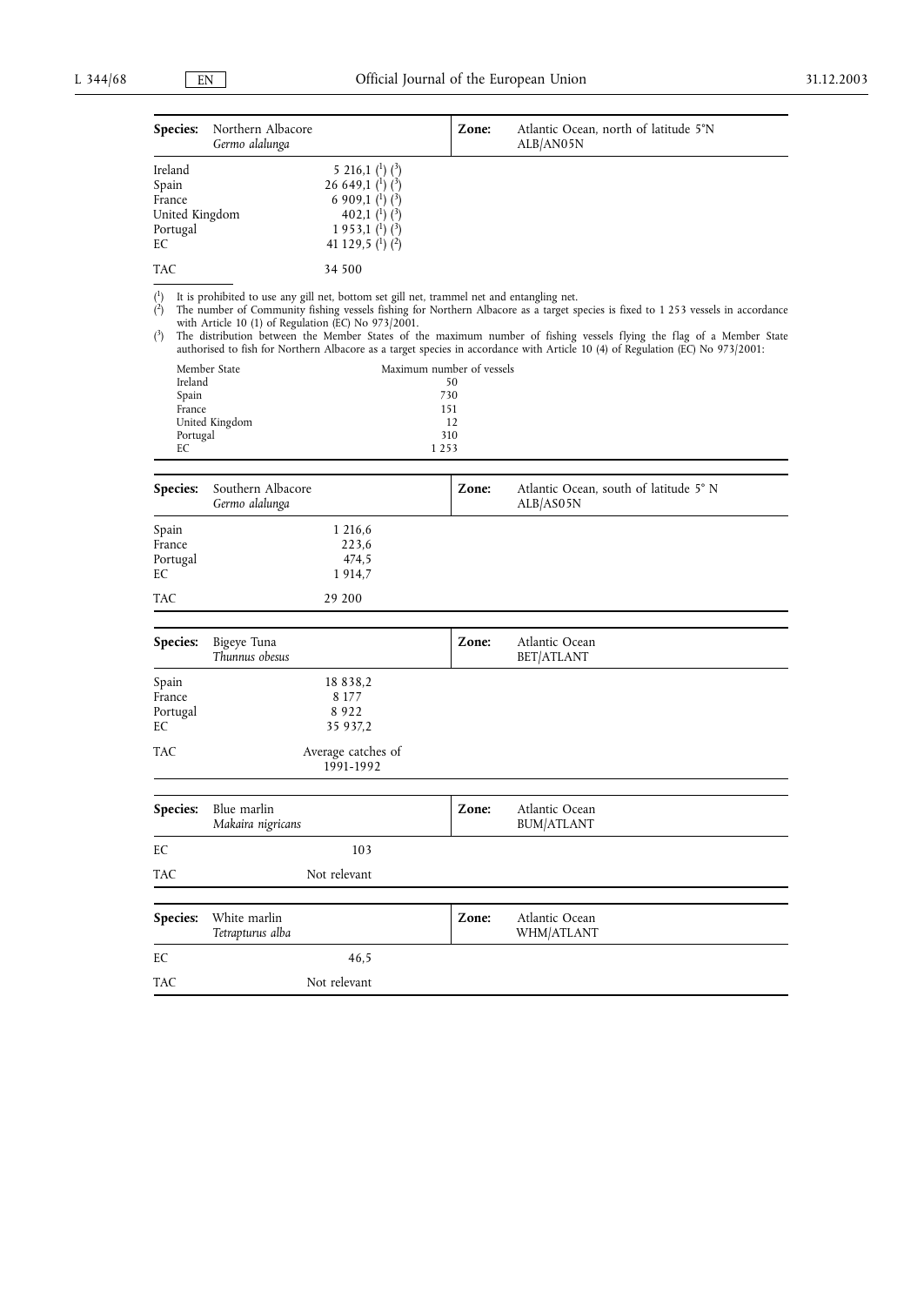| **Species:** | Northern Albacore *Germo alalunga* | **Zone:** | Atlantic Ocean, north of latitude 5°N ALB/AN05N |
|---|---|---|---|
| Ireland | 5 216,1 (1) (3) | | |
| Spain | 26 649,1 (1) (3) | | |
| France | 6 909,1 (1) (3) | | |
| United Kingdom | 402,1 (1) (3) | | |
| Portugal | 1 953,1 (1) (3) | | |
| EC | 41 129,5 (1) (2) | | |
| TAC | 34 500 | | |

(1) It is prohibited to use any gill net, bottom set gill net, trammel net and entangling net.

(2) The number of Community fishing vessels fishing for Northern Albacore as a target species is fixed to 1 253 vessels in accordance with Article 10 (1) of Regulation (EC) No 973/2001.

(3) The distribution between the Member States of the maximum number of fishing vessels flying the flag of a Member State authorised to fish for Northern Albacore as a target species in accordance with Article 10 (4) of Regulation (EC) No 973/2001:

| Member State | Maximum number of vessels |
|---|---|
| Ireland | 50 |
| Spain | 730 |
| France | 151 |
| United Kingdom | 12 |
| Portugal | 310 |
| EC | 1 253 |

| **Species:** | Southern Albacore *Germo alalunga* | **Zone:** | Atlantic Ocean, south of latitude 5° N ALB/AS05N |
|---|---|---|---|
| Spain | 1 216,6 | | |
| France | 223,6 | | |
| Portugal | 474,5 | | |
| EC | 1 914,7 | | |
| TAC | 29 200 | | |

| **Species:** | Bigeye Tuna *Thunnus obesus* | **Zone:** | Atlantic Ocean BET/ATLANT |
|---|---|---|---|
| Spain | 18 838,2 | | |
| France | 8 177 | | |
| Portugal | 8 922 | | |
| EC | 35 937,2 | | |
| TAC | Average catches of 1991-1992 | | |

| **Species:** | Blue marlin *Makaira nigricans* | **Zone:** | Atlantic Ocean BUM/ATLANT |
|---|---|---|---|
| EC | 103 | | |
| TAC | Not relevant | | |

| **Species:** | White marlin *Tetrapturus alba* | **Zone:** | Atlantic Ocean WHM/ATLANT |
|---|---|---|---|
| EC | 46,5 | | |
| TAC | Not relevant | | |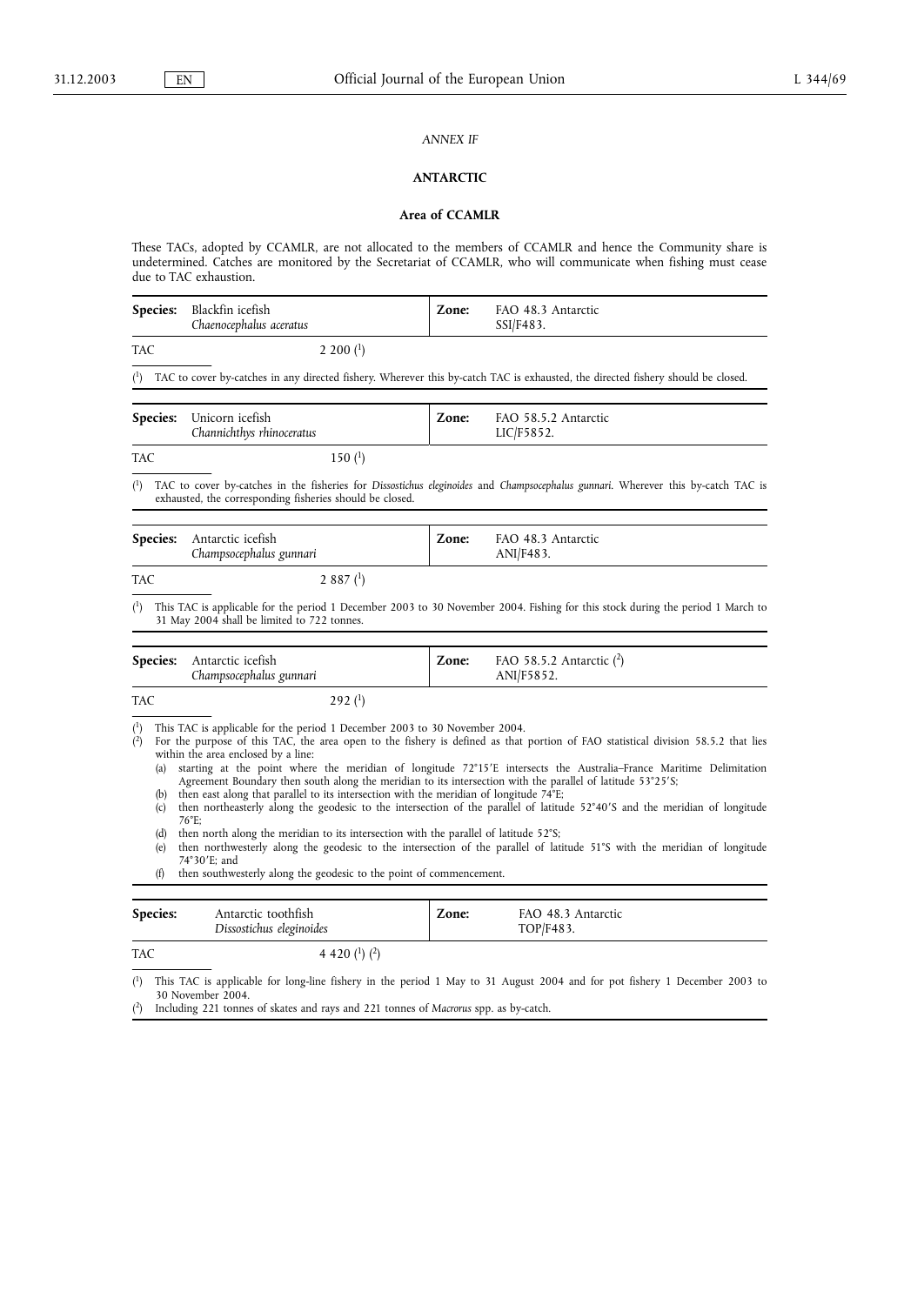*ANNEX IF*

**ANTARCTIC**

**Area of CCAMLR**

These TACs, adopted by CCAMLR, are not allocated to the members of CCAMLR and hence the Community share is undetermined. Catches are monitored by the Secretariat of CCAMLR, who will communicate when fishing must cease due to TAC exhaustion.

| **Species:** | Blackfin icefish *Chaenocephalus aceratus* | **Zone:** | FAO 48.3 Antarctic SSI/F483. |
|---|---|---|---|
| TAC | 2 200 (1) | | |

(1) TAC to cover by-catches in any directed fishery. Wherever this by-catch TAC is exhausted, the directed fishery should be closed.

| **Species:** | Unicorn icefish *Channichthys rhinoceratus* | **Zone:** | FAO 58.5.2 Antarctic LIC/F5852. |
|---|---|---|---|
| TAC | 150 (1) | | |

(1) TAC to cover by-catches in the fisheries for *Dissostichus eleginoides* and *Champsocephalus gunnari*. Wherever this by-catch TAC is exhausted, the corresponding fisheries should be closed.

| **Species:** | Antarctic icefish *Champsocephalus gunnari* | **Zone:** | FAO 48.3 Antarctic ANI/F483. |
|---|---|---|---|
| TAC | 2 887 (1) | | |

(1) This TAC is applicable for the period 1 December 2003 to 30 November 2004. Fishing for this stock during the period 1 March to 31 May 2004 shall be limited to 722 tonnes.

| **Species:** | Antarctic icefish *Champsocephalus gunnari* | **Zone:** | FAO 58.5.2 Antarctic (2) ANI/F5852. |
|---|---|---|---|
| TAC | 292 (1) | | |

(1) This TAC is applicable for the period 1 December 2003 to 30 November 2004.

(2) For the purpose of this TAC, the area open to the fishery is defined as that portion of FAO statistical division 58.5.2 that lies within the area enclosed by a line:

(a) starting at the point where the meridian of longitude 72°15′E intersects the Australia–France Maritime Delimitation Agreement Boundary then south along the meridian to its intersection with the parallel of latitude 53°25′S;

(b) then east along that parallel to its intersection with the meridian of longitude 74°E;

(c) then northeasterly along the geodesic to the intersection of the parallel of latitude 52°40′S and the meridian of longitude 76°E;

(d) then north along the meridian to its intersection with the parallel of latitude 52°S;

(e) then northwesterly along the geodesic to the intersection of the parallel of latitude 51°S with the meridian of longitude 74°30′E; and

(f) then southwesterly along the geodesic to the point of commencement.

| **Species:** | Antarctic toothfish *Dissostichus eleginoides* | **Zone:** | FAO 48.3 Antarctic TOP/F483. |
|---|---|---|---|
| TAC | 4 420 (1) (2) | | |

(1) This TAC is applicable for long-line fishery in the period 1 May to 31 August 2004 and for pot fishery 1 December 2003 to 30 November 2004.

(2) Including 221 tonnes of skates and rays and 221 tonnes of *Macrorus* spp. as by-catch.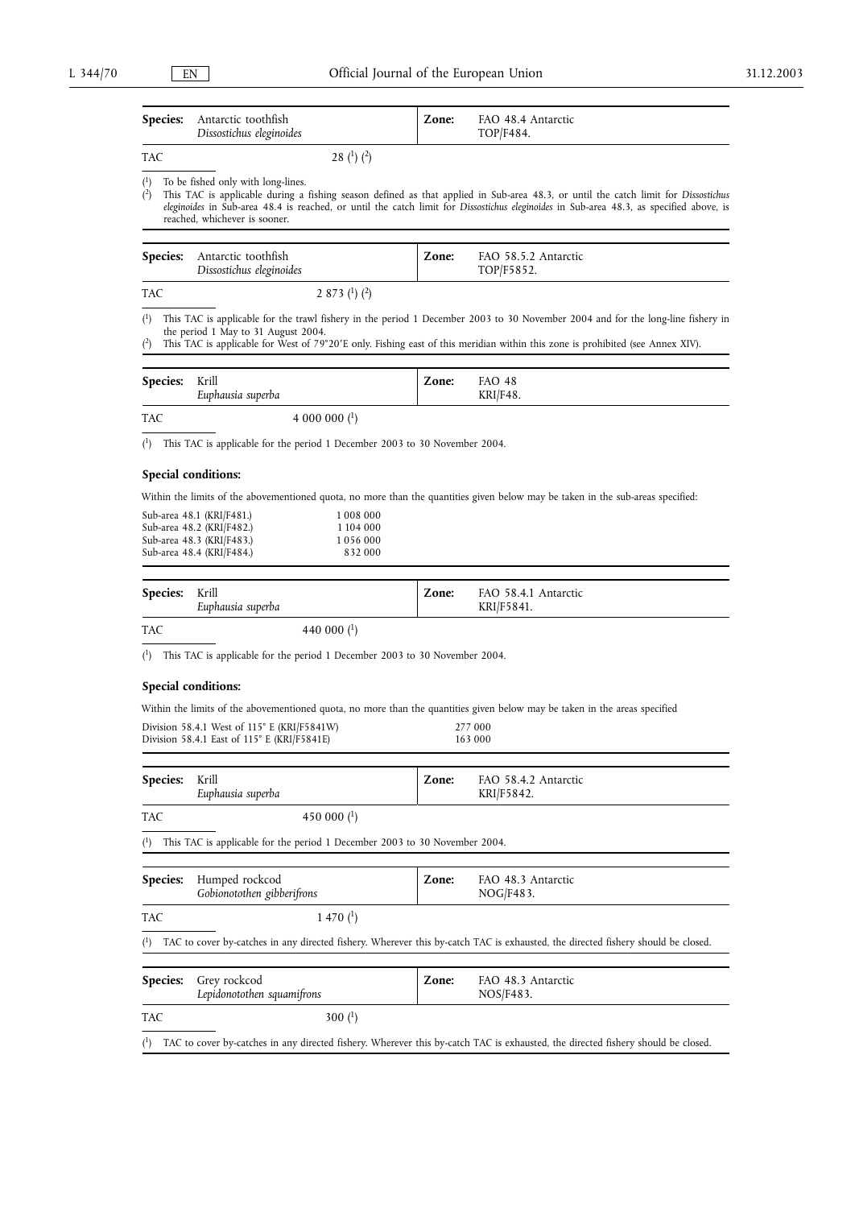| **Species:** | Antarctic toothfish *Dissostichus eleginoides* | **Zone:** | FAO 48.4 Antarctic TOP/F484. |
|---|---|---|---|
| TAC | 28 (1) (2) | | |

(1) To be fished only with long-lines.
(2) This TAC is applicable during a fishing season defined as that applied in Sub-area 48.3, or until the catch limit for *Dissostichus eleginoides* in Sub-area 48.4 is reached, or until the catch limit for *Dissostichus eleginoides* in Sub-area 48.3, as specified above, is reached, whichever is sooner.

| **Species:** | Antarctic toothfish *Dissostichus eleginoides* | **Zone:** | FAO 58.5.2 Antarctic TOP/F5852. |
|---|---|---|---|
| TAC | 2 873 (1) (2) | | |

(1) This TAC is applicable for the trawl fishery in the period 1 December 2003 to 30 November 2004 and for the long-line fishery in the period 1 May to 31 August 2004.
(2) This TAC is applicable for West of 79°20′E only. Fishing east of this meridian within this zone is prohibited (see Annex XIV).

| **Species:** | Krill *Euphausia superba* | **Zone:** | FAO 48 KRI/F48. |
|---|---|---|---|
| TAC | 4 000 000 (1) | | |

(1) This TAC is applicable for the period 1 December 2003 to 30 November 2004.

**Special conditions:**

Within the limits of the abovementioned quota, no more than the quantities given below may be taken in the sub-areas specified:

| | |
|---|---|
| Sub-area 48.1 (KRI/F481.) | 1 008 000 |
| Sub-area 48.2 (KRI/F482.) | 1 104 000 |
| Sub-area 48.3 (KRI/F483.) | 1 056 000 |
| Sub-area 48.4 (KRI/F484.) | 832 000 |

| **Species:** | Krill *Euphausia superba* | **Zone:** | FAO 58.4.1 Antarctic KRI/F5841. |
|---|---|---|---|
| TAC | 440 000 (1) | | |

(1) This TAC is applicable for the period 1 December 2003 to 30 November 2004.

**Special conditions:**

Within the limits of the abovementioned quota, no more than the quantities given below may be taken in the areas specified

| | |
|---|---|
| Division 58.4.1 West of 115° E (KRI/F5841W) | 277 000 |
| Division 58.4.1 East of 115° E (KRI/F5841E) | 163 000 |

| **Species:** | Krill *Euphausia superba* | **Zone:** | FAO 58.4.2 Antarctic KRI/F5842. |
|---|---|---|---|
| TAC | 450 000 (1) | | |

(1) This TAC is applicable for the period 1 December 2003 to 30 November 2004.

| **Species:** | Humped rockcod *Gobionotothen gibberifrons* | **Zone:** | FAO 48.3 Antarctic NOG/F483. |
|---|---|---|---|
| TAC | 1 470 (1) | | |

(1) TAC to cover by-catches in any directed fishery. Wherever this by-catch TAC is exhausted, the directed fishery should be closed.

| **Species:** | Grey rockcod *Lepidonotothen squamifrons* | **Zone:** | FAO 48.3 Antarctic NOS/F483. |
|---|---|---|---|
| TAC | 300 (1) | | |

(1) TAC to cover by-catches in any directed fishery. Wherever this by-catch TAC is exhausted, the directed fishery should be closed.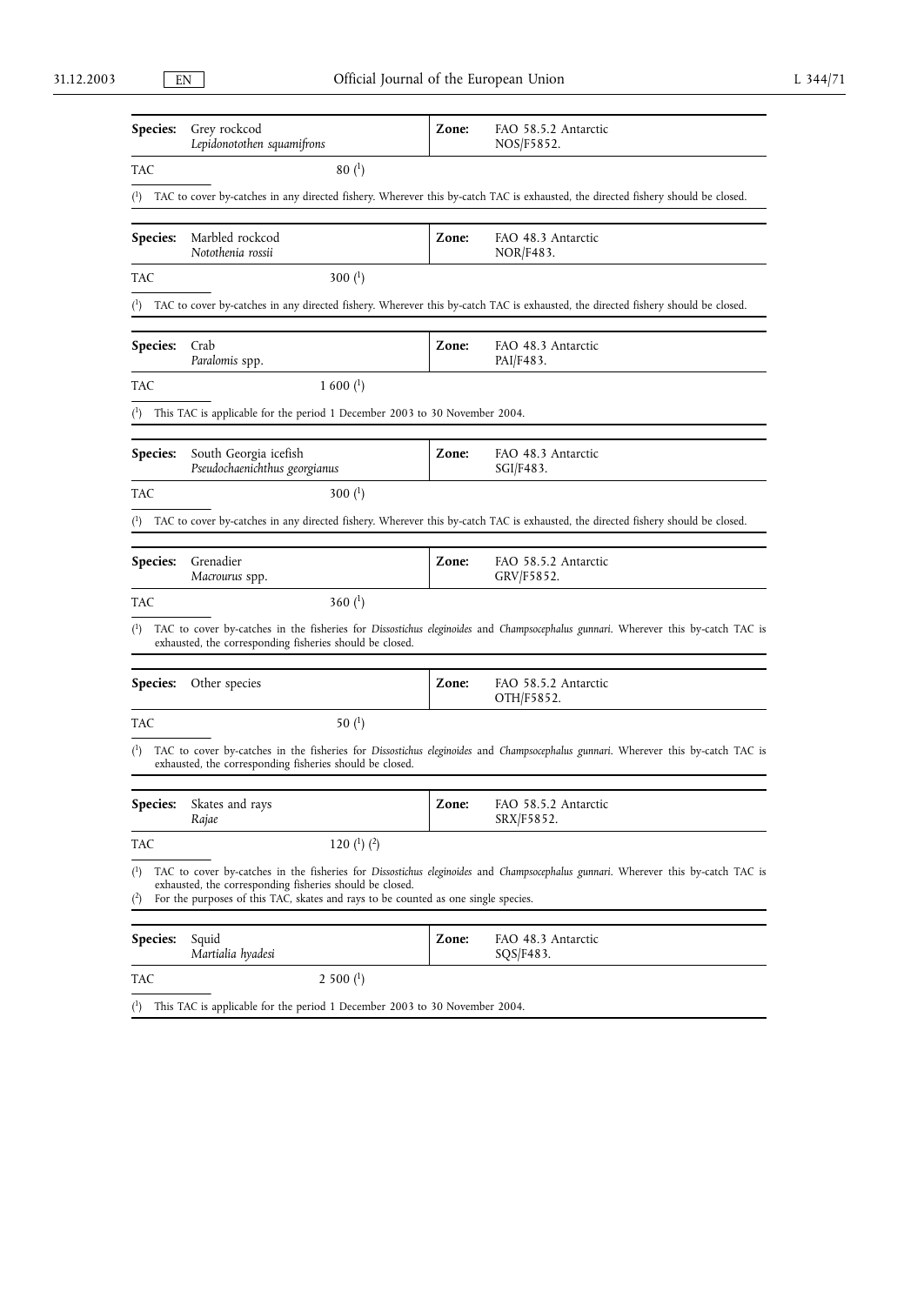| Species: | Grey rockcod *Lepidonotothen squamifrons* | Zone: | FAO 58.5.2 Antarctic NOS/F5852. |
|---|---|---|---|
| TAC | 80 (1) | | |

(1) TAC to cover by-catches in any directed fishery. Wherever this by-catch TAC is exhausted, the directed fishery should be closed.

| Species: | Marbled rockcod *Notothenia rossii* | Zone: | FAO 48.3 Antarctic NOR/F483. |
|---|---|---|---|
| TAC | 300 (1) | | |

(1) TAC to cover by-catches in any directed fishery. Wherever this by-catch TAC is exhausted, the directed fishery should be closed.

| Species: | Crab *Paralomis* spp. | Zone: | FAO 48.3 Antarctic PAI/F483. |
|---|---|---|---|
| TAC | 1 600 (1) | | |

(1) This TAC is applicable for the period 1 December 2003 to 30 November 2004.

| Species: | South Georgia icefish *Pseudochaenichthus georgianus* | Zone: | FAO 48.3 Antarctic SGI/F483. |
|---|---|---|---|
| TAC | 300 (1) | | |

(1) TAC to cover by-catches in any directed fishery. Wherever this by-catch TAC is exhausted, the directed fishery should be closed.

| Species: | Grenadier *Macrourus* spp. | Zone: | FAO 58.5.2 Antarctic GRV/F5852. |
|---|---|---|---|
| TAC | 360 (1) | | |

(1) TAC to cover by-catches in the fisheries for *Dissostichus eleginoides* and *Champsocephalus gunnari*. Wherever this by-catch TAC is exhausted, the corresponding fisheries should be closed.

| Species: | Other species | Zone: | FAO 58.5.2 Antarctic OTH/F5852. |
|---|---|---|---|
| TAC | 50 (1) | | |

(1) TAC to cover by-catches in the fisheries for *Dissostichus eleginoides* and *Champsocephalus gunnari*. Wherever this by-catch TAC is exhausted, the corresponding fisheries should be closed.

| Species: | Skates and rays *Rajae* | Zone: | FAO 58.5.2 Antarctic SRX/F5852. |
|---|---|---|---|
| TAC | 120 (1) (2) | | |

(1) TAC to cover by-catches in the fisheries for *Dissostichus eleginoides* and *Champsocephalus gunnari*. Wherever this by-catch TAC is exhausted, the corresponding fisheries should be closed.
(2) For the purposes of this TAC, skates and rays to be counted as one single species.

| Species: | Squid *Martialia hyadesi* | Zone: | FAO 48.3 Antarctic SQS/F483. |
|---|---|---|---|
| TAC | 2 500 (1) | | |

(1) This TAC is applicable for the period 1 December 2003 to 30 November 2004.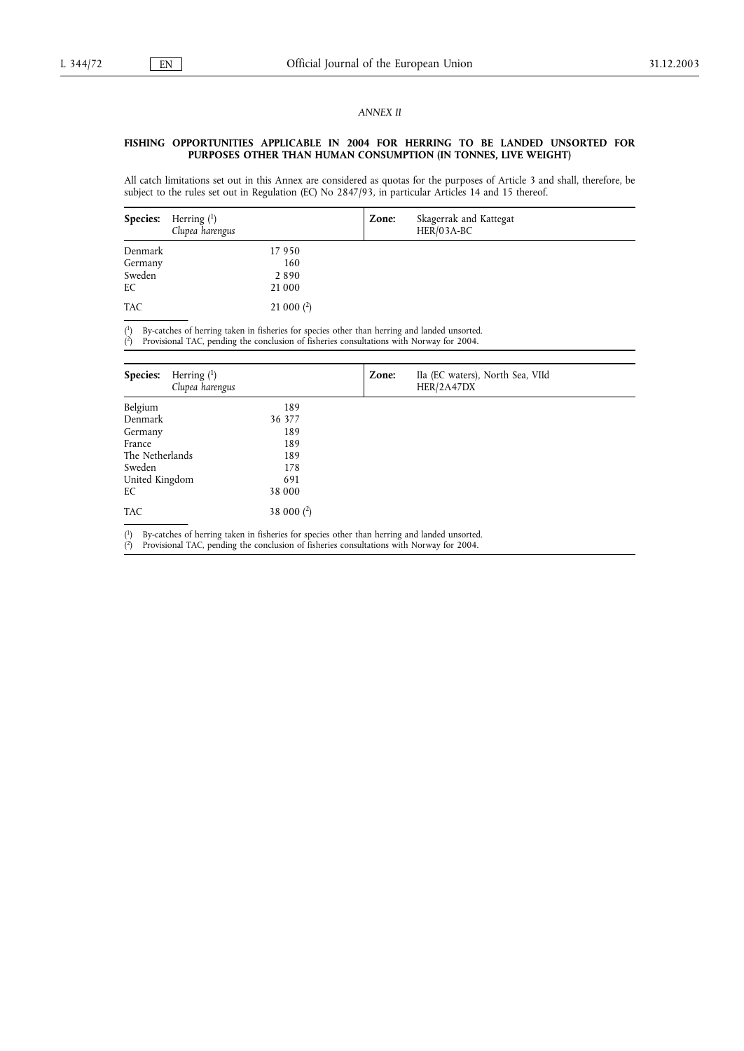*ANNEX II*

**FISHING OPPORTUNITIES APPLICABLE IN 2004 FOR HERRING TO BE LANDED UNSORTED FOR PURPOSES OTHER THAN HUMAN CONSUMPTION (IN TONNES, LIVE WEIGHT)**

All catch limitations set out in this Annex are considered as quotas for the purposes of Article 3 and shall, therefore, be subject to the rules set out in Regulation (EC) No 2847/93, in particular Articles 14 and 15 thereof.

| **Species:** Herring (1) *Clupea harengus* | | **Zone:** Skagerrak and Kattegat HER/03A-BC |
|---|---|---|
| Denmark | 17 950 | |
| Germany | 160 | |
| Sweden | 2 890 | |
| EC | 21 000 | |
| TAC | 21 000 (2) | |

(1) By-catches of herring taken in fisheries for species other than herring and landed unsorted.
(2) Provisional TAC, pending the conclusion of fisheries consultations with Norway for 2004.

| **Species:** Herring (1) *Clupea harengus* | | **Zone:** IIa (EC waters), North Sea, VIId HER/2A47DX |
|---|---|---|
| Belgium | 189 | |
| Denmark | 36 377 | |
| Germany | 189 | |
| France | 189 | |
| The Netherlands | 189 | |
| Sweden | 178 | |
| United Kingdom | 691 | |
| EC | 38 000 | |
| TAC | 38 000 (2) | |

(1) By-catches of herring taken in fisheries for species other than herring and landed unsorted.
(2) Provisional TAC, pending the conclusion of fisheries consultations with Norway for 2004.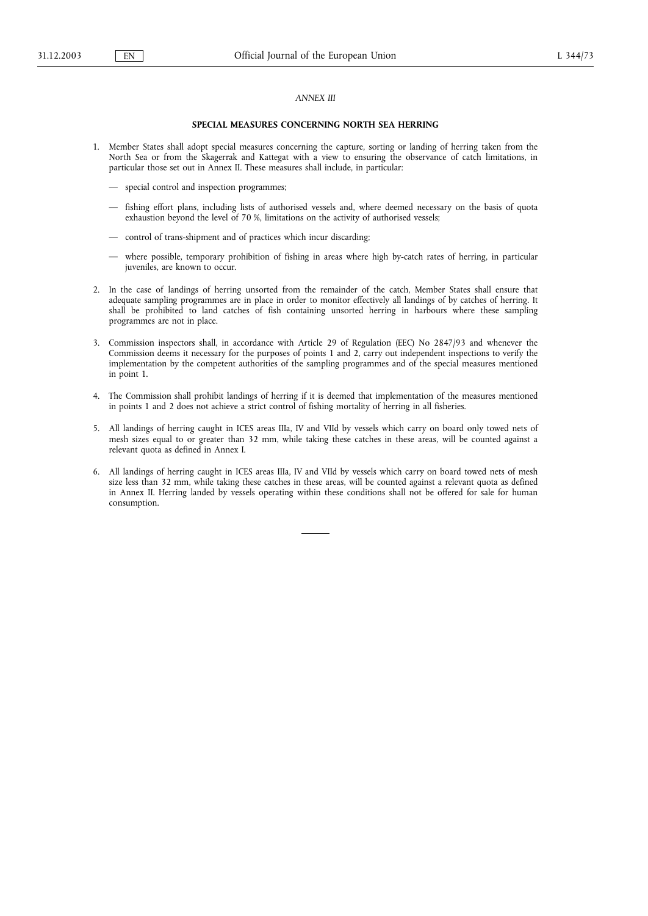*ANNEX III*

## SPECIAL MEASURES CONCERNING NORTH SEA HERRING

1. Member States shall adopt special measures concerning the capture, sorting or landing of herring taken from the North Sea or from the Skagerrak and Kattegat with a view to ensuring the observance of catch limitations, in particular those set out in Annex II. These measures shall include, in particular:

   — special control and inspection programmes;

   — fishing effort plans, including lists of authorised vessels and, where deemed necessary on the basis of quota exhaustion beyond the level of 70 %, limitations on the activity of authorised vessels;

   — control of trans-shipment and of practices which incur discarding;

   — where possible, temporary prohibition of fishing in areas where high by-catch rates of herring, in particular juveniles, are known to occur.

2. In the case of landings of herring unsorted from the remainder of the catch, Member States shall ensure that adequate sampling programmes are in place in order to monitor effectively all landings of by catches of herring. It shall be prohibited to land catches of fish containing unsorted herring in harbours where these sampling programmes are not in place.

3. Commission inspectors shall, in accordance with Article 29 of Regulation (EEC) No 2847/93 and whenever the Commission deems it necessary for the purposes of points 1 and 2, carry out independent inspections to verify the implementation by the competent authorities of the sampling programmes and of the special measures mentioned in point 1.

4. The Commission shall prohibit landings of herring if it is deemed that implementation of the measures mentioned in points 1 and 2 does not achieve a strict control of fishing mortality of herring in all fisheries.

5. All landings of herring caught in ICES areas IIIa, IV and VIId by vessels which carry on board only towed nets of mesh sizes equal to or greater than 32 mm, while taking these catches in these areas, will be counted against a relevant quota as defined in Annex I.

6. All landings of herring caught in ICES areas IIIa, IV and VIId by vessels which carry on board towed nets of mesh size less than 32 mm, while taking these catches in these areas, will be counted against a relevant quota as defined in Annex II. Herring landed by vessels operating within these conditions shall not be offered for sale for human consumption.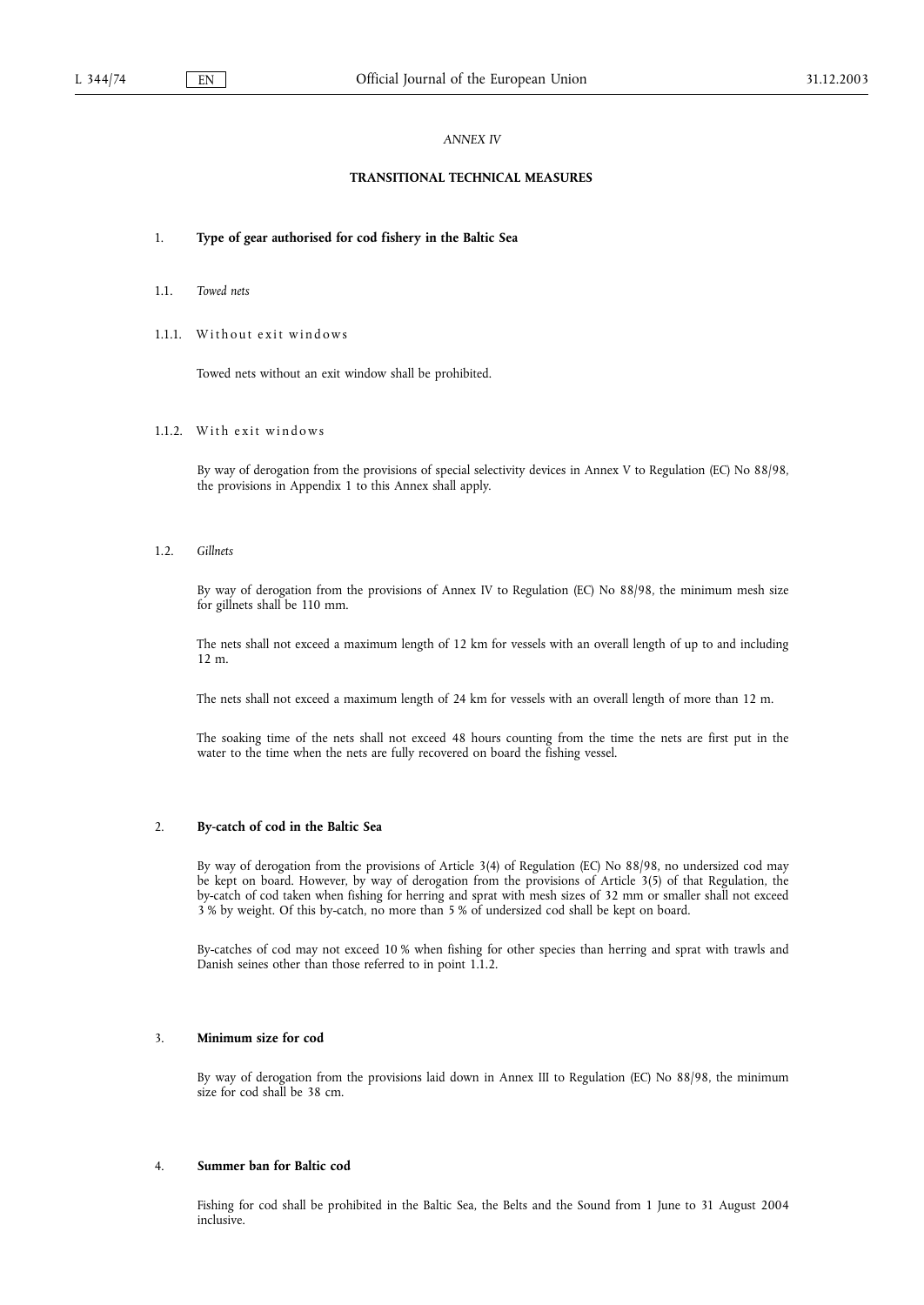*ANNEX IV*

## TRANSITIONAL TECHNICAL MEASURES

### 1. Type of gear authorised for cod fishery in the Baltic Sea

#### 1.1. *Towed nets*

##### 1.1.1. Without exit windows

Towed nets without an exit window shall be prohibited.

##### 1.1.2. With exit windows

By way of derogation from the provisions of special selectivity devices in Annex V to Regulation (EC) No 88/98, the provisions in Appendix 1 to this Annex shall apply.

#### 1.2. *Gillnets*

By way of derogation from the provisions of Annex IV to Regulation (EC) No 88/98, the minimum mesh size for gillnets shall be 110 mm.

The nets shall not exceed a maximum length of 12 km for vessels with an overall length of up to and including 12 m.

The nets shall not exceed a maximum length of 24 km for vessels with an overall length of more than 12 m.

The soaking time of the nets shall not exceed 48 hours counting from the time the nets are first put in the water to the time when the nets are fully recovered on board the fishing vessel.

### 2. By-catch of cod in the Baltic Sea

By way of derogation from the provisions of Article 3(4) of Regulation (EC) No 88/98, no undersized cod may be kept on board. However, by way of derogation from the provisions of Article 3(5) of that Regulation, the by-catch of cod taken when fishing for herring and sprat with mesh sizes of 32 mm or smaller shall not exceed 3 % by weight. Of this by-catch, no more than 5 % of undersized cod shall be kept on board.

By-catches of cod may not exceed 10 % when fishing for other species than herring and sprat with trawls and Danish seines other than those referred to in point 1.1.2.

### 3. Minimum size for cod

By way of derogation from the provisions laid down in Annex III to Regulation (EC) No 88/98, the minimum size for cod shall be 38 cm.

### 4. Summer ban for Baltic cod

Fishing for cod shall be prohibited in the Baltic Sea, the Belts and the Sound from 1 June to 31 August 2004 inclusive.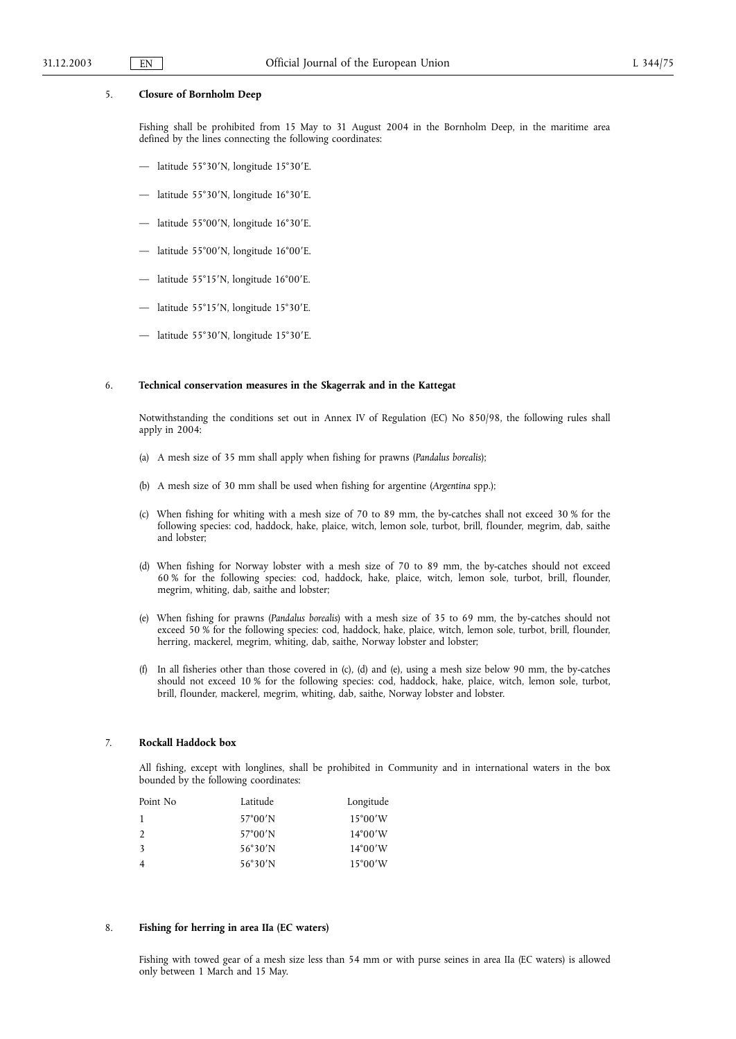5. **Closure of Bornholm Deep**

Fishing shall be prohibited from 15 May to 31 August 2004 in the Bornholm Deep, in the maritime area defined by the lines connecting the following coordinates:

— latitude 55°30′N, longitude 15°30′E.

— latitude 55°30′N, longitude 16°30′E.

— latitude 55°00′N, longitude 16°30′E.

— latitude 55°00′N, longitude 16°00′E.

— latitude 55°15′N, longitude 16°00′E.

— latitude 55°15′N, longitude 15°30′E.

— latitude 55°30′N, longitude 15°30′E.

6. **Technical conservation measures in the Skagerrak and in the Kattegat**

Notwithstanding the conditions set out in Annex IV of Regulation (EC) No 850/98, the following rules shall apply in 2004:

(a) A mesh size of 35 mm shall apply when fishing for prawns (*Pandalus borealis*);

(b) A mesh size of 30 mm shall be used when fishing for argentine (*Argentina* spp.);

(c) When fishing for whiting with a mesh size of 70 to 89 mm, the by-catches shall not exceed 30 % for the following species: cod, haddock, hake, plaice, witch, lemon sole, turbot, brill, flounder, megrim, dab, saithe and lobster;

(d) When fishing for Norway lobster with a mesh size of 70 to 89 mm, the by-catches should not exceed 60 % for the following species: cod, haddock, hake, plaice, witch, lemon sole, turbot, brill, flounder, megrim, whiting, dab, saithe and lobster;

(e) When fishing for prawns (*Pandalus borealis*) with a mesh size of 35 to 69 mm, the by-catches should not exceed 50 % for the following species: cod, haddock, hake, plaice, witch, lemon sole, turbot, brill, flounder, herring, mackerel, megrim, whiting, dab, saithe, Norway lobster and lobster;

(f) In all fisheries other than those covered in (c), (d) and (e), using a mesh size below 90 mm, the by-catches should not exceed 10 % for the following species: cod, haddock, hake, plaice, witch, lemon sole, turbot, brill, flounder, mackerel, megrim, whiting, dab, saithe, Norway lobster and lobster.

7. **Rockall Haddock box**

All fishing, except with longlines, shall be prohibited in Community and in international waters in the box bounded by the following coordinates:

| Point No | Latitude | Longitude |
|---|---|---|
| 1 | 57°00′N | 15°00′W |
| 2 | 57°00′N | 14°00′W |
| 3 | 56°30′N | 14°00′W |
| 4 | 56°30′N | 15°00′W |

8. **Fishing for herring in area IIa (EC waters)**

Fishing with towed gear of a mesh size less than 54 mm or with purse seines in area IIa (EC waters) is allowed only between 1 March and 15 May.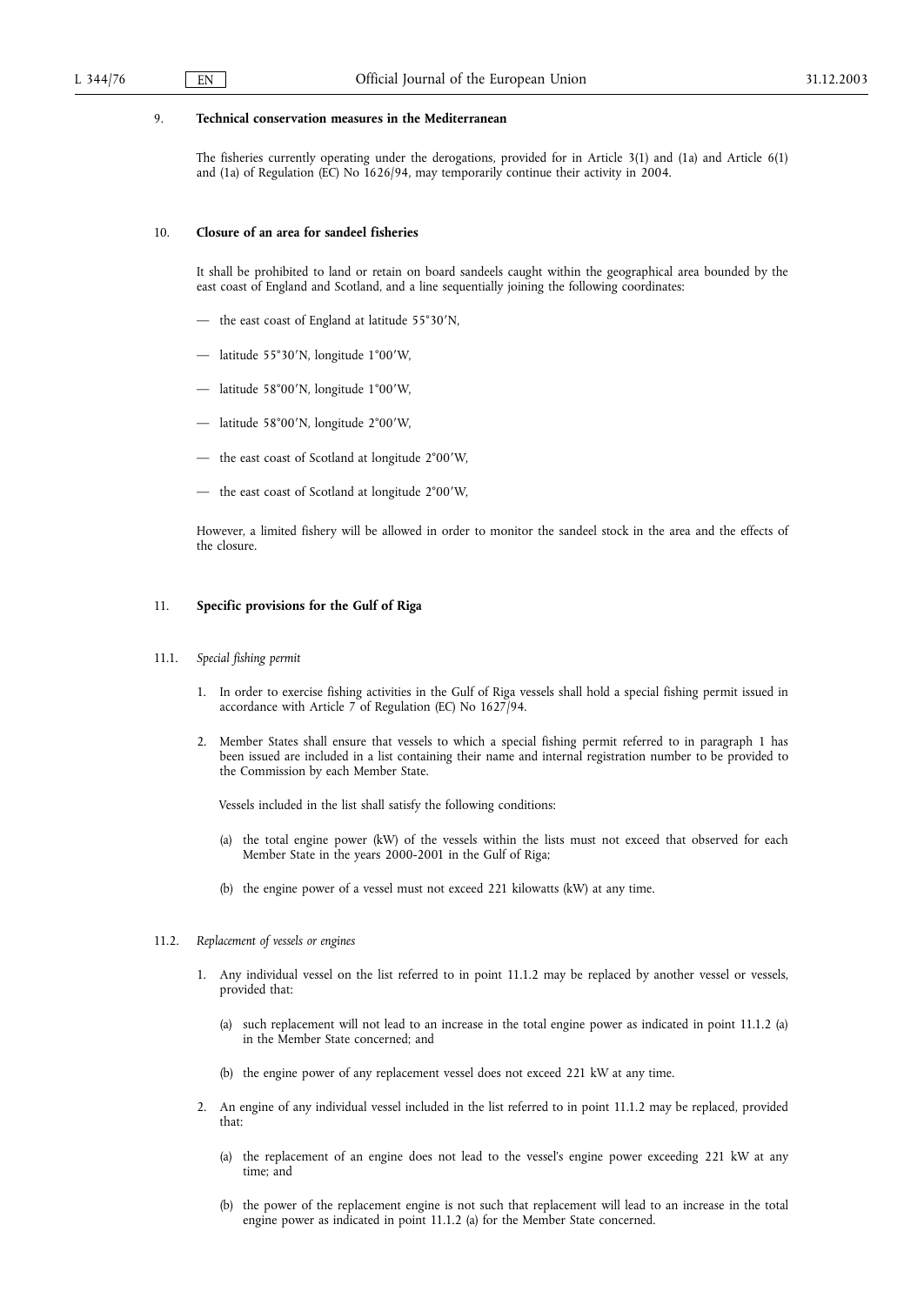9. **Technical conservation measures in the Mediterranean**

The fisheries currently operating under the derogations, provided for in Article 3(1) and (1a) and Article 6(1) and (1a) of Regulation (EC) No 1626/94, may temporarily continue their activity in 2004.

10. **Closure of an area for sandeel fisheries**

It shall be prohibited to land or retain on board sandeels caught within the geographical area bounded by the east coast of England and Scotland, and a line sequentially joining the following coordinates:

— the east coast of England at latitude 55°30′N,

— latitude 55°30′N, longitude 1°00′W,

— latitude 58°00′N, longitude 1°00′W,

— latitude 58°00′N, longitude 2°00′W,

— the east coast of Scotland at longitude 2°00′W,

— the east coast of Scotland at longitude 2°00′W,

However, a limited fishery will be allowed in order to monitor the sandeel stock in the area and the effects of the closure.

11. **Specific provisions for the Gulf of Riga**

11.1. *Special fishing permit*

1. In order to exercise fishing activities in the Gulf of Riga vessels shall hold a special fishing permit issued in accordance with Article 7 of Regulation (EC) No 1627/94.

2. Member States shall ensure that vessels to which a special fishing permit referred to in paragraph 1 has been issued are included in a list containing their name and internal registration number to be provided to the Commission by each Member State.

   Vessels included in the list shall satisfy the following conditions:

   (a) the total engine power (kW) of the vessels within the lists must not exceed that observed for each Member State in the years 2000-2001 in the Gulf of Riga;

   (b) the engine power of a vessel must not exceed 221 kilowatts (kW) at any time.

11.2. *Replacement of vessels or engines*

1. Any individual vessel on the list referred to in point 11.1.2 may be replaced by another vessel or vessels, provided that:

   (a) such replacement will not lead to an increase in the total engine power as indicated in point 11.1.2 (a) in the Member State concerned; and

   (b) the engine power of any replacement vessel does not exceed 221 kW at any time.

2. An engine of any individual vessel included in the list referred to in point 11.1.2 may be replaced, provided that:

   (a) the replacement of an engine does not lead to the vessel's engine power exceeding 221 kW at any time; and

   (b) the power of the replacement engine is not such that replacement will lead to an increase in the total engine power as indicated in point 11.1.2 (a) for the Member State concerned.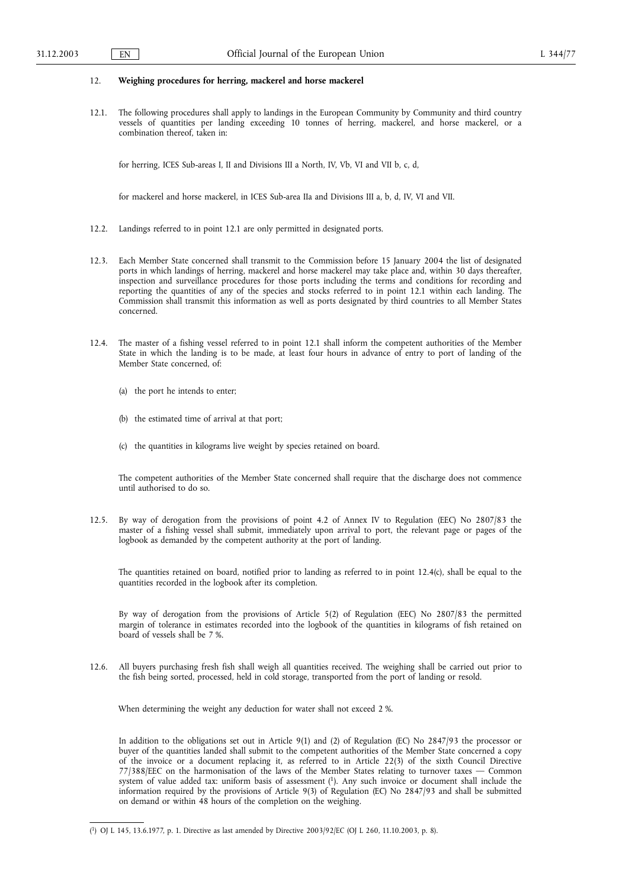12. **Weighing procedures for herring, mackerel and horse mackerel**

12.1. The following procedures shall apply to landings in the European Community by Community and third country vessels of quantities per landing exceeding 10 tonnes of herring, mackerel, and horse mackerel, or a combination thereof, taken in:

for herring, ICES Sub-areas I, II and Divisions III a North, IV, Vb, VI and VII b, c, d,

for mackerel and horse mackerel, in ICES Sub-area IIa and Divisions III a, b, d, IV, VI and VII.

12.2. Landings referred to in point 12.1 are only permitted in designated ports.

12.3. Each Member State concerned shall transmit to the Commission before 15 January 2004 the list of designated ports in which landings of herring, mackerel and horse mackerel may take place and, within 30 days thereafter, inspection and surveillance procedures for those ports including the terms and conditions for recording and reporting the quantities of any of the species and stocks referred to in point 12.1 within each landing. The Commission shall transmit this information as well as ports designated by third countries to all Member States concerned.

12.4. The master of a fishing vessel referred to in point 12.1 shall inform the competent authorities of the Member State in which the landing is to be made, at least four hours in advance of entry to port of landing of the Member State concerned, of:

(a) the port he intends to enter;

(b) the estimated time of arrival at that port;

(c) the quantities in kilograms live weight by species retained on board.

The competent authorities of the Member State concerned shall require that the discharge does not commence until authorised to do so.

12.5. By way of derogation from the provisions of point 4.2 of Annex IV to Regulation (EEC) No 2807/83 the master of a fishing vessel shall submit, immediately upon arrival to port, the relevant page or pages of the logbook as demanded by the competent authority at the port of landing.

The quantities retained on board, notified prior to landing as referred to in point 12.4(c), shall be equal to the quantities recorded in the logbook after its completion.

By way of derogation from the provisions of Article 5(2) of Regulation (EEC) No 2807/83 the permitted margin of tolerance in estimates recorded into the logbook of the quantities in kilograms of fish retained on board of vessels shall be 7 %.

12.6. All buyers purchasing fresh fish shall weigh all quantities received. The weighing shall be carried out prior to the fish being sorted, processed, held in cold storage, transported from the port of landing or resold.

When determining the weight any deduction for water shall not exceed 2 %.

In addition to the obligations set out in Article 9(1) and (2) of Regulation (EC) No 2847/93 the processor or buyer of the quantities landed shall submit to the competent authorities of the Member State concerned a copy of the invoice or a document replacing it, as referred to in Article 22(3) of the sixth Council Directive 77/388/EEC on the harmonisation of the laws of the Member States relating to turnover taxes — Common system of value added tax: uniform basis of assessment [1]. Any such invoice or document shall include the information required by the provisions of Article 9(3) of Regulation (EC) No 2847/93 and shall be submitted on demand or within 48 hours of the completion on the weighing.

---

[1] OJ L 145, 13.6.1977, p. 1. Directive as last amended by Directive 2003/92/EC (OJ L 260, 11.10.2003, p. 8).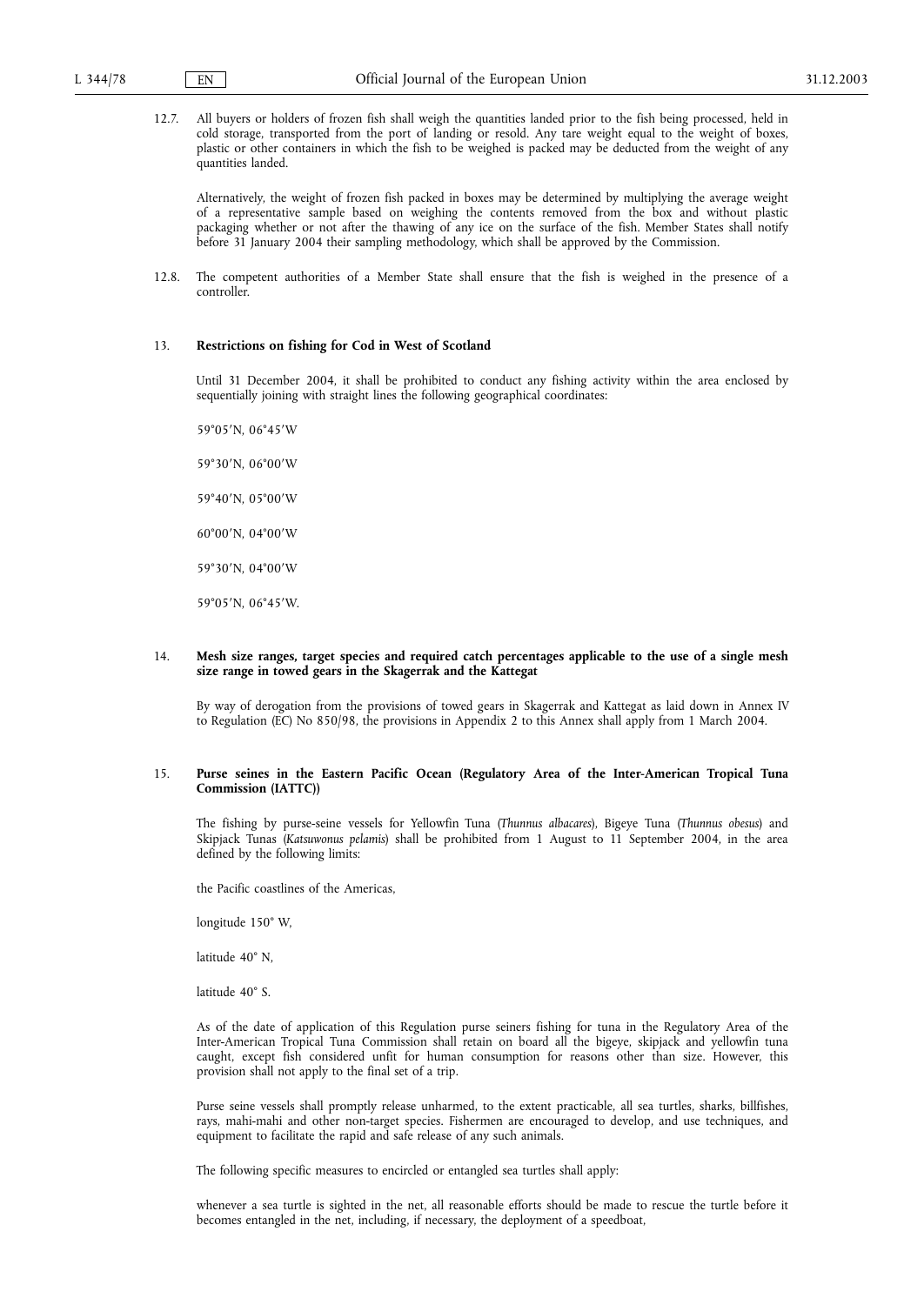12.7. All buyers or holders of frozen fish shall weigh the quantities landed prior to the fish being processed, held in cold storage, transported from the port of landing or resold. Any tare weight equal to the weight of boxes, plastic or other containers in which the fish to be weighed is packed may be deducted from the weight of any quantities landed.

Alternatively, the weight of frozen fish packed in boxes may be determined by multiplying the average weight of a representative sample based on weighing the contents removed from the box and without plastic packaging whether or not after the thawing of any ice on the surface of the fish. Member States shall notify before 31 January 2004 their sampling methodology, which shall be approved by the Commission.

12.8. The competent authorities of a Member State shall ensure that the fish is weighed in the presence of a controller.

13. **Restrictions on fishing for Cod in West of Scotland**

Until 31 December 2004, it shall be prohibited to conduct any fishing activity within the area enclosed by sequentially joining with straight lines the following geographical coordinates:

59°05′N, 06°45′W

59°30′N, 06°00′W

59°40′N, 05°00′W

60°00′N, 04°00′W

59°30′N, 04°00′W

59°05′N, 06°45′W.

14. **Mesh size ranges, target species and required catch percentages applicable to the use of a single mesh size range in towed gears in the Skagerrak and the Kattegat**

By way of derogation from the provisions of towed gears in Skagerrak and Kattegat as laid down in Annex IV to Regulation (EC) No 850/98, the provisions in Appendix 2 to this Annex shall apply from 1 March 2004.

15. **Purse seines in the Eastern Pacific Ocean (Regulatory Area of the Inter-American Tropical Tuna Commission (IATTC))**

The fishing by purse-seine vessels for Yellowfin Tuna (*Thunnus albacares*), Bigeye Tuna (*Thunnus obesus*) and Skipjack Tunas (*Katsuwonus pelamis*) shall be prohibited from 1 August to 11 September 2004, in the area defined by the following limits:

the Pacific coastlines of the Americas,

longitude 150° W,

latitude 40° N,

latitude 40° S.

As of the date of application of this Regulation purse seiners fishing for tuna in the Regulatory Area of the Inter-American Tropical Tuna Commission shall retain on board all the bigeye, skipjack and yellowfin tuna caught, except fish considered unfit for human consumption for reasons other than size. However, this provision shall not apply to the final set of a trip.

Purse seine vessels shall promptly release unharmed, to the extent practicable, all sea turtles, sharks, billfishes, rays, mahi-mahi and other non-target species. Fishermen are encouraged to develop, and use techniques, and equipment to facilitate the rapid and safe release of any such animals.

The following specific measures to encircled or entangled sea turtles shall apply:

whenever a sea turtle is sighted in the net, all reasonable efforts should be made to rescue the turtle before it becomes entangled in the net, including, if necessary, the deployment of a speedboat,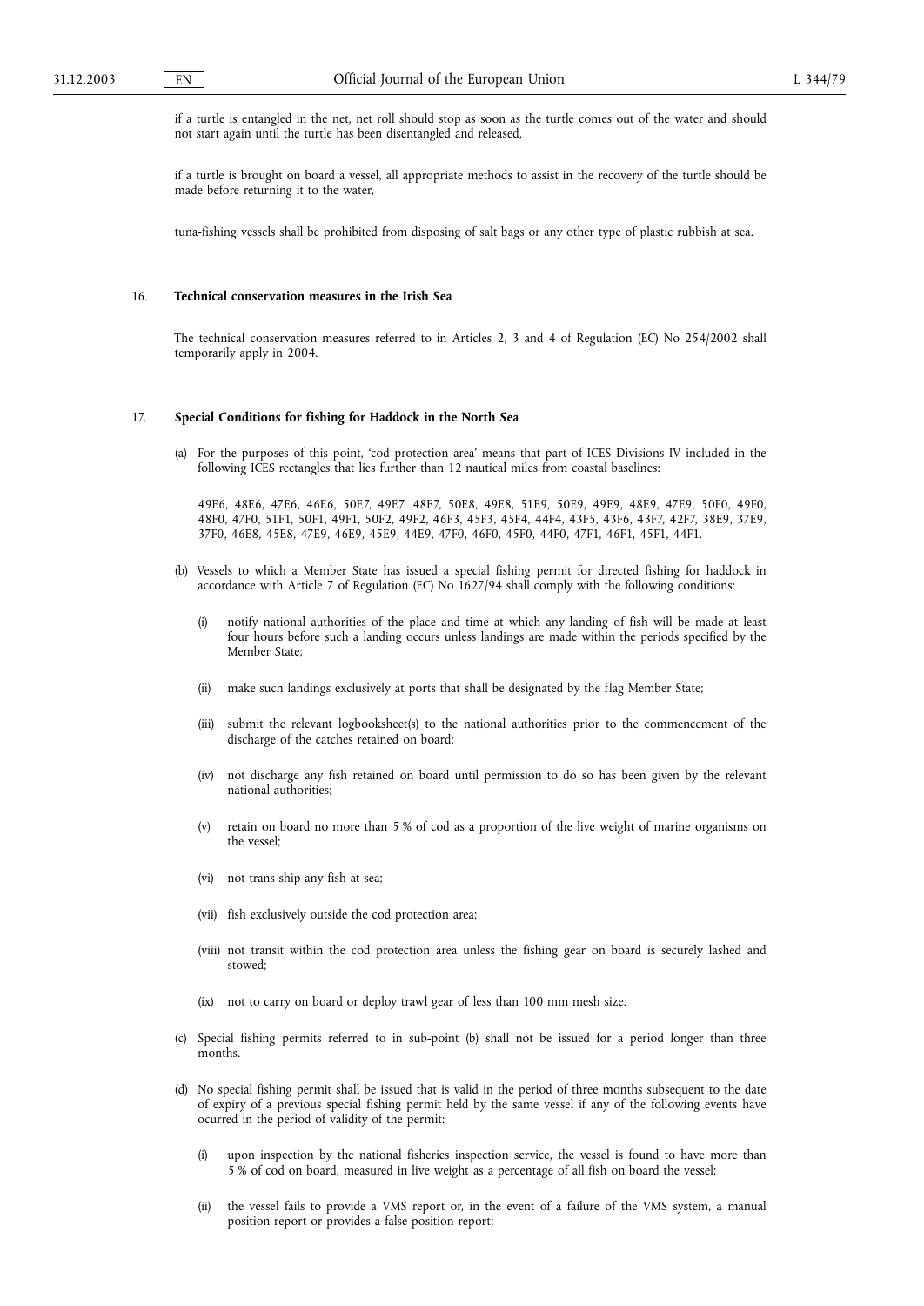if a turtle is entangled in the net, net roll should stop as soon as the turtle comes out of the water and should not start again until the turtle has been disentangled and released,

if a turtle is brought on board a vessel, all appropriate methods to assist in the recovery of the turtle should be made before returning it to the water,

tuna-fishing vessels shall be prohibited from disposing of salt bags or any other type of plastic rubbish at sea.

16. **Technical conservation measures in the Irish Sea**

The technical conservation measures referred to in Articles 2, 3 and 4 of Regulation (EC) No 254/2002 shall temporarily apply in 2004.

17. **Special Conditions for fishing for Haddock in the North Sea**

(a) For the purposes of this point, 'cod protection area' means that part of ICES Divisions IV included in the following ICES rectangles that lies further than 12 nautical miles from coastal baselines:

49E6, 48E6, 47E6, 46E6, 50E7, 49E7, 48E7, 50E8, 49E8, 51E9, 50E9, 49E9, 48E9, 47E9, 50F0, 49F0, 48F0, 47F0, 51F1, 50F1, 49F1, 50F2, 49F2, 46F3, 45F3, 45F4, 44F4, 43F5, 43F6, 43F7, 42F7, 38E9, 37E9, 37F0, 46E8, 45E8, 47E9, 46E9, 45E9, 44E9, 47F0, 46F0, 45F0, 44F0, 47F1, 46F1, 45F1, 44F1.

(b) Vessels to which a Member State has issued a special fishing permit for directed fishing for haddock in accordance with Article 7 of Regulation (EC) No 1627/94 shall comply with the following conditions:

(i) notify national authorities of the place and time at which any landing of fish will be made at least four hours before such a landing occurs unless landings are made within the periods specified by the Member State;

(ii) make such landings exclusively at ports that shall be designated by the flag Member State;

(iii) submit the relevant logbooksheet(s) to the national authorities prior to the commencement of the discharge of the catches retained on board;

(iv) not discharge any fish retained on board until permission to do so has been given by the relevant national authorities;

(v) retain on board no more than 5 % of cod as a proportion of the live weight of marine organisms on the vessel;

(vi) not trans-ship any fish at sea;

(vii) fish exclusively outside the cod protection area;

(viii) not transit within the cod protection area unless the fishing gear on board is securely lashed and stowed;

(ix) not to carry on board or deploy trawl gear of less than 100 mm mesh size.

(c) Special fishing permits referred to in sub-point (b) shall not be issued for a period longer than three months.

(d) No special fishing permit shall be issued that is valid in the period of three months subsequent to the date of expiry of a previous special fishing permit held by the same vessel if any of the following events have ocurred in the period of validity of the permit:

(i) upon inspection by the national fisheries inspection service, the vessel is found to have more than 5 % of cod on board, measured in live weight as a percentage of all fish on board the vessel;

(ii) the vessel fails to provide a VMS report or, in the event of a failure of the VMS system, a manual position report or provides a false position report;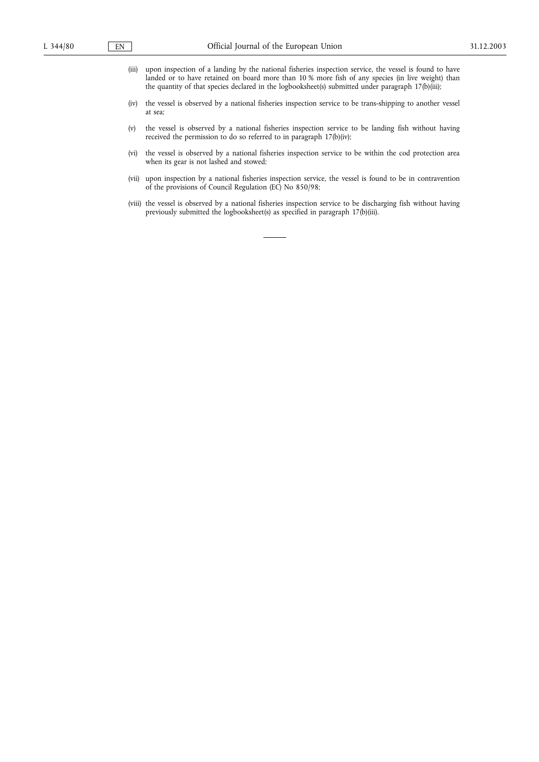(iii) upon inspection of a landing by the national fisheries inspection service, the vessel is found to have landed or to have retained on board more than 10 % more fish of any species (in live weight) than the quantity of that species declared in the logbooksheet(s) submitted under paragraph 17(b)(iii);

(iv) the vessel is observed by a national fisheries inspection service to be trans-shipping to another vessel at sea;

(v) the vessel is observed by a national fisheries inspection service to be landing fish without having received the permission to do so referred to in paragraph 17(b)(iv);

(vi) the vessel is observed by a national fisheries inspection service to be within the cod protection area when its gear is not lashed and stowed;

(vii) upon inspection by a national fisheries inspection service, the vessel is found to be in contravention of the provisions of Council Regulation (EC) No 850/98;

(viii) the vessel is observed by a national fisheries inspection service to be discharging fish without having previously submitted the logbooksheet(s) as specified in paragraph 17(b)(iii).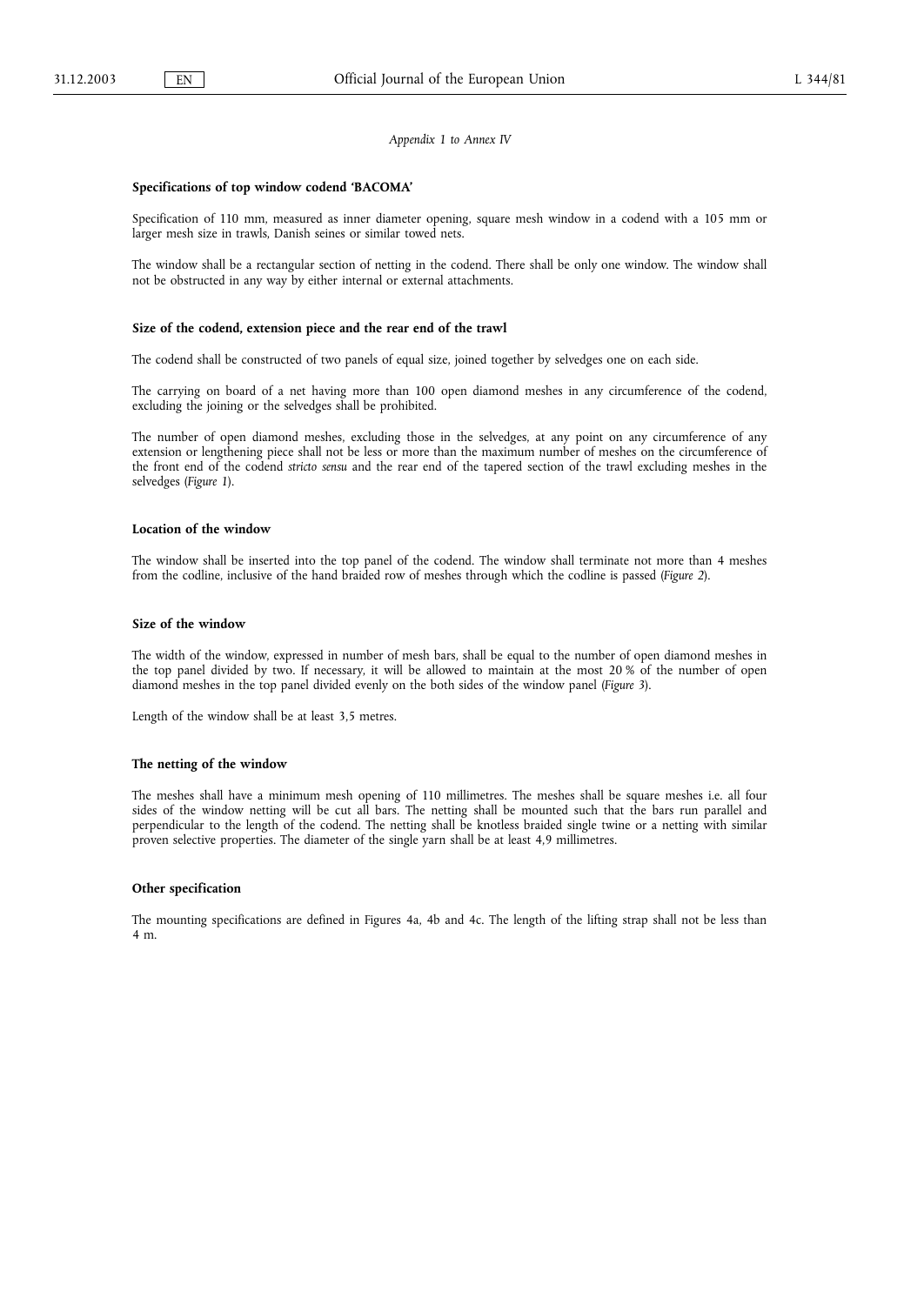*Appendix 1 to Annex IV*

## Specifications of top window codend 'BACOMA'

Specification of 110 mm, measured as inner diameter opening, square mesh window in a codend with a 105 mm or larger mesh size in trawls, Danish seines or similar towed nets.

The window shall be a rectangular section of netting in the codend. There shall be only one window. The window shall not be obstructed in any way by either internal or external attachments.

### Size of the codend, extension piece and the rear end of the trawl

The codend shall be constructed of two panels of equal size, joined together by selvedges one on each side.

The carrying on board of a net having more than 100 open diamond meshes in any circumference of the codend, excluding the joining or the selvedges shall be prohibited.

The number of open diamond meshes, excluding those in the selvedges, at any point on any circumference of any extension or lengthening piece shall not be less or more than the maximum number of meshes on the circumference of the front end of the codend *stricto sensu* and the rear end of the tapered section of the trawl excluding meshes in the selvedges (*Figure 1*).

### Location of the window

The window shall be inserted into the top panel of the codend. The window shall terminate not more than 4 meshes from the codline, inclusive of the hand braided row of meshes through which the codline is passed (*Figure 2*).

### Size of the window

The width of the window, expressed in number of mesh bars, shall be equal to the number of open diamond meshes in the top panel divided by two. If necessary, it will be allowed to maintain at the most 20 % of the number of open diamond meshes in the top panel divided evenly on the both sides of the window panel (*Figure 3*).

Length of the window shall be at least 3,5 metres.

### The netting of the window

The meshes shall have a minimum mesh opening of 110 millimetres. The meshes shall be square meshes i.e. all four sides of the window netting will be cut all bars. The netting shall be mounted such that the bars run parallel and perpendicular to the length of the codend. The netting shall be knotless braided single twine or a netting with similar proven selective properties. The diameter of the single yarn shall be at least 4,9 millimetres.

### Other specification

The mounting specifications are defined in Figures 4a, 4b and 4c. The length of the lifting strap shall not be less than 4 m.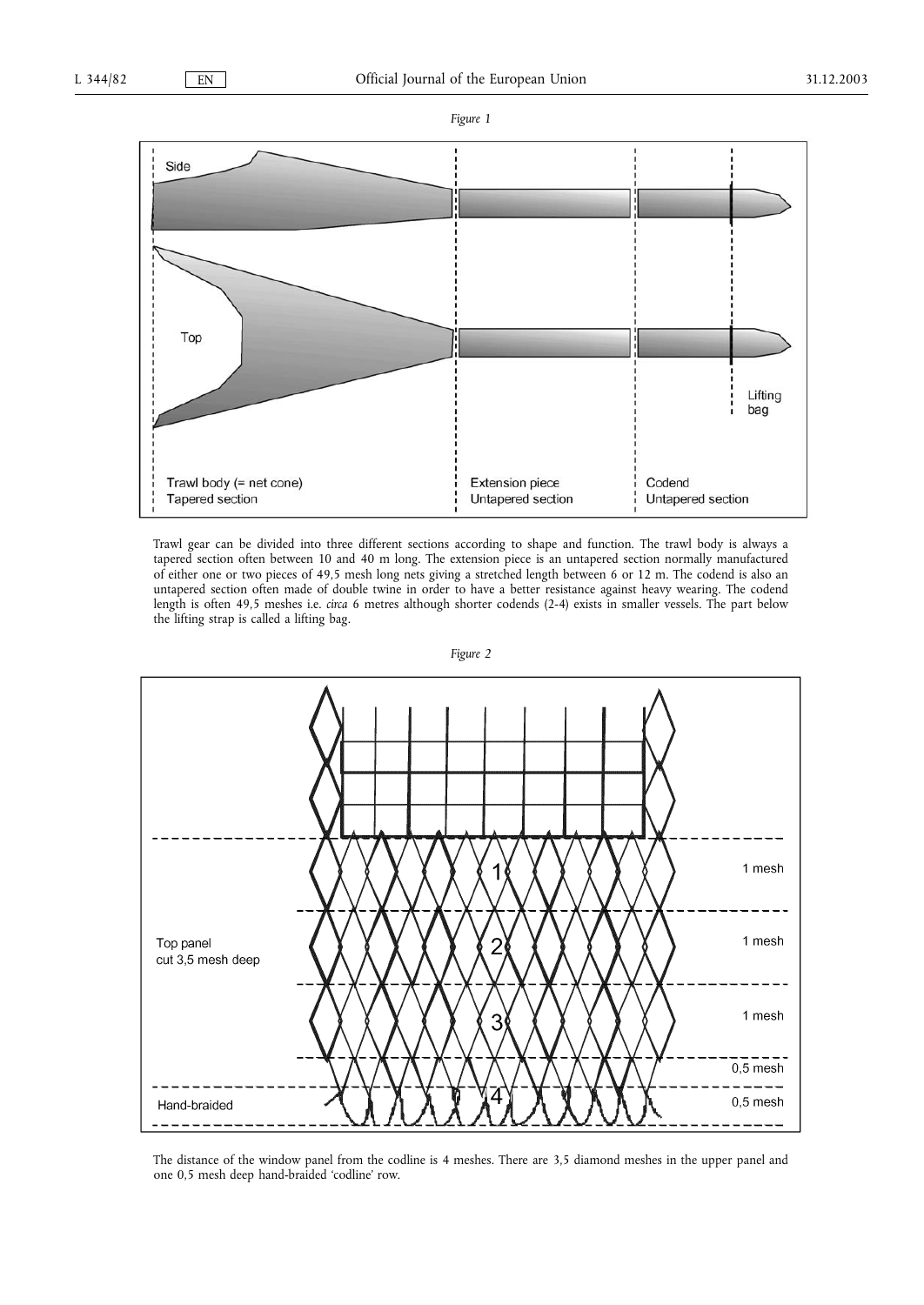*Figure 1*

Trawl gear can be divided into three different sections according to shape and function. The trawl body is always a tapered section often between 10 and 40 m long. The extension piece is an untapered section normally manufactured of either one or two pieces of 49,5 mesh long nets giving a stretched length between 6 or 12 m. The codend is also an untapered section often made of double twine in order to have a better resistance against heavy wearing. The codend length is often 49,5 meshes i.e. *circa* 6 metres although shorter codends (2-4) exists in smaller vessels. The part below the lifting strap is called a lifting bag.

*Figure 2*

The distance of the window panel from the codline is 4 meshes. There are 3,5 diamond meshes in the upper panel and one 0,5 mesh deep hand-braided 'codline' row.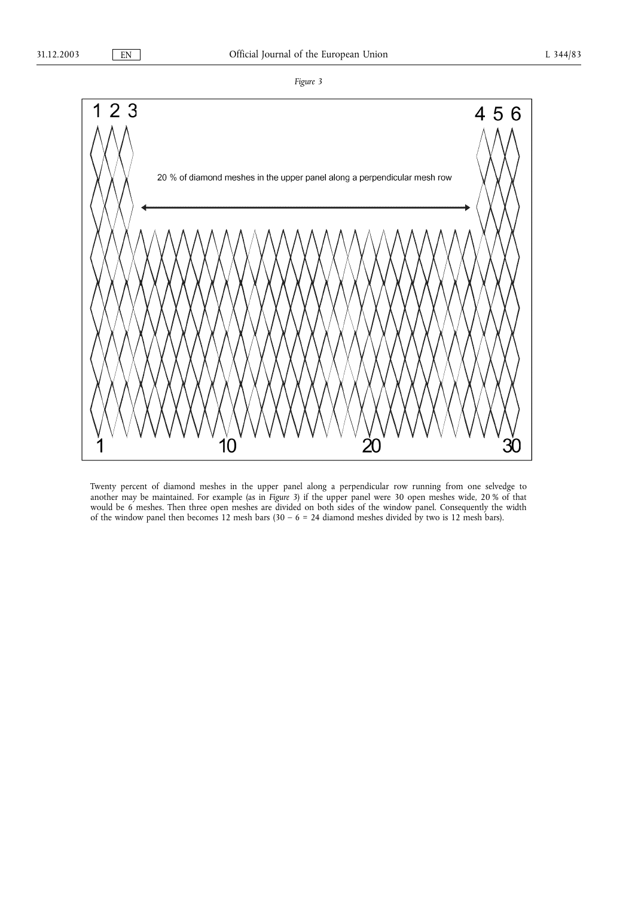*Figure 3*

Twenty percent of diamond meshes in the upper panel along a perpendicular row running from one selvedge to another may be maintained. For example (as in *Figure 3*) if the upper panel were 30 open meshes wide, 20 % of that would be 6 meshes. Then three open meshes are divided on both sides of the window panel. Consequently the width of the window panel then becomes 12 mesh bars (30 − 6 = 24 diamond meshes divided by two is 12 mesh bars).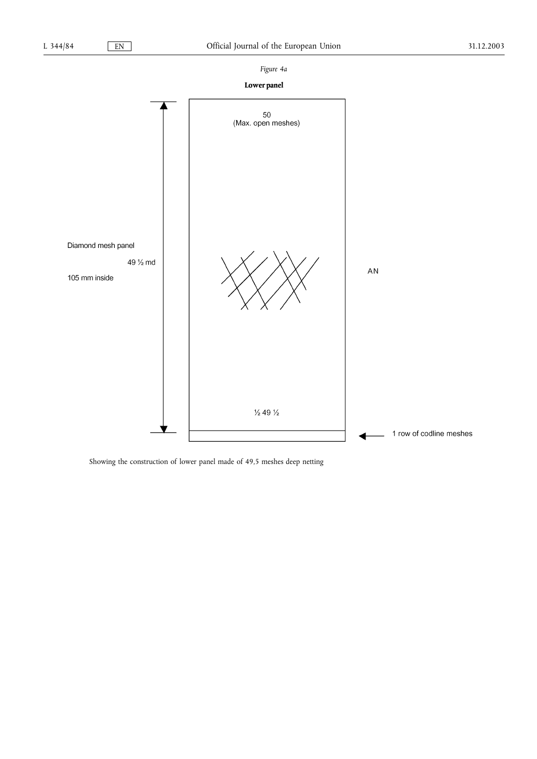*Figure 4a*

**Lower panel**

50
(Max. open meshes)

Diamond mesh panel

49 ½ md

105 mm inside

AN

½ 49 ½

1 row of codline meshes

Showing the construction of lower panel made of 49,5 meshes deep netting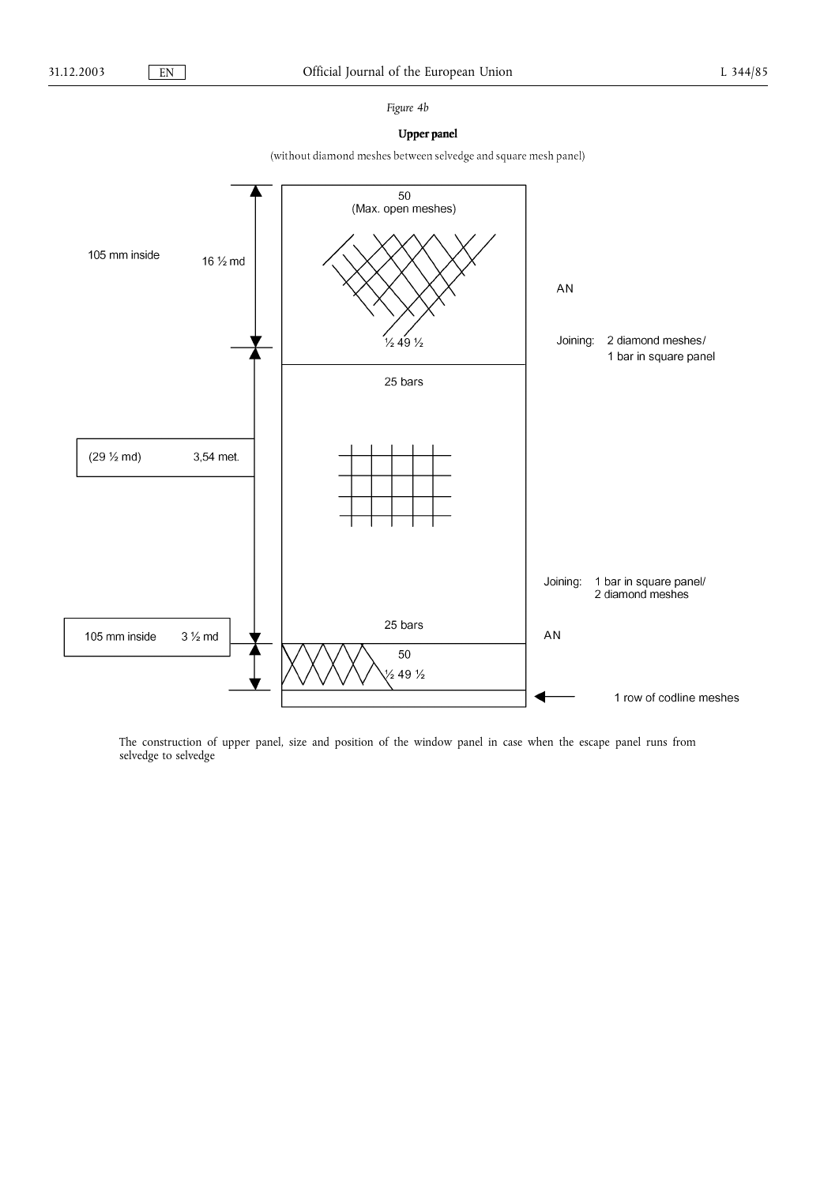*Figure 4b*

**Upper panel**

(without diamond meshes between selvedge and square mesh panel)

50
(Max. open meshes)

105 mm inside 16 ½ md

AN

½ 49 ½

Joining: 2 diamond meshes/ 1 bar in square panel

25 bars

(29 ½ md) 3,54 met.

Joining: 1 bar in square panel/ 2 diamond meshes

25 bars

105 mm inside 3 ½ md

AN

50

½ 49 ½

1 row of codline meshes

The construction of upper panel, size and position of the window panel in case when the escape panel runs from selvedge to selvedge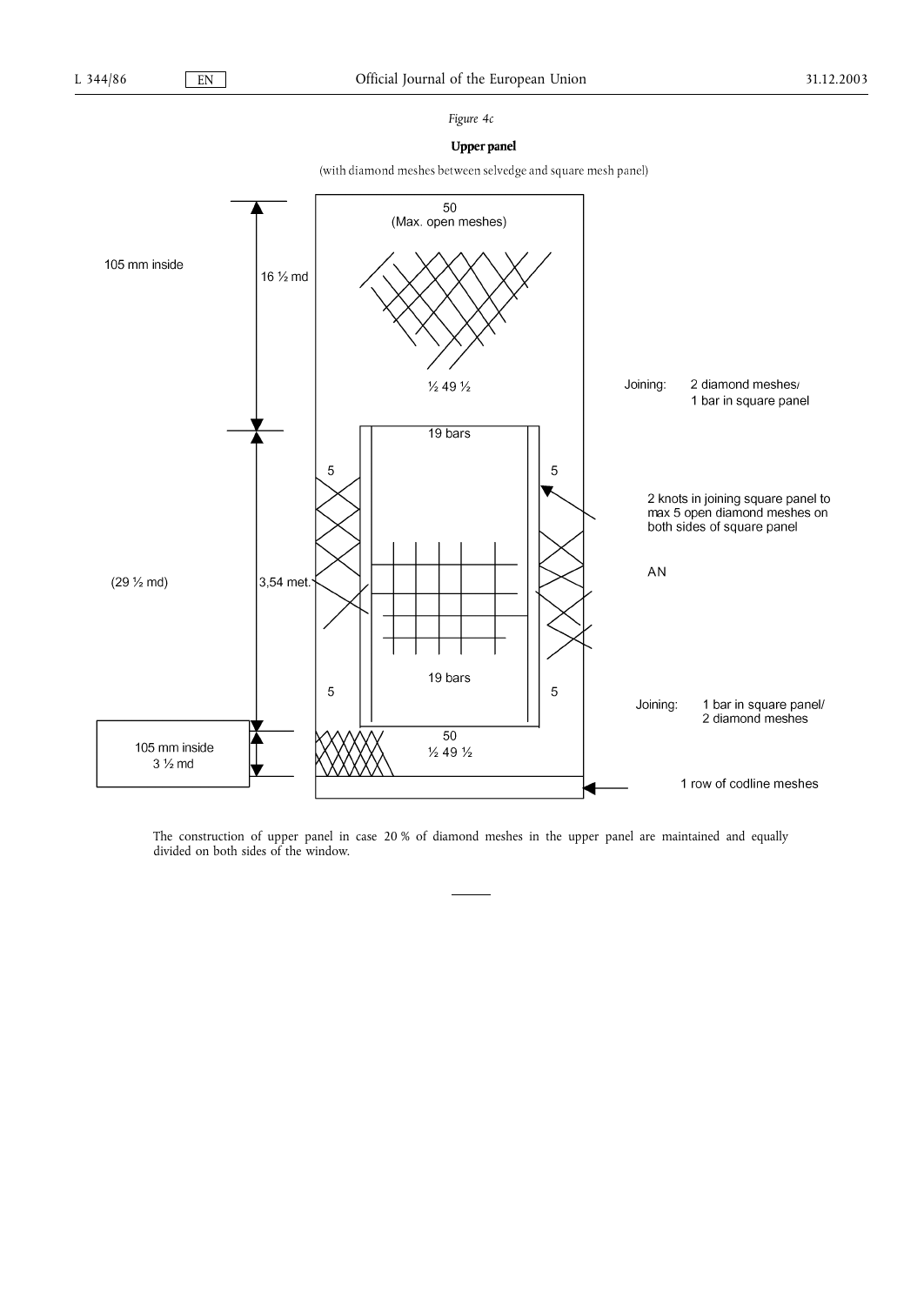*Figure 4c*

**Upper panel**

(with diamond meshes between selvedge and square mesh panel)

105 mm inside

16 ½ md

50
(Max. open meshes)

½ 49 ½

Joining: 2 diamond meshes/ 1 bar in square panel

19 bars

5 5

2 knots in joining square panel to max 5 open diamond meshes on both sides of square panel

AN

(29 ½ md)

3,54 met.

19 bars

5 5

Joining: 1 bar in square panel/ 2 diamond meshes

105 mm inside
3 ½ md

50
½ 49 ½

1 row of codline meshes

The construction of upper panel in case 20 % of diamond meshes in the upper panel are maintained and equally divided on both sides of the window.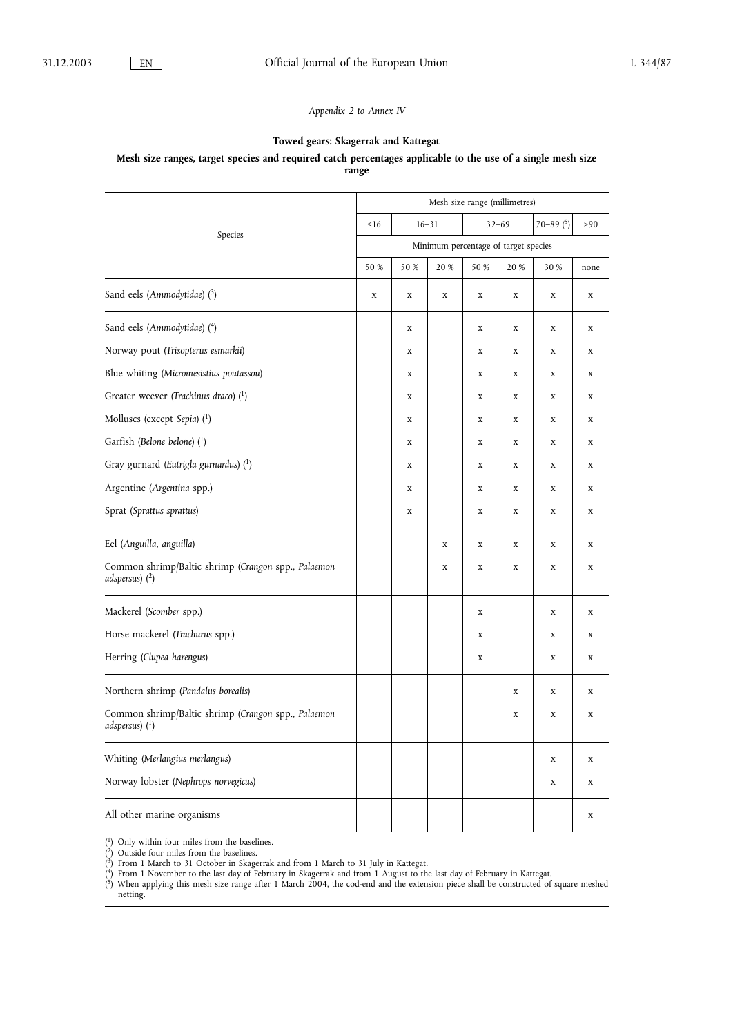*Appendix 2 to Annex IV*

**Towed gears: Skagerrak and Kattegat**

**Mesh size ranges, target species and required catch percentages applicable to the use of a single mesh size range**

| Species | Mesh size range (millimetres) | | | | | | |
|---|---|---|---|---|---|---|---|
| | <16 | 16–31 | | 32–69 | | 70–89 (5) | ≥90 |
| | Minimum percentage of target species | | | | | | |
| | 50 % | 50 % | 20 % | 50 % | 20 % | 30 % | none |
| Sand eels (*Ammodytidae*) (3) | x | x | x | x | x | x | x |
| Sand eels (*Ammodytidae*) (4) | | x | | x | x | x | x |
| Norway pout (*Trisopterus esmarkii*) | | x | | x | x | x | x |
| Blue whiting (*Micromesistius poutassou*) | | x | | x | x | x | x |
| Greater weever (*Trachinus draco*) (1) | | x | | x | x | x | x |
| Molluscs (except *Sepia*) (1) | | x | | x | x | x | x |
| Garfish (*Belone belone*) (1) | | x | | x | x | x | x |
| Gray gurnard (*Eutrigla gurnardus*) (1) | | x | | x | x | x | x |
| Argentine (*Argentina* spp.) | | x | | x | x | x | x |
| Sprat (*Sprattus sprattus*) | | x | | x | x | x | x |
| Eel (*Anguilla, anguilla*) | | | x | x | x | x | x |
| Common shrimp/Baltic shrimp (*Crangon* spp., *Palaemon adspersus*) (2) | | | x | x | x | x | x |
| Mackerel (*Scomber* spp.) | | | | x | | x | x |
| Horse mackerel (*Trachurus* spp.) | | | | x | | x | x |
| Herring (*Clupea harengus*) | | | | x | | x | x |
| Northern shrimp (*Pandalus borealis*) | | | | | x | x | x |
| Common shrimp/Baltic shrimp (*Crangon* spp., *Palaemon adspersus*) (1) | | | | | x | x | x |
| Whiting (*Merlangius merlangus*) | | | | | | x | x |
| Norway lobster (*Nephrops norvegicus*) | | | | | | x | x |
| All other marine organisms | | | | | | | x |

(1) Only within four miles from the baselines.
(2) Outside four miles from the baselines.
(3) From 1 March to 31 October in Skagerrak and from 1 March to 31 July in Kattegat.
(4) From 1 November to the last day of February in Skagerrak and from 1 August to the last day of February in Kattegat.
(5) When applying this mesh size range after 1 March 2004, the cod-end and the extension piece shall be constructed of square meshed netting.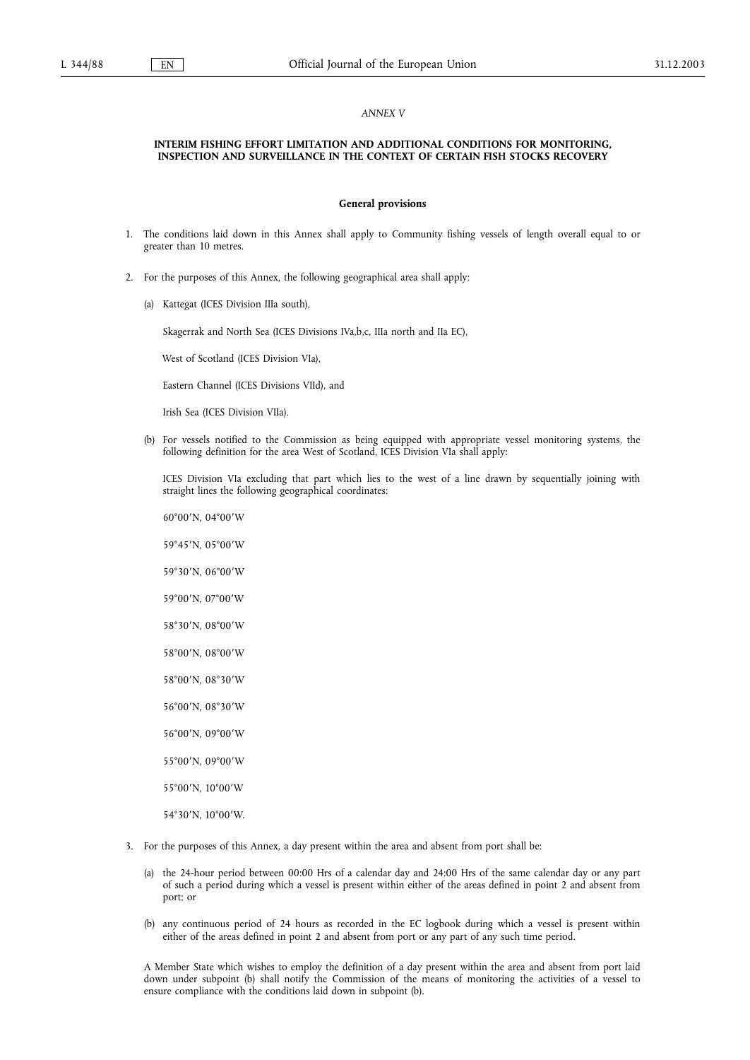*ANNEX V*

**INTERIM FISHING EFFORT LIMITATION AND ADDITIONAL CONDITIONS FOR MONITORING, INSPECTION AND SURVEILLANCE IN THE CONTEXT OF CERTAIN FISH STOCKS RECOVERY**

**General provisions**

1. The conditions laid down in this Annex shall apply to Community fishing vessels of length overall equal to or greater than 10 metres.

2. For the purposes of this Annex, the following geographical area shall apply:

   (a) Kattegat (ICES Division IIIa south),

   Skagerrak and North Sea (ICES Divisions IVa,b,c, IIIa north and IIa EC),

   West of Scotland (ICES Division VIa),

   Eastern Channel (ICES Divisions VIId), and

   Irish Sea (ICES Division VIIa).

   (b) For vessels notified to the Commission as being equipped with appropriate vessel monitoring systems, the following definition for the area West of Scotland, ICES Division VIa shall apply:

   ICES Division VIa excluding that part which lies to the west of a line drawn by sequentially joining with straight lines the following geographical coordinates:

   60°00′N, 04°00′W

   59°45′N, 05°00′W

   59°30′N, 06°00′W

   59°00′N, 07°00′W

   58°30′N, 08°00′W

   58°00′N, 08°00′W

   58°00′N, 08°30′W

   56°00′N, 08°30′W

   56°00′N, 09°00′W

   55°00′N, 09°00′W

   55°00′N, 10°00′W

   54°30′N, 10°00′W.

3. For the purposes of this Annex, a day present within the area and absent from port shall be:

   (a) the 24-hour period between 00:00 Hrs of a calendar day and 24:00 Hrs of the same calendar day or any part of such a period during which a vessel is present within either of the areas defined in point 2 and absent from port; or

   (b) any continuous period of 24 hours as recorded in the EC logbook during which a vessel is present within either of the areas defined in point 2 and absent from port or any part of any such time period.

   A Member State which wishes to employ the definition of a day present within the area and absent from port laid down under subpoint (b) shall notify the Commission of the means of monitoring the activities of a vessel to ensure compliance with the conditions laid down in subpoint (b).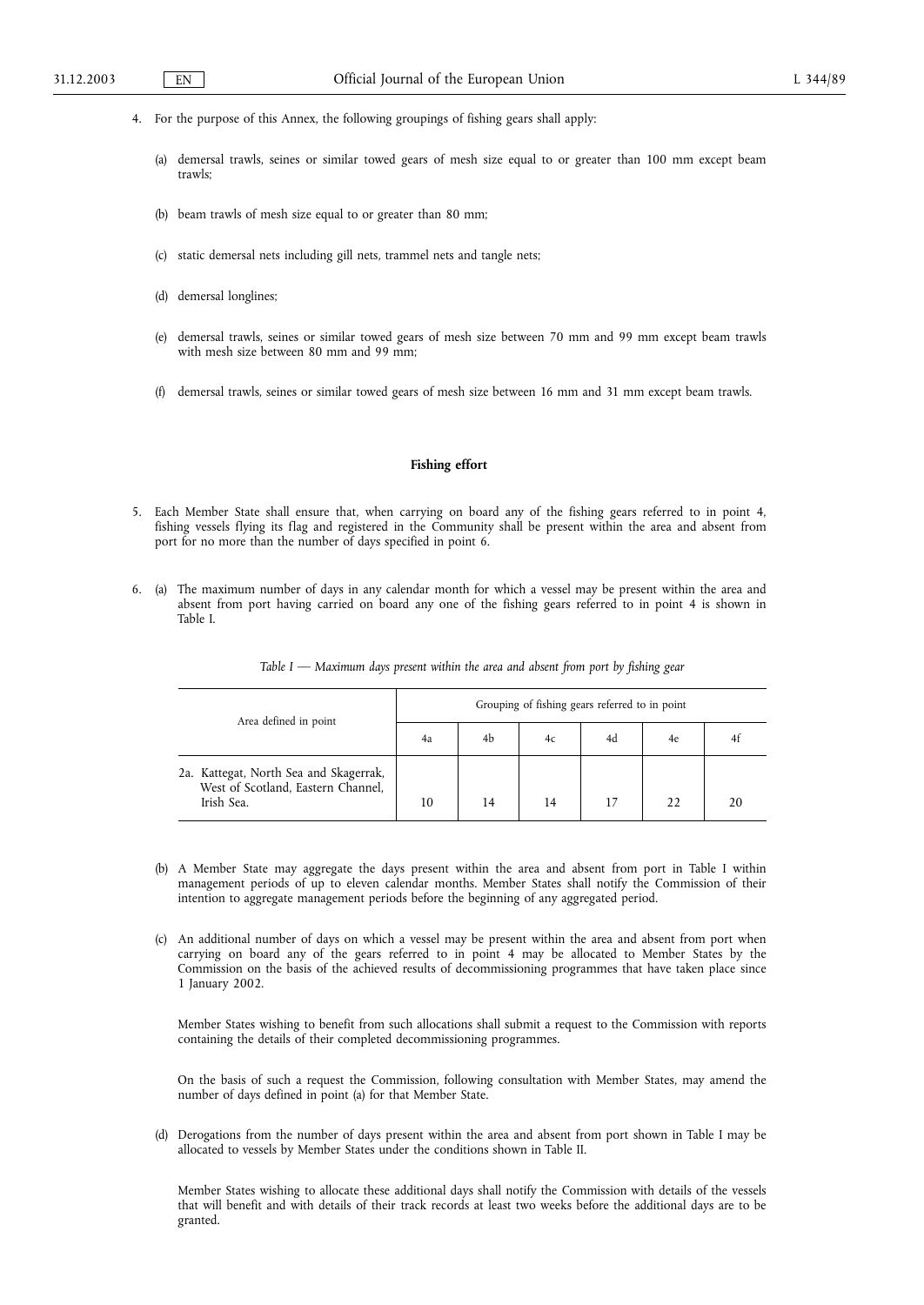4. For the purpose of this Annex, the following groupings of fishing gears shall apply:

   (a) demersal trawls, seines or similar towed gears of mesh size equal to or greater than 100 mm except beam trawls;

   (b) beam trawls of mesh size equal to or greater than 80 mm;

   (c) static demersal nets including gill nets, trammel nets and tangle nets;

   (d) demersal longlines;

   (e) demersal trawls, seines or similar towed gears of mesh size between 70 mm and 99 mm except beam trawls with mesh size between 80 mm and 99 mm;

   (f) demersal trawls, seines or similar towed gears of mesh size between 16 mm and 31 mm except beam trawls.

**Fishing effort**

5. Each Member State shall ensure that, when carrying on board any of the fishing gears referred to in point 4, fishing vessels flying its flag and registered in the Community shall be present within the area and absent from port for no more than the number of days specified in point 6.

6. (a) The maximum number of days in any calendar month for which a vessel may be present within the area and absent from port having carried on board any one of the fishing gears referred to in point 4 is shown in Table I.

*Table I — Maximum days present within the area and absent from port by fishing gear*

| Area defined in point | Grouping of fishing gears referred to in point | | | | | |
|---|---|---|---|---|---|---|
| | 4a | 4b | 4c | 4d | 4e | 4f |
| 2a. Kattegat, North Sea and Skagerrak, West of Scotland, Eastern Channel, Irish Sea. | 10 | 14 | 14 | 17 | 22 | 20 |

   (b) A Member State may aggregate the days present within the area and absent from port in Table I within management periods of up to eleven calendar months. Member States shall notify the Commission of their intention to aggregate management periods before the beginning of any aggregated period.

   (c) An additional number of days on which a vessel may be present within the area and absent from port when carrying on board any of the gears referred to in point 4 may be allocated to Member States by the Commission on the basis of the achieved results of decommissioning programmes that have taken place since 1 January 2002.

   Member States wishing to benefit from such allocations shall submit a request to the Commission with reports containing the details of their completed decommissioning programmes.

   On the basis of such a request the Commission, following consultation with Member States, may amend the number of days defined in point (a) for that Member State.

   (d) Derogations from the number of days present within the area and absent from port shown in Table I may be allocated to vessels by Member States under the conditions shown in Table II.

   Member States wishing to allocate these additional days shall notify the Commission with details of the vessels that will benefit and with details of their track records at least two weeks before the additional days are to be granted.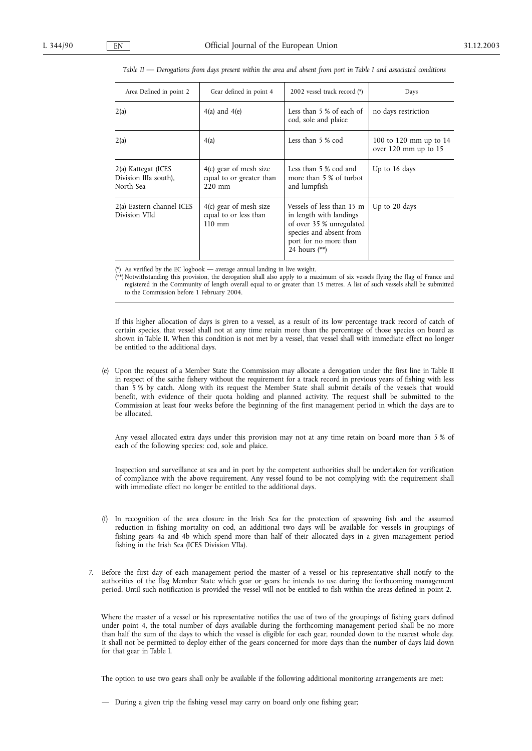*Table II — Derogations from days present within the area and absent from port in Table I and associated conditions*

| Area Defined in point 2 | Gear defined in point 4 | 2002 vessel track record (*) | Days |
|---|---|---|---|
| 2(a) | 4(a) and 4(e) | Less than 5 % of each of cod, sole and plaice | no days restriction |
| 2(a) | 4(a) | Less than 5 % cod | 100 to 120 mm up to 14 over 120 mm up to 15 |
| 2(a) Kattegat (ICES Division IIIa south), North Sea | 4(c) gear of mesh size equal to or greater than 220 mm | Less than 5 % cod and more than 5 % of turbot and lumpfish | Up to 16 days |
| 2(a) Eastern channel ICES Division VIId | 4(c) gear of mesh size equal to or less than 110 mm | Vessels of less than 15 m in length with landings of over 35 % unregulated species and absent from port for no more than 24 hours (**) | Up to 20 days |

(*) As verified by the EC logbook — average annual landing in live weight.

(**) Notwithstanding this provision, the derogation shall also apply to a maximum of six vessels flying the flag of France and registered in the Community of length overall equal to or greater than 15 metres. A list of such vessels shall be submitted to the Commission before 1 February 2004.

If this higher allocation of days is given to a vessel, as a result of its low percentage track record of catch of certain species, that vessel shall not at any time retain more than the percentage of those species on board as shown in Table II. When this condition is not met by a vessel, that vessel shall with immediate effect no longer be entitled to the additional days.

(e) Upon the request of a Member State the Commission may allocate a derogation under the first line in Table II in respect of the saithe fishery without the requirement for a track record in previous years of fishing with less than 5 % by catch. Along with its request the Member State shall submit details of the vessels that would benefit, with evidence of their quota holding and planned activity. The request shall be submitted to the Commission at least four weeks before the beginning of the first management period in which the days are to be allocated.

Any vessel allocated extra days under this provision may not at any time retain on board more than 5 % of each of the following species: cod, sole and plaice.

Inspection and surveillance at sea and in port by the competent authorities shall be undertaken for verification of compliance with the above requirement. Any vessel found to be not complying with the requirement shall with immediate effect no longer be entitled to the additional days.

(f) In recognition of the area closure in the Irish Sea for the protection of spawning fish and the assumed reduction in fishing mortality on cod, an additional two days will be available for vessels in groupings of fishing gears 4a and 4b which spend more than half of their allocated days in a given management period fishing in the Irish Sea (ICES Division VIIa).

7. Before the first day of each management period the master of a vessel or his representative shall notify to the authorities of the flag Member State which gear or gears he intends to use during the forthcoming management period. Until such notification is provided the vessel will not be entitled to fish within the areas defined in point 2.

Where the master of a vessel or his representative notifies the use of two of the groupings of fishing gears defined under point 4, the total number of days available during the forthcoming management period shall be no more than half the sum of the days to which the vessel is eligible for each gear, rounded down to the nearest whole day. It shall not be permitted to deploy either of the gears concerned for more days than the number of days laid down for that gear in Table I.

The option to use two gears shall only be available if the following additional monitoring arrangements are met:

— During a given trip the fishing vessel may carry on board only one fishing gear;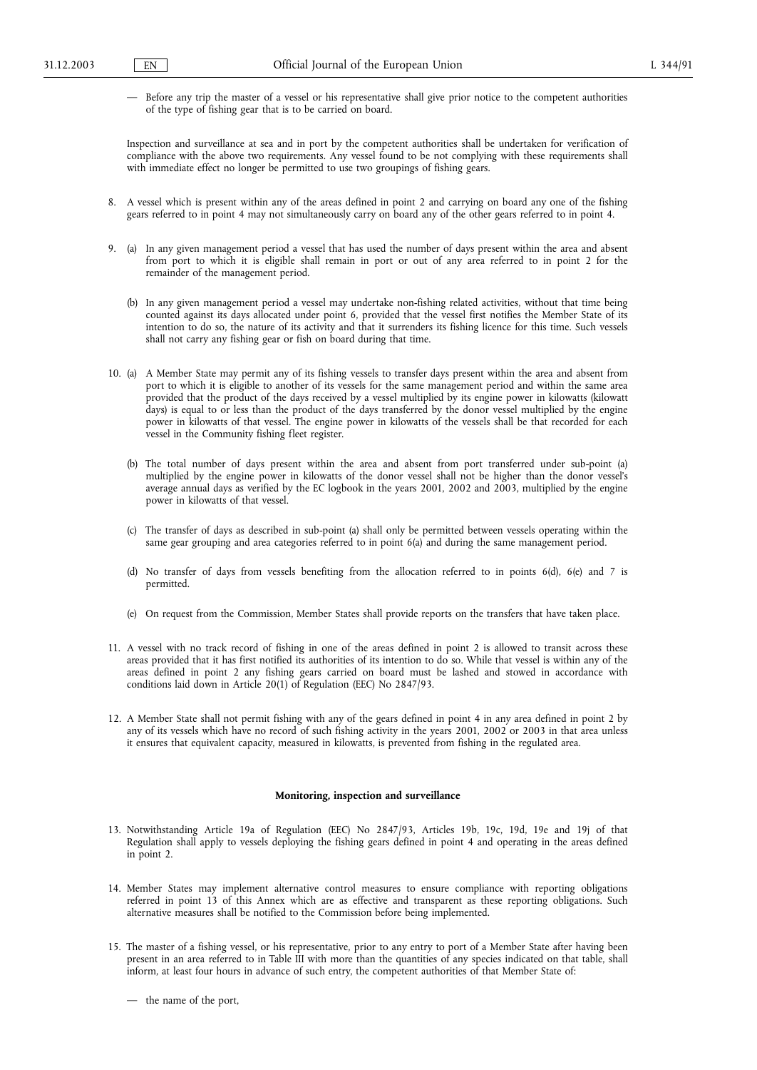— Before any trip the master of a vessel or his representative shall give prior notice to the competent authorities of the type of fishing gear that is to be carried on board.

Inspection and surveillance at sea and in port by the competent authorities shall be undertaken for verification of compliance with the above two requirements. Any vessel found to be not complying with these requirements shall with immediate effect no longer be permitted to use two groupings of fishing gears.

8. A vessel which is present within any of the areas defined in point 2 and carrying on board any one of the fishing gears referred to in point 4 may not simultaneously carry on board any of the other gears referred to in point 4.

9. (a) In any given management period a vessel that has used the number of days present within the area and absent from port to which it is eligible shall remain in port or out of any area referred to in point 2 for the remainder of the management period.

   (b) In any given management period a vessel may undertake non-fishing related activities, without that time being counted against its days allocated under point 6, provided that the vessel first notifies the Member State of its intention to do so, the nature of its activity and that it surrenders its fishing licence for this time. Such vessels shall not carry any fishing gear or fish on board during that time.

10. (a) A Member State may permit any of its fishing vessels to transfer days present within the area and absent from port to which it is eligible to another of its vessels for the same management period and within the same area provided that the product of the days received by a vessel multiplied by its engine power in kilowatts (kilowatt days) is equal to or less than the product of the days transferred by the donor vessel multiplied by the engine power in kilowatts of that vessel. The engine power in kilowatts of the vessels shall be that recorded for each vessel in the Community fishing fleet register.

    (b) The total number of days present within the area and absent from port transferred under sub-point (a) multiplied by the engine power in kilowatts of the donor vessel shall not be higher than the donor vessel's average annual days as verified by the EC logbook in the years 2001, 2002 and 2003, multiplied by the engine power in kilowatts of that vessel.

    (c) The transfer of days as described in sub-point (a) shall only be permitted between vessels operating within the same gear grouping and area categories referred to in point 6(a) and during the same management period.

    (d) No transfer of days from vessels benefiting from the allocation referred to in points 6(d), 6(e) and 7 is permitted.

    (e) On request from the Commission, Member States shall provide reports on the transfers that have taken place.

11. A vessel with no track record of fishing in one of the areas defined in point 2 is allowed to transit across these areas provided that it has first notified its authorities of its intention to do so. While that vessel is within any of the areas defined in point 2 any fishing gears carried on board must be lashed and stowed in accordance with conditions laid down in Article 20(1) of Regulation (EEC) No 2847/93.

12. A Member State shall not permit fishing with any of the gears defined in point 4 in any area defined in point 2 by any of its vessels which have no record of such fishing activity in the years 2001, 2002 or 2003 in that area unless it ensures that equivalent capacity, measured in kilowatts, is prevented from fishing in the regulated area.

**Monitoring, inspection and surveillance**

13. Notwithstanding Article 19a of Regulation (EEC) No 2847/93, Articles 19b, 19c, 19d, 19e and 19j of that Regulation shall apply to vessels deploying the fishing gears defined in point 4 and operating in the areas defined in point 2.

14. Member States may implement alternative control measures to ensure compliance with reporting obligations referred in point 13 of this Annex which are as effective and transparent as these reporting obligations. Such alternative measures shall be notified to the Commission before being implemented.

15. The master of a fishing vessel, or his representative, prior to any entry to port of a Member State after having been present in an area referred to in Table III with more than the quantities of any species indicated on that table, shall inform, at least four hours in advance of such entry, the competent authorities of that Member State of:

    — the name of the port,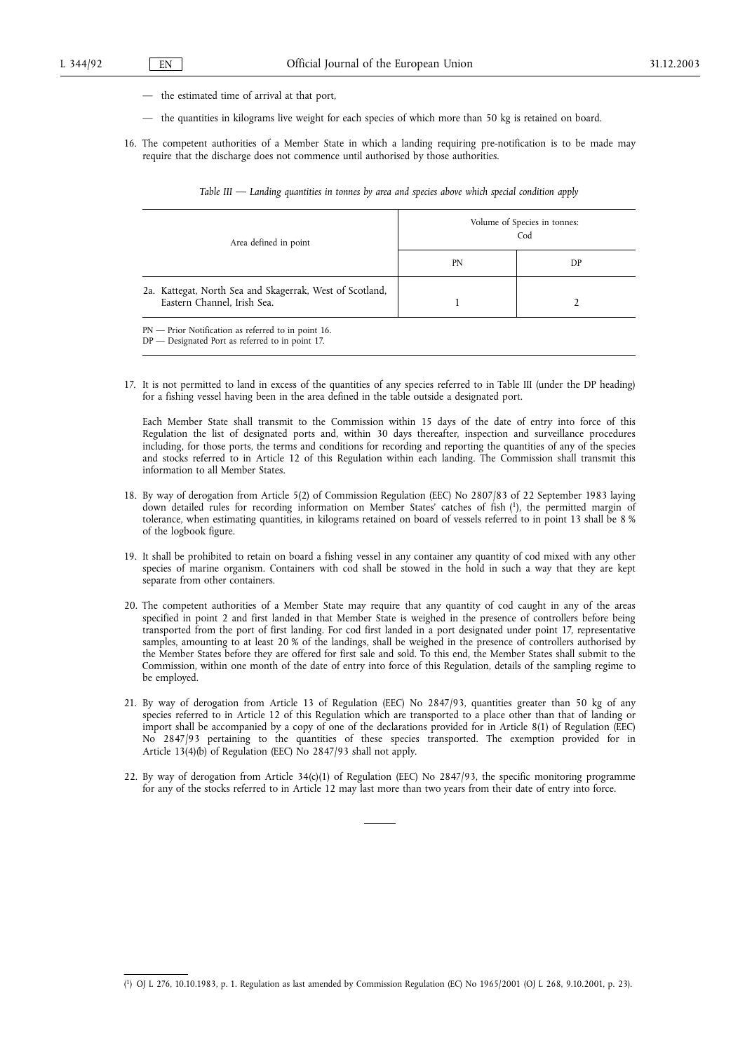— the estimated time of arrival at that port,

— the quantities in kilograms live weight for each species of which more than 50 kg is retained on board.

16. The competent authorities of a Member State in which a landing requiring pre-notification is to be made may require that the discharge does not commence until authorised by those authorities.

*Table III — Landing quantities in tonnes by area and species above which special condition apply*

| Area defined in point | Volume of Species in tonnes: Cod | |
|---|---|---|
| | PN | DP |
| 2a. Kattegat, North Sea and Skagerrak, West of Scotland, Eastern Channel, Irish Sea. | 1 | 2 |

PN — Prior Notification as referred to in point 16.
DP — Designated Port as referred to in point 17.

17. It is not permitted to land in excess of the quantities of any species referred to in Table III (under the DP heading) for a fishing vessel having been in the area defined in the table outside a designated port.

Each Member State shall transmit to the Commission within 15 days of the date of entry into force of this Regulation the list of designated ports and, within 30 days thereafter, inspection and surveillance procedures including, for those ports, the terms and conditions for recording and reporting the quantities of any of the species and stocks referred to in Article 12 of this Regulation within each landing. The Commission shall transmit this information to all Member States.

18. By way of derogation from Article 5(2) of Commission Regulation (EEC) No 2807/83 of 22 September 1983 laying down detailed rules for recording information on Member States' catches of fish [1], the permitted margin of tolerance, when estimating quantities, in kilograms retained on board of vessels referred to in point 13 shall be 8 % of the logbook figure.

19. It shall be prohibited to retain on board a fishing vessel in any container any quantity of cod mixed with any other species of marine organism. Containers with cod shall be stowed in the hold in such a way that they are kept separate from other containers.

20. The competent authorities of a Member State may require that any quantity of cod caught in any of the areas specified in point 2 and first landed in that Member State is weighed in the presence of controllers before being transported from the port of first landing. For cod first landed in a port designated under point 17, representative samples, amounting to at least 20 % of the landings, shall be weighed in the presence of controllers authorised by the Member States before they are offered for first sale and sold. To this end, the Member States shall submit to the Commission, within one month of the date of entry into force of this Regulation, details of the sampling regime to be employed.

21. By way of derogation from Article 13 of Regulation (EEC) No 2847/93, quantities greater than 50 kg of any species referred to in Article 12 of this Regulation which are transported to a place other than that of landing or import shall be accompanied by a copy of one of the declarations provided for in Article 8(1) of Regulation (EEC) No 2847/93 pertaining to the quantities of these species transported. The exemption provided for in Article 13(4)(b) of Regulation (EEC) No 2847/93 shall not apply.

22. By way of derogation from Article 34(c)(1) of Regulation (EEC) No 2847/93, the specific monitoring programme for any of the stocks referred to in Article 12 may last more than two years from their date of entry into force.

---

[1] OJ L 276, 10.10.1983, p. 1. Regulation as last amended by Commission Regulation (EC) No 1965/2001 (OJ L 268, 9.10.2001, p. 23).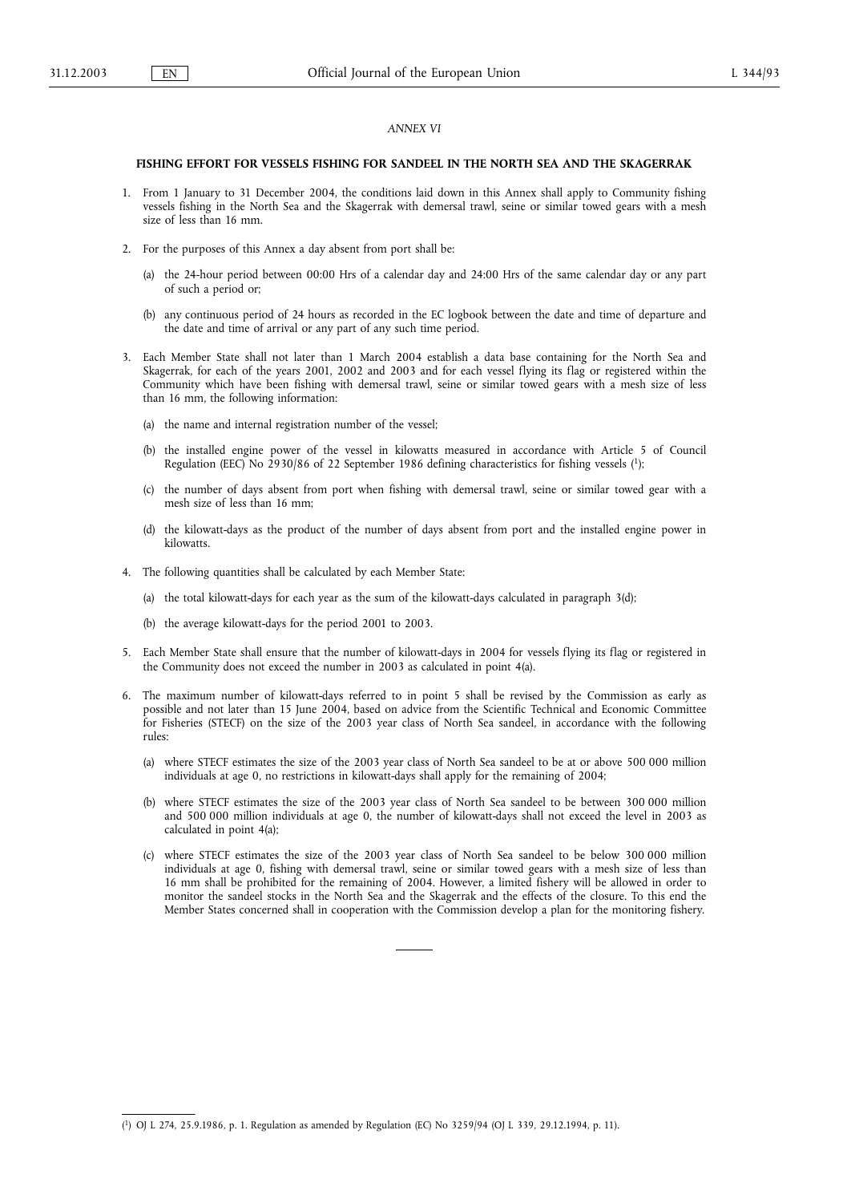*ANNEX VI*

**FISHING EFFORT FOR VESSELS FISHING FOR SANDEEL IN THE NORTH SEA AND THE SKAGERRAK**

1. From 1 January to 31 December 2004, the conditions laid down in this Annex shall apply to Community fishing vessels fishing in the North Sea and the Skagerrak with demersal trawl, seine or similar towed gears with a mesh size of less than 16 mm.

2. For the purposes of this Annex a day absent from port shall be:

   (a) the 24-hour period between 00:00 Hrs of a calendar day and 24:00 Hrs of the same calendar day or any part of such a period or;

   (b) any continuous period of 24 hours as recorded in the EC logbook between the date and time of departure and the date and time of arrival or any part of any such time period.

3. Each Member State shall not later than 1 March 2004 establish a data base containing for the North Sea and Skagerrak, for each of the years 2001, 2002 and 2003 and for each vessel flying its flag or registered within the Community which have been fishing with demersal trawl, seine or similar towed gears with a mesh size of less than 16 mm, the following information:

   (a) the name and internal registration number of the vessel;

   (b) the installed engine power of the vessel in kilowatts measured in accordance with Article 5 of Council Regulation (EEC) No 2930/86 of 22 September 1986 defining characteristics for fishing vessels [1];

   (c) the number of days absent from port when fishing with demersal trawl, seine or similar towed gear with a mesh size of less than 16 mm;

   (d) the kilowatt-days as the product of the number of days absent from port and the installed engine power in kilowatts.

4. The following quantities shall be calculated by each Member State:

   (a) the total kilowatt-days for each year as the sum of the kilowatt-days calculated in paragraph 3(d);

   (b) the average kilowatt-days for the period 2001 to 2003.

5. Each Member State shall ensure that the number of kilowatt-days in 2004 for vessels flying its flag or registered in the Community does not exceed the number in 2003 as calculated in point 4(a).

6. The maximum number of kilowatt-days referred to in point 5 shall be revised by the Commission as early as possible and not later than 15 June 2004, based on advice from the Scientific Technical and Economic Committee for Fisheries (STECF) on the size of the 2003 year class of North Sea sandeel, in accordance with the following rules:

   (a) where STECF estimates the size of the 2003 year class of North Sea sandeel to be at or above 500 000 million individuals at age 0, no restrictions in kilowatt-days shall apply for the remaining of 2004;

   (b) where STECF estimates the size of the 2003 year class of North Sea sandeel to be between 300 000 million and 500 000 million individuals at age 0, the number of kilowatt-days shall not exceed the level in 2003 as calculated in point 4(a);

   (c) where STECF estimates the size of the 2003 year class of North Sea sandeel to be below 300 000 million individuals at age 0, fishing with demersal trawl, seine or similar towed gears with a mesh size of less than 16 mm shall be prohibited for the remaining of 2004. However, a limited fishery will be allowed in order to monitor the sandeel stocks in the North Sea and the Skagerrak and the effects of the closure. To this end the Member States concerned shall in cooperation with the Commission develop a plan for the monitoring fishery.

---

[1] OJ L 274, 25.9.1986, p. 1. Regulation as amended by Regulation (EC) No 3259/94 (OJ L 339, 29.12.1994, p. 11).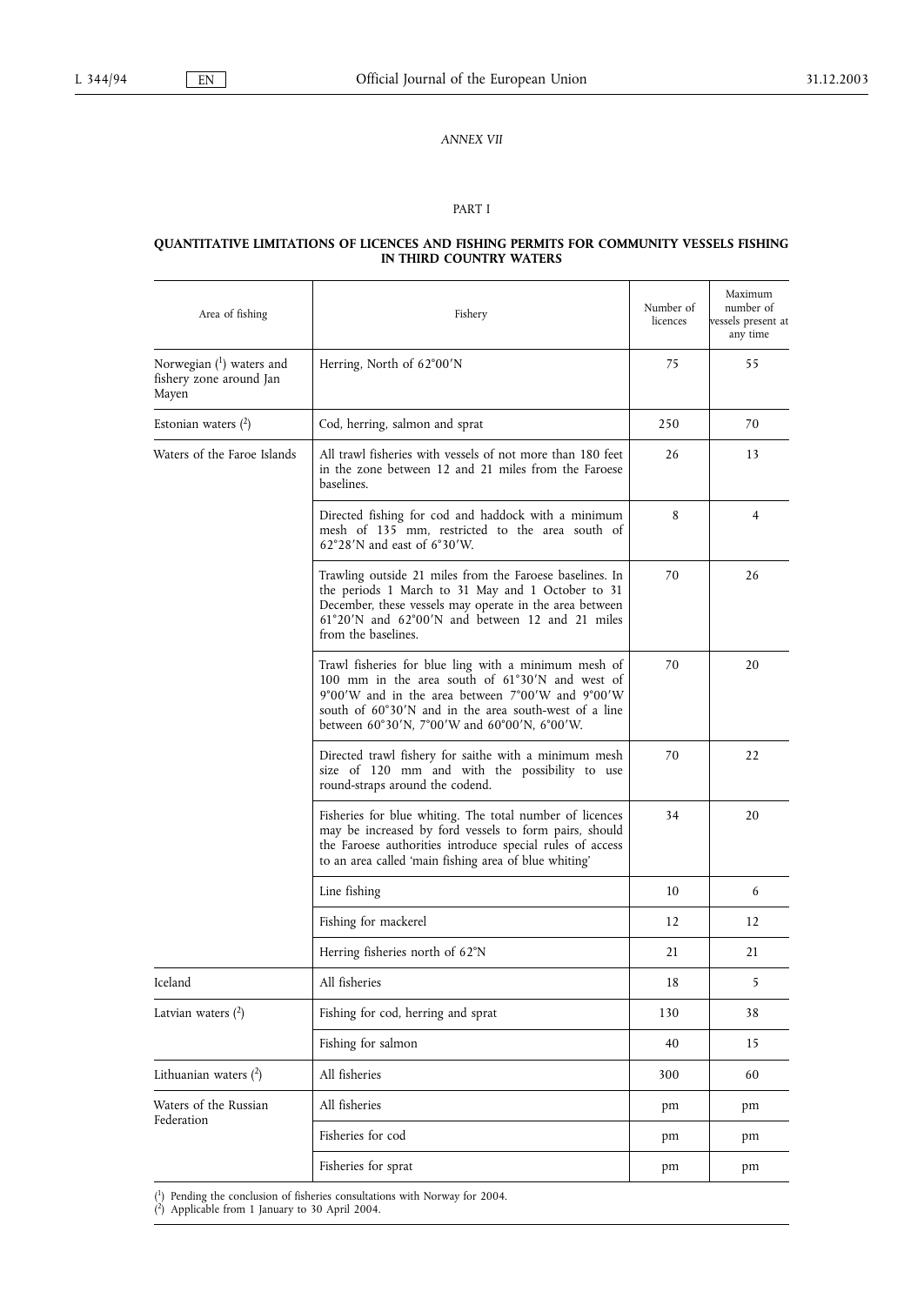*ANNEX VII*

PART I

**QUANTITATIVE LIMITATIONS OF LICENCES AND FISHING PERMITS FOR COMMUNITY VESSELS FISHING IN THIRD COUNTRY WATERS**

| Area of fishing | Fishery | Number of licences | Maximum number of vessels present at any time |
|---|---|---|---|
| Norwegian [1] waters and fishery zone around Jan Mayen | Herring, North of 62°00′N | 75 | 55 |
| Estonian waters [2] | Cod, herring, salmon and sprat | 250 | 70 |
| Waters of the Faroe Islands | All trawl fisheries with vessels of not more than 180 feet in the zone between 12 and 21 miles from the Faroese baselines. | 26 | 13 |
| | Directed fishing for cod and haddock with a minimum mesh of 135 mm, restricted to the area south of 62°28′N and east of 6°30′W. | 8 | 4 |
| | Trawling outside 21 miles from the Faroese baselines. In the periods 1 March to 31 May and 1 October to 31 December, these vessels may operate in the area between 61°20′N and 62°00′N and between 12 and 21 miles from the baselines. | 70 | 26 |
| | Trawl fisheries for blue ling with a minimum mesh of 100 mm in the area south of 61°30′N and west of 9°00′W and in the area between 7°00′W and 9°00′W south of 60°30′N and in the area south-west of a line between 60°30′N, 7°00′W and 60°00′N, 6°00′W. | 70 | 20 |
| | Directed trawl fishery for saithe with a minimum mesh size of 120 mm and with the possibility to use round-straps around the codend. | 70 | 22 |
| | Fisheries for blue whiting. The total number of licences may be increased by ford vessels to form pairs, should the Faroese authorities introduce special rules of access to an area called 'main fishing area of blue whiting' | 34 | 20 |
| | Line fishing | 10 | 6 |
| | Fishing for mackerel | 12 | 12 |
| | Herring fisheries north of 62°N | 21 | 21 |
| Iceland | All fisheries | 18 | 5 |
| Latvian waters [2] | Fishing for cod, herring and sprat | 130 | 38 |
| | Fishing for salmon | 40 | 15 |
| Lithuanian waters [2] | All fisheries | 300 | 60 |
| Waters of the Russian Federation | All fisheries | pm | pm |
| | Fisheries for cod | pm | pm |
| | Fisheries for sprat | pm | pm |

[1] Pending the conclusion of fisheries consultations with Norway for 2004.
[2] Applicable from 1 January to 30 April 2004.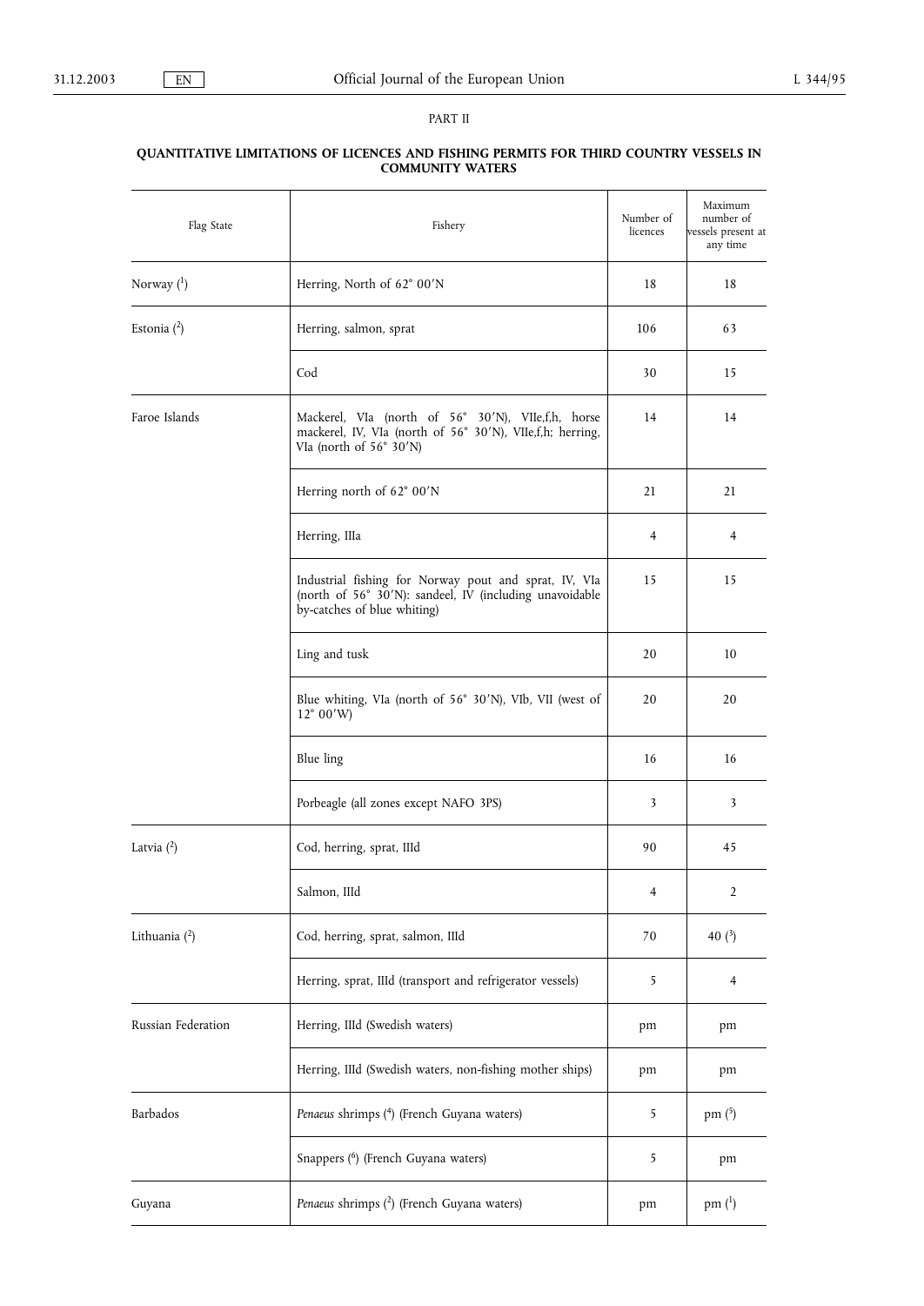PART II

**QUANTITATIVE LIMITATIONS OF LICENCES AND FISHING PERMITS FOR THIRD COUNTRY VESSELS IN COMMUNITY WATERS**

| Flag State | Fishery | Number of licences | Maximum number of vessels present at any time |
|---|---|---|---|
| Norway [1] | Herring, North of 62° 00′N | 18 | 18 |
| Estonia [2] | Herring, salmon, sprat | 106 | 63 |
| | Cod | 30 | 15 |
| Faroe Islands | Mackerel, VIa (north of 56° 30′N), VIIe,f,h, horse mackerel, IV, VIa (north of 56° 30′N), VIIe,f,h; herring, VIa (north of 56° 30′N) | 14 | 14 |
| | Herring north of 62° 00′N | 21 | 21 |
| | Herring, IIIa | 4 | 4 |
| | Industrial fishing for Norway pout and sprat, IV, VIa (north of 56° 30′N): sandeel, IV (including unavoidable by-catches of blue whiting) | 15 | 15 |
| | Ling and tusk | 20 | 10 |
| | Blue whiting, VIa (north of 56° 30′N), VIb, VII (west of 12° 00′W) | 20 | 20 |
| | Blue ling | 16 | 16 |
| | Porbeagle (all zones except NAFO 3PS) | 3 | 3 |
| Latvia [2] | Cod, herring, sprat, IIId | 90 | 45 |
| | Salmon, IIId | 4 | 2 |
| Lithuania [2] | Cod, herring, sprat, salmon, IIId | 70 | 40 [3] |
| | Herring, sprat, IIId (transport and refrigerator vessels) | 5 | 4 |
| Russian Federation | Herring, IIId (Swedish waters) | pm | pm |
| | Herring, IIId (Swedish waters, non-fishing mother ships) | pm | pm |
| Barbados | *Penaeus* shrimps [4] (French Guyana waters) | 5 | pm [5] |
| | Snappers [6] (French Guyana waters) | 5 | pm |
| Guyana | *Penaeus* shrimps [2] (French Guyana waters) | pm | pm [1] |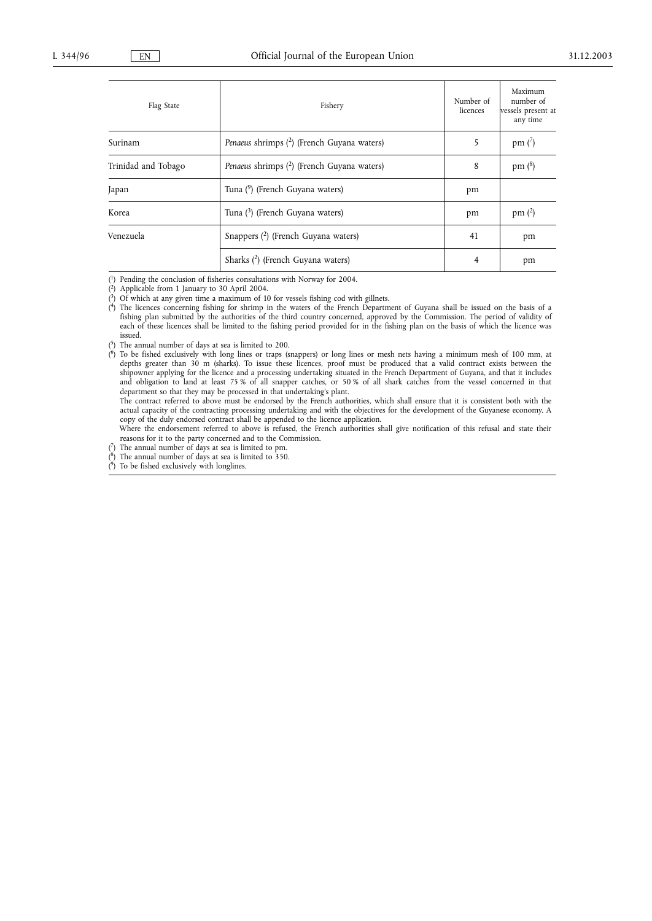| Flag State | Fishery | Number of licences | Maximum number of vessels present at any time |
|---|---|---|---|
| Surinam | *Penaeus* shrimps ([2]) (French Guyana waters) | 5 | pm ([7]) |
| Trinidad and Tobago | *Penaeus* shrimps ([2]) (French Guyana waters) | 8 | pm ([8]) |
| Japan | Tuna ([9]) (French Guyana waters) | pm | |
| Korea | Tuna ([3]) (French Guyana waters) | pm | pm ([2]) |
| Venezuela | Snappers ([2]) (French Guyana waters) | 41 | pm |
| | Sharks ([2]) (French Guyana waters) | 4 | pm |

([1]) Pending the conclusion of fisheries consultations with Norway for 2004.

([2]) Applicable from 1 January to 30 April 2004.

([3]) Of which at any given time a maximum of 10 for vessels fishing cod with gillnets.

([4]) The licences concerning fishing for shrimp in the waters of the French Department of Guyana shall be issued on the basis of a fishing plan submitted by the authorities of the third country concerned, approved by the Commission. The period of validity of each of these licences shall be limited to the fishing period provided for in the fishing plan on the basis of which the licence was issued.

([5]) The annual number of days at sea is limited to 200.

([6]) To be fished exclusively with long lines or traps (snappers) or long lines or mesh nets having a minimum mesh of 100 mm, at depths greater than 30 m (sharks). To issue these licences, proof must be produced that a valid contract exists between the shipowner applying for the licence and a processing undertaking situated in the French Department of Guyana, and that it includes and obligation to land at least 75 % of all snapper catches, or 50 % of all shark catches from the vessel concerned in that department so that they may be processed in that undertaking's plant.

The contract referred to above must be endorsed by the French authorities, which shall ensure that it is consistent both with the actual capacity of the contracting processing undertaking and with the objectives for the development of the Guyanese economy. A copy of the duly endorsed contract shall be appended to the licence application.

Where the endorsement referred to above is refused, the French authorities shall give notification of this refusal and state their reasons for it to the party concerned and to the Commission.

([7]) The annual number of days at sea is limited to pm.

([8]) The annual number of days at sea is limited to 350.

([9]) To be fished exclusively with longlines.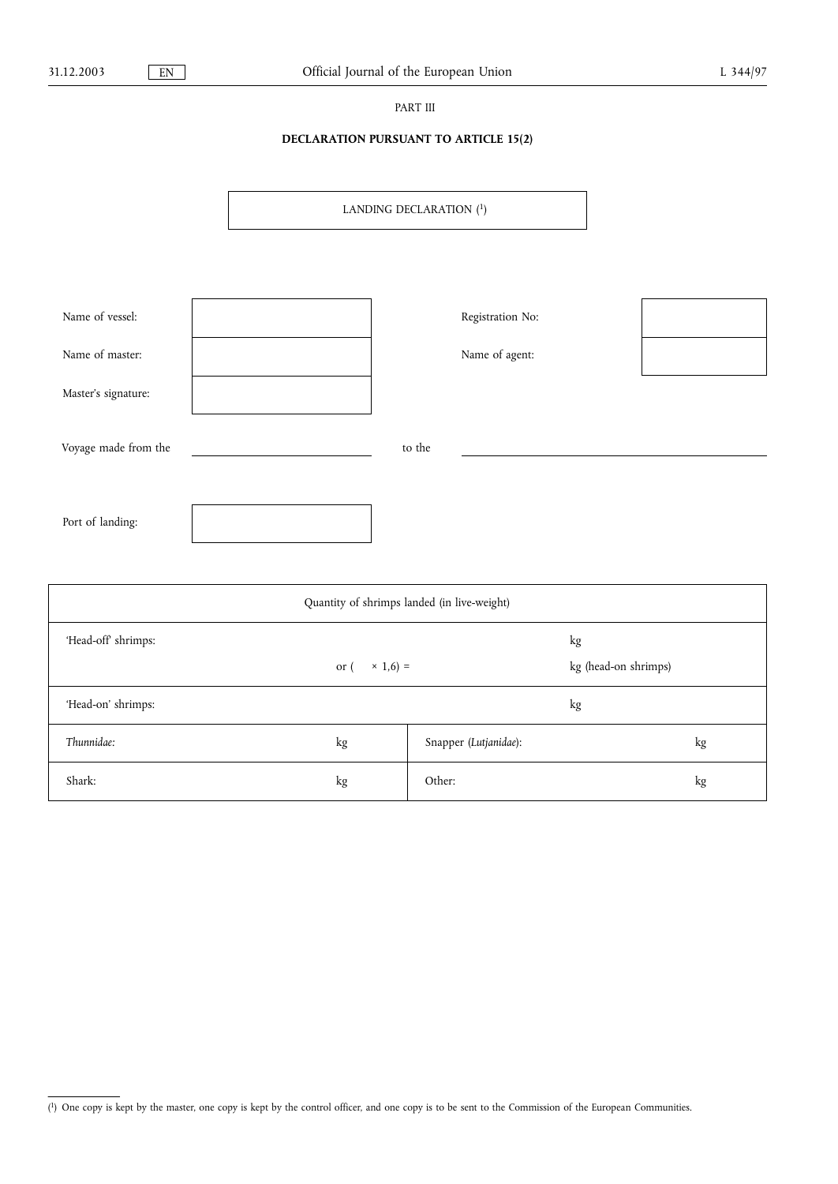PART III

**DECLARATION PURSUANT TO ARTICLE 15(2)**

| LANDING DECLARATION [1] |
|---|

| | | | |
|---|---|---|---|
| Name of vessel: | | Registration No: | |
| Name of master: | | Name of agent: | |
| Master's signature: | | | |

Voyage made from the ____________________ to the ____________________

| | |
|---|---|
| Port of landing: | |

| Quantity of shrimps landed (in live-weight) | | | |
|---|---|---|---|
| 'Head-off' shrimps: | or ( × 1,6) = | kg<br>kg (head-on shrimps) | |
| 'Head-on' shrimps: | | kg | |
| *Thunnidae:* | kg | Snapper (*Lutjanidae*): | kg |
| Shark: | kg | Other: | kg |

[1] One copy is kept by the master, one copy is kept by the control officer, and one copy is to be sent to the Commission of the European Communities.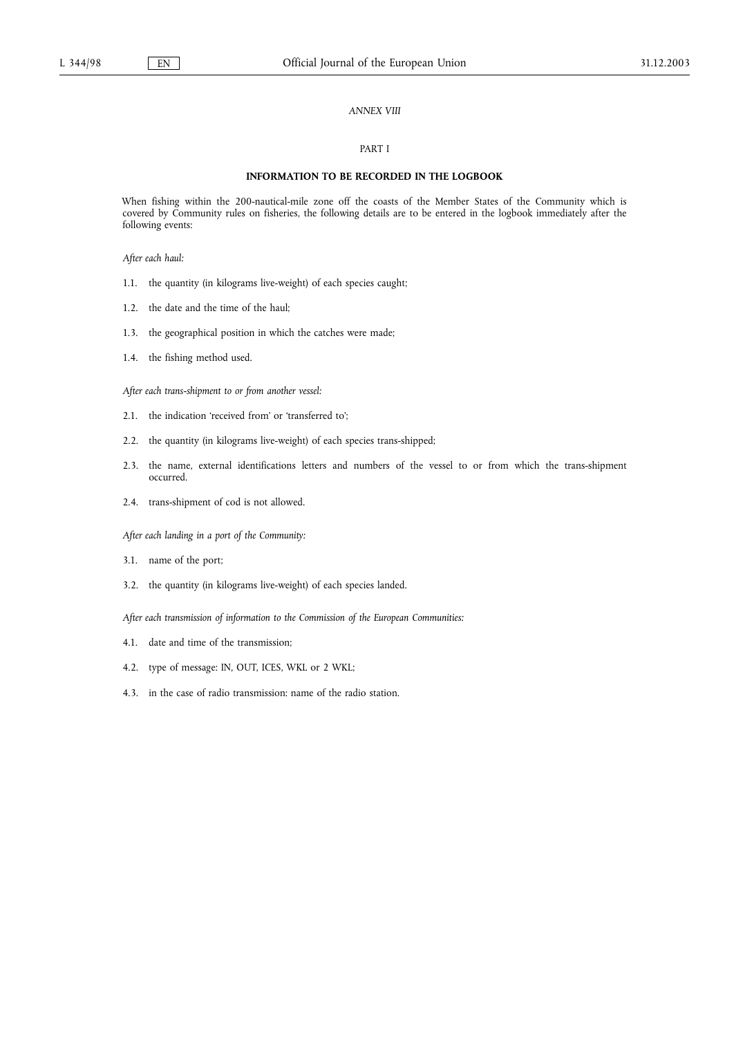*ANNEX VIII*

PART I

**INFORMATION TO BE RECORDED IN THE LOGBOOK**

When fishing within the 200-nautical-mile zone off the coasts of the Member States of the Community which is covered by Community rules on fisheries, the following details are to be entered in the logbook immediately after the following events:

*After each haul:*

1.1. the quantity (in kilograms live-weight) of each species caught;

1.2. the date and the time of the haul;

1.3. the geographical position in which the catches were made;

1.4. the fishing method used.

*After each trans-shipment to or from another vessel:*

2.1. the indication 'received from' or 'transferred to';

2.2. the quantity (in kilograms live-weight) of each species trans-shipped;

2.3. the name, external identifications letters and numbers of the vessel to or from which the trans-shipment occurred.

2.4. trans-shipment of cod is not allowed.

*After each landing in a port of the Community:*

3.1. name of the port;

3.2. the quantity (in kilograms live-weight) of each species landed.

*After each transmission of information to the Commission of the European Communities:*

4.1. date and time of the transmission;

4.2. type of message: IN, OUT, ICES, WKL or 2 WKL;

4.3. in the case of radio transmission: name of the radio station.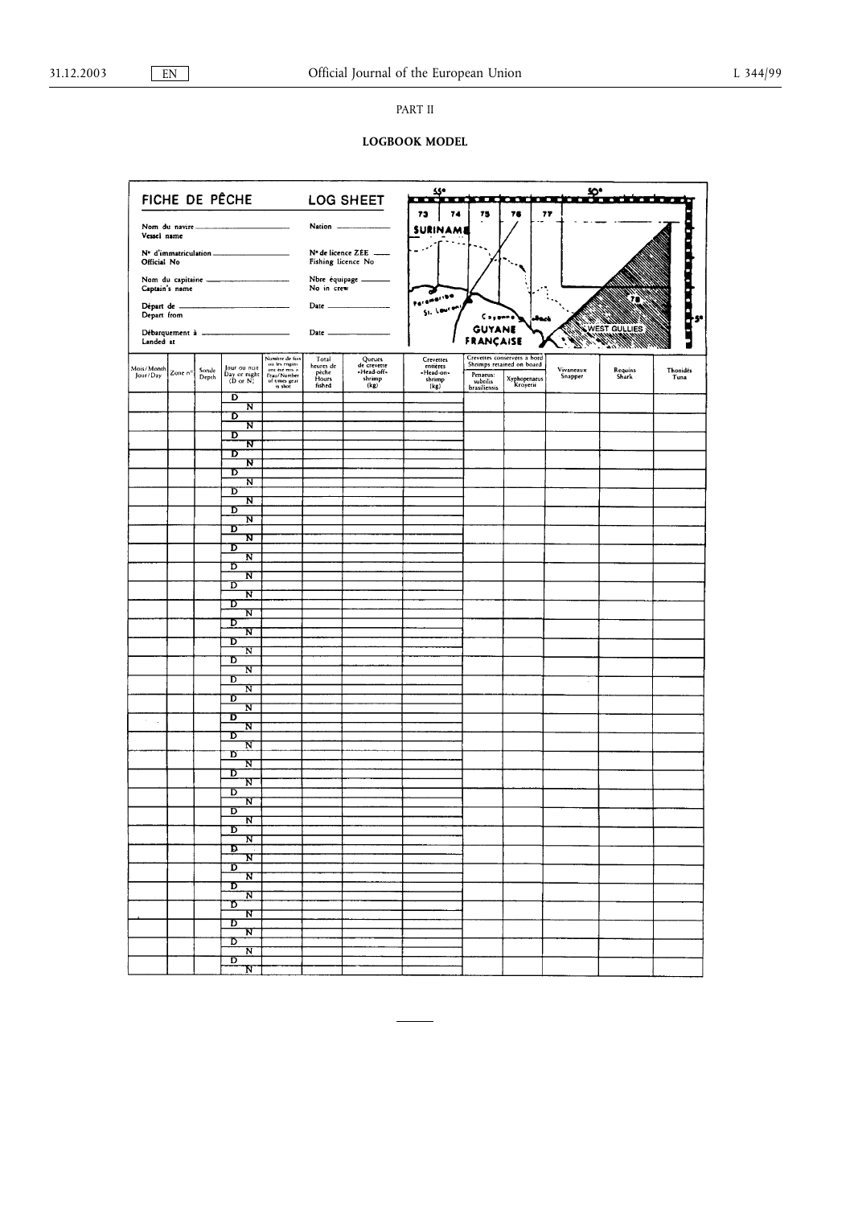PART II

**LOGBOOK MODEL**

**FICHE DE PÊCHE — LOG SHEET**

Nom du navire / Vessel name ____________

Nation ____________

N° d'immatriculation / Official No ____________

N° de licence ZEE / Fishing licence No ____________

Nom du capitaine / Captain's name ____________

Nbre équipage / No in crew ____________

Départ de / Depart from ____________

Date ____________

Débarquement à / Landed at ____________

Date ____________

55° — 50° — 73 — 74 — 75 — 76 — 77 — 78 — SURINAME — Paramaribo — St. Laurent — Cayenne — GUYANE FRANÇAISE — WEST GULLIES — 5°

| Mois/Month Jour/Day | Zone n° | Sonde Depth | Jour ou nuit Day or night (D or N) | Nombre de fois où les engins ont été mis à l'eau/Number of times gear is shot | Total heures de pêche Hours fished | Queues de crevette «Head-off» shrimp (kg) | Crevettes entières «Head-on» shrimp (kg) | Crevettes conservées à bord Shrimps retained on board | | Vivaneaux Snapper | Requins Shark | Thonidés Tuna |
|---|---|---|---|---|---|---|---|---|---|---|---|---|
| | | | | | | | | Penaeus: subtilis brasiliensis | Xyphopenaeus Kroyeri | | | |
| | | | D | | | | | | | | | |
| | | | N | | | | | | | | | |
| | | | D | | | | | | | | | |
| | | | N | | | | | | | | | |
| | | | D | | | | | | | | | |
| | | | N | | | | | | | | | |
| | | | D | | | | | | | | | |
| | | | N | | | | | | | | | |
| | | | D | | | | | | | | | |
| | | | N | | | | | | | | | |
| | | | D | | | | | | | | | |
| | | | N | | | | | | | | | |
| | | | D | | | | | | | | | |
| | | | N | | | | | | | | | |
| | | | D | | | | | | | | | |
| | | | N | | | | | | | | | |
| | | | D | | | | | | | | | |
| | | | N | | | | | | | | | |
| | | | D | | | | | | | | | |
| | | | N | | | | | | | | | |
| | | | D | | | | | | | | | |
| | | | N | | | | | | | | | |
| | | | D | | | | | | | | | |
| | | | N | | | | | | | | | |
| | | | D | | | | | | | | | |
| | | | N | | | | | | | | | |
| | | | D | | | | | | | | | |
| | | | N | | | | | | | | | |
| | | | D | | | | | | | | | |
| | | | N | | | | | | | | | |
| | | | D | | | | | | | | | |
| | | | N | | | | | | | | | |
| | | | D | | | | | | | | | |
| | | | N | | | | | | | | | |
| | | | D | | | | | | | | | |
| | | | N | | | | | | | | | |
| | | | D | | | | | | | | | |
| | | | N | | | | | | | | | |
| | | | D | | | | | | | | | |
| | | | N | | | | | | | | | |
| | | | D | | | | | | | | | |
| | | | N | | | | | | | | | |
| | | | D | | | | | | | | | |
| | | | N | | | | | | | | | |
| | | | D | | | | | | | | | |
| | | | N | | | | | | | | | |
| | | | D | | | | | | | | | |
| | | | N | | | | | | | | | |
| | | | D | | | | | | | | | |
| | | | N | | | | | | | | | |
| | | | D | | | | | | | | | |
| | | | N | | | | | | | | | |
| | | | D | | | | | | | | | |
| | | | N | | | | | | | | | |
| | | | D | | | | | | | | | |
| | | | N | | | | | | | | | |
| | | | D | | | | | | | | | |
| | | | N | | | | | | | | | |
| | | | D | | | | | | | | | |
| | | | N | | | | | | | | | |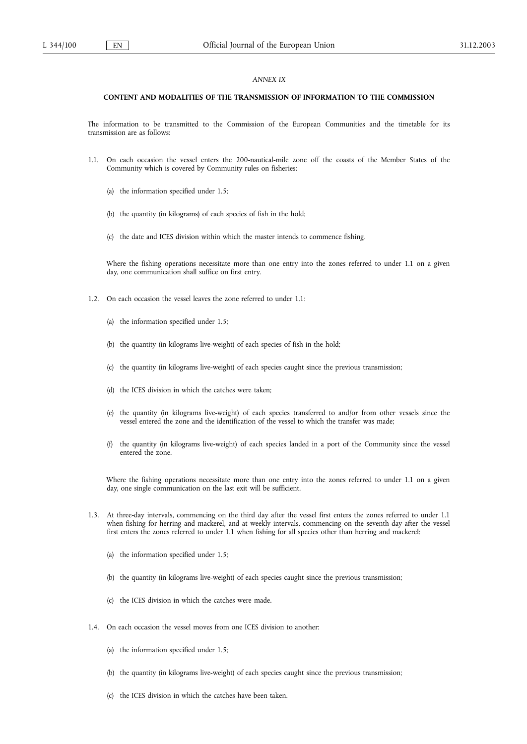*ANNEX IX*

**CONTENT AND MODALITIES OF THE TRANSMISSION OF INFORMATION TO THE COMMISSION**

The information to be transmitted to the Commission of the European Communities and the timetable for its transmission are as follows:

1.1. On each occasion the vessel enters the 200-nautical-mile zone off the coasts of the Member States of the Community which is covered by Community rules on fisheries:

(a) the information specified under 1.5;

(b) the quantity (in kilograms) of each species of fish in the hold;

(c) the date and ICES division within which the master intends to commence fishing.

Where the fishing operations necessitate more than one entry into the zones referred to under 1.1 on a given day, one communication shall suffice on first entry.

1.2. On each occasion the vessel leaves the zone referred to under 1.1:

(a) the information specified under 1.5;

(b) the quantity (in kilograms live-weight) of each species of fish in the hold;

(c) the quantity (in kilograms live-weight) of each species caught since the previous transmission;

(d) the ICES division in which the catches were taken;

(e) the quantity (in kilograms live-weight) of each species transferred to and/or from other vessels since the vessel entered the zone and the identification of the vessel to which the transfer was made;

(f) the quantity (in kilograms live-weight) of each species landed in a port of the Community since the vessel entered the zone.

Where the fishing operations necessitate more than one entry into the zones referred to under 1.1 on a given day, one single communication on the last exit will be sufficient.

1.3. At three-day intervals, commencing on the third day after the vessel first enters the zones referred to under 1.1 when fishing for herring and mackerel, and at weekly intervals, commencing on the seventh day after the vessel first enters the zones referred to under 1.1 when fishing for all species other than herring and mackerel:

(a) the information specified under 1.5;

(b) the quantity (in kilograms live-weight) of each species caught since the previous transmission;

(c) the ICES division in which the catches were made.

1.4. On each occasion the vessel moves from one ICES division to another:

(a) the information specified under 1.5;

(b) the quantity (in kilograms live-weight) of each species caught since the previous transmission;

(c) the ICES division in which the catches have been taken.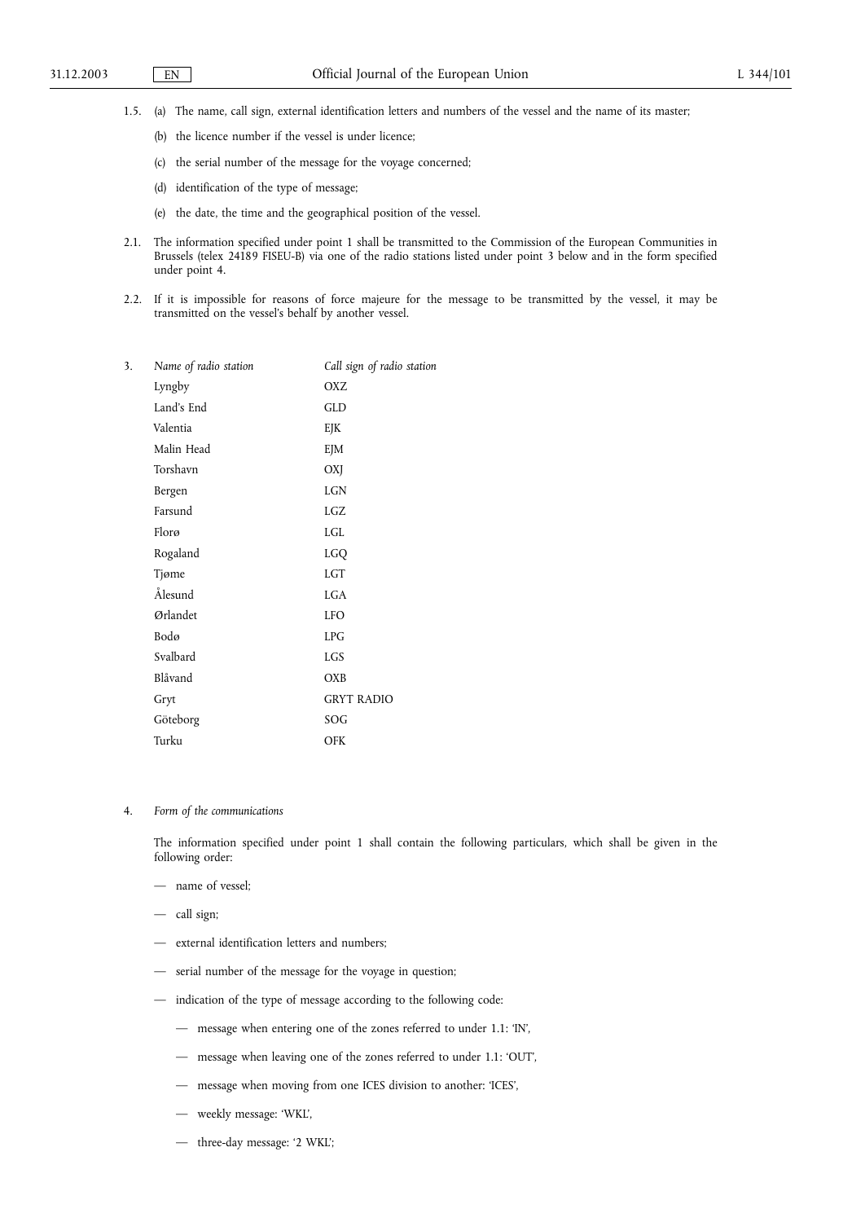1.5. (a) The name, call sign, external identification letters and numbers of the vessel and the name of its master;

(b) the licence number if the vessel is under licence;

(c) the serial number of the message for the voyage concerned;

(d) identification of the type of message;

(e) the date, the time and the geographical position of the vessel.

2.1. The information specified under point 1 shall be transmitted to the Commission of the European Communities in Brussels (telex 24189 FISEU-B) via one of the radio stations listed under point 3 below and in the form specified under point 4.

2.2. If it is impossible for reasons of force majeure for the message to be transmitted by the vessel, it may be transmitted on the vessel's behalf by another vessel.

3.

| *Name of radio station* | *Call sign of radio station* |
|---|---|
| Lyngby | OXZ |
| Land's End | GLD |
| Valentia | EJK |
| Malin Head | EJM |
| Torshavn | OXJ |
| Bergen | LGN |
| Farsund | LGZ |
| Florø | LGL |
| Rogaland | LGQ |
| Tjøme | LGT |
| Ålesund | LGA |
| Ørlandet | LFO |
| Bodø | LPG |
| Svalbard | LGS |
| Blåvand | OXB |
| Gryt | GRYT RADIO |
| Göteborg | SOG |
| Turku | OFK |

4. *Form of the communications*

The information specified under point 1 shall contain the following particulars, which shall be given in the following order:

— name of vessel;

— call sign;

— external identification letters and numbers;

— serial number of the message for the voyage in question;

— indication of the type of message according to the following code:

  — message when entering one of the zones referred to under 1.1: 'IN',

  — message when leaving one of the zones referred to under 1.1: 'OUT',

  — message when moving from one ICES division to another: 'ICES',

  — weekly message: 'WKL',

  — three-day message: '2 WKL';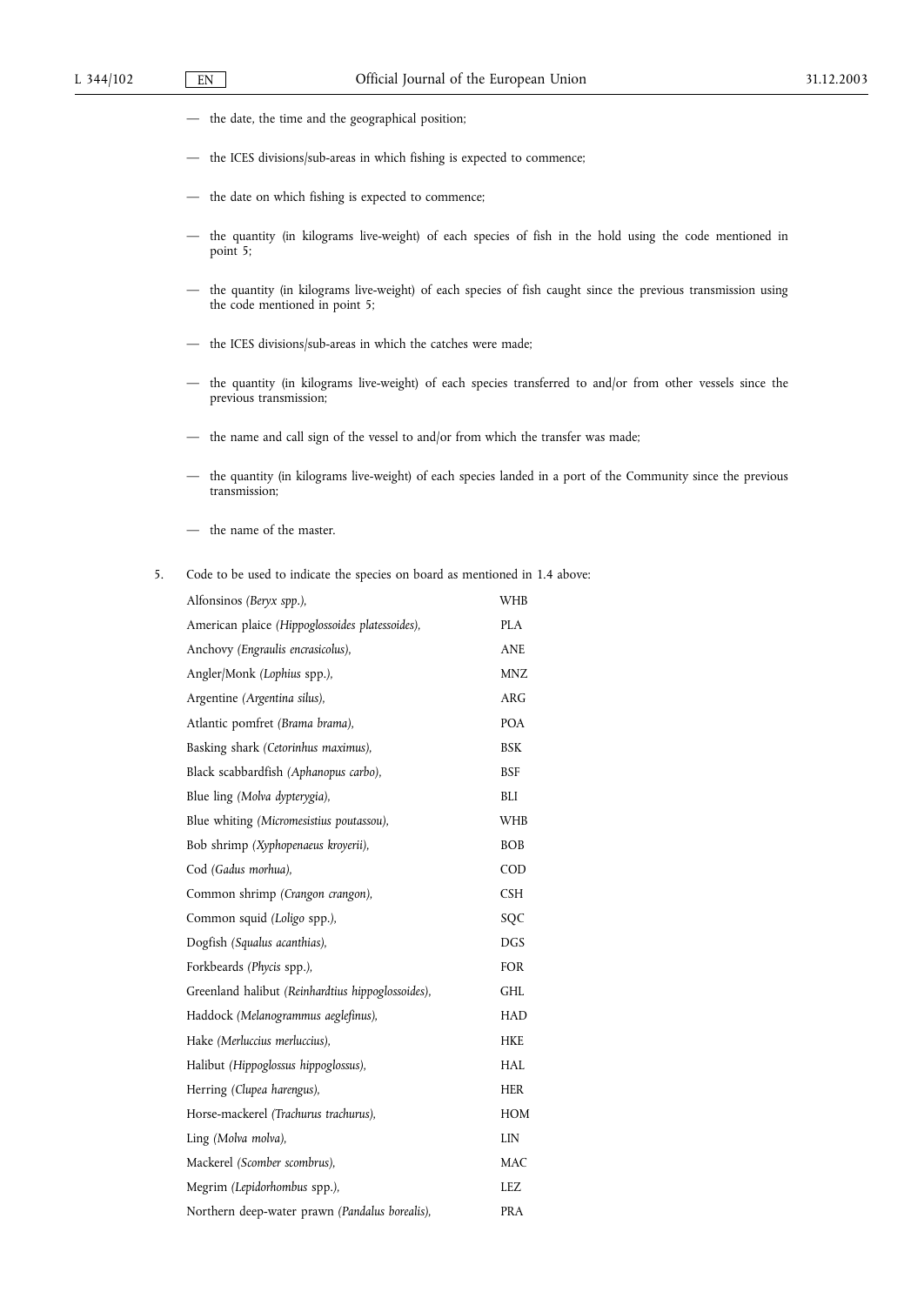— the date, the time and the geographical position;

— the ICES divisions/sub-areas in which fishing is expected to commence;

— the date on which fishing is expected to commence;

— the quantity (in kilograms live-weight) of each species of fish in the hold using the code mentioned in point 5;

— the quantity (in kilograms live-weight) of each species of fish caught since the previous transmission using the code mentioned in point 5;

— the ICES divisions/sub-areas in which the catches were made;

— the quantity (in kilograms live-weight) of each species transferred to and/or from other vessels since the previous transmission;

— the name and call sign of the vessel to and/or from which the transfer was made;

— the quantity (in kilograms live-weight) of each species landed in a port of the Community since the previous transmission;

— the name of the master.

5. Code to be used to indicate the species on board as mentioned in 1.4 above:

| | |
|---|---|
| Alfonsinos *(Beryx spp.)*, | WHB |
| American plaice *(Hippoglossoides platessoides)*, | PLA |
| Anchovy *(Engraulis encrasicolus)*, | ANE |
| Angler/Monk *(Lophius* spp.*)*, | MNZ |
| Argentine *(Argentina silus)*, | ARG |
| Atlantic pomfret *(Brama brama)*, | POA |
| Basking shark *(Cetorinhus maximus)*, | BSK |
| Black scabbardfish *(Aphanopus carbo)*, | BSF |
| Blue ling *(Molva dypterygia)*, | BLI |
| Blue whiting *(Micromesistius poutassou)*, | WHB |
| Bob shrimp *(Xyphopenaeus kroyerii)*, | BOB |
| Cod *(Gadus morhua)*, | COD |
| Common shrimp *(Crangon crangon)*, | CSH |
| Common squid *(Loligo* spp.*)*, | SQC |
| Dogfish *(Squalus acanthias)*, | DGS |
| Forkbeards *(Phycis* spp.*)*, | FOR |
| Greenland halibut *(Reinhardtius hippoglossoides)*, | GHL |
| Haddock *(Melanogrammus aeglefinus)*, | HAD |
| Hake *(Merluccius merluccius)*, | HKE |
| Halibut *(Hippoglossus hippoglossus)*, | HAL |
| Herring *(Clupea harengus)*, | HER |
| Horse-mackerel *(Trachurus trachurus)*, | HOM |
| Ling *(Molva molva)*, | LIN |
| Mackerel *(Scomber scombrus)*, | MAC |
| Megrim *(Lepidorhombus* spp.*)*, | LEZ |
| Northern deep-water prawn *(Pandalus borealis)*, | PRA |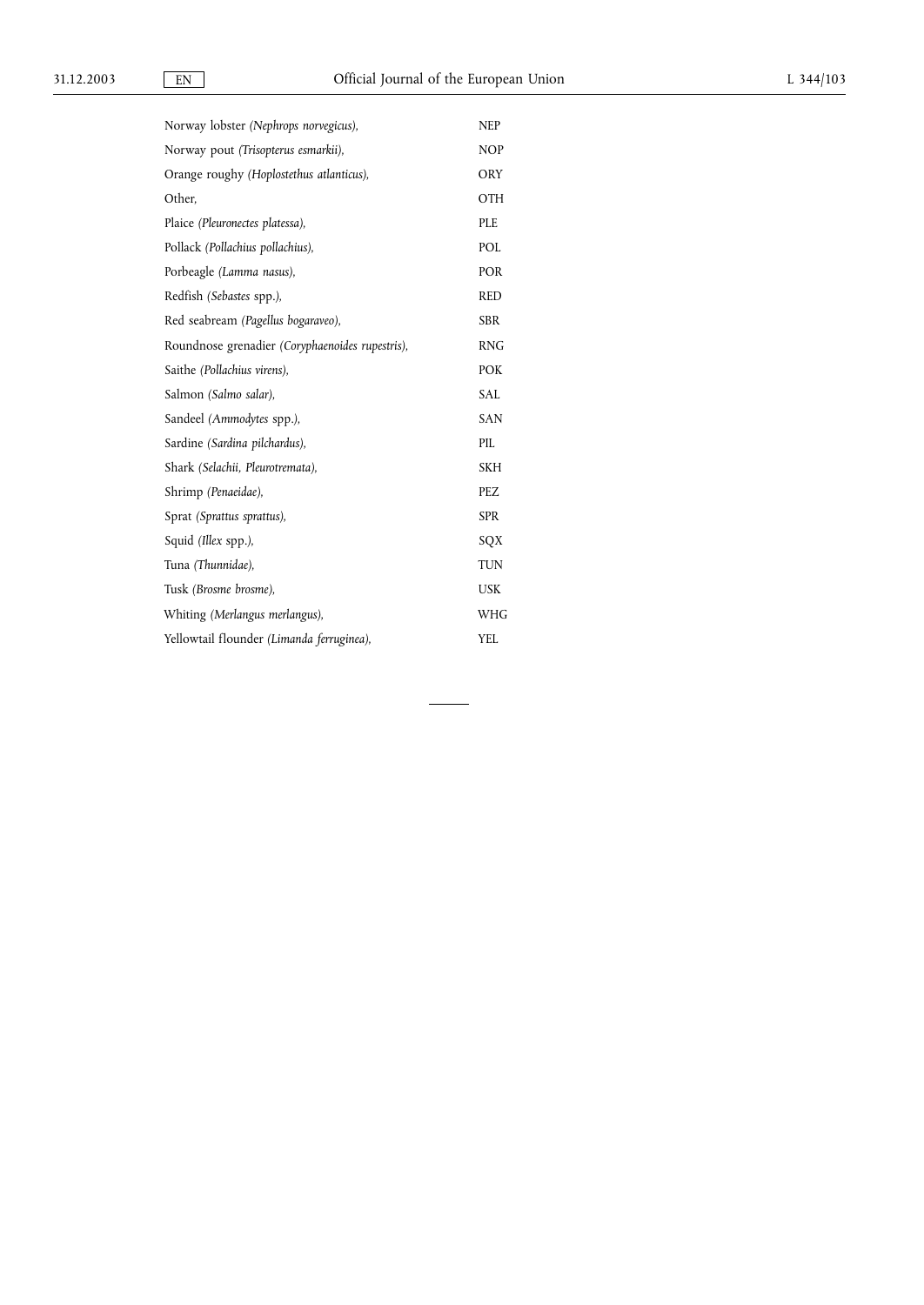| | |
|---|---|
| Norway lobster *(Nephrops norvegicus)*, | NEP |
| Norway pout *(Trisopterus esmarkii)*, | NOP |
| Orange roughy *(Hoplostethus atlanticus)*, | ORY |
| Other, | OTH |
| Plaice *(Pleuronectes platessa)*, | PLE |
| Pollack *(Pollachius pollachius)*, | POL |
| Porbeagle *(Lamma nasus)*, | POR |
| Redfish *(Sebastes* spp.), | RED |
| Red seabream *(Pagellus bogaraveo)*, | SBR |
| Roundnose grenadier *(Coryphaenoides rupestris)*, | RNG |
| Saithe *(Pollachius virens)*, | POK |
| Salmon *(Salmo salar)*, | SAL |
| Sandeel *(Ammodytes* spp.), | SAN |
| Sardine *(Sardina pilchardus)*, | PIL |
| Shark *(Selachii, Pleurotremata)*, | SKH |
| Shrimp *(Penaeidae)*, | PEZ |
| Sprat *(Sprattus sprattus)*, | SPR |
| Squid *(Illex* spp.), | SQX |
| Tuna *(Thunnidae)*, | TUN |
| Tusk *(Brosme brosme)*, | USK |
| Whiting *(Merlangus merlangus)*, | WHG |
| Yellowtail flounder *(Limanda ferruginea)*, | YEL |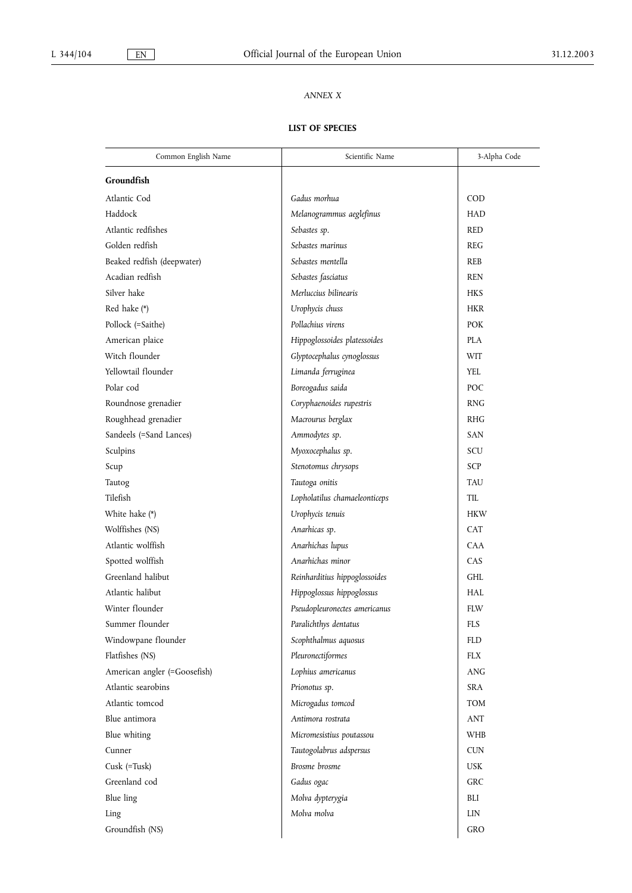*ANNEX X*

**LIST OF SPECIES**

| Common English Name | Scientific Name | 3-Alpha Code |
|---|---|---|
| **Groundfish** | | |
| Atlantic Cod | *Gadus morhua* | COD |
| Haddock | *Melanogrammus aeglefinus* | HAD |
| Atlantic redfishes | *Sebastes sp.* | RED |
| Golden redfish | *Sebastes marinus* | REG |
| Beaked redfish (deepwater) | *Sebastes mentella* | REB |
| Acadian redfish | *Sebastes fasciatus* | REN |
| Silver hake | *Merluccius bilinearis* | HKS |
| Red hake (*) | *Urophycis chuss* | HKR |
| Pollock (=Saithe) | *Pollachius virens* | POK |
| American plaice | *Hippoglossoides platessoides* | PLA |
| Witch flounder | *Glyptocephalus cynoglossus* | WIT |
| Yellowtail flounder | *Limanda ferruginea* | YEL |
| Polar cod | *Boreogadus saida* | POC |
| Roundnose grenadier | *Coryphaenoides rupestris* | RNG |
| Roughhead grenadier | *Macrourus berglax* | RHG |
| Sandeels (=Sand Lances) | *Ammodytes sp.* | SAN |
| Sculpins | *Myoxocephalus sp.* | SCU |
| Scup | *Stenotomus chrysops* | SCP |
| Tautog | *Tautoga onitis* | TAU |
| Tilefish | *Lopholatilus chamaeleonticeps* | TIL |
| White hake (*) | *Urophycis tenuis* | HKW |
| Wolffishes (NS) | *Anarhicas sp.* | CAT |
| Atlantic wolffish | *Anarhichas lupus* | CAA |
| Spotted wolffish | *Anarhichas minor* | CAS |
| Greenland halibut | *Reinharditius hippoglossoides* | GHL |
| Atlantic halibut | *Hippoglossus hippoglossus* | HAL |
| Winter flounder | *Pseudopleuronectes americanus* | FLW |
| Summer flounder | *Paralichthys dentatus* | FLS |
| Windowpane flounder | *Scophthalmus aquosus* | FLD |
| Flatfishes (NS) | *Pleuronectiformes* | FLX |
| American angler (=Goosefish) | *Lophius americanus* | ANG |
| Atlantic searobins | *Prionotus sp.* | SRA |
| Atlantic tomcod | *Microgadus tomcod* | TOM |
| Blue antimora | *Antimora rostrata* | ANT |
| Blue whiting | *Micromesistius poutassou* | WHB |
| Cunner | *Tautogolabrus adspersus* | CUN |
| Cusk (=Tusk) | *Brosme brosme* | USK |
| Greenland cod | *Gadus ogac* | GRC |
| Blue ling | *Molva dypterygia* | BLI |
| Ling | *Molva molva* | LIN |
| Groundfish (NS) | | GRO |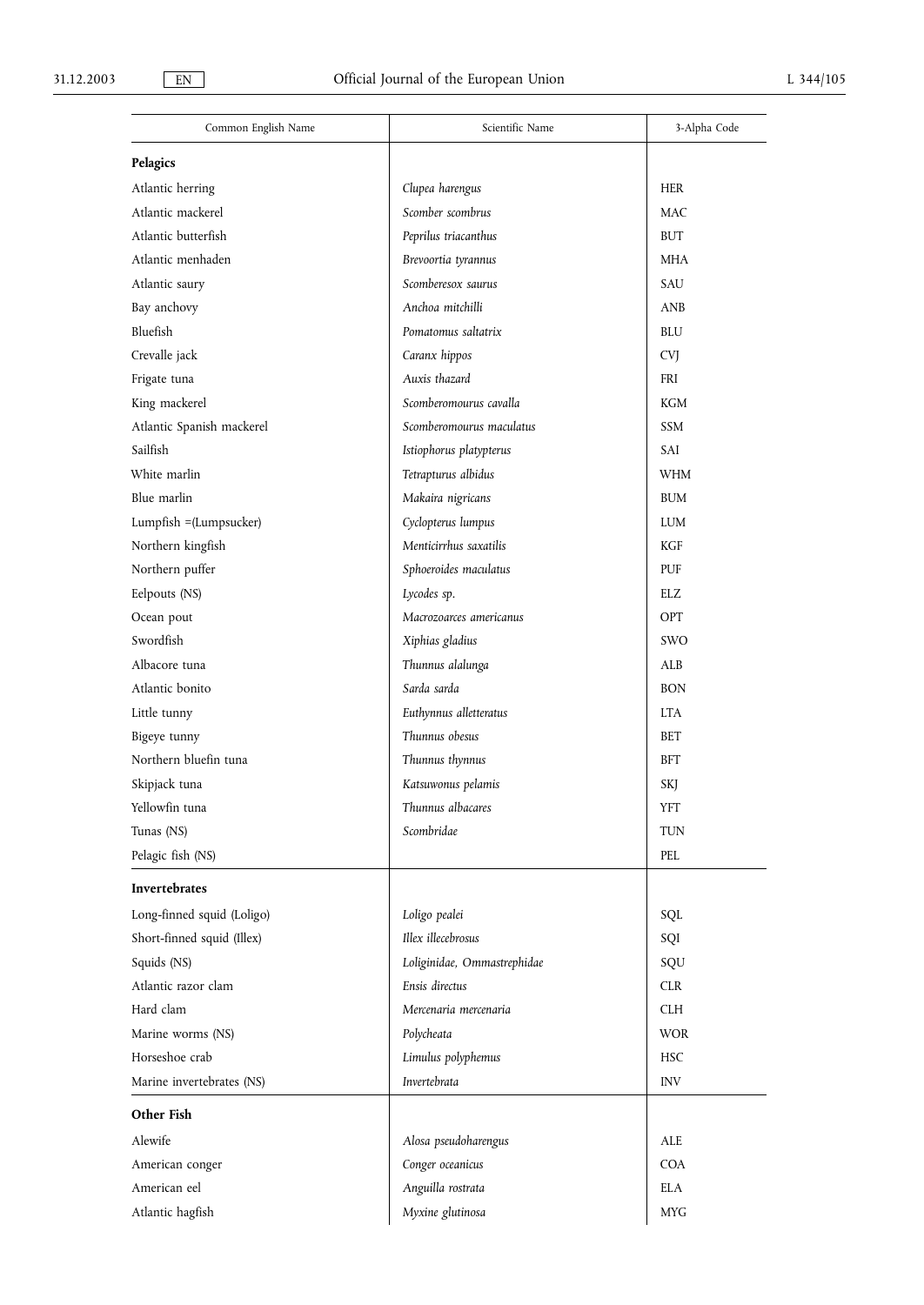| Common English Name | Scientific Name | 3-Alpha Code |
|---|---|---|
| **Pelagics** | | |
| Atlantic herring | *Clupea harengus* | HER |
| Atlantic mackerel | *Scomber scombrus* | MAC |
| Atlantic butterfish | *Peprilus triacanthus* | BUT |
| Atlantic menhaden | *Brevoortia tyrannus* | MHA |
| Atlantic saury | *Scomberesox saurus* | SAU |
| Bay anchovy | *Anchoa mitchilli* | ANB |
| Bluefish | *Pomatomus saltatrix* | BLU |
| Crevalle jack | *Caranx hippos* | CVJ |
| Frigate tuna | *Auxis thazard* | FRI |
| King mackerel | *Scomberomourus cavalla* | KGM |
| Atlantic Spanish mackerel | *Scomberomourus maculatus* | SSM |
| Sailfish | *Istiophorus platypterus* | SAI |
| White marlin | *Tetrapturus albidus* | WHM |
| Blue marlin | *Makaira nigricans* | BUM |
| Lumpfish =(Lumpsucker) | *Cyclopterus lumpus* | LUM |
| Northern kingfish | *Menticirrhus saxatilis* | KGF |
| Northern puffer | *Sphoeroides maculatus* | PUF |
| Eelpouts (NS) | *Lycodes sp.* | ELZ |
| Ocean pout | *Macrozoarces americanus* | OPT |
| Swordfish | *Xiphias gladius* | SWO |
| Albacore tuna | *Thunnus alalunga* | ALB |
| Atlantic bonito | *Sarda sarda* | BON |
| Little tunny | *Euthynnus alletteratus* | LTA |
| Bigeye tunny | *Thunnus obesus* | BET |
| Northern bluefin tuna | *Thunnus thynnus* | BFT |
| Skipjack tuna | *Katsuwonus pelamis* | SKJ |
| Yellowfin tuna | *Thunnus albacares* | YFT |
| Tunas (NS) | *Scombridae* | TUN |
| Pelagic fish (NS) | | PEL |
| **Invertebrates** | | |
| Long-finned squid (Loligo) | *Loligo pealei* | SQL |
| Short-finned squid (Illex) | *Illex illecebrosus* | SQI |
| Squids (NS) | *Loliginidae, Ommastrephidae* | SQU |
| Atlantic razor clam | *Ensis directus* | CLR |
| Hard clam | *Mercenaria mercenaria* | CLH |
| Marine worms (NS) | *Polycheata* | WOR |
| Horseshoe crab | *Limulus polyphemus* | HSC |
| Marine invertebrates (NS) | *Invertebrata* | INV |
| **Other Fish** | | |
| Alewife | *Alosa pseudoharengus* | ALE |
| American conger | *Conger oceanicus* | COA |
| American eel | *Anguilla rostrata* | ELA |
| Atlantic hagfish | *Myxine glutinosa* | MYG |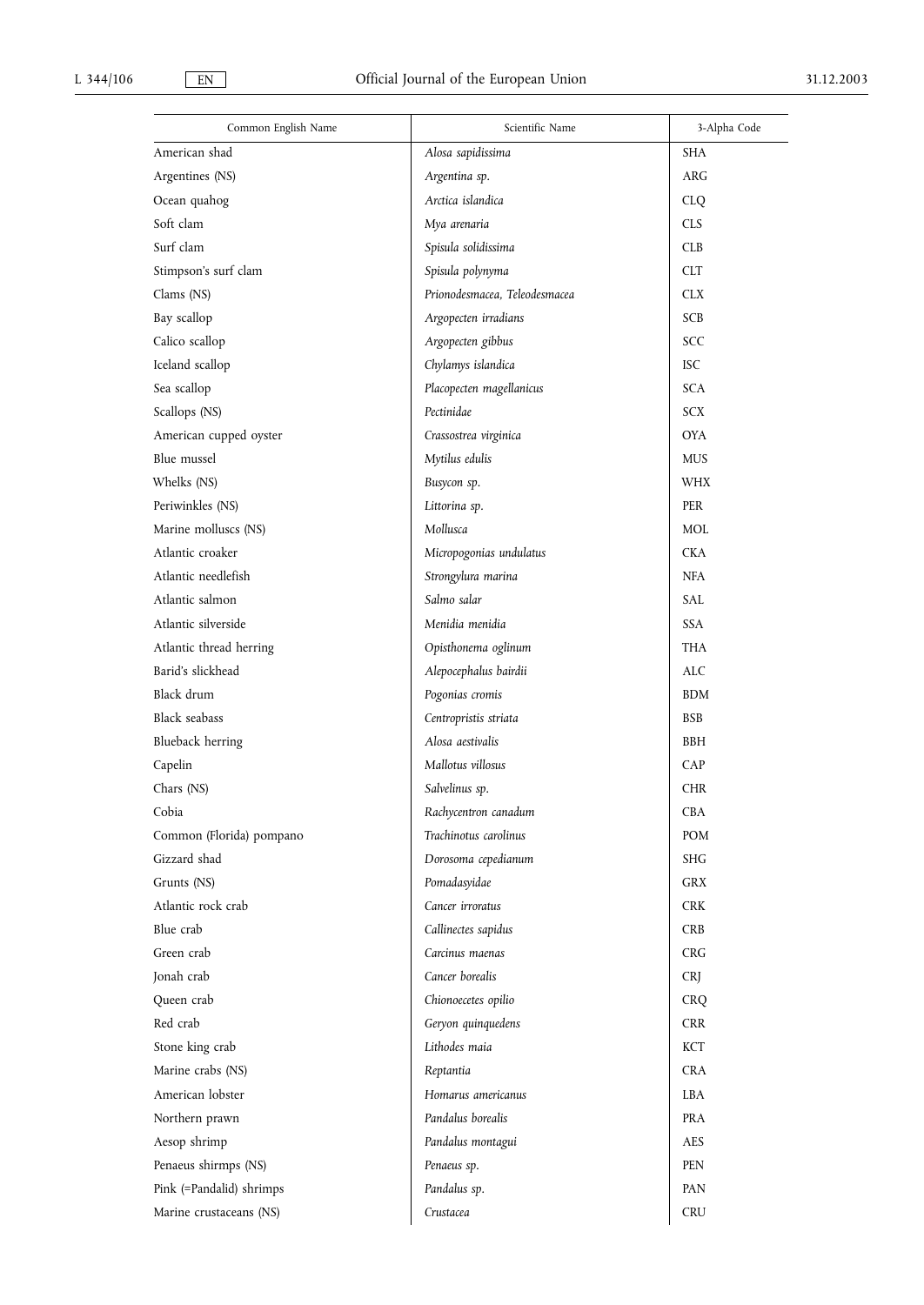| Common English Name | Scientific Name | 3-Alpha Code |
|---|---|---|
| American shad | *Alosa sapidissima* | SHA |
| Argentines (NS) | *Argentina sp.* | ARG |
| Ocean quahog | *Arctica islandica* | CLQ |
| Soft clam | *Mya arenaria* | CLS |
| Surf clam | *Spisula solidissima* | CLB |
| Stimpson's surf clam | *Spisula polynyma* | CLT |
| Clams (NS) | *Prionodesmacea, Teleodesmacea* | CLX |
| Bay scallop | *Argopecten irradians* | SCB |
| Calico scallop | *Argopecten gibbus* | SCC |
| Iceland scallop | *Chylamys islandica* | ISC |
| Sea scallop | *Placopecten magellanicus* | SCA |
| Scallops (NS) | *Pectinidae* | SCX |
| American cupped oyster | *Crassostrea virginica* | OYA |
| Blue mussel | *Mytilus edulis* | MUS |
| Whelks (NS) | *Busycon sp.* | WHX |
| Periwinkles (NS) | *Littorina sp.* | PER |
| Marine molluscs (NS) | *Mollusca* | MOL |
| Atlantic croaker | *Micropogonias undulatus* | CKA |
| Atlantic needlefish | *Strongylura marina* | NFA |
| Atlantic salmon | *Salmo salar* | SAL |
| Atlantic silverside | *Menidia menidia* | SSA |
| Atlantic thread herring | *Opisthonema oglinum* | THA |
| Barid's slickhead | *Alepocephalus bairdii* | ALC |
| Black drum | *Pogonias cromis* | BDM |
| Black seabass | *Centropristis striata* | BSB |
| Blueback herring | *Alosa aestivalis* | BBH |
| Capelin | *Mallotus villosus* | CAP |
| Chars (NS) | *Salvelinus sp.* | CHR |
| Cobia | *Rachycentron canadum* | CBA |
| Common (Florida) pompano | *Trachinotus carolinus* | POM |
| Gizzard shad | *Dorosoma cepedianum* | SHG |
| Grunts (NS) | *Pomadasyidae* | GRX |
| Atlantic rock crab | *Cancer irroratus* | CRK |
| Blue crab | *Callinectes sapidus* | CRB |
| Green crab | *Carcinus maenas* | CRG |
| Jonah crab | *Cancer borealis* | CRJ |
| Queen crab | *Chionoecetes opilio* | CRQ |
| Red crab | *Geryon quinquedens* | CRR |
| Stone king crab | *Lithodes maia* | KCT |
| Marine crabs (NS) | *Reptantia* | CRA |
| American lobster | *Homarus americanus* | LBA |
| Northern prawn | *Pandalus borealis* | PRA |
| Aesop shrimp | *Pandalus montagui* | AES |
| Penaeus shirmps (NS) | *Penaeus sp.* | PEN |
| Pink (=Pandalid) shrimps | *Pandalus sp.* | PAN |
| Marine crustaceans (NS) | *Crustacea* | CRU |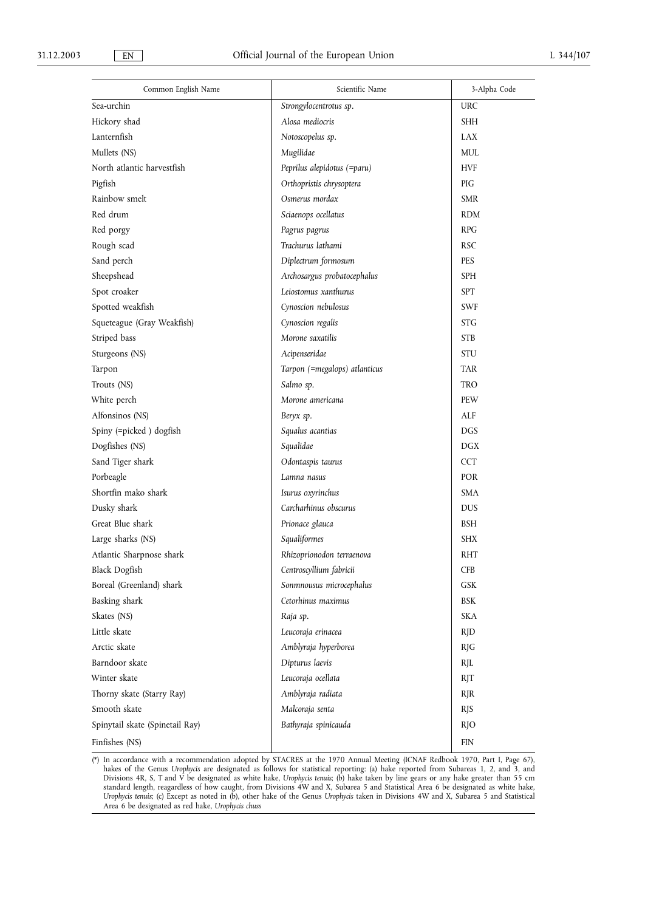| Common English Name | Scientific Name | 3-Alpha Code |
|---|---|---|
| Sea-urchin | *Strongylocentrotus sp.* | URC |
| Hickory shad | *Alosa mediocris* | SHH |
| Lanternfish | *Notoscopelus sp.* | LAX |
| Mullets (NS) | *Mugilidae* | MUL |
| North atlantic harvestfish | *Peprilus alepidotus (=paru)* | HVF |
| Pigfish | *Orthopristis chrysoptera* | PIG |
| Rainbow smelt | *Osmerus mordax* | SMR |
| Red drum | *Sciaenops ocellatus* | RDM |
| Red porgy | *Pagrus pagrus* | RPG |
| Rough scad | *Trachurus lathami* | RSC |
| Sand perch | *Diplectrum formosum* | PES |
| Sheepshead | *Archosargus probatocephalus* | SPH |
| Spot croaker | *Leiostomus xanthurus* | SPT |
| Spotted weakfish | *Cynoscion nebulosus* | SWF |
| Squeteague (Gray Weakfish) | *Cynoscion regalis* | STG |
| Striped bass | *Morone saxatilis* | STB |
| Sturgeons (NS) | *Acipenseridae* | STU |
| Tarpon | *Tarpon (=megalops) atlanticus* | TAR |
| Trouts (NS) | *Salmo sp.* | TRO |
| White perch | *Morone americana* | PEW |
| Alfonsinos (NS) | *Beryx sp.* | ALF |
| Spiny (=picked ) dogfish | *Squalus acantias* | DGS |
| Dogfishes (NS) | *Squalidae* | DGX |
| Sand Tiger shark | *Odontaspis taurus* | CCT |
| Porbeagle | *Lamna nasus* | POR |
| Shortfin mako shark | *Isurus oxyrinchus* | SMA |
| Dusky shark | *Carcharhinus obscurus* | DUS |
| Great Blue shark | *Prionace glauca* | BSH |
| Large sharks (NS) | *Squaliformes* | SHX |
| Atlantic Sharpnose shark | *Rhizoprionodon terraenova* | RHT |
| Black Dogfish | *Centroscyllium fabricii* | CFB |
| Boreal (Greenland) shark | *Sonmnousus microcephalus* | GSK |
| Basking shark | *Cetorhinus maximus* | BSK |
| Skates (NS) | *Raja sp.* | SKA |
| Little skate | *Leucoraja erinacea* | RJD |
| Arctic skate | *Amblyraja hyperborea* | RJG |
| Barndoor skate | *Dipturus laevis* | RJL |
| Winter skate | *Leucoraja ocellata* | RJT |
| Thorny skate (Starry Ray) | *Amblyraja radiata* | RJR |
| Smooth skate | *Malcoraja senta* | RJS |
| Spinytail skate (Spinetail Ray) | *Bathyraja spinicauda* | RJO |
| Finfishes (NS) | | FIN |

(\*) In accordance with a recommendation adopted by STACRES at the 1970 Annual Meeting (ICNAF Redbook 1970, Part I, Page 67), hakes of the Genus *Urophycis* are designated as follows for statistical reporting: (a) hake reported from Subareas 1, 2, and 3, and Divisions 4R, S, T and V be designated as white hake, *Urophycis tenuis*; (b) hake taken by line gears or any hake greater than 55 cm standard length, reagardless of how caught, from Divisions 4W and X, Subarea 5 and Statistical Area 6 be designated as white hake, *Urophycis tenuis*; (c) Except as noted in (b), other hake of the Genus *Urophycis* taken in Divisions 4W and X, Subarea 5 and Statistical Area 6 be designated as red hake, *Urophycis chuss*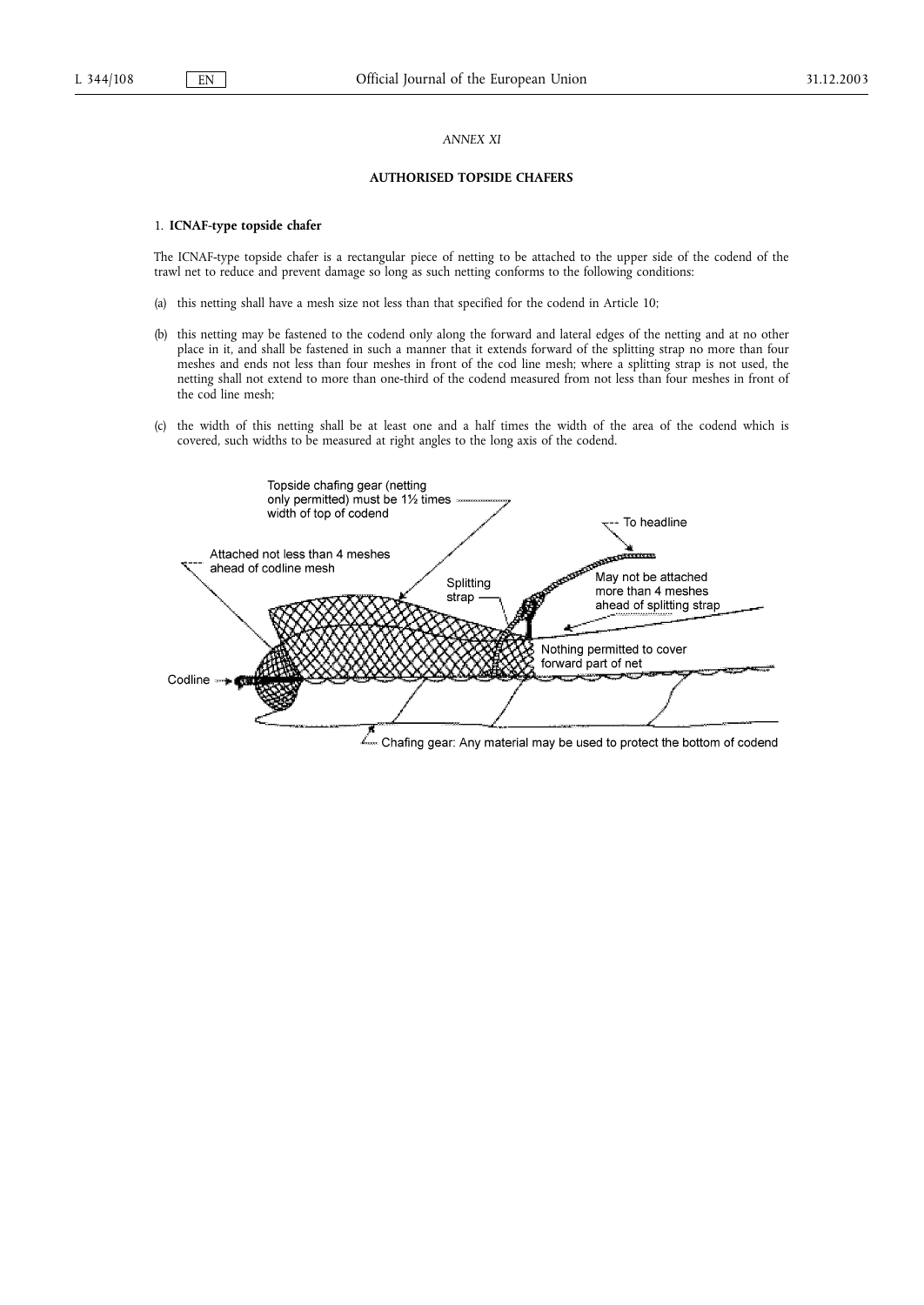*ANNEX XI*

**AUTHORISED TOPSIDE CHAFERS**

1. **ICNAF-type topside chafer**

The ICNAF-type topside chafer is a rectangular piece of netting to be attached to the upper side of the codend of the trawl net to reduce and prevent damage so long as such netting conforms to the following conditions:

(a) this netting shall have a mesh size not less than that specified for the codend in Article 10;

(b) this netting may be fastened to the codend only along the forward and lateral edges of the netting and at no other place in it, and shall be fastened in such a manner that it extends forward of the splitting strap no more than four meshes and ends not less than four meshes in front of the cod line mesh; where a splitting strap is not used, the netting shall not extend to more than one-third of the codend measured from not less than four meshes in front of the cod line mesh;

(c) the width of this netting shall be at least one and a half times the width of the area of the codend which is covered, such widths to be measured at right angles to the long axis of the codend.

Topside chafing gear (netting only permitted) must be 1½ times width of top of codend

To headline

Attached not less than 4 meshes ahead of codline mesh

Splitting strap

May not be attached more than 4 meshes ahead of splitting strap

Nothing permitted to cover forward part of net

Codline

Chafing gear: Any material may be used to protect the bottom of codend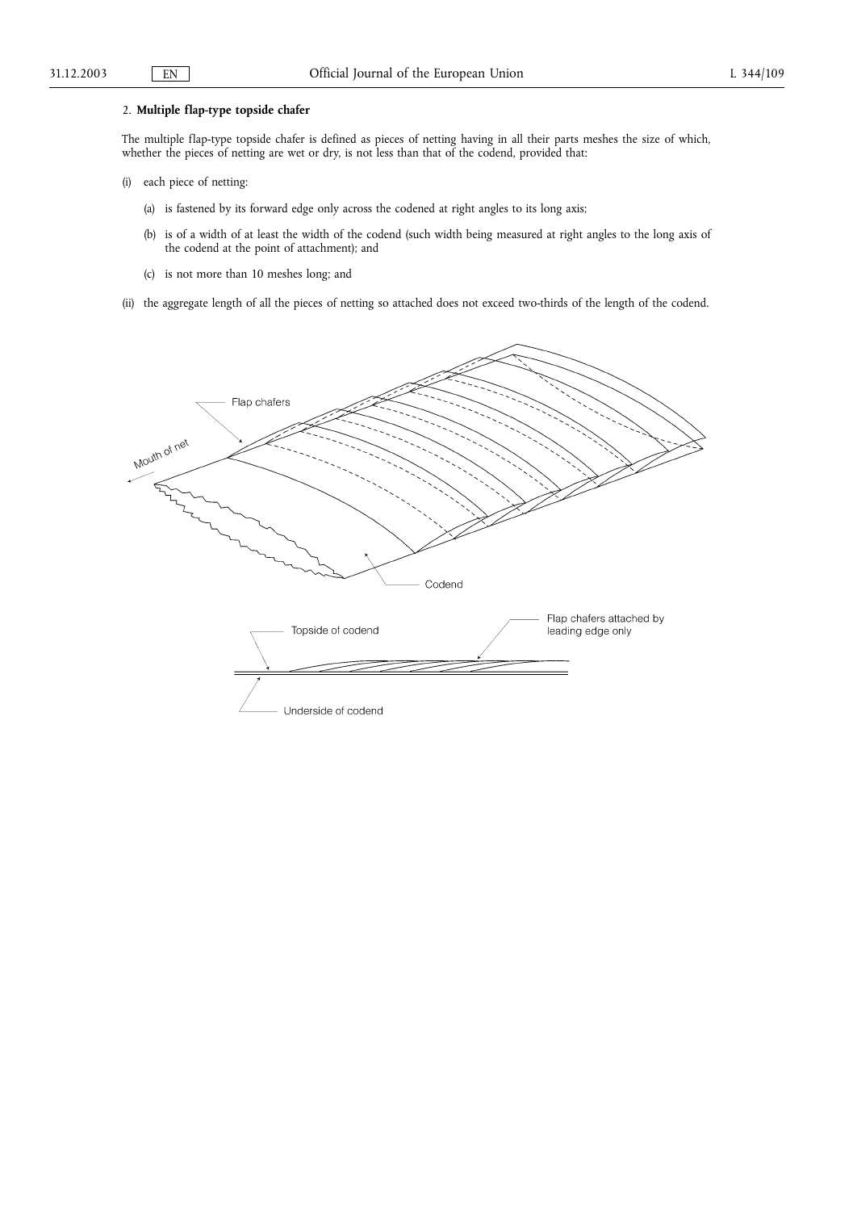2. **Multiple flap-type topside chafer**

The multiple flap-type topside chafer is defined as pieces of netting having in all their parts meshes the size of which, whether the pieces of netting are wet or dry, is not less than that of the codend, provided that:

(i) each piece of netting:

(a) is fastened by its forward edge only across the codened at right angles to its long axis;

(b) is of a width of at least the width of the codend (such width being measured at right angles to the long axis of the codend at the point of attachment); and

(c) is not more than 10 meshes long; and

(ii) the aggregate length of all the pieces of netting so attached does not exceed two-thirds of the length of the codend.

Flap chafers

Mouth of net

Codend

Topside of codend

Flap chafers attached by leading edge only

Underside of codend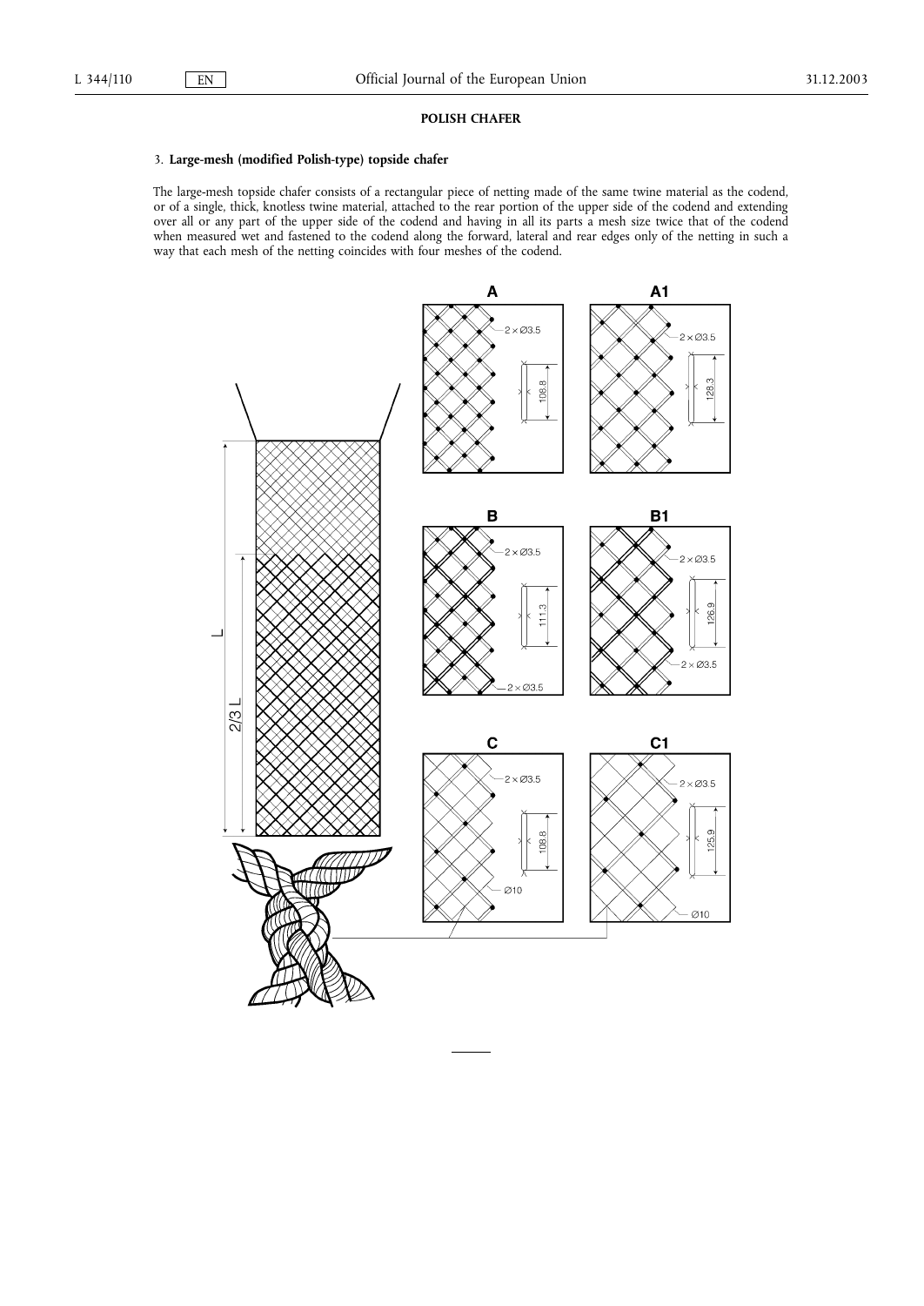**POLISH CHAFER**

3. **Large-mesh (modified Polish-type) topside chafer**

The large-mesh topside chafer consists of a rectangular piece of netting made of the same twine material as the codend, or of a single, thick, knotless twine material, attached to the rear portion of the upper side of the codend and extending over all or any part of the upper side of the codend and having in all its parts a mesh size twice that of the codend when measured wet and fastened to the codend along the forward, lateral and rear edges only of the netting in such a way that each mesh of the netting coincides with four meshes of the codend.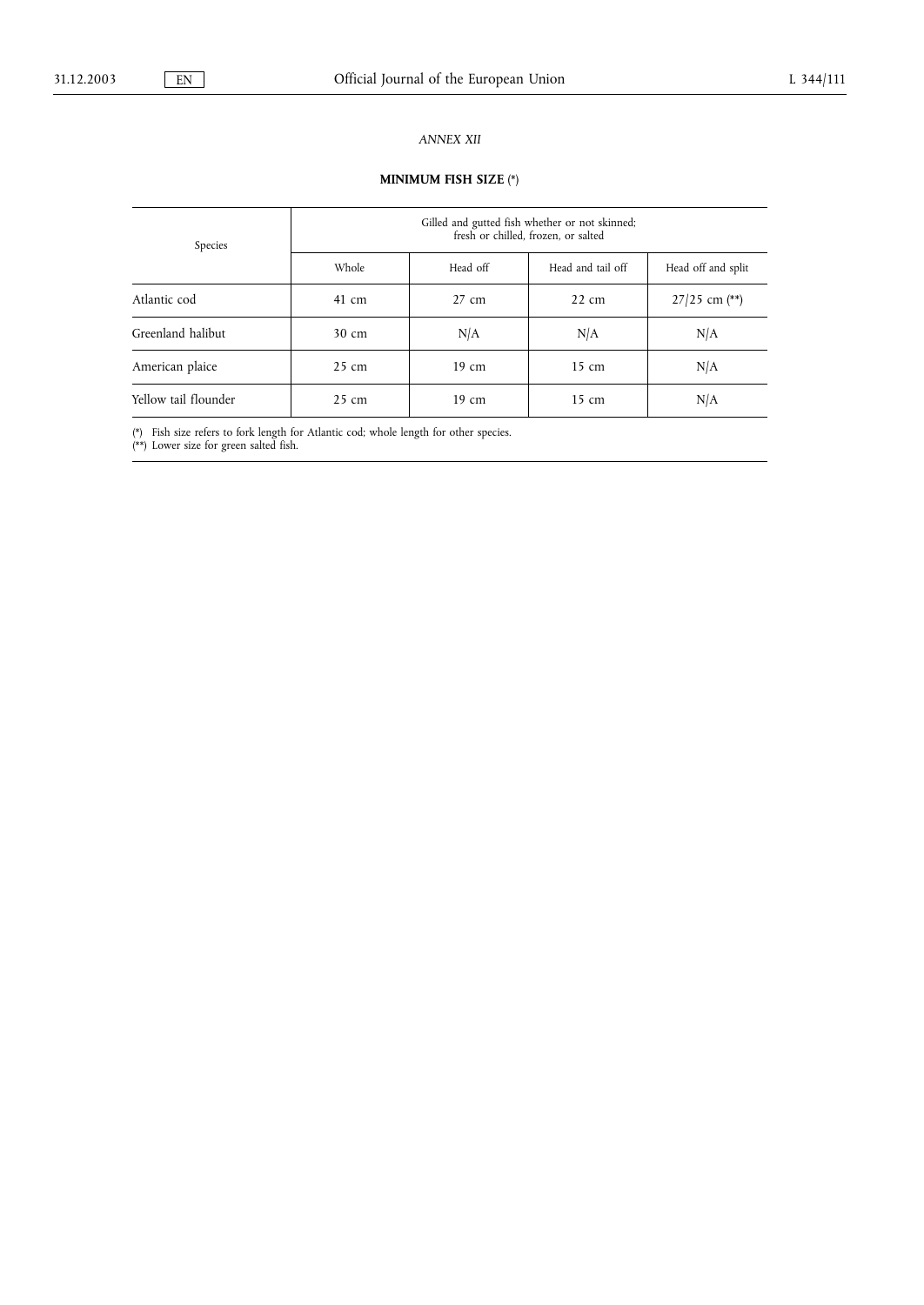*ANNEX XII*

**MINIMUM FISH SIZE** (*)

| Species | Gilled and gutted fish whether or not skinned; fresh or chilled, frozen, or salted | | | |
|---|---|---|---|---|
| | Whole | Head off | Head and tail off | Head off and split |
| Atlantic cod | 41 cm | 27 cm | 22 cm | 27/25 cm (**) |
| Greenland halibut | 30 cm | N/A | N/A | N/A |
| American plaice | 25 cm | 19 cm | 15 cm | N/A |
| Yellow tail flounder | 25 cm | 19 cm | 15 cm | N/A |

(*) Fish size refers to fork length for Atlantic cod; whole length for other species.
(**) Lower size for green salted fish.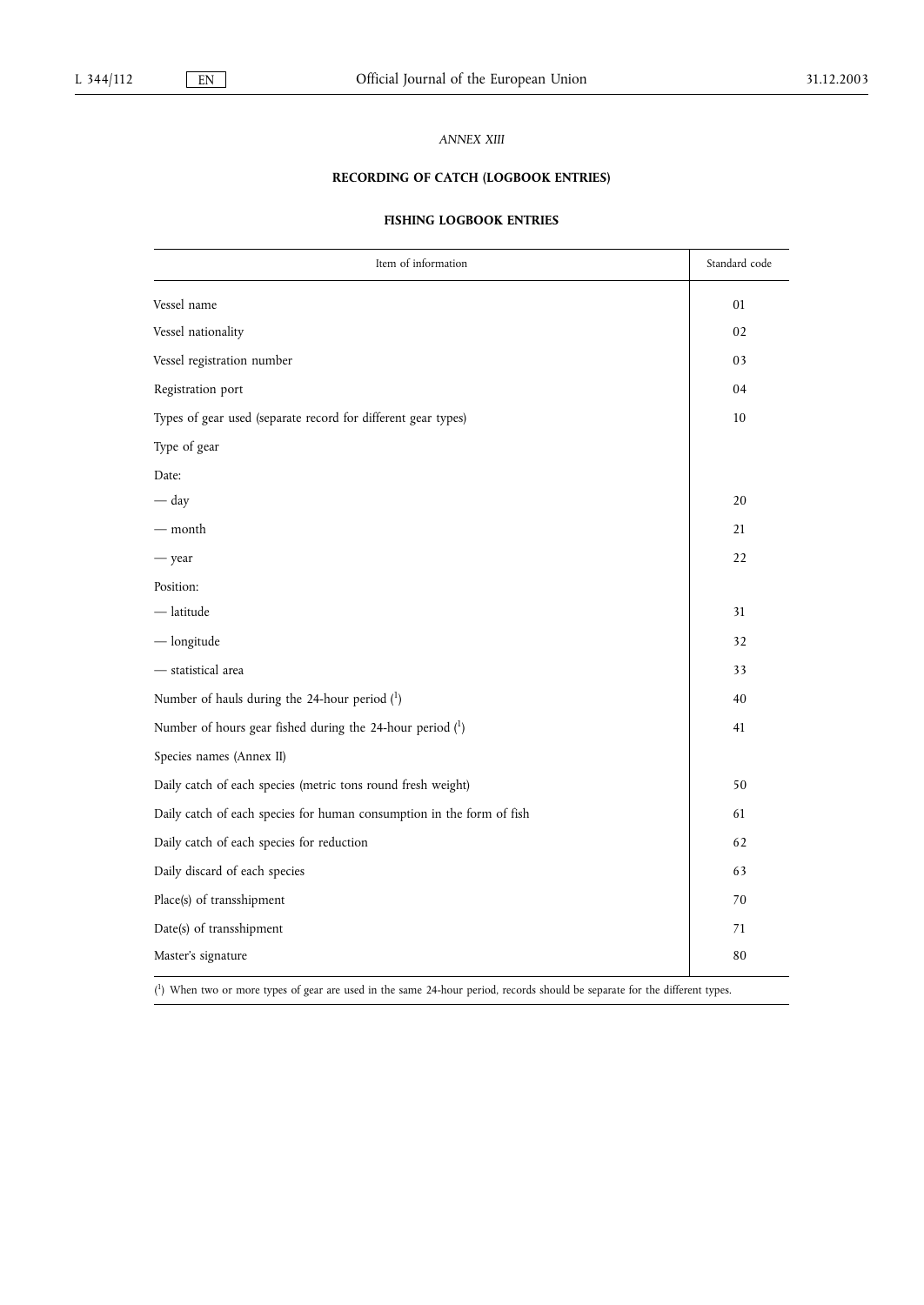*ANNEX XIII*

## RECORDING OF CATCH (LOGBOOK ENTRIES)

### FISHING LOGBOOK ENTRIES

| Item of information | Standard code |
|---|---|
| Vessel name | 01 |
| Vessel nationality | 02 |
| Vessel registration number | 03 |
| Registration port | 04 |
| Types of gear used (separate record for different gear types) | 10 |
| Type of gear | |
| Date: | |
| — day | 20 |
| — month | 21 |
| — year | 22 |
| Position: | |
| — latitude | 31 |
| — longitude | 32 |
| — statistical area | 33 |
| Number of hauls during the 24-hour period [1] | 40 |
| Number of hours gear fished during the 24-hour period [1] | 41 |
| Species names (Annex II) | |
| Daily catch of each species (metric tons round fresh weight) | 50 |
| Daily catch of each species for human consumption in the form of fish | 61 |
| Daily catch of each species for reduction | 62 |
| Daily discard of each species | 63 |
| Place(s) of transshipment | 70 |
| Date(s) of transshipment | 71 |
| Master's signature | 80 |

[1] When two or more types of gear are used in the same 24-hour period, records should be separate for the different types.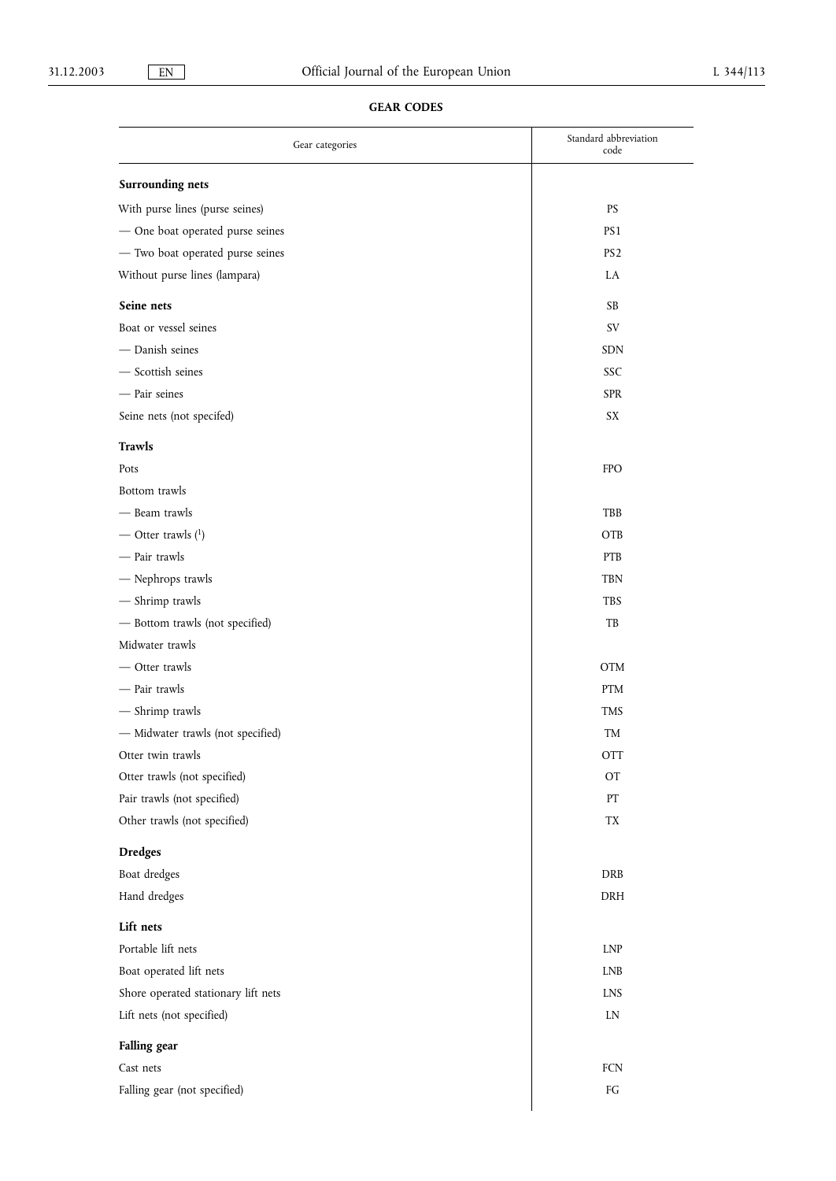## GEAR CODES

| Gear categories | Standard abbreviation code |
|---|---|
| **Surrounding nets** | |
| With purse lines (purse seines) | PS |
| — One boat operated purse seines | PS1 |
| — Two boat operated purse seines | PS2 |
| Without purse lines (lampara) | LA |
| **Seine nets** | SB |
| Boat or vessel seines | SV |
| — Danish seines | SDN |
| — Scottish seines | SSC |
| — Pair seines | SPR |
| Seine nets (not specifed) | SX |
| **Trawls** | |
| Pots | FPO |
| Bottom trawls | |
| — Beam trawls | TBB |
| — Otter trawls ([1]) | OTB |
| — Pair trawls | PTB |
| — Nephrops trawls | TBN |
| — Shrimp trawls | TBS |
| — Bottom trawls (not specified) | TB |
| Midwater trawls | |
| — Otter trawls | OTM |
| — Pair trawls | PTM |
| — Shrimp trawls | TMS |
| — Midwater trawls (not specified) | TM |
| Otter twin trawls | OTT |
| Otter trawls (not specified) | OT |
| Pair trawls (not specified) | PT |
| Other trawls (not specified) | TX |
| **Dredges** | |
| Boat dredges | DRB |
| Hand dredges | DRH |
| **Lift nets** | |
| Portable lift nets | LNP |
| Boat operated lift nets | LNB |
| Shore operated stationary lift nets | LNS |
| Lift nets (not specified) | LN |
| **Falling gear** | |
| Cast nets | FCN |
| Falling gear (not specified) | FG |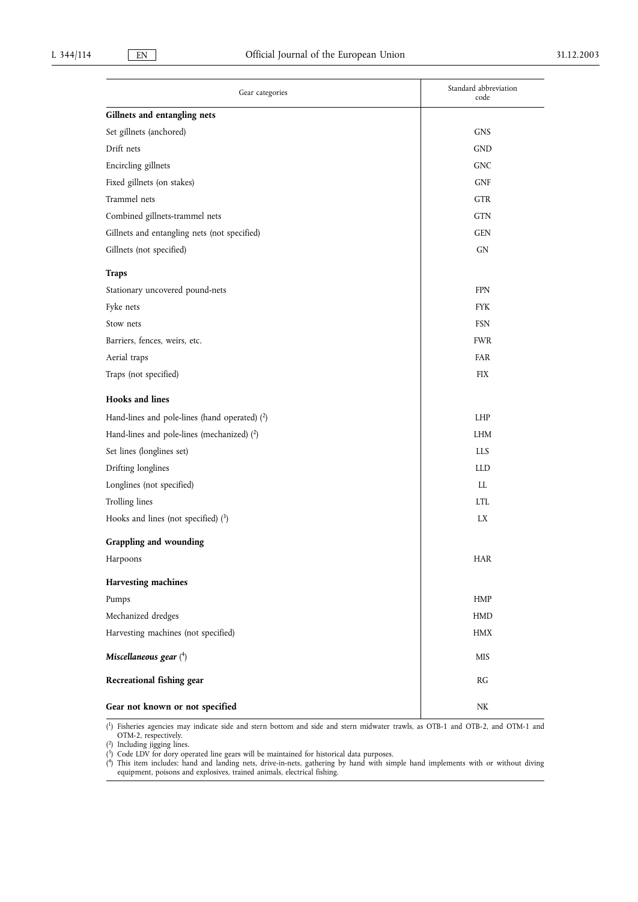| Gear categories | Standard abbreviation code |
| --- | --- |
| **Gillnets and entangling nets** | |
| Set gillnets (anchored) | GNS |
| Drift nets | GND |
| Encircling gillnets | GNC |
| Fixed gillnets (on stakes) | GNF |
| Trammel nets | GTR |
| Combined gillnets-trammel nets | GTN |
| Gillnets and entangling nets (not specified) | GEN |
| Gillnets (not specified) | GN |
| **Traps** | |
| Stationary uncovered pound-nets | FPN |
| Fyke nets | FYK |
| Stow nets | FSN |
| Barriers, fences, weirs, etc. | FWR |
| Aerial traps | FAR |
| Traps (not specified) | FIX |
| **Hooks and lines** | |
| Hand-lines and pole-lines (hand operated) ([2]) | LHP |
| Hand-lines and pole-lines (mechanized) ([2]) | LHM |
| Set lines (longlines set) | LLS |
| Drifting longlines | LLD |
| Longlines (not specified) | LL |
| Trolling lines | LTL |
| Hooks and lines (not specified) ([3]) | LX |
| **Grappling and wounding** | |
| Harpoons | HAR |
| **Harvesting machines** | |
| Pumps | HMP |
| Mechanized dredges | HMD |
| Harvesting machines (not specified) | HMX |
| ***Miscellaneous gear*** ([4]) | MIS |
| **Recreational fishing gear** | RG |
| **Gear not known or not specified** | NK |

([1]) Fisheries agencies may indicate side and stern bottom and side and stern midwater trawls, as OTB-1 and OTB-2, and OTM-1 and OTM-2, respectively.

([2]) Including jigging lines.

([3]) Code LDV for dory operated line gears will be maintained for historical data purposes.

([4]) This item includes: hand and landing nets, drive-in-nets, gathering by hand with simple hand implements with or without diving equipment, poisons and explosives, trained animals, electrical fishing.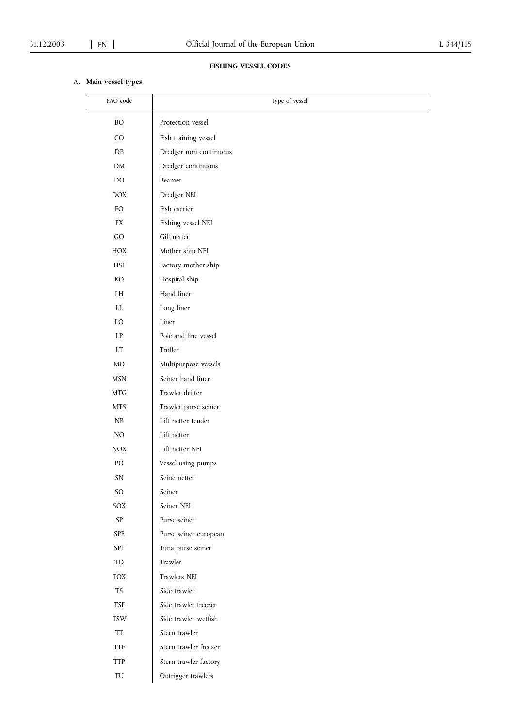**FISHING VESSEL CODES**

A. **Main vessel types**

| FAO code | Type of vessel |
|---|---|
| BO | Protection vessel |
| CO | Fish training vessel |
| DB | Dredger non continuous |
| DM | Dredger continuous |
| DO | Beamer |
| DOX | Dredger NEI |
| FO | Fish carrier |
| FX | Fishing vessel NEI |
| GO | Gill netter |
| HOX | Mother ship NEI |
| HSF | Factory mother ship |
| KO | Hospital ship |
| LH | Hand liner |
| LL | Long liner |
| LO | Liner |
| LP | Pole and line vessel |
| LT | Troller |
| MO | Multipurpose vessels |
| MSN | Seiner hand liner |
| MTG | Trawler drifter |
| MTS | Trawler purse seiner |
| NB | Lift netter tender |
| NO | Lift netter |
| NOX | Lift netter NEI |
| PO | Vessel using pumps |
| SN | Seine netter |
| SO | Seiner |
| SOX | Seiner NEI |
| SP | Purse seiner |
| SPE | Purse seiner european |
| SPT | Tuna purse seiner |
| TO | Trawler |
| TOX | Trawlers NEI |
| TS | Side trawler |
| TSF | Side trawler freezer |
| TSW | Side trawler wetfish |
| TT | Stern trawler |
| TTF | Stern trawler freezer |
| TTP | Stern trawler factory |
| TU | Outrigger trawlers |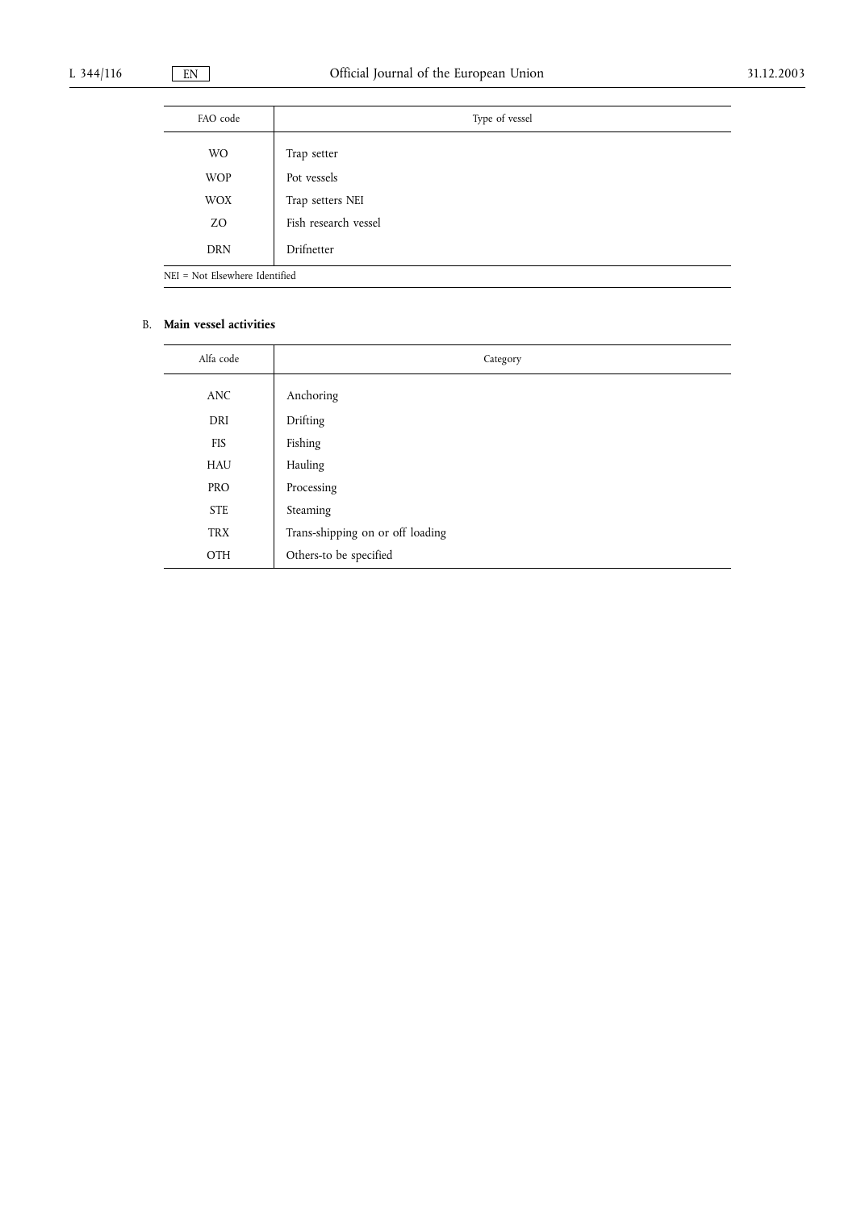| FAO code | Type of vessel |
| --- | --- |
| WO | Trap setter |
| WOP | Pot vessels |
| WOX | Trap setters NEI |
| ZO | Fish research vessel |
| DRN | Drifnetter |

NEI = Not Elsewhere Identified

B. **Main vessel activities**

| Alfa code | Category |
| --- | --- |
| ANC | Anchoring |
| DRI | Drifting |
| FIS | Fishing |
| HAU | Hauling |
| PRO | Processing |
| STE | Steaming |
| TRX | Trans-shipping on or off loading |
| OTH | Others-to be specified |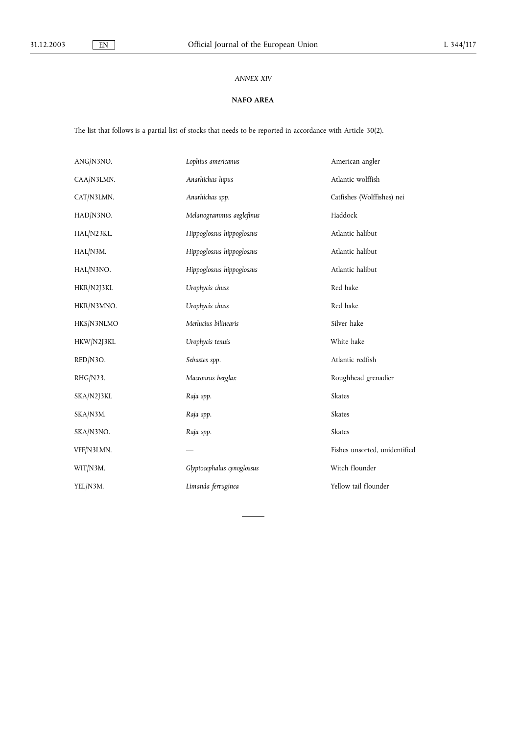*ANNEX XIV*

**NAFO AREA**

The list that follows is a partial list of stocks that needs to be reported in accordance with Article 30(2).

| | | |
|---|---|---|
| ANG/N3NO. | *Lophius americanus* | American angler |
| CAA/N3LMN. | *Anarhichas lupus* | Atlantic wolffish |
| CAT/N3LMN. | *Anarhichas spp.* | Catfishes (Wolffishes) nei |
| HAD/N3NO. | *Melanogrammus aeglefinus* | Haddock |
| HAL/N23KL. | *Hippoglossus hippoglossus* | Atlantic halibut |
| HAL/N3M. | *Hippoglossus hippoglossus* | Atlantic halibut |
| HAL/N3NO. | *Hippoglossus hippoglossus* | Atlantic halibut |
| HKR/N2J3KL | *Urophycis chuss* | Red hake |
| HKR/N3MNO. | *Urophycis chuss* | Red hake |
| HKS/N3NLMO | *Merlucius bilinearis* | Silver hake |
| HKW/N2J3KL | *Urophycis tenuis* | White hake |
| RED/N3O. | *Sebastes spp.* | Atlantic redfish |
| RHG/N23. | *Macrourus berglax* | Roughhead grenadier |
| SKA/N2J3KL | *Raja spp.* | Skates |
| SKA/N3M. | *Raja spp.* | Skates |
| SKA/N3NO. | *Raja spp.* | Skates |
| VFF/N3LMN. | — | Fishes unsorted, unidentified |
| WIT/N3M. | *Glyptocephalus cynoglossus* | Witch flounder |
| YEL/N3M. | *Limanda ferruginea* | Yellow tail flounder |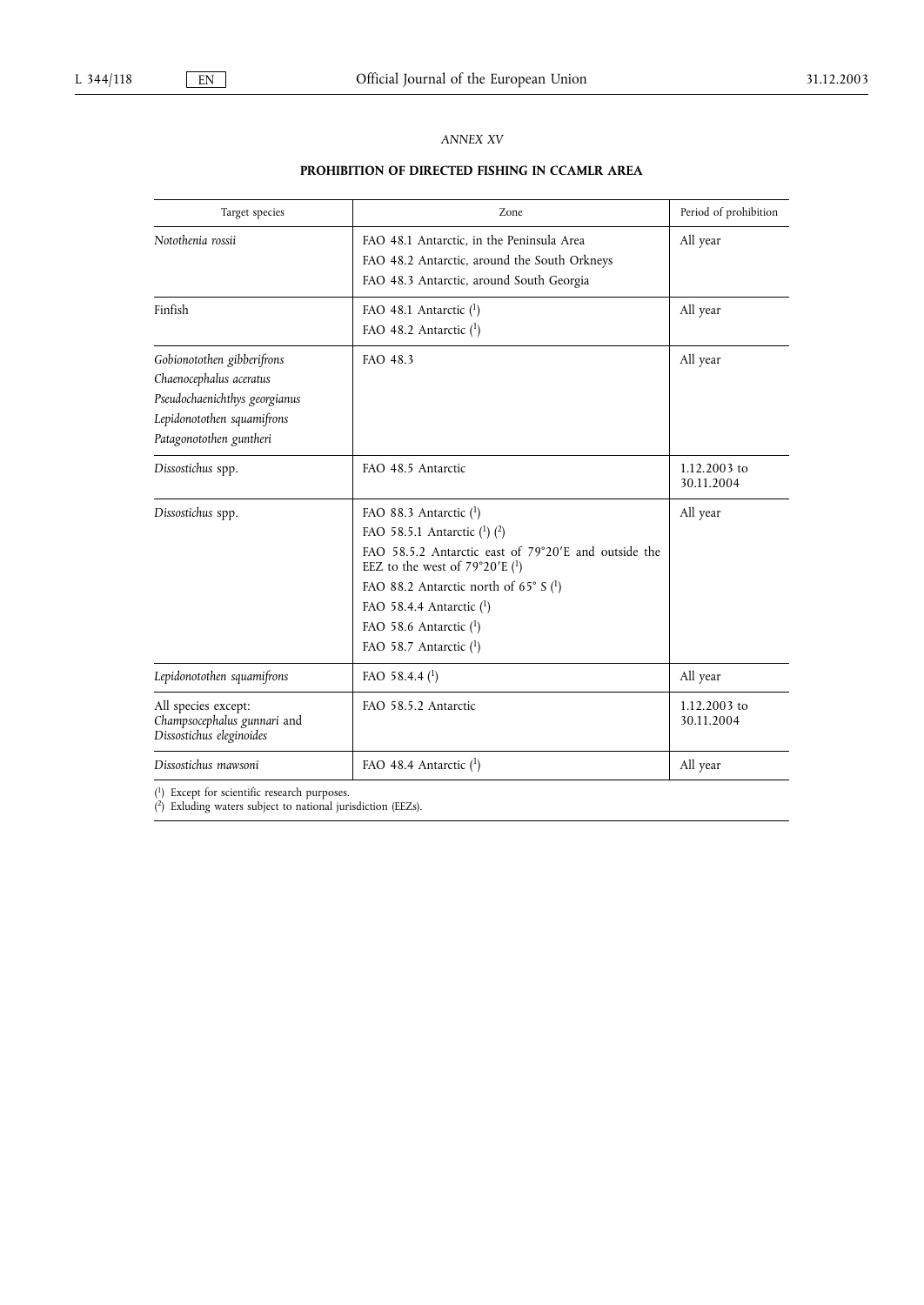*ANNEX XV*

**PROHIBITION OF DIRECTED FISHING IN CCAMLR AREA**

| Target species | Zone | Period of prohibition |
|---|---|---|
| *Notothenia rossii* | FAO 48.1 Antarctic, in the Peninsula Area<br>FAO 48.2 Antarctic, around the South Orkneys<br>FAO 48.3 Antarctic, around South Georgia | All year |
| Finfish | FAO 48.1 Antarctic ([1])<br>FAO 48.2 Antarctic ([1]) | All year |
| *Gobionotothen gibberifrons*<br>*Chaenocephalus aceratus*<br>*Pseudochaenichthys georgianus*<br>*Lepidonotothen squamifrons*<br>*Patagonotothen guntheri* | FAO 48.3 | All year |
| *Dissostichus* spp. | FAO 48.5 Antarctic | 1.12.2003 to 30.11.2004 |
| *Dissostichus* spp. | FAO 88.3 Antarctic ([1])<br>FAO 58.5.1 Antarctic ([1]) ([2])<br>FAO 58.5.2 Antarctic east of 79°20′E and outside the EEZ to the west of 79°20′E ([1])<br>FAO 88.2 Antarctic north of 65° S ([1])<br>FAO 58.4.4 Antarctic ([1])<br>FAO 58.6 Antarctic ([1])<br>FAO 58.7 Antarctic ([1]) | All year |
| *Lepidonotothen squamifrons* | FAO 58.4.4 ([1]) | All year |
| All species except:<br>*Champsocephalus gunnari* and<br>*Dissostichus eleginoides* | FAO 58.5.2 Antarctic | 1.12.2003 to 30.11.2004 |
| *Dissostichus mawsoni* | FAO 48.4 Antarctic ([1]) | All year |

([1]) Except for scientific research purposes.
([2]) Exluding waters subject to national jurisdiction (EEZs).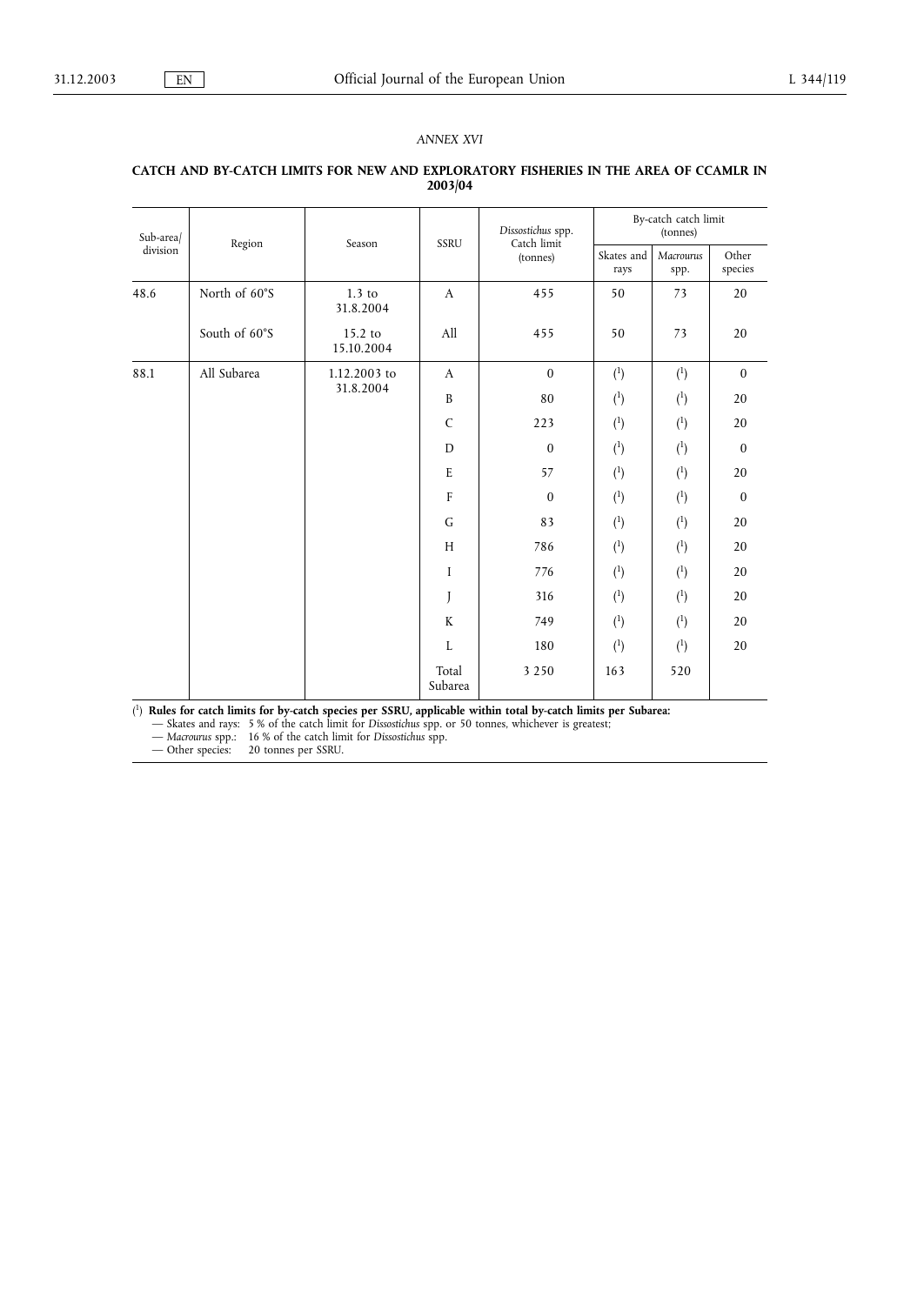*ANNEX XVI*

**CATCH AND BY-CATCH LIMITS FOR NEW AND EXPLORATORY FISHERIES IN THE AREA OF CCAMLR IN 2003/04**

| Sub-area/ division | Region | Season | SSRU | *Dissostichus* spp. Catch limit (tonnes) | By-catch catch limit (tonnes) | | |
|---|---|---|---|---|---|---|---|
| | | | | | Skates and rays | *Macrourus* spp. | Other species |
| 48.6 | North of 60°S | 1.3 to 31.8.2004 | A | 455 | 50 | 73 | 20 |
| | South of 60°S | 15.2 to 15.10.2004 | All | 455 | 50 | 73 | 20 |
| 88.1 | All Subarea | 1.12.2003 to 31.8.2004 | A | 0 | [1] | [1] | 0 |
| | | | B | 80 | [1] | [1] | 20 |
| | | | C | 223 | [1] | [1] | 20 |
| | | | D | 0 | [1] | [1] | 0 |
| | | | E | 57 | [1] | [1] | 20 |
| | | | F | 0 | [1] | [1] | 0 |
| | | | G | 83 | [1] | [1] | 20 |
| | | | H | 786 | [1] | [1] | 20 |
| | | | I | 776 | [1] | [1] | 20 |
| | | | J | 316 | [1] | [1] | 20 |
| | | | K | 749 | [1] | [1] | 20 |
| | | | L | 180 | [1] | [1] | 20 |
| | | | Total Subarea | 3 250 | 163 | 520 | |

[1] **Rules for catch limits for by-catch species per SSRU, applicable within total by-catch limits per Subarea:**
— Skates and rays: 5 % of the catch limit for *Dissostichus* spp. or 50 tonnes, whichever is greatest;
— *Macrourus* spp.: 16 % of the catch limit for *Dissostichus* spp.
— Other species: 20 tonnes per SSRU.